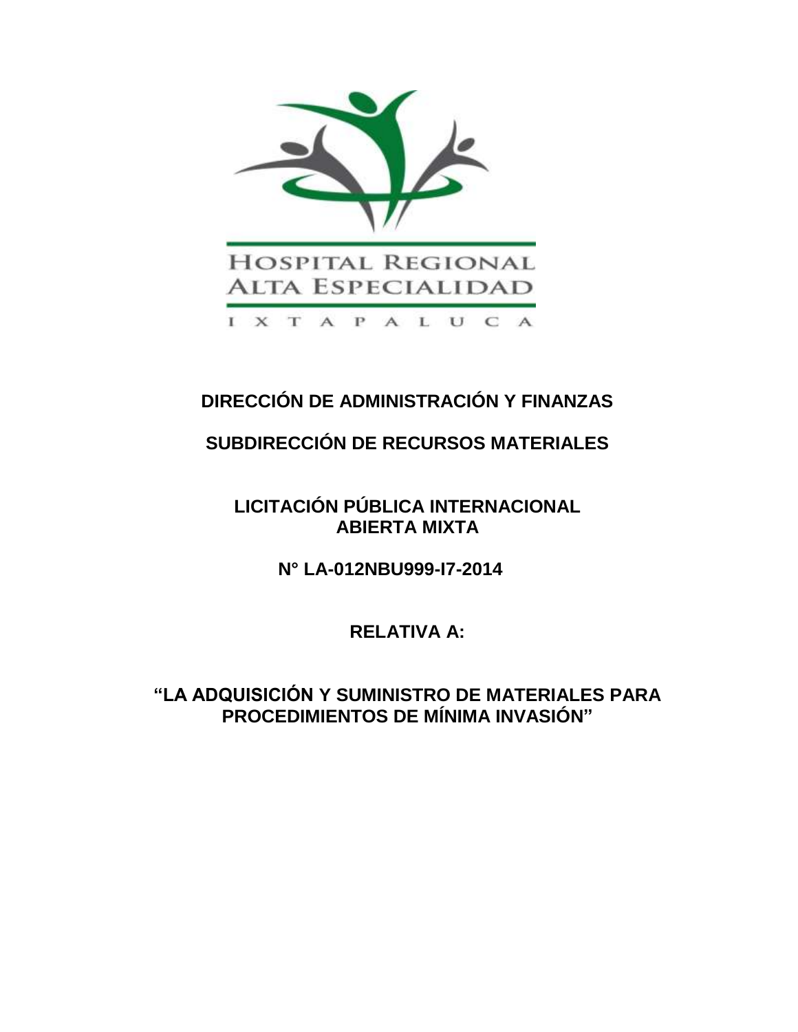HOSPITAL REGIONAL ALTA ESPECIALIDAD

IXTAPALUCA

# DIRECCIÓN DE ADMINISTRACIÓN Y FINANZAS

## SUBDIRECCIÓN DE RECURSOS MATERIALES

## LICITACIÓN PÚBLICA INTERNACIONAL ABIERTA MIXTA

## N° LA-012NBU999-I7-2014

## RELATIVA A:

## "LA ADQUISICIÓN Y SUMINISTRO DE MATERIALES PARA PROCEDIMIENTOS DE MÍNIMA INVASIÓN"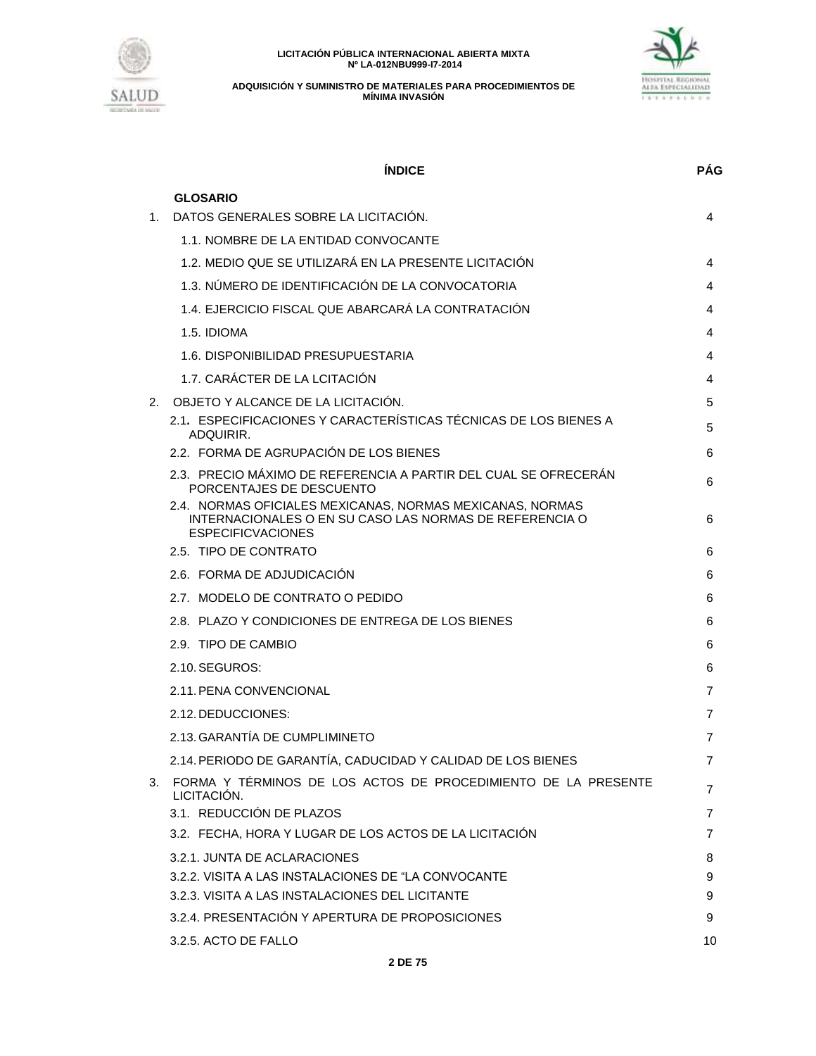| ÍNDICE | PÁG |
|---|---|
| **GLOSARIO** | |
| 1. DATOS GENERALES SOBRE LA LICITACIÓN. | 4 |
| 1.1. NOMBRE DE LA ENTIDAD CONVOCANTE | |
| 1.2. MEDIO QUE SE UTILIZARÁ EN LA PRESENTE LICITACIÓN | 4 |
| 1.3. NÚMERO DE IDENTIFICACIÓN DE LA CONVOCATORIA | 4 |
| 1.4. EJERCICIO FISCAL QUE ABARCARÁ LA CONTRATACIÓN | 4 |
| 1.5. IDIOMA | 4 |
| 1.6. DISPONIBILIDAD PRESUPUESTARIA | 4 |
| 1.7. CARÁCTER DE LA LCITACIÓN | 4 |
| 2. OBJETO Y ALCANCE DE LA LICITACIÓN. | 5 |
| 2.1. ESPECIFICACIONES Y CARACTERÍSTICAS TÉCNICAS DE LOS BIENES A ADQUIRIR. | 5 |
| 2.2. FORMA DE AGRUPACIÓN DE LOS BIENES | 6 |
| 2.3. PRECIO MÁXIMO DE REFERENCIA A PARTIR DEL CUAL SE OFRECERÁN PORCENTAJES DE DESCUENTO | 6 |
| 2.4. NORMAS OFICIALES MEXICANAS, NORMAS MEXICANAS, NORMAS INTERNACIONALES O EN SU CASO LAS NORMAS DE REFERENCIA O ESPECIFICVACIONES | 6 |
| 2.5. TIPO DE CONTRATO | 6 |
| 2.6. FORMA DE ADJUDICACIÓN | 6 |
| 2.7. MODELO DE CONTRATO O PEDIDO | 6 |
| 2.8. PLAZO Y CONDICIONES DE ENTREGA DE LOS BIENES | 6 |
| 2.9. TIPO DE CAMBIO | 6 |
| 2.10. SEGUROS: | 6 |
| 2.11. PENA CONVENCIONAL | 7 |
| 2.12. DEDUCCIONES: | 7 |
| 2.13. GARANTÍA DE CUMPLIMINETO | 7 |
| 2.14. PERIODO DE GARANTÍA, CADUCIDAD Y CALIDAD DE LOS BIENES | 7 |
| 3. FORMA Y TÉRMINOS DE LOS ACTOS DE PROCEDIMIENTO DE LA PRESENTE LICITACIÓN. | 7 |
| 3.1. REDUCCIÓN DE PLAZOS | 7 |
| 3.2. FECHA, HORA Y LUGAR DE LOS ACTOS DE LA LICITACIÓN | 7 |
| 3.2.1. JUNTA DE ACLARACIONES | 8 |
| 3.2.2. VISITA A LAS INSTALACIONES DE "LA CONVOCANTE | 9 |
| 3.2.3. VISITA A LAS INSTALACIONES DEL LICITANTE | 9 |
| 3.2.4. PRESENTACIÓN Y APERTURA DE PROPOSICIONES | 9 |
| 3.2.5. ACTO DE FALLO | 10 |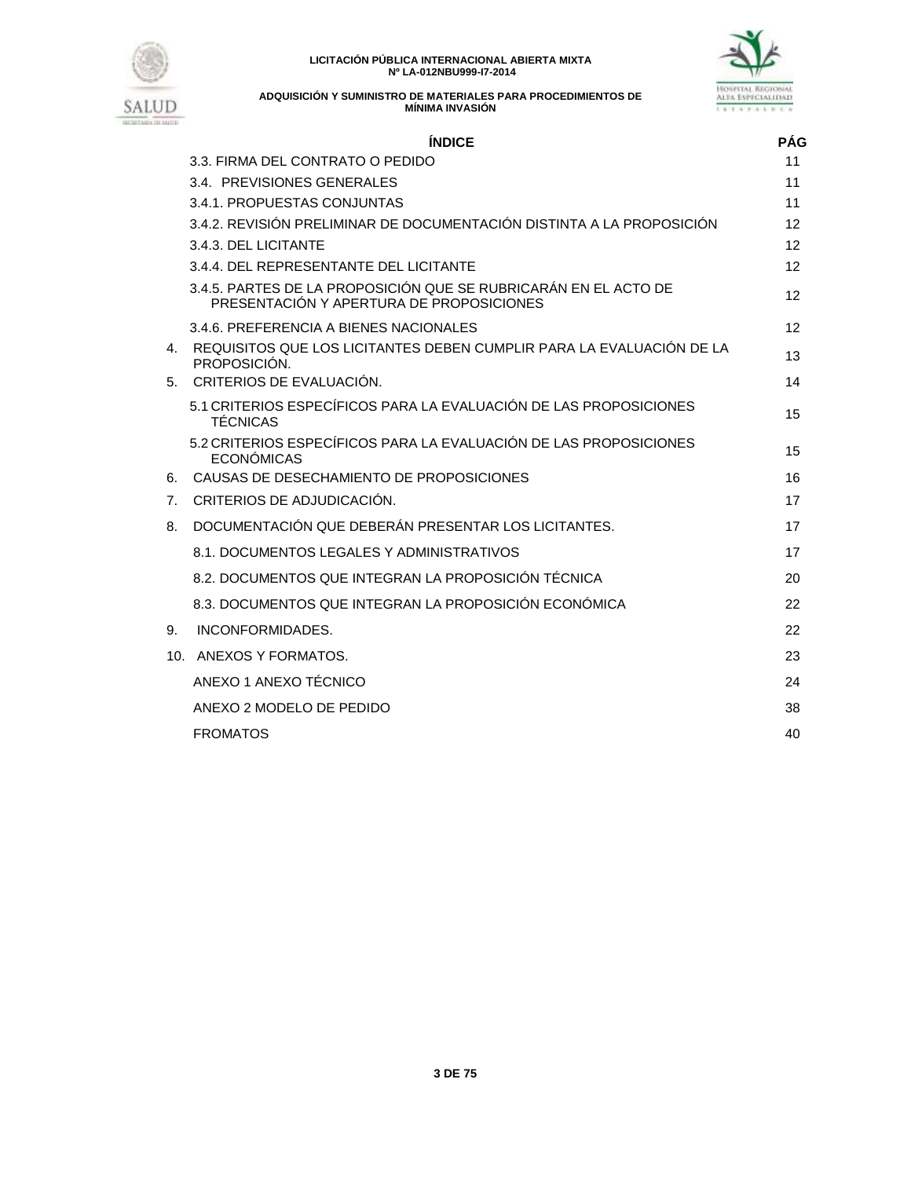| ÍNDICE | PÁG |
|---|---|
| 3.3. FIRMA DEL CONTRATO O PEDIDO | 11 |
| 3.4. PREVISIONES GENERALES | 11 |
| 3.4.1. PROPUESTAS CONJUNTAS | 11 |
| 3.4.2. REVISIÓN PRELIMINAR DE DOCUMENTACIÓN DISTINTA A LA PROPOSICIÓN | 12 |
| 3.4.3. DEL LICITANTE | 12 |
| 3.4.4. DEL REPRESENTANTE DEL LICITANTE | 12 |
| 3.4.5. PARTES DE LA PROPOSICIÓN QUE SE RUBRICARÁN EN EL ACTO DE PRESENTACIÓN Y APERTURA DE PROPOSICIONES | 12 |
| 3.4.6. PREFERENCIA A BIENES NACIONALES | 12 |
| 4. REQUISITOS QUE LOS LICITANTES DEBEN CUMPLIR PARA LA EVALUACIÓN DE LA PROPOSICIÓN. | 13 |
| 5. CRITERIOS DE EVALUACIÓN. | 14 |
| 5.1 CRITERIOS ESPECÍFICOS PARA LA EVALUACIÓN DE LAS PROPOSICIONES TÉCNICAS | 15 |
| 5.2 CRITERIOS ESPECÍFICOS PARA LA EVALUACIÓN DE LAS PROPOSICIONES ECONÓMICAS | 15 |
| 6. CAUSAS DE DESECHAMIENTO DE PROPOSICIONES | 16 |
| 7. CRITERIOS DE ADJUDICACIÓN. | 17 |
| 8. DOCUMENTACIÓN QUE DEBERÁN PRESENTAR LOS LICITANTES. | 17 |
| 8.1. DOCUMENTOS LEGALES Y ADMINISTRATIVOS | 17 |
| 8.2. DOCUMENTOS QUE INTEGRAN LA PROPOSICIÓN TÉCNICA | 20 |
| 8.3. DOCUMENTOS QUE INTEGRAN LA PROPOSICIÓN ECONÓMICA | 22 |
| 9. INCONFORMIDADES. | 22 |
| 10. ANEXOS Y FORMATOS. | 23 |
| ANEXO 1 ANEXO TÉCNICO | 24 |
| ANEXO 2 MODELO DE PEDIDO | 38 |
| FROMATOS | 40 |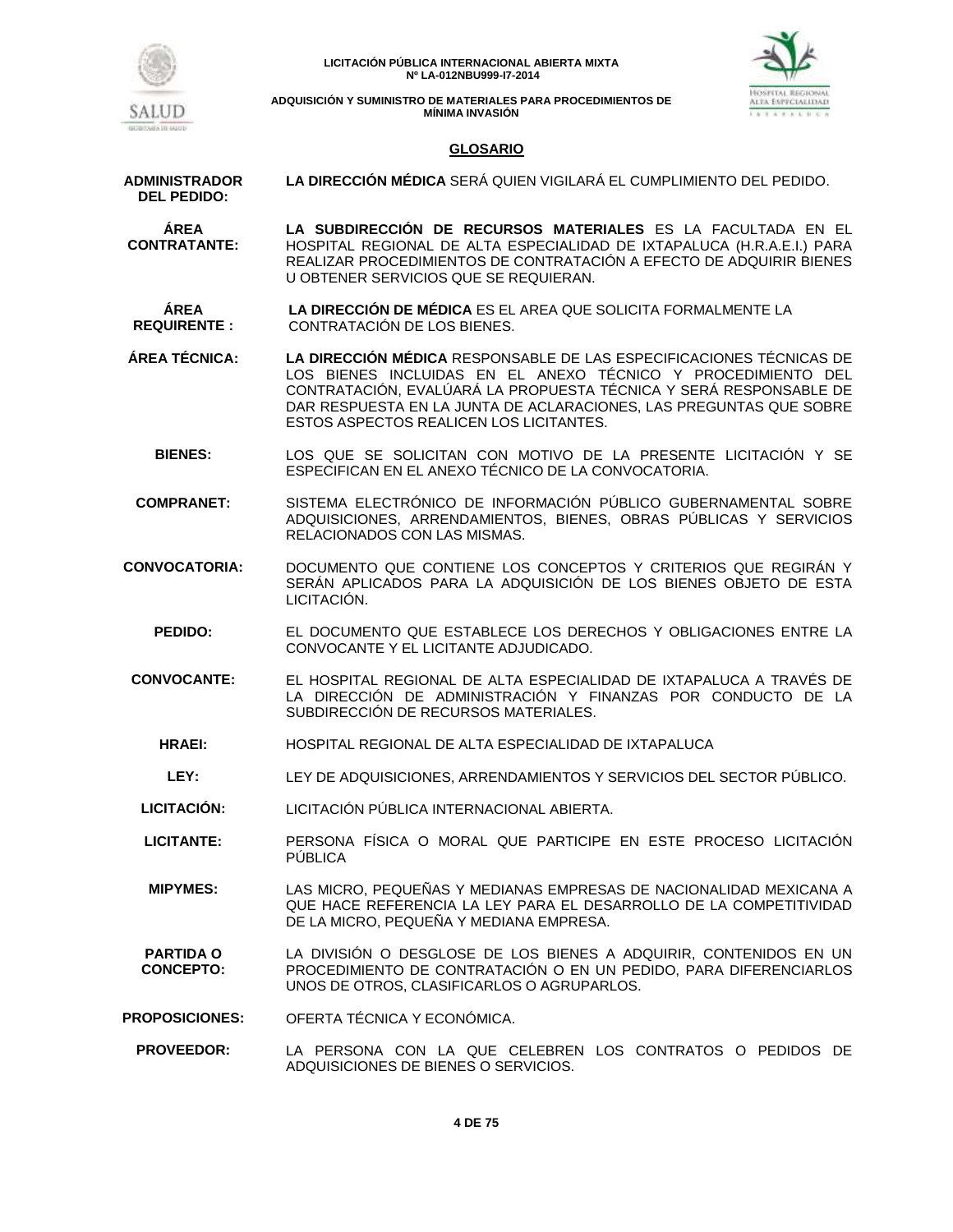## GLOSARIO

**ADMINISTRADOR DEL PEDIDO:** **LA DIRECCIÓN MÉDICA** SERÁ QUIEN VIGILARÁ EL CUMPLIMIENTO DEL PEDIDO.

**ÁREA CONTRATANTE:** **LA SUBDIRECCIÓN DE RECURSOS MATERIALES** ES LA FACULTADA EN EL HOSPITAL REGIONAL DE ALTA ESPECIALIDAD DE IXTAPALUCA (H.R.A.E.I.) PARA REALIZAR PROCEDIMIENTOS DE CONTRATACIÓN A EFECTO DE ADQUIRIR BIENES U OBTENER SERVICIOS QUE SE REQUIERAN.

**ÁREA REQUIRENTE :** **LA DIRECCIÓN DE MÉDICA** ES EL AREA QUE SOLICITA FORMALMENTE LA CONTRATACIÓN DE LOS BIENES.

**ÁREA TÉCNICA:** **LA DIRECCIÓN MÉDICA** RESPONSABLE DE LAS ESPECIFICACIONES TÉCNICAS DE LOS BIENES INCLUIDAS EN EL ANEXO TÉCNICO Y PROCEDIMIENTO DEL CONTRATACIÓN, EVALÚARÁ LA PROPUESTA TÉCNICA Y SERÁ RESPONSABLE DE DAR RESPUESTA EN LA JUNTA DE ACLARACIONES, LAS PREGUNTAS QUE SOBRE ESTOS ASPECTOS REALICEN LOS LICITANTES.

**BIENES:** LOS QUE SE SOLICITAN CON MOTIVO DE LA PRESENTE LICITACIÓN Y SE ESPECIFICAN EN EL ANEXO TÉCNICO DE LA CONVOCATORIA.

**COMPRANET:** SISTEMA ELECTRÓNICO DE INFORMACIÓN PÚBLICO GUBERNAMENTAL SOBRE ADQUISICIONES, ARRENDAMIENTOS, BIENES, OBRAS PÚBLICAS Y SERVICIOS RELACIONADOS CON LAS MISMAS.

**CONVOCATORIA:** DOCUMENTO QUE CONTIENE LOS CONCEPTOS Y CRITERIOS QUE REGIRÁN Y SERÁN APLICADOS PARA LA ADQUISICIÓN DE LOS BIENES OBJETO DE ESTA LICITACIÓN.

**PEDIDO:** EL DOCUMENTO QUE ESTABLECE LOS DERECHOS Y OBLIGACIONES ENTRE LA CONVOCANTE Y EL LICITANTE ADJUDICADO.

**CONVOCANTE:** EL HOSPITAL REGIONAL DE ALTA ESPECIALIDAD DE IXTAPALUCA A TRAVÉS DE LA DIRECCIÓN DE ADMINISTRACIÓN Y FINANZAS POR CONDUCTO DE LA SUBDIRECCIÓN DE RECURSOS MATERIALES.

**HRAEI:** HOSPITAL REGIONAL DE ALTA ESPECIALIDAD DE IXTAPALUCA

**LEY:** LEY DE ADQUISICIONES, ARRENDAMIENTOS Y SERVICIOS DEL SECTOR PÚBLICO.

**LICITACIÓN:** LICITACIÓN PÚBLICA INTERNACIONAL ABIERTA.

**LICITANTE:** PERSONA FÍSICA O MORAL QUE PARTICIPE EN ESTE PROCESO LICITACIÓN PÚBLICA

**MIPYMES:** LAS MICRO, PEQUEÑAS Y MEDIANAS EMPRESAS DE NACIONALIDAD MEXICANA A QUE HACE REFERENCIA LA LEY PARA EL DESARROLLO DE LA COMPETITIVIDAD DE LA MICRO, PEQUEÑA Y MEDIANA EMPRESA.

**PARTIDA O CONCEPTO:** LA DIVISIÓN O DESGLOSE DE LOS BIENES A ADQUIRIR, CONTENIDOS EN UN PROCEDIMIENTO DE CONTRATACIÓN O EN UN PEDIDO, PARA DIFERENCIARLOS UNOS DE OTROS, CLASIFICARLOS O AGRUPARLOS.

**PROPOSICIONES:** OFERTA TÉCNICA Y ECONÓMICA.

**PROVEEDOR:** LA PERSONA CON LA QUE CELEBREN LOS CONTRATOS O PEDIDOS DE ADQUISICIONES DE BIENES O SERVICIOS.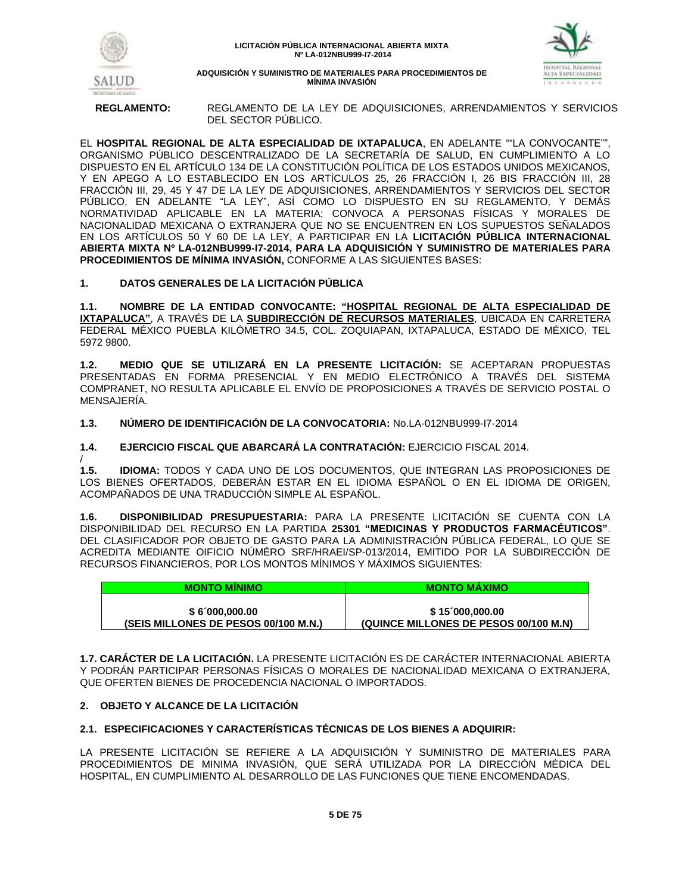**REGLAMENTO:** REGLAMENTO DE LA LEY DE ADQUISICIONES, ARRENDAMIENTOS Y SERVICIOS DEL SECTOR PÚBLICO.

EL **HOSPITAL REGIONAL DE ALTA ESPECIALIDAD DE IXTAPALUCA**, EN ADELANTE ""LA CONVOCANTE"", ORGANISMO PÚBLICO DESCENTRALIZADO DE LA SECRETARÍA DE SALUD, EN CUMPLIMIENTO A LO DISPUESTO EN EL ARTÍCULO 134 DE LA CONSTITUCIÓN POLÍTICA DE LOS ESTADOS UNIDOS MEXICANOS, Y EN APEGO A LO ESTABLECIDO EN LOS ARTÍCULOS 25, 26 FRACCIÓN I, 26 BIS FRACCIÓN III, 28 FRACCIÓN III, 29, 45 Y 47 DE LA LEY DE ADQUISICIONES, ARRENDAMIENTOS Y SERVICIOS DEL SECTOR PÚBLICO, EN ADELANTE "LA LEY", ASÍ COMO LO DISPUESTO EN SU REGLAMENTO, Y DEMÁS NORMATIVIDAD APLICABLE EN LA MATERIA; CONVOCA A PERSONAS FÍSICAS Y MORALES DE NACIONALIDAD MEXICANA O EXTRANJERA QUE NO SE ENCUENTREN EN LOS SUPUESTOS SEÑALADOS EN LOS ARTÍCULOS 50 Y 60 DE LA LEY, A PARTICIPAR EN LA **LICITACIÓN PÚBLICA INTERNACIONAL ABIERTA MIXTA Nº LA-012NBU999-I7-2014, PARA LA ADQUISICIÓN Y SUMINISTRO DE MATERIALES PARA PROCEDIMIENTOS DE MÍNIMA INVASIÓN,** CONFORME A LAS SIGUIENTES BASES:

## 1. DATOS GENERALES DE LA LICITACIÓN PÚBLICA

**1.1. NOMBRE DE LA ENTIDAD CONVOCANTE: "HOSPITAL REGIONAL DE ALTA ESPECIALIDAD DE IXTAPALUCA"**, A TRAVÉS DE LA **SUBDIRECCIÓN DE RECURSOS MATERIALES**, UBICADA EN CARRETERA FEDERAL MÉXICO PUEBLA KILÓMETRO 34.5, COL. ZOQUIAPAN, IXTAPALUCA, ESTADO DE MÉXICO, TEL 5972 9800.

**1.2. MEDIO QUE SE UTILIZARÁ EN LA PRESENTE LICITACIÓN:** SE ACEPTARAN PROPUESTAS PRESENTADAS EN FORMA PRESENCIAL Y EN MEDIO ELECTRÓNICO A TRAVÉS DEL SISTEMA COMPRANET, NO RESULTA APLICABLE EL ENVÍO DE PROPOSICIONES A TRAVÉS DE SERVICIO POSTAL O MENSAJERÍA.

**1.3. NÚMERO DE IDENTIFICACIÓN DE LA CONVOCATORIA:** No.LA-012NBU999-I7-2014

**1.4. EJERCICIO FISCAL QUE ABARCARÁ LA CONTRATACIÓN:** EJERCICIO FISCAL 2014.

/

**1.5. IDIOMA:** TODOS Y CADA UNO DE LOS DOCUMENTOS, QUE INTEGRAN LAS PROPOSICIONES DE LOS BIENES OFERTADOS, DEBERÁN ESTAR EN EL IDIOMA ESPAÑOL O EN EL IDIOMA DE ORIGEN, ACOMPAÑADOS DE UNA TRADUCCIÓN SIMPLE AL ESPAÑOL.

**1.6. DISPONIBILIDAD PRESUPUESTARIA:** PARA LA PRESENTE LICITACIÓN SE CUENTA CON LA DISPONIBILIDAD DEL RECURSO EN LA PARTIDA **25301 "MEDICINAS Y PRODUCTOS FARMACÉUTICOS"**. DEL CLASIFICADOR POR OBJETO DE GASTO PARA LA ADMINISTRACIÓN PÚBLICA FEDERAL, LO QUE SE ACREDITA MEDIANTE OIFICIO NÚMERO SRF/HRAEI/SP-013/2014, EMITIDO POR LA SUBDIRECCIÓN DE RECURSOS FINANCIEROS, POR LOS MONTOS MÍNIMOS Y MÁXIMOS SIGUIENTES:

| MONTO MÍNIMO | MONTO MÁXIMO |
|---|---|
| **$ 6´000,000.00 (SEIS MILLONES DE PESOS 00/100 M.N.)** | **$ 15´000,000.00 (QUINCE MILLONES DE PESOS 00/100 M.N)** |

**1.7. CARÁCTER DE LA LICITACIÓN.** LA PRESENTE LICITACIÓN ES DE CARÁCTER INTERNACIONAL ABIERTA Y PODRÁN PARTICIPAR PERSONAS FÍSICAS O MORALES DE NACIONALIDAD MEXICANA O EXTRANJERA, QUE OFERTEN BIENES DE PROCEDENCIA NACIONAL O IMPORTADOS.

## 2. OBJETO Y ALCANCE DE LA LICITACIÓN

### 2.1. ESPECIFICACIONES Y CARACTERÍSTICAS TÉCNICAS DE LOS BIENES A ADQUIRIR:

LA PRESENTE LICITACIÓN SE REFIERE A LA ADQUISICIÓN Y SUMINISTRO DE MATERIALES PARA PROCEDIMIENTOS DE MINIMA INVASIÓN, QUE SERÁ UTILIZADA POR LA DIRECCIÓN MÉDICA DEL HOSPITAL, EN CUMPLIMIENTO AL DESARROLLO DE LAS FUNCIONES QUE TIENE ENCOMENDADAS.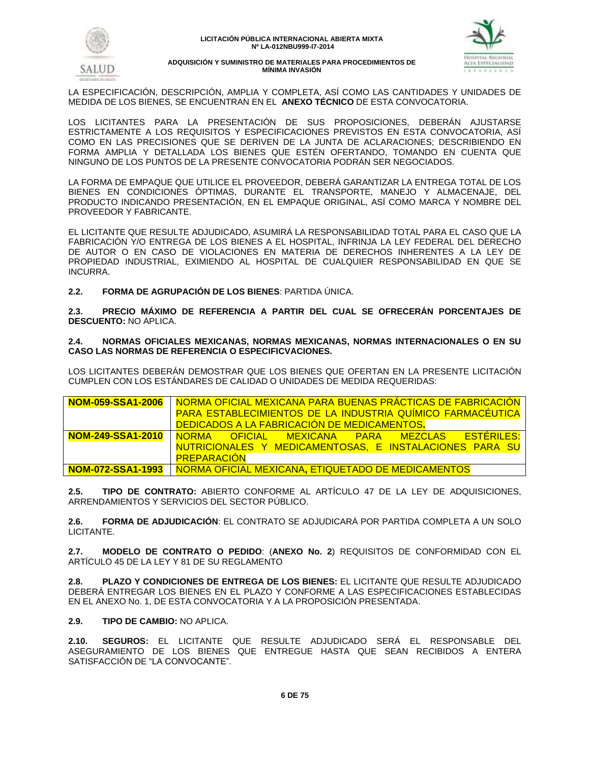LA ESPECIFICACIÓN, DESCRIPCIÓN, AMPLIA Y COMPLETA, ASÍ COMO LAS CANTIDADES Y UNIDADES DE MEDIDA DE LOS BIENES, SE ENCUENTRAN EN EL **ANEXO TÉCNICO** DE ESTA CONVOCATORIA.

LOS LICITANTES PARA LA PRESENTACIÓN DE SUS PROPOSICIONES, DEBERÁN AJUSTARSE ESTRICTAMENTE A LOS REQUISITOS Y ESPECIFICACIONES PREVISTOS EN ESTA CONVOCATORIA, ASÍ COMO EN LAS PRECISIONES QUE SE DERIVEN DE LA JUNTA DE ACLARACIONES; DESCRIBIENDO EN FORMA AMPLIA Y DETALLADA LOS BIENES QUE ESTÉN OFERTANDO, TOMANDO EN CUENTA QUE NINGUNO DE LOS PUNTOS DE LA PRESENTE CONVOCATORIA PODRÁN SER NEGOCIADOS.

LA FORMA DE EMPAQUE QUE UTILICE EL PROVEEDOR, DEBERÁ GARANTIZAR LA ENTREGA TOTAL DE LOS BIENES EN CONDICIONES ÓPTIMAS, DURANTE EL TRANSPORTE, MANEJO Y ALMACENAJE, DEL PRODUCTO INDICANDO PRESENTACIÓN, EN EL EMPAQUE ORIGINAL, ASÍ COMO MARCA Y NOMBRE DEL PROVEEDOR Y FABRICANTE.

EL LICITANTE QUE RESULTE ADJUDICADO, ASUMIRÁ LA RESPONSABILIDAD TOTAL PARA EL CASO QUE LA FABRICACIÓN Y/O ENTREGA DE LOS BIENES A EL HOSPITAL, INFRINJA LA LEY FEDERAL DEL DERECHO DE AUTOR O EN CASO DE VIOLACIONES EN MATERIA DE DERECHOS INHERENTES A LA LEY DE PROPIEDAD INDUSTRIAL, EXIMIENDO AL HOSPITAL DE CUALQUIER RESPONSABILIDAD EN QUE SE INCURRA.

**2.2. FORMA DE AGRUPACIÓN DE LOS BIENES**: PARTIDA ÚNICA.

**2.3. PRECIO MÁXIMO DE REFERENCIA A PARTIR DEL CUAL SE OFRECERÁN PORCENTAJES DE DESCUENTO:** NO APLICA.

**2.4. NORMAS OFICIALES MEXICANAS, NORMAS MEXICANAS, NORMAS INTERNACIONALES O EN SU CASO LAS NORMAS DE REFERENCIA O ESPECIFICVACIONES.**

LOS LICITANTES DEBERÁN DEMOSTRAR QUE LOS BIENES QUE OFERTAN EN LA PRESENTE LICITACIÓN CUMPLEN CON LOS ESTÁNDARES DE CALIDAD O UNIDADES DE MEDIDA REQUERIDAS:

| | |
|---|---|
| **NOM-059-SSA1-2006** | NORMA OFICIAL MEXICANA PARA BUENAS PRÁCTICAS DE FABRICACIÓN PARA ESTABLECIMIENTOS DE LA INDUSTRIA QUÍMICO FARMACÉUTICA DEDICADOS A LA FABRICACIÓN DE MEDICAMENTOS**.** |
| **NOM-249-SSA1-2010** | NORMA OFICIAL MEXICANA PARA MEZCLAS ESTÉRILES: NUTRICIONALES Y MEDICAMENTOSAS, E INSTALACIONES PARA SU PREPARACIÓN |
| **NOM-072-SSA1-1993** | NORMA OFICIAL MEXICANA**,** ETIQUETADO DE MEDICAMENTOS |

**2.5. TIPO DE CONTRATO:** ABIERTO CONFORME AL ARTÍCULO 47 DE LA LEY DE ADQUISICIONES, ARRENDAMIENTOS Y SERVICIOS DEL SECTOR PÚBLICO.

**2.6. FORMA DE ADJUDICACIÓN**: EL CONTRATO SE ADJUDICARÁ POR PARTIDA COMPLETA A UN SOLO LICITANTE.

**2.7. MODELO DE CONTRATO O PEDIDO**: (**ANEXO No. 2**) REQUISITOS DE CONFORMIDAD CON EL ARTÍCULO 45 DE LA LEY Y 81 DE SU REGLAMENTO

**2.8. PLAZO Y CONDICIONES DE ENTREGA DE LOS BIENES:** EL LICITANTE QUE RESULTE ADJUDICADO DEBERÁ ENTREGAR LOS BIENES EN EL PLAZO Y CONFORME A LAS ESPECIFICACIONES ESTABLECIDAS EN EL ANEXO No. 1, DE ESTA CONVOCATORIA Y A LA PROPOSICIÓN PRESENTADA.

**2.9. TIPO DE CAMBIO:** NO APLICA.

**2.10. SEGUROS:** EL LICITANTE QUE RESULTE ADJUDICADO SERÁ EL RESPONSABLE DEL ASEGURAMIENTO DE LOS BIENES QUE ENTREGUE HASTA QUE SEAN RECIBIDOS A ENTERA SATISFACCIÓN DE "LA CONVOCANTE".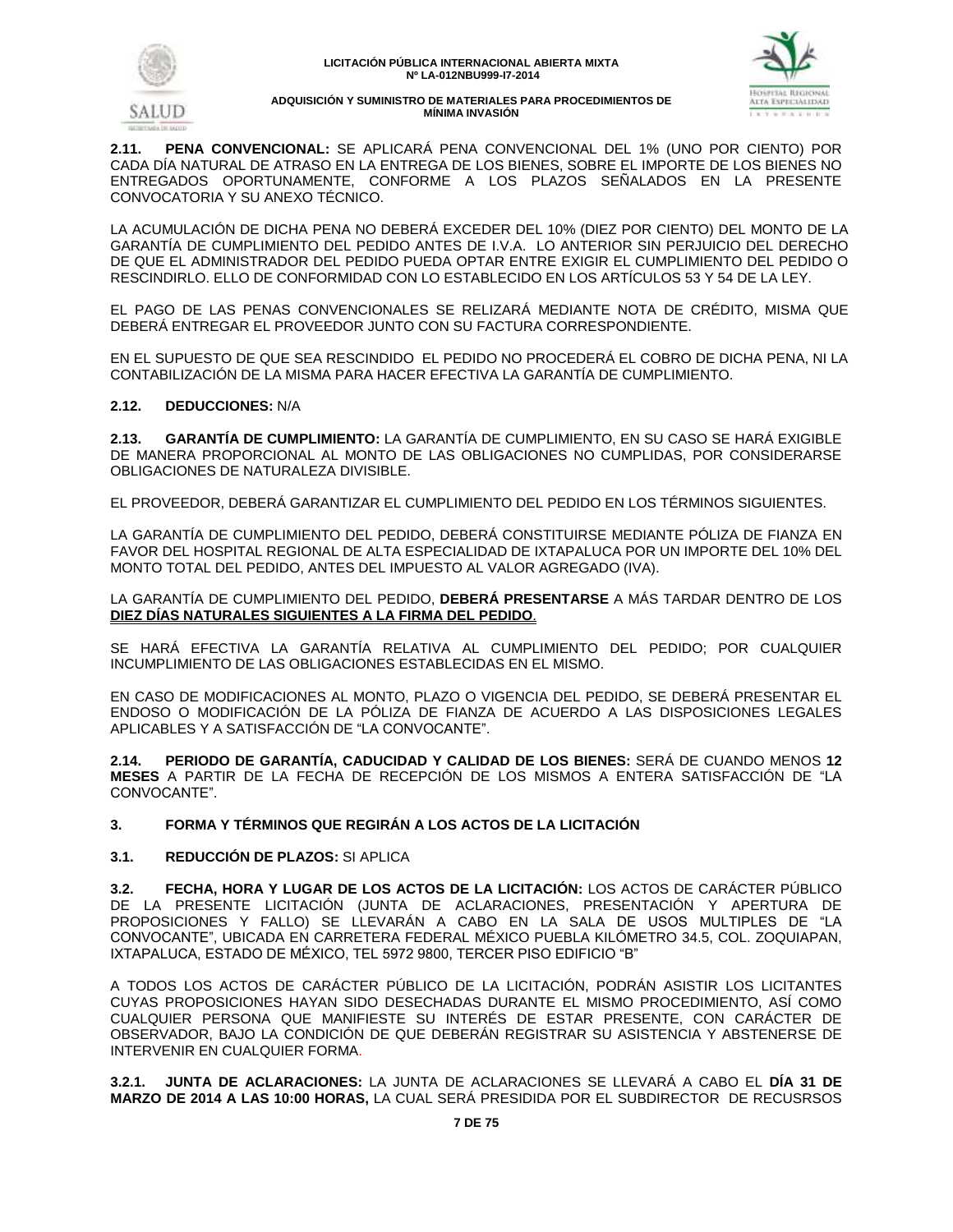**2.11. PENA CONVENCIONAL:** SE APLICARÁ PENA CONVENCIONAL DEL 1% (UNO POR CIENTO) POR CADA DÍA NATURAL DE ATRASO EN LA ENTREGA DE LOS BIENES, SOBRE EL IMPORTE DE LOS BIENES NO ENTREGADOS OPORTUNAMENTE, CONFORME A LOS PLAZOS SEÑALADOS EN LA PRESENTE CONVOCATORIA Y SU ANEXO TÉCNICO.

LA ACUMULACIÓN DE DICHA PENA NO DEBERÁ EXCEDER DEL 10% (DIEZ POR CIENTO) DEL MONTO DE LA GARANTÍA DE CUMPLIMIENTO DEL PEDIDO ANTES DE I.V.A. LO ANTERIOR SIN PERJUICIO DEL DERECHO DE QUE EL ADMINISTRADOR DEL PEDIDO PUEDA OPTAR ENTRE EXIGIR EL CUMPLIMIENTO DEL PEDIDO O RESCINDIRLO. ELLO DE CONFORMIDAD CON LO ESTABLECIDO EN LOS ARTÍCULOS 53 Y 54 DE LA LEY.

EL PAGO DE LAS PENAS CONVENCIONALES SE RELIZARÁ MEDIANTE NOTA DE CRÉDITO, MISMA QUE DEBERÁ ENTREGAR EL PROVEEDOR JUNTO CON SU FACTURA CORRESPONDIENTE.

EN EL SUPUESTO DE QUE SEA RESCINDIDO EL PEDIDO NO PROCEDERÁ EL COBRO DE DICHA PENA, NI LA CONTABILIZACIÓN DE LA MISMA PARA HACER EFECTIVA LA GARANTÍA DE CUMPLIMIENTO.

**2.12. DEDUCCIONES:** N/A

**2.13. GARANTÍA DE CUMPLIMIENTO:** LA GARANTÍA DE CUMPLIMIENTO, EN SU CASO SE HARÁ EXIGIBLE DE MANERA PROPORCIONAL AL MONTO DE LAS OBLIGACIONES NO CUMPLIDAS, POR CONSIDERARSE OBLIGACIONES DE NATURALEZA DIVISIBLE.

EL PROVEEDOR, DEBERÁ GARANTIZAR EL CUMPLIMIENTO DEL PEDIDO EN LOS TÉRMINOS SIGUIENTES.

LA GARANTÍA DE CUMPLIMIENTO DEL PEDIDO, DEBERÁ CONSTITUIRSE MEDIANTE PÓLIZA DE FIANZA EN FAVOR DEL HOSPITAL REGIONAL DE ALTA ESPECIALIDAD DE IXTAPALUCA POR UN IMPORTE DEL 10% DEL MONTO TOTAL DEL PEDIDO, ANTES DEL IMPUESTO AL VALOR AGREGADO (IVA).

LA GARANTÍA DE CUMPLIMIENTO DEL PEDIDO, **DEBERÁ PRESENTARSE** A MÁS TARDAR DENTRO DE LOS **DIEZ DÍAS NATURALES SIGUIENTES A LA FIRMA DEL PEDIDO**.

SE HARÁ EFECTIVA LA GARANTÍA RELATIVA AL CUMPLIMIENTO DEL PEDIDO; POR CUALQUIER INCUMPLIMIENTO DE LAS OBLIGACIONES ESTABLECIDAS EN EL MISMO.

EN CASO DE MODIFICACIONES AL MONTO, PLAZO O VIGENCIA DEL PEDIDO, SE DEBERÁ PRESENTAR EL ENDOSO O MODIFICACIÓN DE LA PÓLIZA DE FIANZA DE ACUERDO A LAS DISPOSICIONES LEGALES APLICABLES Y A SATISFACCIÓN DE "LA CONVOCANTE".

**2.14. PERIODO DE GARANTÍA, CADUCIDAD Y CALIDAD DE LOS BIENES:** SERÁ DE CUANDO MENOS **12 MESES** A PARTIR DE LA FECHA DE RECEPCIÓN DE LOS MISMOS A ENTERA SATISFACCIÓN DE "LA CONVOCANTE".

## 3. FORMA Y TÉRMINOS QUE REGIRÁN A LOS ACTOS DE LA LICITACIÓN

**3.1. REDUCCIÓN DE PLAZOS:** SI APLICA

**3.2. FECHA, HORA Y LUGAR DE LOS ACTOS DE LA LICITACIÓN:** LOS ACTOS DE CARÁCTER PÚBLICO DE LA PRESENTE LICITACIÓN (JUNTA DE ACLARACIONES, PRESENTACIÓN Y APERTURA DE PROPOSICIONES Y FALLO) SE LLEVARÁN A CABO EN LA SALA DE USOS MULTIPLES DE "LA CONVOCANTE", UBICADA EN CARRETERA FEDERAL MÉXICO PUEBLA KILÓMETRO 34.5, COL. ZOQUIAPAN, IXTAPALUCA, ESTADO DE MÉXICO, TEL 5972 9800, TERCER PISO EDIFICIO "B"

A TODOS LOS ACTOS DE CARÁCTER PÚBLICO DE LA LICITACIÓN, PODRÁN ASISTIR LOS LICITANTES CUYAS PROPOSICIONES HAYAN SIDO DESECHADAS DURANTE EL MISMO PROCEDIMIENTO, ASÍ COMO CUALQUIER PERSONA QUE MANIFIESTE SU INTERÉS DE ESTAR PRESENTE, CON CARÁCTER DE OBSERVADOR, BAJO LA CONDICIÓN DE QUE DEBERÁN REGISTRAR SU ASISTENCIA Y ABSTENERSE DE INTERVENIR EN CUALQUIER FORMA.

**3.2.1. JUNTA DE ACLARACIONES:** LA JUNTA DE ACLARACIONES SE LLEVARÁ A CABO EL **DÍA 31 DE MARZO DE 2014 A LAS 10:00 HORAS,** LA CUAL SERÁ PRESIDIDA POR EL SUBDIRECTOR DE RECUSRSOS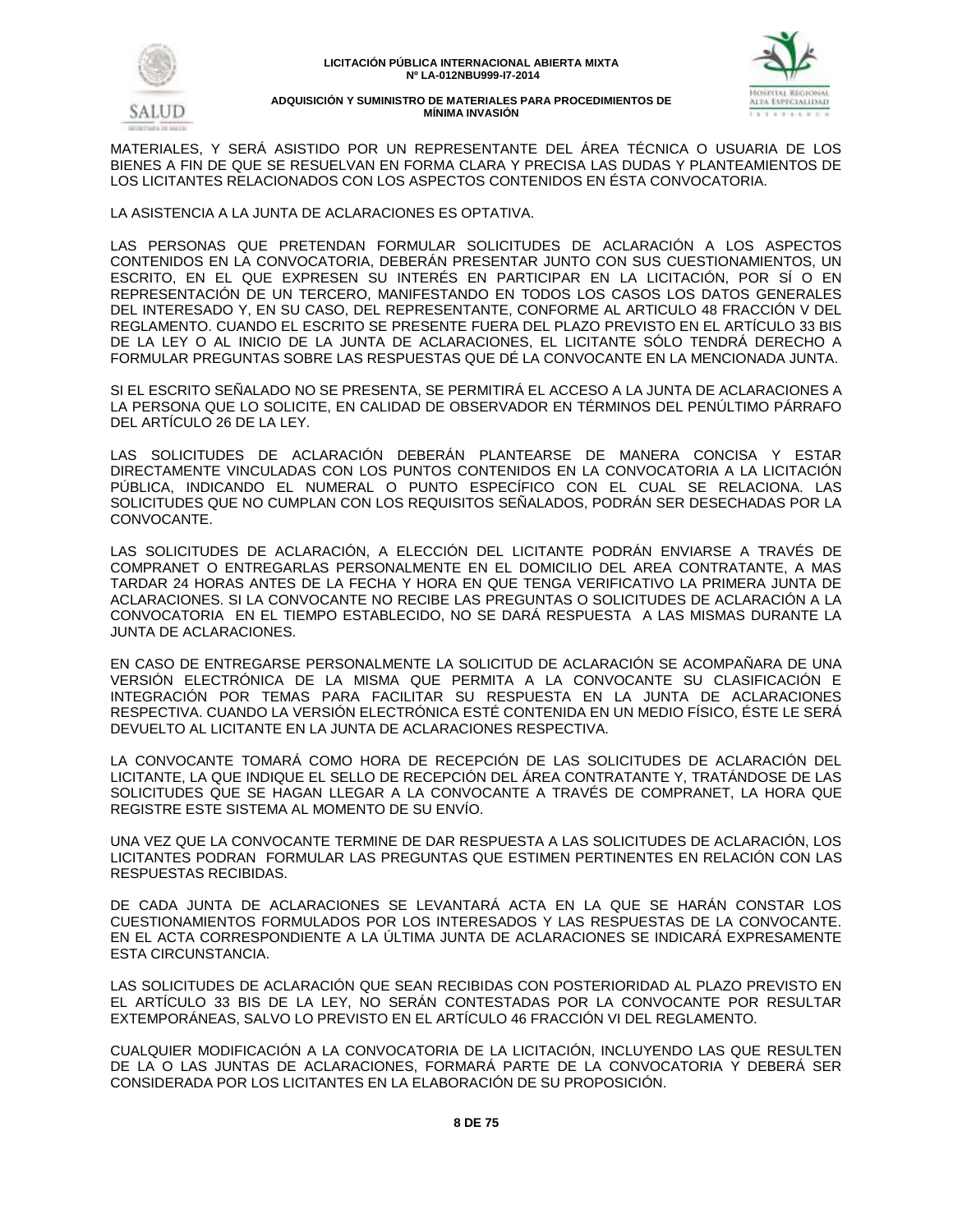MATERIALES, Y SERÁ ASISTIDO POR UN REPRESENTANTE DEL ÁREA TÉCNICA O USUARIA DE LOS BIENES A FIN DE QUE SE RESUELVAN EN FORMA CLARA Y PRECISA LAS DUDAS Y PLANTEAMIENTOS DE LOS LICITANTES RELACIONADOS CON LOS ASPECTOS CONTENIDOS EN ÉSTA CONVOCATORIA.

LA ASISTENCIA A LA JUNTA DE ACLARACIONES ES OPTATIVA.

LAS PERSONAS QUE PRETENDAN FORMULAR SOLICITUDES DE ACLARACIÓN A LOS ASPECTOS CONTENIDOS EN LA CONVOCATORIA, DEBERÁN PRESENTAR JUNTO CON SUS CUESTIONAMIENTOS, UN ESCRITO, EN EL QUE EXPRESEN SU INTERÉS EN PARTICIPAR EN LA LICITACIÓN, POR SÍ O EN REPRESENTACIÓN DE UN TERCERO, MANIFESTANDO EN TODOS LOS CASOS LOS DATOS GENERALES DEL INTERESADO Y, EN SU CASO, DEL REPRESENTANTE, CONFORME AL ARTICULO 48 FRACCIÓN V DEL REGLAMENTO. CUANDO EL ESCRITO SE PRESENTE FUERA DEL PLAZO PREVISTO EN EL ARTÍCULO 33 BIS DE LA LEY O AL INICIO DE LA JUNTA DE ACLARACIONES, EL LICITANTE SÓLO TENDRÁ DERECHO A FORMULAR PREGUNTAS SOBRE LAS RESPUESTAS QUE DÉ LA CONVOCANTE EN LA MENCIONADA JUNTA.

SI EL ESCRITO SEÑALADO NO SE PRESENTA, SE PERMITIRÁ EL ACCESO A LA JUNTA DE ACLARACIONES A LA PERSONA QUE LO SOLICITE, EN CALIDAD DE OBSERVADOR EN TÉRMINOS DEL PENÚLTIMO PÁRRAFO DEL ARTÍCULO 26 DE LA LEY.

LAS SOLICITUDES DE ACLARACIÓN DEBERÁN PLANTEARSE DE MANERA CONCISA Y ESTAR DIRECTAMENTE VINCULADAS CON LOS PUNTOS CONTENIDOS EN LA CONVOCATORIA A LA LICITACIÓN PÚBLICA, INDICANDO EL NUMERAL O PUNTO ESPECÍFICO CON EL CUAL SE RELACIONA. LAS SOLICITUDES QUE NO CUMPLAN CON LOS REQUISITOS SEÑALADOS, PODRÁN SER DESECHADAS POR LA CONVOCANTE.

LAS SOLICITUDES DE ACLARACIÓN, A ELECCIÓN DEL LICITANTE PODRÁN ENVIARSE A TRAVÉS DE COMPRANET O ENTREGARLAS PERSONALMENTE EN EL DOMICILIO DEL AREA CONTRATANTE, A MAS TARDAR 24 HORAS ANTES DE LA FECHA Y HORA EN QUE TENGA VERIFICATIVO LA PRIMERA JUNTA DE ACLARACIONES. SI LA CONVOCANTE NO RECIBE LAS PREGUNTAS O SOLICITUDES DE ACLARACIÓN A LA CONVOCATORIA EN EL TIEMPO ESTABLECIDO, NO SE DARÁ RESPUESTA A LAS MISMAS DURANTE LA JUNTA DE ACLARACIONES.

EN CASO DE ENTREGARSE PERSONALMENTE LA SOLICITUD DE ACLARACIÓN SE ACOMPAÑARA DE UNA VERSIÓN ELECTRÓNICA DE LA MISMA QUE PERMITA A LA CONVOCANTE SU CLASIFICACIÓN E INTEGRACIÓN POR TEMAS PARA FACILITAR SU RESPUESTA EN LA JUNTA DE ACLARACIONES RESPECTIVA. CUANDO LA VERSIÓN ELECTRÓNICA ESTÉ CONTENIDA EN UN MEDIO FÍSICO, ÉSTE LE SERÁ DEVUELTO AL LICITANTE EN LA JUNTA DE ACLARACIONES RESPECTIVA.

LA CONVOCANTE TOMARÁ COMO HORA DE RECEPCIÓN DE LAS SOLICITUDES DE ACLARACIÓN DEL LICITANTE, LA QUE INDIQUE EL SELLO DE RECEPCIÓN DEL ÁREA CONTRATANTE Y, TRATÁNDOSE DE LAS SOLICITUDES QUE SE HAGAN LLEGAR A LA CONVOCANTE A TRAVÉS DE COMPRANET, LA HORA QUE REGISTRE ESTE SISTEMA AL MOMENTO DE SU ENVÍO.

UNA VEZ QUE LA CONVOCANTE TERMINE DE DAR RESPUESTA A LAS SOLICITUDES DE ACLARACIÓN, LOS LICITANTES PODRAN FORMULAR LAS PREGUNTAS QUE ESTIMEN PERTINENTES EN RELACIÓN CON LAS RESPUESTAS RECIBIDAS.

DE CADA JUNTA DE ACLARACIONES SE LEVANTARÁ ACTA EN LA QUE SE HARÁN CONSTAR LOS CUESTIONAMIENTOS FORMULADOS POR LOS INTERESADOS Y LAS RESPUESTAS DE LA CONVOCANTE. EN EL ACTA CORRESPONDIENTE A LA ÚLTIMA JUNTA DE ACLARACIONES SE INDICARÁ EXPRESAMENTE ESTA CIRCUNSTANCIA.

LAS SOLICITUDES DE ACLARACIÓN QUE SEAN RECIBIDAS CON POSTERIORIDAD AL PLAZO PREVISTO EN EL ARTÍCULO 33 BIS DE LA LEY, NO SERÁN CONTESTADAS POR LA CONVOCANTE POR RESULTAR EXTEMPORÁNEAS, SALVO LO PREVISTO EN EL ARTÍCULO 46 FRACCIÓN VI DEL REGLAMENTO.

CUALQUIER MODIFICACIÓN A LA CONVOCATORIA DE LA LICITACIÓN, INCLUYENDO LAS QUE RESULTEN DE LA O LAS JUNTAS DE ACLARACIONES, FORMARÁ PARTE DE LA CONVOCATORIA Y DEBERÁ SER CONSIDERADA POR LOS LICITANTES EN LA ELABORACIÓN DE SU PROPOSICIÓN.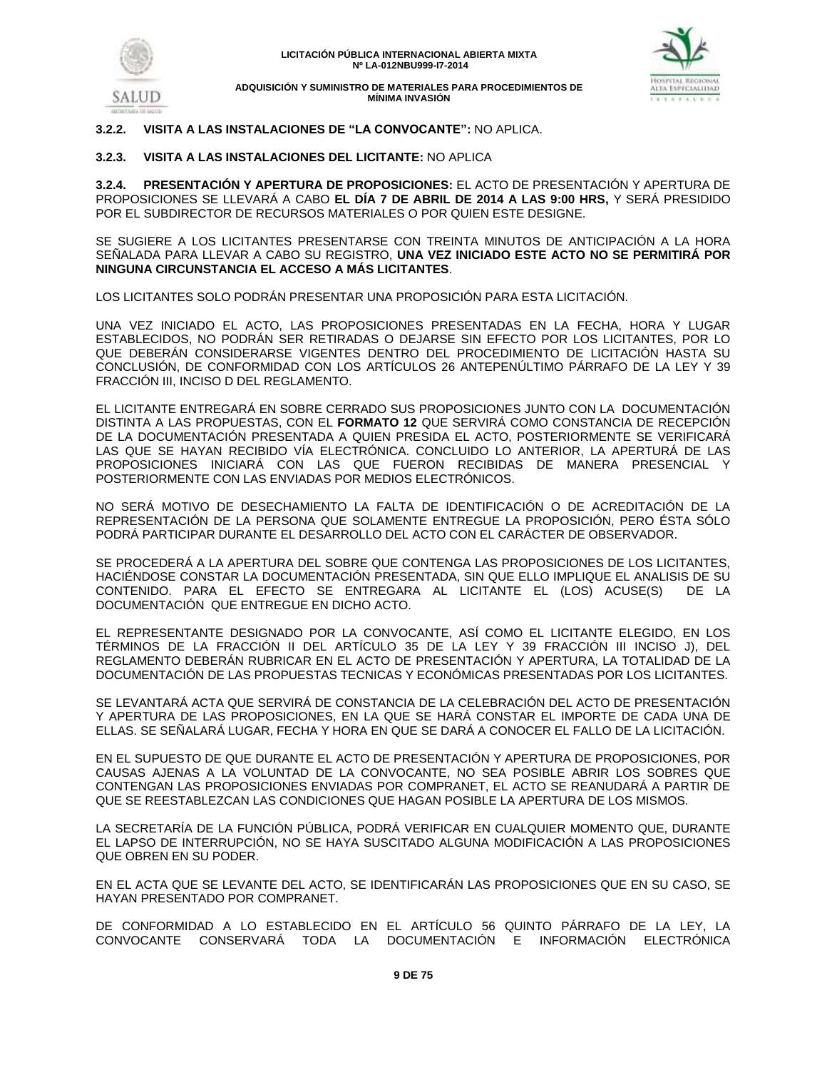**3.2.2. VISITA A LAS INSTALACIONES DE "LA CONVOCANTE":** NO APLICA.

**3.2.3. VISITA A LAS INSTALACIONES DEL LICITANTE:** NO APLICA

**3.2.4. PRESENTACIÓN Y APERTURA DE PROPOSICIONES:** EL ACTO DE PRESENTACIÓN Y APERTURA DE PROPOSICIONES SE LLEVARÁ A CABO **EL DÍA 7 DE ABRIL DE 2014 A LAS 9:00 HRS,** Y SERÁ PRESIDIDO POR EL SUBDIRECTOR DE RECURSOS MATERIALES O POR QUIEN ESTE DESIGNE.

SE SUGIERE A LOS LICITANTES PRESENTARSE CON TREINTA MINUTOS DE ANTICIPACIÓN A LA HORA SEÑALADA PARA LLEVAR A CABO SU REGISTRO, **UNA VEZ INICIADO ESTE ACTO NO SE PERMITIRÁ POR NINGUNA CIRCUNSTANCIA EL ACCESO A MÁS LICITANTES**.

LOS LICITANTES SOLO PODRÁN PRESENTAR UNA PROPOSICIÓN PARA ESTA LICITACIÓN.

UNA VEZ INICIADO EL ACTO, LAS PROPOSICIONES PRESENTADAS EN LA FECHA, HORA Y LUGAR ESTABLECIDOS, NO PODRÁN SER RETIRADAS O DEJARSE SIN EFECTO POR LOS LICITANTES, POR LO QUE DEBERÁN CONSIDERARSE VIGENTES DENTRO DEL PROCEDIMIENTO DE LICITACIÓN HASTA SU CONCLUSIÓN, DE CONFORMIDAD CON LOS ARTÍCULOS 26 ANTEPENÚLTIMO PÁRRAFO DE LA LEY Y 39 FRACCIÓN III, INCISO D DEL REGLAMENTO.

EL LICITANTE ENTREGARÁ EN SOBRE CERRADO SUS PROPOSICIONES JUNTO CON LA DOCUMENTACIÓN DISTINTA A LAS PROPUESTAS, CON EL **FORMATO 12** QUE SERVIRÁ COMO CONSTANCIA DE RECEPCIÓN DE LA DOCUMENTACIÓN PRESENTADA A QUIEN PRESIDA EL ACTO, POSTERIORMENTE SE VERIFICARÁ LAS QUE SE HAYAN RECIBIDO VÍA ELECTRÓNICA. CONCLUIDO LO ANTERIOR, LA APERTURÁ DE LAS PROPOSICIONES INICIARÁ CON LAS QUE FUERON RECIBIDAS DE MANERA PRESENCIAL Y POSTERIORMENTE CON LAS ENVIADAS POR MEDIOS ELECTRÓNICOS.

NO SERÁ MOTIVO DE DESECHAMIENTO LA FALTA DE IDENTIFICACIÓN O DE ACREDITACIÓN DE LA REPRESENTACIÓN DE LA PERSONA QUE SOLAMENTE ENTREGUE LA PROPOSICIÓN, PERO ÉSTA SÓLO PODRÁ PARTICIPAR DURANTE EL DESARROLLO DEL ACTO CON EL CARÁCTER DE OBSERVADOR.

SE PROCEDERÁ A LA APERTURA DEL SOBRE QUE CONTENGA LAS PROPOSICIONES DE LOS LICITANTES, HACIÉNDOSE CONSTAR LA DOCUMENTACIÓN PRESENTADA, SIN QUE ELLO IMPLIQUE EL ANALISIS DE SU CONTENIDO. PARA EL EFECTO SE ENTREGARA AL LICITANTE EL (LOS) ACUSE(S) DE LA DOCUMENTACIÓN QUE ENTREGUE EN DICHO ACTO.

EL REPRESENTANTE DESIGNADO POR LA CONVOCANTE, ASÍ COMO EL LICITANTE ELEGIDO, EN LOS TÉRMINOS DE LA FRACCIÓN II DEL ARTÍCULO 35 DE LA LEY Y 39 FRACCIÓN III INCISO J), DEL REGLAMENTO DEBERÁN RUBRICAR EN EL ACTO DE PRESENTACIÓN Y APERTURA, LA TOTALIDAD DE LA DOCUMENTACIÓN DE LAS PROPUESTAS TECNICAS Y ECONÓMICAS PRESENTADAS POR LOS LICITANTES.

SE LEVANTARÁ ACTA QUE SERVIRÁ DE CONSTANCIA DE LA CELEBRACIÓN DEL ACTO DE PRESENTACIÓN Y APERTURA DE LAS PROPOSICIONES, EN LA QUE SE HARÁ CONSTAR EL IMPORTE DE CADA UNA DE ELLAS. SE SEÑALARÁ LUGAR, FECHA Y HORA EN QUE SE DARÁ A CONOCER EL FALLO DE LA LICITACIÓN.

EN EL SUPUESTO DE QUE DURANTE EL ACTO DE PRESENTACIÓN Y APERTURA DE PROPOSICIONES, POR CAUSAS AJENAS A LA VOLUNTAD DE LA CONVOCANTE, NO SEA POSIBLE ABRIR LOS SOBRES QUE CONTENGAN LAS PROPOSICIONES ENVIADAS POR COMPRANET, EL ACTO SE REANUDARÁ A PARTIR DE QUE SE REESTABLEZCAN LAS CONDICIONES QUE HAGAN POSIBLE LA APERTURA DE LOS MISMOS.

LA SECRETARÍA DE LA FUNCIÓN PÚBLICA, PODRÁ VERIFICAR EN CUALQUIER MOMENTO QUE, DURANTE EL LAPSO DE INTERRUPCIÓN, NO SE HAYA SUSCITADO ALGUNA MODIFICACIÓN A LAS PROPOSICIONES QUE OBREN EN SU PODER.

EN EL ACTA QUE SE LEVANTE DEL ACTO, SE IDENTIFICARÁN LAS PROPOSICIONES QUE EN SU CASO, SE HAYAN PRESENTADO POR COMPRANET.

DE CONFORMIDAD A LO ESTABLECIDO EN EL ARTÍCULO 56 QUINTO PÁRRAFO DE LA LEY, LA CONVOCANTE CONSERVARÁ TODA LA DOCUMENTACIÓN E INFORMACIÓN ELECTRÓNICA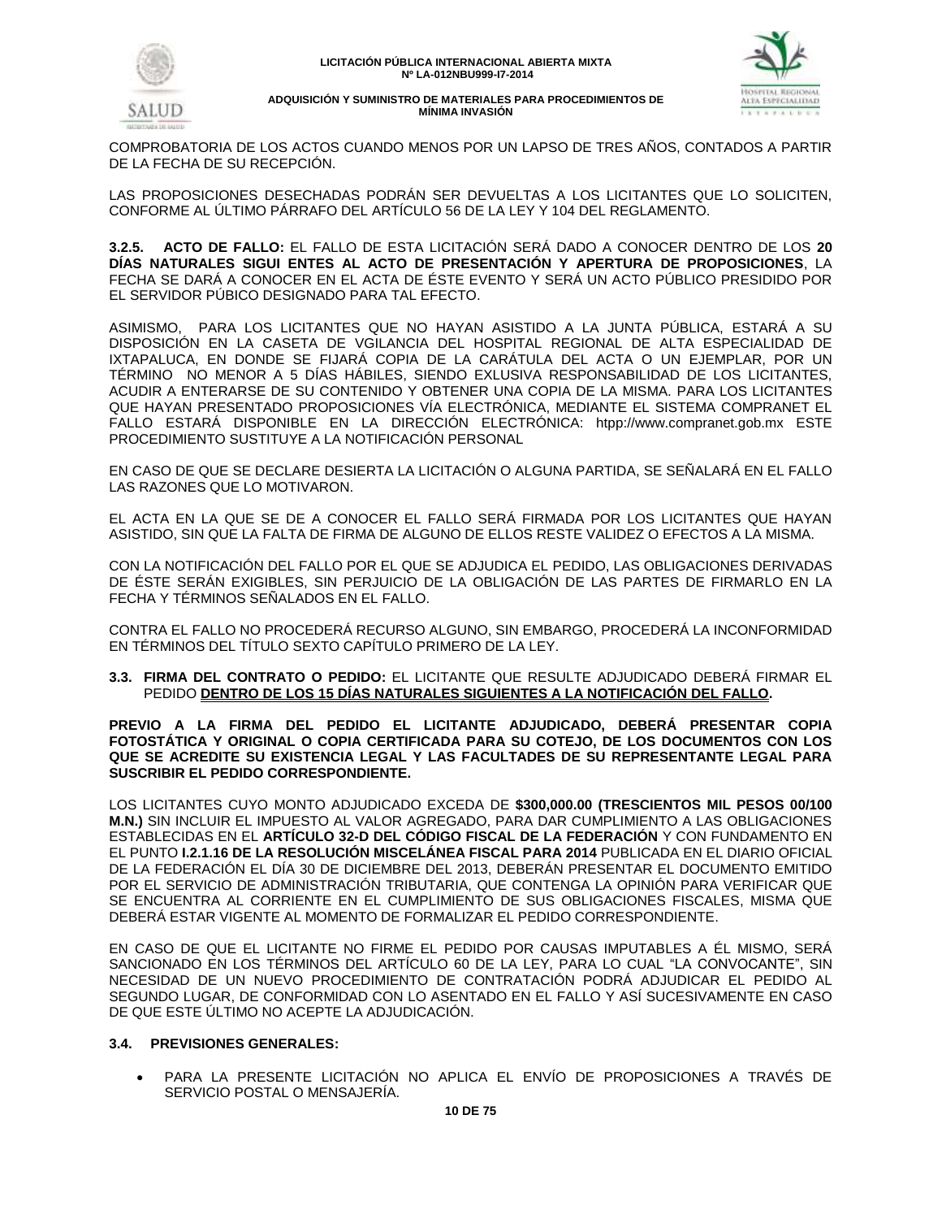COMPROBATORIA DE LOS ACTOS CUANDO MENOS POR UN LAPSO DE TRES AÑOS, CONTADOS A PARTIR DE LA FECHA DE SU RECEPCIÓN.

LAS PROPOSICIONES DESECHADAS PODRÁN SER DEVUELTAS A LOS LICITANTES QUE LO SOLICITEN, CONFORME AL ÚLTIMO PÁRRAFO DEL ARTÍCULO 56 DE LA LEY Y 104 DEL REGLAMENTO.

**3.2.5. ACTO DE FALLO:** EL FALLO DE ESTA LICITACIÓN SERÁ DADO A CONOCER DENTRO DE LOS **20 DÍAS NATURALES SIGUI ENTES AL ACTO DE PRESENTACIÓN Y APERTURA DE PROPOSICIONES**, LA FECHA SE DARÁ A CONOCER EN EL ACTA DE ÉSTE EVENTO Y SERÁ UN ACTO PÚBLICO PRESIDIDO POR EL SERVIDOR PÚBICO DESIGNADO PARA TAL EFECTO.

ASIMISMO, PARA LOS LICITANTES QUE NO HAYAN ASISTIDO A LA JUNTA PÚBLICA, ESTARÁ A SU DISPOSICIÓN EN LA CASETA DE VGILANCIA DEL HOSPITAL REGIONAL DE ALTA ESPECIALIDAD DE IXTAPALUCA, EN DONDE SE FIJARÁ COPIA DE LA CARÁTULA DEL ACTA O UN EJEMPLAR, POR UN TÉRMINO NO MENOR A 5 DÍAS HÁBILES, SIENDO EXLUSIVA RESPONSABILIDAD DE LOS LICITANTES, ACUDIR A ENTERARSE DE SU CONTENIDO Y OBTENER UNA COPIA DE LA MISMA. PARA LOS LICITANTES QUE HAYAN PRESENTADO PROPOSICIONES VÍA ELECTRÓNICA, MEDIANTE EL SISTEMA COMPRANET EL FALLO ESTARÁ DISPONIBLE EN LA DIRECCIÓN ELECTRÓNICA: htpp://www.compranet.gob.mx ESTE PROCEDIMIENTO SUSTITUYE A LA NOTIFICACIÓN PERSONAL

EN CASO DE QUE SE DECLARE DESIERTA LA LICITACIÓN O ALGUNA PARTIDA, SE SEÑALARÁ EN EL FALLO LAS RAZONES QUE LO MOTIVARON.

EL ACTA EN LA QUE SE DE A CONOCER EL FALLO SERÁ FIRMADA POR LOS LICITANTES QUE HAYAN ASISTIDO, SIN QUE LA FALTA DE FIRMA DE ALGUNO DE ELLOS RESTE VALIDEZ O EFECTOS A LA MISMA.

CON LA NOTIFICACIÓN DEL FALLO POR EL QUE SE ADJUDICA EL PEDIDO, LAS OBLIGACIONES DERIVADAS DE ÉSTE SERÁN EXIGIBLES, SIN PERJUICIO DE LA OBLIGACIÓN DE LAS PARTES DE FIRMARLO EN LA FECHA Y TÉRMINOS SEÑALADOS EN EL FALLO.

CONTRA EL FALLO NO PROCEDERÁ RECURSO ALGUNO, SIN EMBARGO, PROCEDERÁ LA INCONFORMIDAD EN TÉRMINOS DEL TÍTULO SEXTO CAPÍTULO PRIMERO DE LA LEY.

**3.3. FIRMA DEL CONTRATO O PEDIDO:** EL LICITANTE QUE RESULTE ADJUDICADO DEBERÁ FIRMAR EL PEDIDO **DENTRO DE LOS 15 DÍAS NATURALES SIGUIENTES A LA NOTIFICACIÓN DEL FALLO.**

**PREVIO A LA FIRMA DEL PEDIDO EL LICITANTE ADJUDICADO, DEBERÁ PRESENTAR COPIA FOTOSTÁTICA Y ORIGINAL O COPIA CERTIFICADA PARA SU COTEJO, DE LOS DOCUMENTOS CON LOS QUE SE ACREDITE SU EXISTENCIA LEGAL Y LAS FACULTADES DE SU REPRESENTANTE LEGAL PARA SUSCRIBIR EL PEDIDO CORRESPONDIENTE.**

LOS LICITANTES CUYO MONTO ADJUDICADO EXCEDA DE **$300,000.00 (TRESCIENTOS MIL PESOS 00/100 M.N.)** SIN INCLUIR EL IMPUESTO AL VALOR AGREGADO, PARA DAR CUMPLIMIENTO A LAS OBLIGACIONES ESTABLECIDAS EN EL **ARTÍCULO 32-D DEL CÓDIGO FISCAL DE LA FEDERACIÓN** Y CON FUNDAMENTO EN EL PUNTO **I.2.1.16 DE LA RESOLUCIÓN MISCELÁNEA FISCAL PARA 2014** PUBLICADA EN EL DIARIO OFICIAL DE LA FEDERACIÓN EL DÍA 30 DE DICIEMBRE DEL 2013, DEBERÁN PRESENTAR EL DOCUMENTO EMITIDO POR EL SERVICIO DE ADMINISTRACIÓN TRIBUTARIA, QUE CONTENGA LA OPINIÓN PARA VERIFICAR QUE SE ENCUENTRA AL CORRIENTE EN EL CUMPLIMIENTO DE SUS OBLIGACIONES FISCALES, MISMA QUE DEBERÁ ESTAR VIGENTE AL MOMENTO DE FORMALIZAR EL PEDIDO CORRESPONDIENTE.

EN CASO DE QUE EL LICITANTE NO FIRME EL PEDIDO POR CAUSAS IMPUTABLES A ÉL MISMO, SERÁ SANCIONADO EN LOS TÉRMINOS DEL ARTÍCULO 60 DE LA LEY, PARA LO CUAL "LA CONVOCANTE", SIN NECESIDAD DE UN NUEVO PROCEDIMIENTO DE CONTRATACIÓN PODRÁ ADJUDICAR EL PEDIDO AL SEGUNDO LUGAR, DE CONFORMIDAD CON LO ASENTADO EN EL FALLO Y ASÍ SUCESIVAMENTE EN CASO DE QUE ESTE ÚLTIMO NO ACEPTE LA ADJUDICACIÓN.

**3.4. PREVISIONES GENERALES:**

- PARA LA PRESENTE LICITACIÓN NO APLICA EL ENVÍO DE PROPOSICIONES A TRAVÉS DE SERVICIO POSTAL O MENSAJERÍA.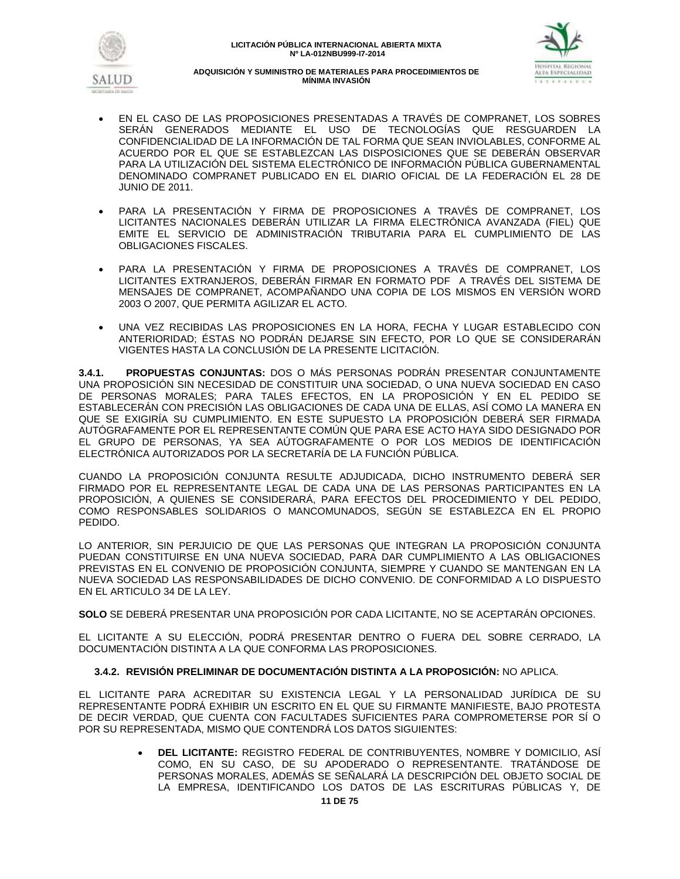- EN EL CASO DE LAS PROPOSICIONES PRESENTADAS A TRAVÉS DE COMPRANET, LOS SOBRES SERÁN GENERADOS MEDIANTE EL USO DE TECNOLOGÍAS QUE RESGUARDEN LA CONFIDENCIALIDAD DE LA INFORMACIÓN DE TAL FORMA QUE SEAN INVIOLABLES, CONFORME AL ACUERDO POR EL QUE SE ESTABLEZCAN LAS DISPOSICIONES QUE SE DEBERÁN OBSERVAR PARA LA UTILIZACIÓN DEL SISTEMA ELECTRÓNICO DE INFORMACIÓN PÚBLICA GUBERNAMENTAL DENOMINADO COMPRANET PUBLICADO EN EL DIARIO OFICIAL DE LA FEDERACIÓN EL 28 DE JUNIO DE 2011.

- PARA LA PRESENTACIÓN Y FIRMA DE PROPOSICIONES A TRAVÉS DE COMPRANET, LOS LICITANTES NACIONALES DEBERÁN UTILIZAR LA FIRMA ELECTRÓNICA AVANZADA (FIEL) QUE EMITE EL SERVICIO DE ADMINISTRACIÓN TRIBUTARIA PARA EL CUMPLIMIENTO DE LAS OBLIGACIONES FISCALES.

- PARA LA PRESENTACIÓN Y FIRMA DE PROPOSICIONES A TRAVÉS DE COMPRANET, LOS LICITANTES EXTRANJEROS, DEBERÁN FIRMAR EN FORMATO PDF A TRAVÉS DEL SISTEMA DE MENSAJES DE COMPRANET, ACOMPAÑANDO UNA COPIA DE LOS MISMOS EN VERSIÓN WORD 2003 O 2007, QUE PERMITA AGILIZAR EL ACTO.

- UNA VEZ RECIBIDAS LAS PROPOSICIONES EN LA HORA, FECHA Y LUGAR ESTABLECIDO CON ANTERIORIDAD; ÉSTAS NO PODRÁN DEJARSE SIN EFECTO, POR LO QUE SE CONSIDERARÁN VIGENTES HASTA LA CONCLUSIÓN DE LA PRESENTE LICITACIÓN.

**3.4.1. PROPUESTAS CONJUNTAS:** DOS O MÁS PERSONAS PODRÁN PRESENTAR CONJUNTAMENTE UNA PROPOSICIÓN SIN NECESIDAD DE CONSTITUIR UNA SOCIEDAD, O UNA NUEVA SOCIEDAD EN CASO DE PERSONAS MORALES; PARA TALES EFECTOS, EN LA PROPOSICIÓN Y EN EL PEDIDO SE ESTABLECERÁN CON PRECISIÓN LAS OBLIGACIONES DE CADA UNA DE ELLAS, ASÍ COMO LA MANERA EN QUE SE EXIGIRÍA SU CUMPLIMIENTO. EN ESTE SUPUESTO LA PROPOSICIÓN DEBERÁ SER FIRMADA AUTÓGRAFAMENTE POR EL REPRESENTANTE COMÚN QUE PARA ESE ACTO HAYA SIDO DESIGNADO POR EL GRUPO DE PERSONAS, YA SEA AÚTOGRAFAMENTE O POR LOS MEDIOS DE IDENTIFICACIÓN ELECTRÓNICA AUTORIZADOS POR LA SECRETARÍA DE LA FUNCIÓN PÚBLICA.

CUANDO LA PROPOSICIÓN CONJUNTA RESULTE ADJUDICADA, DICHO INSTRUMENTO DEBERÁ SER FIRMADO POR EL REPRESENTANTE LEGAL DE CADA UNA DE LAS PERSONAS PARTICIPANTES EN LA PROPOSICIÓN, A QUIENES SE CONSIDERARÁ, PARA EFECTOS DEL PROCEDIMIENTO Y DEL PEDIDO, COMO RESPONSABLES SOLIDARIOS O MANCOMUNADOS, SEGÚN SE ESTABLEZCA EN EL PROPIO PEDIDO.

LO ANTERIOR, SIN PERJUICIO DE QUE LAS PERSONAS QUE INTEGRAN LA PROPOSICIÓN CONJUNTA PUEDAN CONSTITUIRSE EN UNA NUEVA SOCIEDAD, PARA DAR CUMPLIMIENTO A LAS OBLIGACIONES PREVISTAS EN EL CONVENIO DE PROPOSICIÓN CONJUNTA, SIEMPRE Y CUANDO SE MANTENGAN EN LA NUEVA SOCIEDAD LAS RESPONSABILIDADES DE DICHO CONVENIO. DE CONFORMIDAD A LO DISPUESTO EN EL ARTICULO 34 DE LA LEY.

**SOLO** SE DEBERÁ PRESENTAR UNA PROPOSICIÓN POR CADA LICITANTE, NO SE ACEPTARÁN OPCIONES.

EL LICITANTE A SU ELECCIÓN, PODRÁ PRESENTAR DENTRO O FUERA DEL SOBRE CERRADO, LA DOCUMENTACIÓN DISTINTA A LA QUE CONFORMA LAS PROPOSICIONES.

**3.4.2. REVISIÓN PRELIMINAR DE DOCUMENTACIÓN DISTINTA A LA PROPOSICIÓN:** NO APLICA.

EL LICITANTE PARA ACREDITAR SU EXISTENCIA LEGAL Y LA PERSONALIDAD JURÍDICA DE SU REPRESENTANTE PODRÁ EXHIBIR UN ESCRITO EN EL QUE SU FIRMANTE MANIFIESTE, BAJO PROTESTA DE DECIR VERDAD, QUE CUENTA CON FACULTADES SUFICIENTES PARA COMPROMETERSE POR SÍ O POR SU REPRESENTADA, MISMO QUE CONTENDRÁ LOS DATOS SIGUIENTES:

- **DEL LICITANTE:** REGISTRO FEDERAL DE CONTRIBUYENTES, NOMBRE Y DOMICILIO, ASÍ COMO, EN SU CASO, DE SU APODERADO O REPRESENTANTE. TRATÁNDOSE DE PERSONAS MORALES, ADEMÁS SE SEÑALARÁ LA DESCRIPCIÓN DEL OBJETO SOCIAL DE LA EMPRESA, IDENTIFICANDO LOS DATOS DE LAS ESCRITURAS PÚBLICAS Y, DE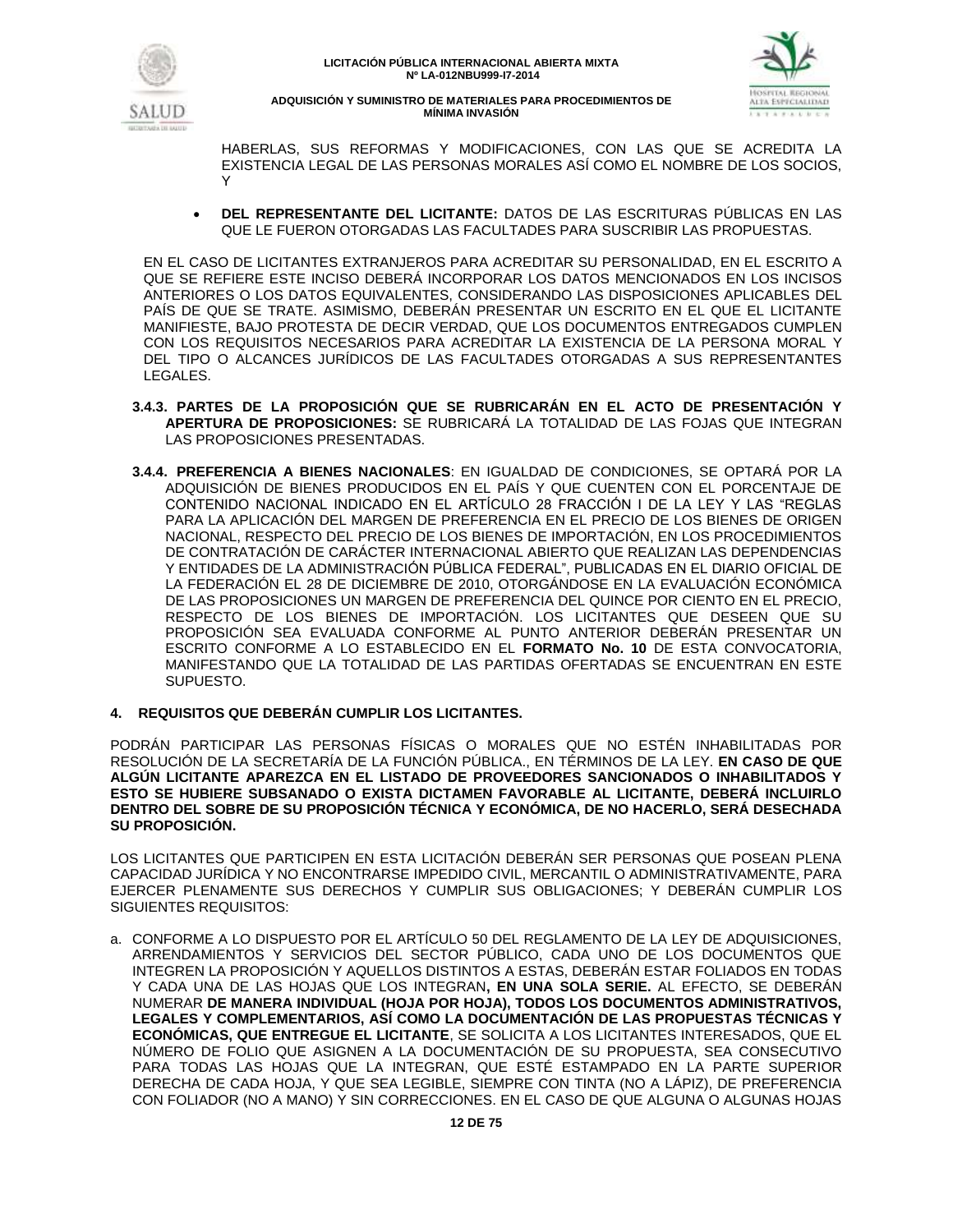HABERLAS, SUS REFORMAS Y MODIFICACIONES, CON LAS QUE SE ACREDITA LA EXISTENCIA LEGAL DE LAS PERSONAS MORALES ASÍ COMO EL NOMBRE DE LOS SOCIOS, Y

- **DEL REPRESENTANTE DEL LICITANTE:** DATOS DE LAS ESCRITURAS PÚBLICAS EN LAS QUE LE FUERON OTORGADAS LAS FACULTADES PARA SUSCRIBIR LAS PROPUESTAS.

EN EL CASO DE LICITANTES EXTRANJEROS PARA ACREDITAR SU PERSONALIDAD, EN EL ESCRITO A QUE SE REFIERE ESTE INCISO DEBERÁ INCORPORAR LOS DATOS MENCIONADOS EN LOS INCISOS ANTERIORES O LOS DATOS EQUIVALENTES, CONSIDERANDO LAS DISPOSICIONES APLICABLES DEL PAÍS DE QUE SE TRATE. ASIMISMO, DEBERÁN PRESENTAR UN ESCRITO EN EL QUE EL LICITANTE MANIFIESTE, BAJO PROTESTA DE DECIR VERDAD, QUE LOS DOCUMENTOS ENTREGADOS CUMPLEN CON LOS REQUISITOS NECESARIOS PARA ACREDITAR LA EXISTENCIA DE LA PERSONA MORAL Y DEL TIPO O ALCANCES JURÍDICOS DE LAS FACULTADES OTORGADAS A SUS REPRESENTANTES LEGALES.

**3.4.3. PARTES DE LA PROPOSICIÓN QUE SE RUBRICARÁN EN EL ACTO DE PRESENTACIÓN Y APERTURA DE PROPOSICIONES:** SE RUBRICARÁ LA TOTALIDAD DE LAS FOJAS QUE INTEGRAN LAS PROPOSICIONES PRESENTADAS.

**3.4.4. PREFERENCIA A BIENES NACIONALES**: EN IGUALDAD DE CONDICIONES, SE OPTARÁ POR LA ADQUISICIÓN DE BIENES PRODUCIDOS EN EL PAÍS Y QUE CUENTEN CON EL PORCENTAJE DE CONTENIDO NACIONAL INDICADO EN EL ARTÍCULO 28 FRACCIÓN I DE LA LEY Y LAS "REGLAS PARA LA APLICACIÓN DEL MARGEN DE PREFERENCIA EN EL PRECIO DE LOS BIENES DE ORIGEN NACIONAL, RESPECTO DEL PRECIO DE LOS BIENES DE IMPORTACIÓN, EN LOS PROCEDIMIENTOS DE CONTRATACIÓN DE CARÁCTER INTERNACIONAL ABIERTO QUE REALIZAN LAS DEPENDENCIAS Y ENTIDADES DE LA ADMINISTRACIÓN PÚBLICA FEDERAL", PUBLICADAS EN EL DIARIO OFICIAL DE LA FEDERACIÓN EL 28 DE DICIEMBRE DE 2010, OTORGÁNDOSE EN LA EVALUACIÓN ECONÓMICA DE LAS PROPOSICIONES UN MARGEN DE PREFERENCIA DEL QUINCE POR CIENTO EN EL PRECIO, RESPECTO DE LOS BIENES DE IMPORTACIÓN. LOS LICITANTES QUE DESEEN QUE SU PROPOSICIÓN SEA EVALUADA CONFORME AL PUNTO ANTERIOR DEBERÁN PRESENTAR UN ESCRITO CONFORME A LO ESTABLECIDO EN EL **FORMATO No. 10** DE ESTA CONVOCATORIA, MANIFESTANDO QUE LA TOTALIDAD DE LAS PARTIDAS OFERTADAS SE ENCUENTRAN EN ESTE SUPUESTO.

## 4. REQUISITOS QUE DEBERÁN CUMPLIR LOS LICITANTES.

PODRÁN PARTICIPAR LAS PERSONAS FÍSICAS O MORALES QUE NO ESTÉN INHABILITADAS POR RESOLUCIÓN DE LA SECRETARÍA DE LA FUNCIÓN PÚBLICA., EN TÉRMINOS DE LA LEY. **EN CASO DE QUE ALGÚN LICITANTE APAREZCA EN EL LISTADO DE PROVEEDORES SANCIONADOS O INHABILITADOS Y ESTO SE HUBIERE SUBSANADO O EXISTA DICTAMEN FAVORABLE AL LICITANTE, DEBERÁ INCLUIRLO DENTRO DEL SOBRE DE SU PROPOSICIÓN TÉCNICA Y ECONÓMICA, DE NO HACERLO, SERÁ DESECHADA SU PROPOSICIÓN.**

LOS LICITANTES QUE PARTICIPEN EN ESTA LICITACIÓN DEBERÁN SER PERSONAS QUE POSEAN PLENA CAPACIDAD JURÍDICA Y NO ENCONTRARSE IMPEDIDO CIVIL, MERCANTIL O ADMINISTRATIVAMENTE, PARA EJERCER PLENAMENTE SUS DERECHOS Y CUMPLIR SUS OBLIGACIONES; Y DEBERÁN CUMPLIR LOS SIGUIENTES REQUISITOS:

a. CONFORME A LO DISPUESTO POR EL ARTÍCULO 50 DEL REGLAMENTO DE LA LEY DE ADQUISICIONES, ARRENDAMIENTOS Y SERVICIOS DEL SECTOR PÚBLICO, CADA UNO DE LOS DOCUMENTOS QUE INTEGREN LA PROPOSICIÓN Y AQUELLOS DISTINTOS A ESTAS, DEBERÁN ESTAR FOLIADOS EN TODAS Y CADA UNA DE LAS HOJAS QUE LOS INTEGRAN**, EN UNA SOLA SERIE.** AL EFECTO, SE DEBERÁN NUMERAR **DE MANERA INDIVIDUAL (HOJA POR HOJA), TODOS LOS DOCUMENTOS ADMINISTRATIVOS, LEGALES Y COMPLEMENTARIOS, ASÍ COMO LA DOCUMENTACIÓN DE LAS PROPUESTAS TÉCNICAS Y ECONÓMICAS, QUE ENTREGUE EL LICITANTE**, SE SOLICITA A LOS LICITANTES INTERESADOS, QUE EL NÚMERO DE FOLIO QUE ASIGNEN A LA DOCUMENTACIÓN DE SU PROPUESTA, SEA CONSECUTIVO PARA TODAS LAS HOJAS QUE LA INTEGRAN, QUE ESTÉ ESTAMPADO EN LA PARTE SUPERIOR DERECHA DE CADA HOJA, Y QUE SEA LEGIBLE, SIEMPRE CON TINTA (NO A LÁPIZ), DE PREFERENCIA CON FOLIADOR (NO A MANO) Y SIN CORRECCIONES. EN EL CASO DE QUE ALGUNA O ALGUNAS HOJAS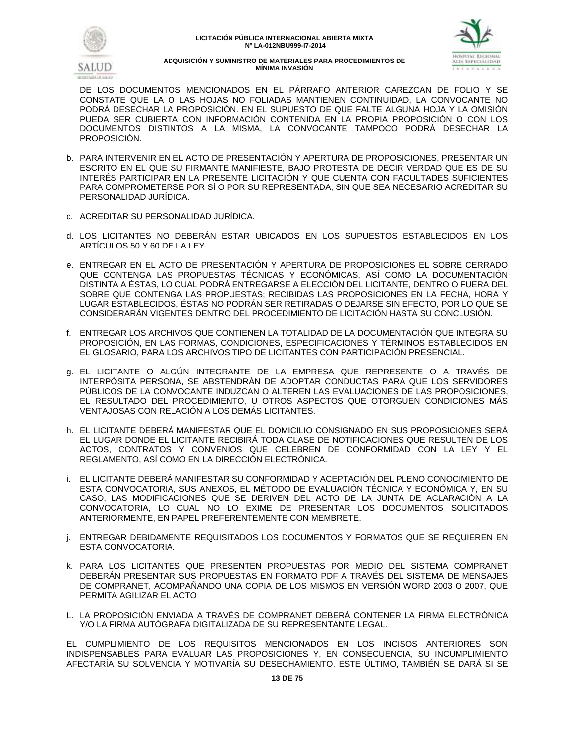DE LOS DOCUMENTOS MENCIONADOS EN EL PÁRRAFO ANTERIOR CAREZCAN DE FOLIO Y SE CONSTATE QUE LA O LAS HOJAS NO FOLIADAS MANTIENEN CONTINUIDAD, LA CONVOCANTE NO PODRÁ DESECHAR LA PROPOSICIÓN. EN EL SUPUESTO DE QUE FALTE ALGUNA HOJA Y LA OMISIÓN PUEDA SER CUBIERTA CON INFORMACIÓN CONTENIDA EN LA PROPIA PROPOSICIÓN O CON LOS DOCUMENTOS DISTINTOS A LA MISMA, LA CONVOCANTE TAMPOCO PODRÁ DESECHAR LA PROPOSICIÓN.

b. PARA INTERVENIR EN EL ACTO DE PRESENTACIÓN Y APERTURA DE PROPOSICIONES, PRESENTAR UN ESCRITO EN EL QUE SU FIRMANTE MANIFIESTE, BAJO PROTESTA DE DECIR VERDAD QUE ES DE SU INTERÉS PARTICIPAR EN LA PRESENTE LICITACIÓN Y QUE CUENTA CON FACULTADES SUFICIENTES PARA COMPROMETERSE POR SÍ O POR SU REPRESENTADA, SIN QUE SEA NECESARIO ACREDITAR SU PERSONALIDAD JURÍDICA.

c. ACREDITAR SU PERSONALIDAD JURÍDICA.

d. LOS LICITANTES NO DEBERÁN ESTAR UBICADOS EN LOS SUPUESTOS ESTABLECIDOS EN LOS ARTÍCULOS 50 Y 60 DE LA LEY.

e. ENTREGAR EN EL ACTO DE PRESENTACIÓN Y APERTURA DE PROPOSICIONES EL SOBRE CERRADO QUE CONTENGA LAS PROPUESTAS TÉCNICAS Y ECONÓMICAS, ASÍ COMO LA DOCUMENTACIÓN DISTINTA A ÉSTAS, LO CUAL PODRÁ ENTREGARSE A ELECCIÓN DEL LICITANTE, DENTRO O FUERA DEL SOBRE QUE CONTENGA LAS PROPUESTAS; RECIBIDAS LAS PROPOSICIONES EN LA FECHA, HORA Y LUGAR ESTABLECIDOS, ÉSTAS NO PODRÁN SER RETIRADAS O DEJARSE SIN EFECTO, POR LO QUE SE CONSIDERARÁN VIGENTES DENTRO DEL PROCEDIMIENTO DE LICITACIÓN HASTA SU CONCLUSIÓN.

f. ENTREGAR LOS ARCHIVOS QUE CONTIENEN LA TOTALIDAD DE LA DOCUMENTACIÓN QUE INTEGRA SU PROPOSICIÓN, EN LAS FORMAS, CONDICIONES, ESPECIFICACIONES Y TÉRMINOS ESTABLECIDOS EN EL GLOSARIO, PARA LOS ARCHIVOS TIPO DE LICITANTES CON PARTICIPACIÓN PRESENCIAL.

g. EL LICITANTE O ALGÚN INTEGRANTE DE LA EMPRESA QUE REPRESENTE O A TRAVÉS DE INTERPÓSITA PERSONA, SE ABSTENDRÁN DE ADOPTAR CONDUCTAS PARA QUE LOS SERVIDORES PÚBLICOS DE LA CONVOCANTE INDUZCAN O ALTEREN LAS EVALUACIONES DE LAS PROPOSICIONES, EL RESULTADO DEL PROCEDIMIENTO, U OTROS ASPECTOS QUE OTORGUEN CONDICIONES MÁS VENTAJOSAS CON RELACIÓN A LOS DEMÁS LICITANTES.

h. EL LICITANTE DEBERÁ MANIFESTAR QUE EL DOMICILIO CONSIGNADO EN SUS PROPOSICIONES SERÁ EL LUGAR DONDE EL LICITANTE RECIBIRÁ TODA CLASE DE NOTIFICACIONES QUE RESULTEN DE LOS ACTOS, CONTRATOS Y CONVENIOS QUE CELEBREN DE CONFORMIDAD CON LA LEY Y EL REGLAMENTO, ASÍ COMO EN LA DIRECCIÓN ELECTRÓNICA.

i. EL LICITANTE DEBERÁ MANIFESTAR SU CONFORMIDAD Y ACEPTACIÓN DEL PLENO CONOCIMIENTO DE ESTA CONVOCATORIA, SUS ANEXOS, EL MÉTODO DE EVALUACIÓN TÉCNICA Y ECONÓMICA Y, EN SU CASO, LAS MODIFICACIONES QUE SE DERIVEN DEL ACTO DE LA JUNTA DE ACLARACIÓN A LA CONVOCATORIA, LO CUAL NO LO EXIME DE PRESENTAR LOS DOCUMENTOS SOLICITADOS ANTERIORMENTE, EN PAPEL PREFERENTEMENTE CON MEMBRETE.

j. ENTREGAR DEBIDAMENTE REQUISITADOS LOS DOCUMENTOS Y FORMATOS QUE SE REQUIEREN EN ESTA CONVOCATORIA.

k. PARA LOS LICITANTES QUE PRESENTEN PROPUESTAS POR MEDIO DEL SISTEMA COMPRANET DEBERÁN PRESENTAR SUS PROPUESTAS EN FORMATO PDF A TRAVÉS DEL SISTEMA DE MENSAJES DE COMPRANET, ACOMPAÑANDO UNA COPIA DE LOS MISMOS EN VERSIÓN WORD 2003 O 2007, QUE PERMITA AGILIZAR EL ACTO

L. LA PROPOSICIÓN ENVIADA A TRAVÉS DE COMPRANET DEBERÁ CONTENER LA FIRMA ELECTRÓNICA Y/O LA FIRMA AUTÓGRAFA DIGITALIZADA DE SU REPRESENTANTE LEGAL.

EL CUMPLIMIENTO DE LOS REQUISITOS MENCIONADOS EN LOS INCISOS ANTERIORES SON INDISPENSABLES PARA EVALUAR LAS PROPOSICIONES Y, EN CONSECUENCIA, SU INCUMPLIMIENTO AFECTARÍA SU SOLVENCIA Y MOTIVARÍA SU DESECHAMIENTO. ESTE ÚLTIMO, TAMBIÉN SE DARÁ SI SE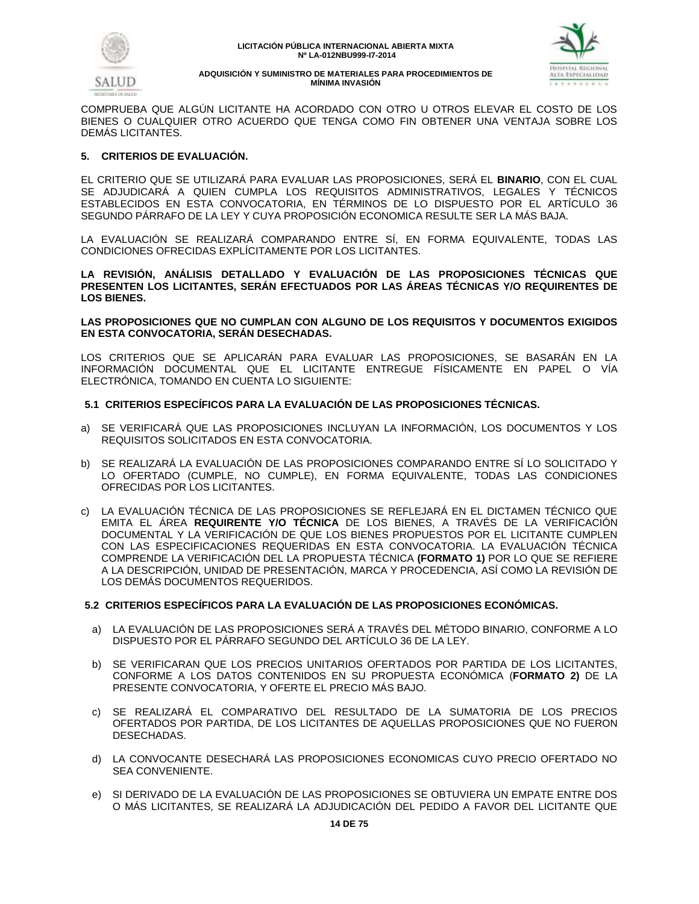COMPRUEBA QUE ALGÚN LICITANTE HA ACORDADO CON OTRO U OTROS ELEVAR EL COSTO DE LOS BIENES O CUALQUIER OTRO ACUERDO QUE TENGA COMO FIN OBTENER UNA VENTAJA SOBRE LOS DEMÁS LICITANTES.

## 5. CRITERIOS DE EVALUACIÓN.

EL CRITERIO QUE SE UTILIZARÁ PARA EVALUAR LAS PROPOSICIONES, SERÁ EL **BINARIO**, CON EL CUAL SE ADJUDICARÁ A QUIEN CUMPLA LOS REQUISITOS ADMINISTRATIVOS, LEGALES Y TÉCNICOS ESTABLECIDOS EN ESTA CONVOCATORIA, EN TÉRMINOS DE LO DISPUESTO POR EL ARTÍCULO 36 SEGUNDO PÁRRAFO DE LA LEY Y CUYA PROPOSICIÓN ECONOMICA RESULTE SER LA MÁS BAJA.

LA EVALUACIÓN SE REALIZARÁ COMPARANDO ENTRE SÍ, EN FORMA EQUIVALENTE, TODAS LAS CONDICIONES OFRECIDAS EXPLÍCITAMENTE POR LOS LICITANTES.

**LA REVISIÓN, ANÁLISIS DETALLADO Y EVALUACIÓN DE LAS PROPOSICIONES TÉCNICAS QUE PRESENTEN LOS LICITANTES, SERÁN EFECTUADOS POR LAS ÁREAS TÉCNICAS Y/O REQUIRENTES DE LOS BIENES.**

**LAS PROPOSICIONES QUE NO CUMPLAN CON ALGUNO DE LOS REQUISITOS Y DOCUMENTOS EXIGIDOS EN ESTA CONVOCATORIA, SERÁN DESECHADAS.**

LOS CRITERIOS QUE SE APLICARÁN PARA EVALUAR LAS PROPOSICIONES, SE BASARÁN EN LA INFORMACIÓN DOCUMENTAL QUE EL LICITANTE ENTREGUE FÍSICAMENTE EN PAPEL O VÍA ELECTRÓNICA, TOMANDO EN CUENTA LO SIGUIENTE:

### 5.1 CRITERIOS ESPECÍFICOS PARA LA EVALUACIÓN DE LAS PROPOSICIONES TÉCNICAS.

a) SE VERIFICARÁ QUE LAS PROPOSICIONES INCLUYAN LA INFORMACIÓN, LOS DOCUMENTOS Y LOS REQUISITOS SOLICITADOS EN ESTA CONVOCATORIA.

b) SE REALIZARÁ LA EVALUACIÓN DE LAS PROPOSICIONES COMPARANDO ENTRE SÍ LO SOLICITADO Y LO OFERTADO (CUMPLE, NO CUMPLE), EN FORMA EQUIVALENTE, TODAS LAS CONDICIONES OFRECIDAS POR LOS LICITANTES.

c) LA EVALUACIÓN TÉCNICA DE LAS PROPOSICIONES SE REFLEJARÁ EN EL DICTAMEN TÉCNICO QUE EMITA EL ÁREA **REQUIRENTE Y/O TÉCNICA** DE LOS BIENES, A TRAVÉS DE LA VERIFICACIÓN DOCUMENTAL Y LA VERIFICACIÓN DE QUE LOS BIENES PROPUESTOS POR EL LICITANTE CUMPLEN CON LAS ESPECIFICACIONES REQUERIDAS EN ESTA CONVOCATORIA. LA EVALUACIÓN TÉCNICA COMPRENDE LA VERIFICACIÓN DEL LA PROPUESTA TÉCNICA **(FORMATO 1)** POR LO QUE SE REFIERE A LA DESCRIPCIÓN, UNIDAD DE PRESENTACIÓN, MARCA Y PROCEDENCIA, ASÍ COMO LA REVISIÓN DE LOS DEMÁS DOCUMENTOS REQUERIDOS.

### 5.2 CRITERIOS ESPECÍFICOS PARA LA EVALUACIÓN DE LAS PROPOSICIONES ECONÓMICAS.

a) LA EVALUACIÓN DE LAS PROPOSICIONES SERÁ A TRAVÉS DEL MÉTODO BINARIO, CONFORME A LO DISPUESTO POR EL PÁRRAFO SEGUNDO DEL ARTÍCULO 36 DE LA LEY.

b) SE VERIFICARAN QUE LOS PRECIOS UNITARIOS OFERTADOS POR PARTIDA DE LOS LICITANTES, CONFORME A LOS DATOS CONTENIDOS EN SU PROPUESTA ECONÓMICA (**FORMATO 2)** DE LA PRESENTE CONVOCATORIA, Y OFERTE EL PRECIO MÁS BAJO.

c) SE REALIZARÁ EL COMPARATIVO DEL RESULTADO DE LA SUMATORIA DE LOS PRECIOS OFERTADOS POR PARTIDA, DE LOS LICITANTES DE AQUELLAS PROPOSICIONES QUE NO FUERON DESECHADAS.

d) LA CONVOCANTE DESECHARÁ LAS PROPOSICIONES ECONOMICAS CUYO PRECIO OFERTADO NO SEA CONVENIENTE.

e) SI DERIVADO DE LA EVALUACIÓN DE LAS PROPOSICIONES SE OBTUVIERA UN EMPATE ENTRE DOS O MÁS LICITANTES, SE REALIZARÁ LA ADJUDICACIÓN DEL PEDIDO A FAVOR DEL LICITANTE QUE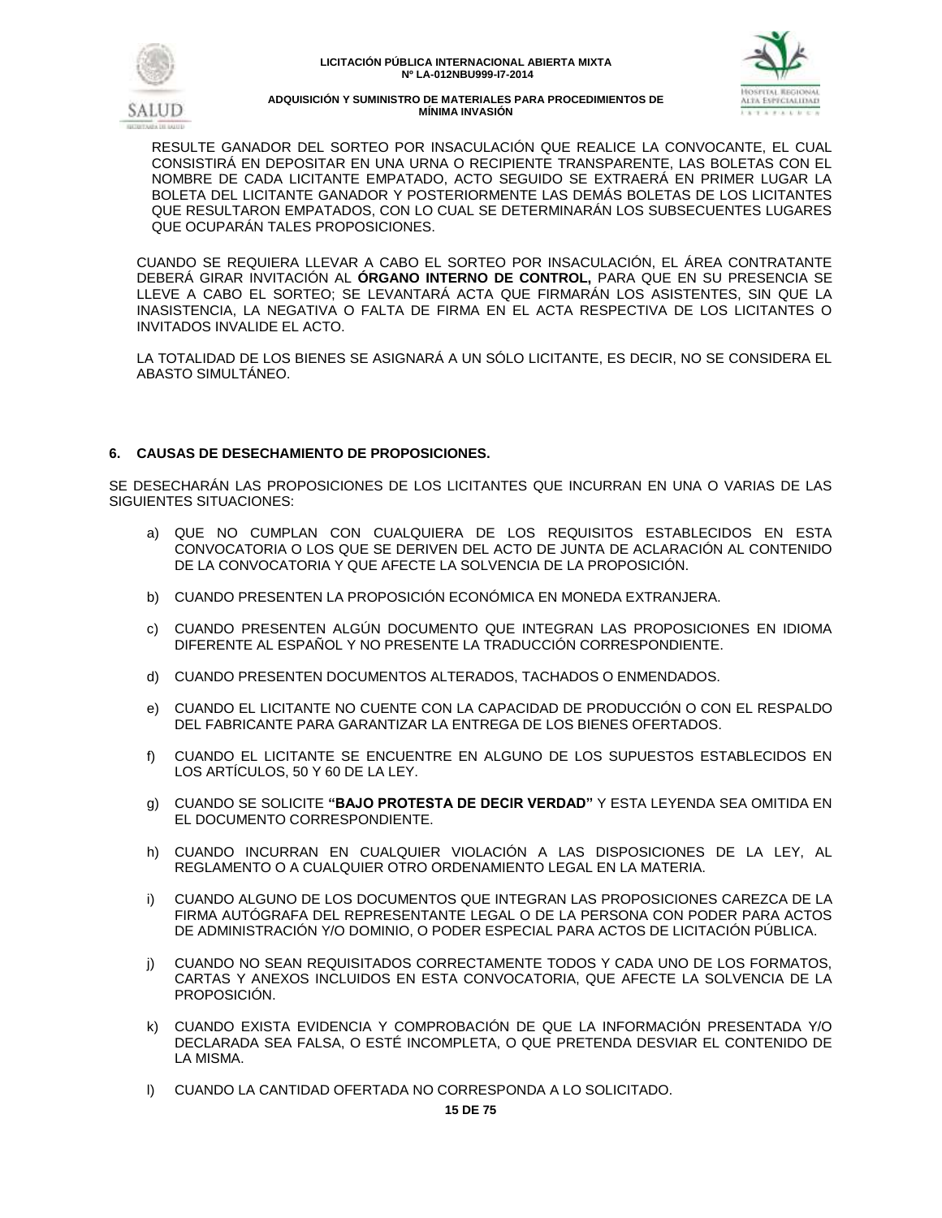RESULTE GANADOR DEL SORTEO POR INSACULACIÓN QUE REALICE LA CONVOCANTE, EL CUAL CONSISTIRÁ EN DEPOSITAR EN UNA URNA O RECIPIENTE TRANSPARENTE, LAS BOLETAS CON EL NOMBRE DE CADA LICITANTE EMPATADO, ACTO SEGUIDO SE EXTRAERÁ EN PRIMER LUGAR LA BOLETA DEL LICITANTE GANADOR Y POSTERIORMENTE LAS DEMÁS BOLETAS DE LOS LICITANTES QUE RESULTARON EMPATADOS, CON LO CUAL SE DETERMINARÁN LOS SUBSECUENTES LUGARES QUE OCUPARÁN TALES PROPOSICIONES.

CUANDO SE REQUIERA LLEVAR A CABO EL SORTEO POR INSACULACIÓN, EL ÁREA CONTRATANTE DEBERÁ GIRAR INVITACIÓN AL **ÓRGANO INTERNO DE CONTROL,** PARA QUE EN SU PRESENCIA SE LLEVE A CABO EL SORTEO; SE LEVANTARÁ ACTA QUE FIRMARÁN LOS ASISTENTES, SIN QUE LA INASISTENCIA, LA NEGATIVA O FALTA DE FIRMA EN EL ACTA RESPECTIVA DE LOS LICITANTES O INVITADOS INVALIDE EL ACTO.

LA TOTALIDAD DE LOS BIENES SE ASIGNARÁ A UN SÓLO LICITANTE, ES DECIR, NO SE CONSIDERA EL ABASTO SIMULTÁNEO.

## 6. CAUSAS DE DESECHAMIENTO DE PROPOSICIONES.

SE DESECHARÁN LAS PROPOSICIONES DE LOS LICITANTES QUE INCURRAN EN UNA O VARIAS DE LAS SIGUIENTES SITUACIONES:

a) QUE NO CUMPLAN CON CUALQUIERA DE LOS REQUISITOS ESTABLECIDOS EN ESTA CONVOCATORIA O LOS QUE SE DERIVEN DEL ACTO DE JUNTA DE ACLARACIÓN AL CONTENIDO DE LA CONVOCATORIA Y QUE AFECTE LA SOLVENCIA DE LA PROPOSICIÓN.

b) CUANDO PRESENTEN LA PROPOSICIÓN ECONÓMICA EN MONEDA EXTRANJERA.

c) CUANDO PRESENTEN ALGÚN DOCUMENTO QUE INTEGRAN LAS PROPOSICIONES EN IDIOMA DIFERENTE AL ESPAÑOL Y NO PRESENTE LA TRADUCCIÓN CORRESPONDIENTE.

d) CUANDO PRESENTEN DOCUMENTOS ALTERADOS, TACHADOS O ENMENDADOS.

e) CUANDO EL LICITANTE NO CUENTE CON LA CAPACIDAD DE PRODUCCIÓN O CON EL RESPALDO DEL FABRICANTE PARA GARANTIZAR LA ENTREGA DE LOS BIENES OFERTADOS.

f) CUANDO EL LICITANTE SE ENCUENTRE EN ALGUNO DE LOS SUPUESTOS ESTABLECIDOS EN LOS ARTÍCULOS, 50 Y 60 DE LA LEY.

g) CUANDO SE SOLICITE **"BAJO PROTESTA DE DECIR VERDAD"** Y ESTA LEYENDA SEA OMITIDA EN EL DOCUMENTO CORRESPONDIENTE.

h) CUANDO INCURRAN EN CUALQUIER VIOLACIÓN A LAS DISPOSICIONES DE LA LEY, AL REGLAMENTO O A CUALQUIER OTRO ORDENAMIENTO LEGAL EN LA MATERIA.

i) CUANDO ALGUNO DE LOS DOCUMENTOS QUE INTEGRAN LAS PROPOSICIONES CAREZCA DE LA FIRMA AUTÓGRAFA DEL REPRESENTANTE LEGAL O DE LA PERSONA CON PODER PARA ACTOS DE ADMINISTRACIÓN Y/O DOMINIO, O PODER ESPECIAL PARA ACTOS DE LICITACIÓN PÚBLICA.

j) CUANDO NO SEAN REQUISITADOS CORRECTAMENTE TODOS Y CADA UNO DE LOS FORMATOS, CARTAS Y ANEXOS INCLUIDOS EN ESTA CONVOCATORIA, QUE AFECTE LA SOLVENCIA DE LA PROPOSICIÓN.

k) CUANDO EXISTA EVIDENCIA Y COMPROBACIÓN DE QUE LA INFORMACIÓN PRESENTADA Y/O DECLARADA SEA FALSA, O ESTÉ INCOMPLETA, O QUE PRETENDA DESVIAR EL CONTENIDO DE LA MISMA.

l) CUANDO LA CANTIDAD OFERTADA NO CORRESPONDA A LO SOLICITADO.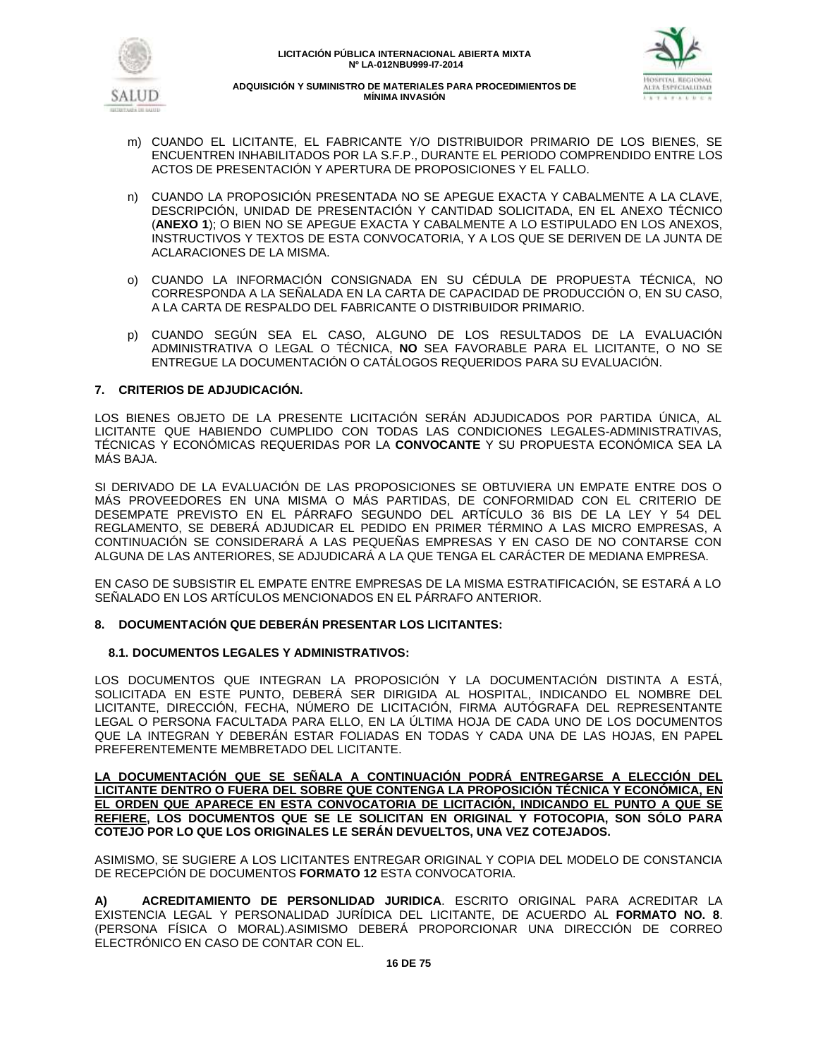m) CUANDO EL LICITANTE, EL FABRICANTE Y/O DISTRIBUIDOR PRIMARIO DE LOS BIENES, SE ENCUENTREN INHABILITADOS POR LA S.F.P., DURANTE EL PERIODO COMPRENDIDO ENTRE LOS ACTOS DE PRESENTACIÓN Y APERTURA DE PROPOSICIONES Y EL FALLO.

n) CUANDO LA PROPOSICIÓN PRESENTADA NO SE APEGUE EXACTA Y CABALMENTE A LA CLAVE, DESCRIPCIÓN, UNIDAD DE PRESENTACIÓN Y CANTIDAD SOLICITADA, EN EL ANEXO TÉCNICO (**ANEXO 1**); O BIEN NO SE APEGUE EXACTA Y CABALMENTE A LO ESTIPULADO EN LOS ANEXOS, INSTRUCTIVOS Y TEXTOS DE ESTA CONVOCATORIA, Y A LOS QUE SE DERIVEN DE LA JUNTA DE ACLARACIONES DE LA MISMA.

o) CUANDO LA INFORMACIÓN CONSIGNADA EN SU CÉDULA DE PROPUESTA TÉCNICA, NO CORRESPONDA A LA SEÑALADA EN LA CARTA DE CAPACIDAD DE PRODUCCIÓN O, EN SU CASO, A LA CARTA DE RESPALDO DEL FABRICANTE O DISTRIBUIDOR PRIMARIO.

p) CUANDO SEGÚN SEA EL CASO, ALGUNO DE LOS RESULTADOS DE LA EVALUACIÓN ADMINISTRATIVA O LEGAL O TÉCNICA, **NO** SEA FAVORABLE PARA EL LICITANTE, O NO SE ENTREGUE LA DOCUMENTACIÓN O CATÁLOGOS REQUERIDOS PARA SU EVALUACIÓN.

## 7. CRITERIOS DE ADJUDICACIÓN.

LOS BIENES OBJETO DE LA PRESENTE LICITACIÓN SERÁN ADJUDICADOS POR PARTIDA ÚNICA, AL LICITANTE QUE HABIENDO CUMPLIDO CON TODAS LAS CONDICIONES LEGALES-ADMINISTRATIVAS, TÉCNICAS Y ECONÓMICAS REQUERIDAS POR LA **CONVOCANTE** Y SU PROPUESTA ECONÓMICA SEA LA MÁS BAJA.

SI DERIVADO DE LA EVALUACIÓN DE LAS PROPOSICIONES SE OBTUVIERA UN EMPATE ENTRE DOS O MÁS PROVEEDORES EN UNA MISMA O MÁS PARTIDAS, DE CONFORMIDAD CON EL CRITERIO DE DESEMPATE PREVISTO EN EL PÁRRAFO SEGUNDO DEL ARTÍCULO 36 BIS DE LA LEY Y 54 DEL REGLAMENTO, SE DEBERÁ ADJUDICAR EL PEDIDO EN PRIMER TÉRMINO A LAS MICRO EMPRESAS, A CONTINUACIÓN SE CONSIDERARÁ A LAS PEQUEÑAS EMPRESAS Y EN CASO DE NO CONTARSE CON ALGUNA DE LAS ANTERIORES, SE ADJUDICARÁ A LA QUE TENGA EL CARÁCTER DE MEDIANA EMPRESA.

EN CASO DE SUBSISTIR EL EMPATE ENTRE EMPRESAS DE LA MISMA ESTRATIFICACIÓN, SE ESTARÁ A LO SEÑALADO EN LOS ARTÍCULOS MENCIONADOS EN EL PÁRRAFO ANTERIOR.

## 8. DOCUMENTACIÓN QUE DEBERÁN PRESENTAR LOS LICITANTES:

### 8.1. DOCUMENTOS LEGALES Y ADMINISTRATIVOS:

LOS DOCUMENTOS QUE INTEGRAN LA PROPOSICIÓN Y LA DOCUMENTACIÓN DISTINTA A ESTÁ, SOLICITADA EN ESTE PUNTO, DEBERÁ SER DIRIGIDA AL HOSPITAL, INDICANDO EL NOMBRE DEL LICITANTE, DIRECCIÓN, FECHA, NÚMERO DE LICITACIÓN, FIRMA AUTÓGRAFA DEL REPRESENTANTE LEGAL O PERSONA FACULTADA PARA ELLO, EN LA ÚLTIMA HOJA DE CADA UNO DE LOS DOCUMENTOS QUE LA INTEGRAN Y DEBERÁN ESTAR FOLIADAS EN TODAS Y CADA UNA DE LAS HOJAS, EN PAPEL PREFERENTEMENTE MEMBRETADO DEL LICITANTE.

**LA DOCUMENTACIÓN QUE SE SEÑALA A CONTINUACIÓN PODRÁ ENTREGARSE A ELECCIÓN DEL LICITANTE DENTRO O FUERA DEL SOBRE QUE CONTENGA LA PROPOSICIÓN TÉCNICA Y ECONÓMICA, EN EL ORDEN QUE APARECE EN ESTA CONVOCATORIA DE LICITACIÓN, INDICANDO EL PUNTO A QUE SE REFIERE, LOS DOCUMENTOS QUE SE LE SOLICITAN EN ORIGINAL Y FOTOCOPIA, SON SÓLO PARA COTEJO POR LO QUE LOS ORIGINALES LE SERÁN DEVUELTOS, UNA VEZ COTEJADOS.**

ASIMISMO, SE SUGIERE A LOS LICITANTES ENTREGAR ORIGINAL Y COPIA DEL MODELO DE CONSTANCIA DE RECEPCIÓN DE DOCUMENTOS **FORMATO 12** ESTA CONVOCATORIA.

**A) ACREDITAMIENTO DE PERSONLIDAD JURIDICA**. ESCRITO ORIGINAL PARA ACREDITAR LA EXISTENCIA LEGAL Y PERSONALIDAD JURÍDICA DEL LICITANTE, DE ACUERDO AL **FORMATO NO. 8**. (PERSONA FÍSICA O MORAL).ASIMISMO DEBERÁ PROPORCIONAR UNA DIRECCIÓN DE CORREO ELECTRÓNICO EN CASO DE CONTAR CON EL.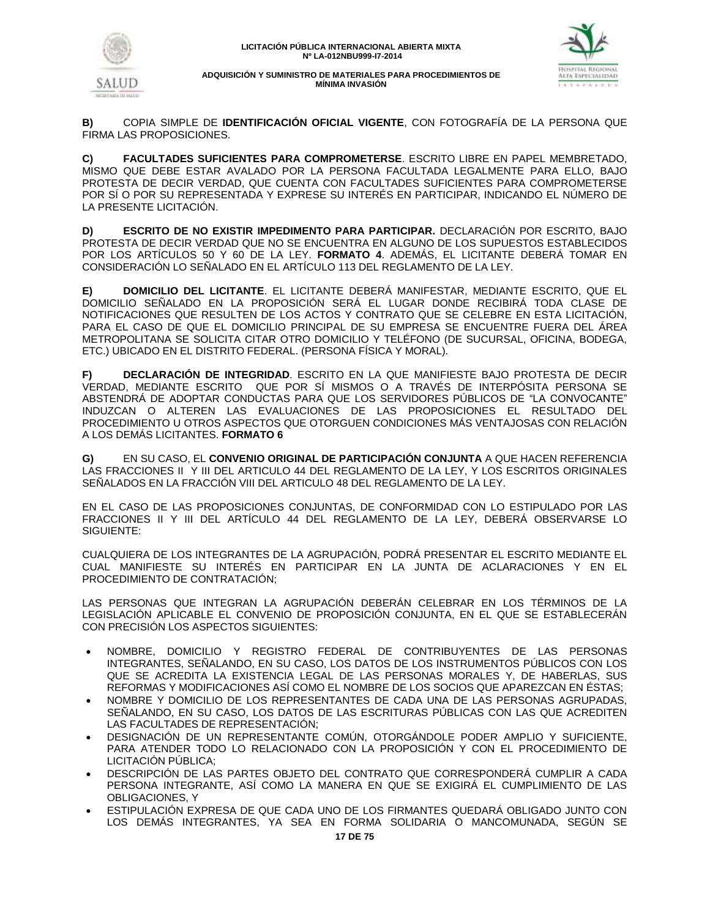**B)** COPIA SIMPLE DE **IDENTIFICACIÓN OFICIAL VIGENTE**, CON FOTOGRAFÍA DE LA PERSONA QUE FIRMA LAS PROPOSICIONES.

**C)** **FACULTADES SUFICIENTES PARA COMPROMETERSE**. ESCRITO LIBRE EN PAPEL MEMBRETADO, MISMO QUE DEBE ESTAR AVALADO POR LA PERSONA FACULTADA LEGALMENTE PARA ELLO, BAJO PROTESTA DE DECIR VERDAD, QUE CUENTA CON FACULTADES SUFICIENTES PARA COMPROMETERSE POR SÍ O POR SU REPRESENTADA Y EXPRESE SU INTERÉS EN PARTICIPAR, INDICANDO EL NÚMERO DE LA PRESENTE LICITACIÓN.

**D)** **ESCRITO DE NO EXISTIR IMPEDIMENTO PARA PARTICIPAR.** DECLARACIÓN POR ESCRITO, BAJO PROTESTA DE DECIR VERDAD QUE NO SE ENCUENTRA EN ALGUNO DE LOS SUPUESTOS ESTABLECIDOS POR LOS ARTÍCULOS 50 Y 60 DE LA LEY. **FORMATO 4**. ADEMÁS, EL LICITANTE DEBERÁ TOMAR EN CONSIDERACIÓN LO SEÑALADO EN EL ARTÍCULO 113 DEL REGLAMENTO DE LA LEY.

**E)** **DOMICILIO DEL LICITANTE**. EL LICITANTE DEBERÁ MANIFESTAR, MEDIANTE ESCRITO, QUE EL DOMICILIO SEÑALADO EN LA PROPOSICIÓN SERÁ EL LUGAR DONDE RECIBIRÁ TODA CLASE DE NOTIFICACIONES QUE RESULTEN DE LOS ACTOS Y CONTRATO QUE SE CELEBRE EN ESTA LICITACIÓN, PARA EL CASO DE QUE EL DOMICILIO PRINCIPAL DE SU EMPRESA SE ENCUENTRE FUERA DEL ÁREA METROPOLITANA SE SOLICITA CITAR OTRO DOMICILIO Y TELÉFONO (DE SUCURSAL, OFICINA, BODEGA, ETC.) UBICADO EN EL DISTRITO FEDERAL. (PERSONA FÍSICA Y MORAL).

**F)** **DECLARACIÓN DE INTEGRIDAD**. ESCRITO EN LA QUE MANIFIESTE BAJO PROTESTA DE DECIR VERDAD, MEDIANTE ESCRITO QUE POR SÍ MISMOS O A TRAVÉS DE INTERPÓSITA PERSONA SE ABSTENDRÁ DE ADOPTAR CONDUCTAS PARA QUE LOS SERVIDORES PÚBLICOS DE "LA CONVOCANTE" INDUZCAN O ALTEREN LAS EVALUACIONES DE LAS PROPOSICIONES EL RESULTADO DEL PROCEDIMIENTO U OTROS ASPECTOS QUE OTORGUEN CONDICIONES MÁS VENTAJOSAS CON RELACIÓN A LOS DEMÁS LICITANTES. **FORMATO 6**

**G)** EN SU CASO, EL **CONVENIO ORIGINAL DE PARTICIPACIÓN CONJUNTA** A QUE HACEN REFERENCIA LAS FRACCIONES II Y III DEL ARTICULO 44 DEL REGLAMENTO DE LA LEY, Y LOS ESCRITOS ORIGINALES SEÑALADOS EN LA FRACCIÓN VIII DEL ARTICULO 48 DEL REGLAMENTO DE LA LEY.

EN EL CASO DE LAS PROPOSICIONES CONJUNTAS, DE CONFORMIDAD CON LO ESTIPULADO POR LAS FRACCIONES II Y III DEL ARTÍCULO 44 DEL REGLAMENTO DE LA LEY, DEBERÁ OBSERVARSE LO SIGUIENTE:

CUALQUIERA DE LOS INTEGRANTES DE LA AGRUPACIÓN, PODRÁ PRESENTAR EL ESCRITO MEDIANTE EL CUAL MANIFIESTE SU INTERÉS EN PARTICIPAR EN LA JUNTA DE ACLARACIONES Y EN EL PROCEDIMIENTO DE CONTRATACIÓN;

LAS PERSONAS QUE INTEGRAN LA AGRUPACIÓN DEBERÁN CELEBRAR EN LOS TÉRMINOS DE LA LEGISLACIÓN APLICABLE EL CONVENIO DE PROPOSICIÓN CONJUNTA, EN EL QUE SE ESTABLECERÁN CON PRECISIÓN LOS ASPECTOS SIGUIENTES:

- NOMBRE, DOMICILIO Y REGISTRO FEDERAL DE CONTRIBUYENTES DE LAS PERSONAS INTEGRANTES, SEÑALANDO, EN SU CASO, LOS DATOS DE LOS INSTRUMENTOS PÚBLICOS CON LOS QUE SE ACREDITA LA EXISTENCIA LEGAL DE LAS PERSONAS MORALES Y, DE HABERLAS, SUS REFORMAS Y MODIFICACIONES ASÍ COMO EL NOMBRE DE LOS SOCIOS QUE APAREZCAN EN ÉSTAS;
- NOMBRE Y DOMICILIO DE LOS REPRESENTANTES DE CADA UNA DE LAS PERSONAS AGRUPADAS, SEÑALANDO, EN SU CASO, LOS DATOS DE LAS ESCRITURAS PÚBLICAS CON LAS QUE ACREDITEN LAS FACULTADES DE REPRESENTACIÓN;
- DESIGNACIÓN DE UN REPRESENTANTE COMÚN, OTORGÁNDOLE PODER AMPLIO Y SUFICIENTE, PARA ATENDER TODO LO RELACIONADO CON LA PROPOSICIÓN Y CON EL PROCEDIMIENTO DE LICITACIÓN PÚBLICA;
- DESCRIPCIÓN DE LAS PARTES OBJETO DEL CONTRATO QUE CORRESPONDERÁ CUMPLIR A CADA PERSONA INTEGRANTE, ASÍ COMO LA MANERA EN QUE SE EXIGIRÁ EL CUMPLIMIENTO DE LAS OBLIGACIONES, Y
- ESTIPULACIÓN EXPRESA DE QUE CADA UNO DE LOS FIRMANTES QUEDARÁ OBLIGADO JUNTO CON LOS DEMÁS INTEGRANTES, YA SEA EN FORMA SOLIDARIA O MANCOMUNADA, SEGÚN SE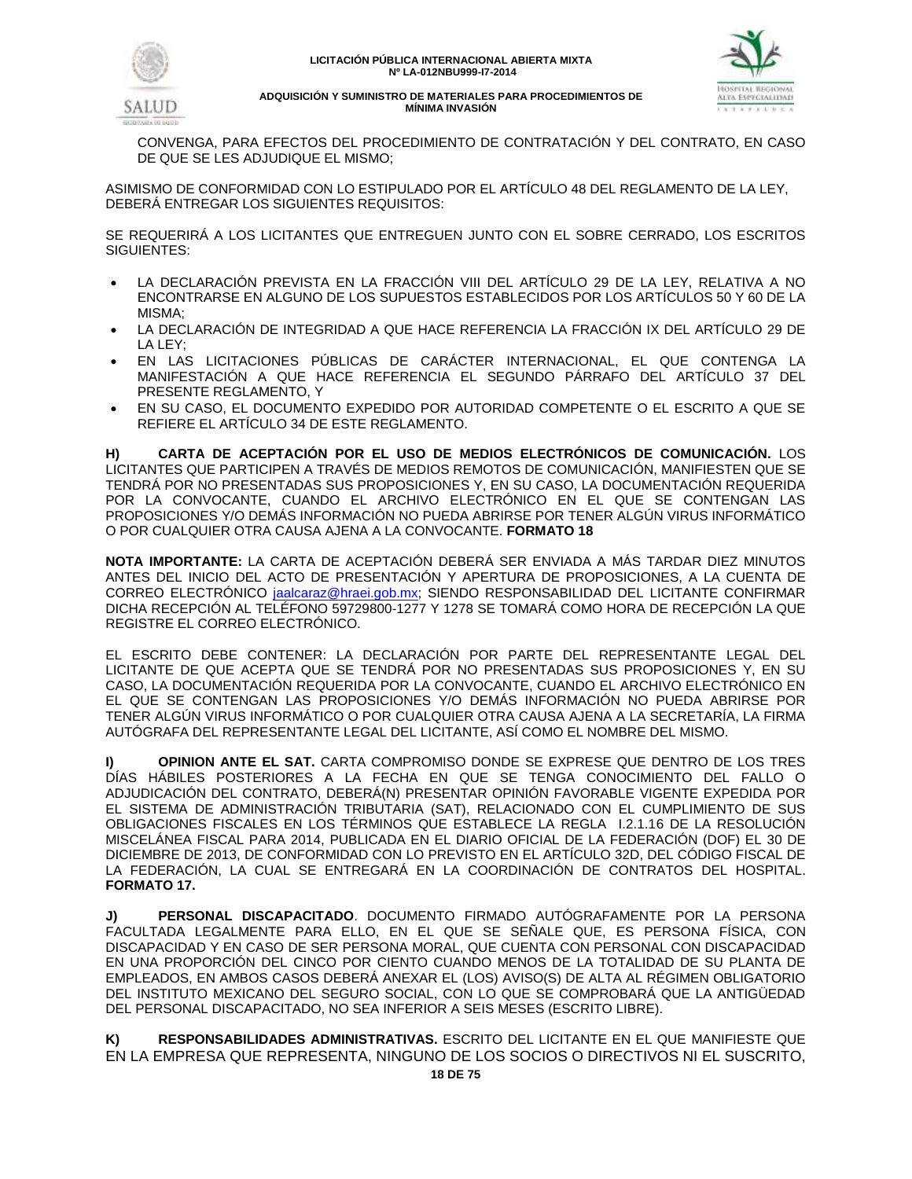CONVENGA, PARA EFECTOS DEL PROCEDIMIENTO DE CONTRATACIÓN Y DEL CONTRATO, EN CASO DE QUE SE LES ADJUDIQUE EL MISMO;

ASIMISMO DE CONFORMIDAD CON LO ESTIPULADO POR EL ARTÍCULO 48 DEL REGLAMENTO DE LA LEY, DEBERÁ ENTREGAR LOS SIGUIENTES REQUISITOS:

SE REQUERIRÁ A LOS LICITANTES QUE ENTREGUEN JUNTO CON EL SOBRE CERRADO, LOS ESCRITOS SIGUIENTES:

- LA DECLARACIÓN PREVISTA EN LA FRACCIÓN VIII DEL ARTÍCULO 29 DE LA LEY, RELATIVA A NO ENCONTRARSE EN ALGUNO DE LOS SUPUESTOS ESTABLECIDOS POR LOS ARTÍCULOS 50 Y 60 DE LA MISMA;
- LA DECLARACIÓN DE INTEGRIDAD A QUE HACE REFERENCIA LA FRACCIÓN IX DEL ARTÍCULO 29 DE LA LEY;
- EN LAS LICITACIONES PÚBLICAS DE CARÁCTER INTERNACIONAL, EL QUE CONTENGA LA MANIFESTACIÓN A QUE HACE REFERENCIA EL SEGUNDO PÁRRAFO DEL ARTÍCULO 37 DEL PRESENTE REGLAMENTO, Y
- EN SU CASO, EL DOCUMENTO EXPEDIDO POR AUTORIDAD COMPETENTE O EL ESCRITO A QUE SE REFIERE EL ARTÍCULO 34 DE ESTE REGLAMENTO.

**H) CARTA DE ACEPTACIÓN POR EL USO DE MEDIOS ELECTRÓNICOS DE COMUNICACIÓN.** LOS LICITANTES QUE PARTICIPEN A TRAVÉS DE MEDIOS REMOTOS DE COMUNICACIÓN, MANIFIESTEN QUE SE TENDRÁ POR NO PRESENTADAS SUS PROPOSICIONES Y, EN SU CASO, LA DOCUMENTACIÓN REQUERIDA POR LA CONVOCANTE, CUANDO EL ARCHIVO ELECTRÓNICO EN EL QUE SE CONTENGAN LAS PROPOSICIONES Y/O DEMÁS INFORMACIÓN NO PUEDA ABRIRSE POR TENER ALGÚN VIRUS INFORMÁTICO O POR CUALQUIER OTRA CAUSA AJENA A LA CONVOCANTE. **FORMATO 18**

**NOTA IMPORTANTE:** LA CARTA DE ACEPTACIÓN DEBERÁ SER ENVIADA A MÁS TARDAR DIEZ MINUTOS ANTES DEL INICIO DEL ACTO DE PRESENTACIÓN Y APERTURA DE PROPOSICIONES, A LA CUENTA DE CORREO ELECTRÓNICO jaalcaraz@hraei.gob.mx; SIENDO RESPONSABILIDAD DEL LICITANTE CONFIRMAR DICHA RECEPCIÓN AL TELÉFONO 59729800-1277 Y 1278 SE TOMARÁ COMO HORA DE RECEPCIÓN LA QUE REGISTRE EL CORREO ELECTRÓNICO.

EL ESCRITO DEBE CONTENER: LA DECLARACIÓN POR PARTE DEL REPRESENTANTE LEGAL DEL LICITANTE DE QUE ACEPTA QUE SE TENDRÁ POR NO PRESENTADAS SUS PROPOSICIONES Y, EN SU CASO, LA DOCUMENTACIÓN REQUERIDA POR LA CONVOCANTE, CUANDO EL ARCHIVO ELECTRÓNICO EN EL QUE SE CONTENGAN LAS PROPOSICIONES Y/O DEMÁS INFORMACIÓN NO PUEDA ABRIRSE POR TENER ALGÚN VIRUS INFORMÁTICO O POR CUALQUIER OTRA CAUSA AJENA A LA SECRETARÍA, LA FIRMA AUTÓGRAFA DEL REPRESENTANTE LEGAL DEL LICITANTE, ASÍ COMO EL NOMBRE DEL MISMO.

**I) OPINION ANTE EL SAT.** CARTA COMPROMISO DONDE SE EXPRESE QUE DENTRO DE LOS TRES DÍAS HÁBILES POSTERIORES A LA FECHA EN QUE SE TENGA CONOCIMIENTO DEL FALLO O ADJUDICACIÓN DEL CONTRATO, DEBERÁ(N) PRESENTAR OPINIÓN FAVORABLE VIGENTE EXPEDIDA POR EL SISTEMA DE ADMINISTRACIÓN TRIBUTARIA (SAT), RELACIONADO CON EL CUMPLIMIENTO DE SUS OBLIGACIONES FISCALES EN LOS TÉRMINOS QUE ESTABLECE LA REGLA I.2.1.16 DE LA RESOLUCIÓN MISCELÁNEA FISCAL PARA 2014, PUBLICADA EN EL DIARIO OFICIAL DE LA FEDERACIÓN (DOF) EL 30 DE DICIEMBRE DE 2013, DE CONFORMIDAD CON LO PREVISTO EN EL ARTÍCULO 32D, DEL CÓDIGO FISCAL DE LA FEDERACIÓN, LA CUAL SE ENTREGARÁ EN LA COORDINACIÓN DE CONTRATOS DEL HOSPITAL. **FORMATO 17.**

**J) PERSONAL DISCAPACITADO**. DOCUMENTO FIRMADO AUTÓGRAFAMENTE POR LA PERSONA FACULTADA LEGALMENTE PARA ELLO, EN EL QUE SE SEÑALE QUE, ES PERSONA FÍSICA, CON DISCAPACIDAD Y EN CASO DE SER PERSONA MORAL, QUE CUENTA CON PERSONAL CON DISCAPACIDAD EN UNA PROPORCIÓN DEL CINCO POR CIENTO CUANDO MENOS DE LA TOTALIDAD DE SU PLANTA DE EMPLEADOS, EN AMBOS CASOS DEBERÁ ANEXAR EL (LOS) AVISO(S) DE ALTA AL RÉGIMEN OBLIGATORIO DEL INSTITUTO MEXICANO DEL SEGURO SOCIAL, CON LO QUE SE COMPROBARÁ QUE LA ANTIGÜEDAD DEL PERSONAL DISCAPACITADO, NO SEA INFERIOR A SEIS MESES (ESCRITO LIBRE).

**K) RESPONSABILIDADES ADMINISTRATIVAS.** ESCRITO DEL LICITANTE EN EL QUE MANIFIESTE QUE EN LA EMPRESA QUE REPRESENTA, NINGUNO DE LOS SOCIOS O DIRECTIVOS NI EL SUSCRITO,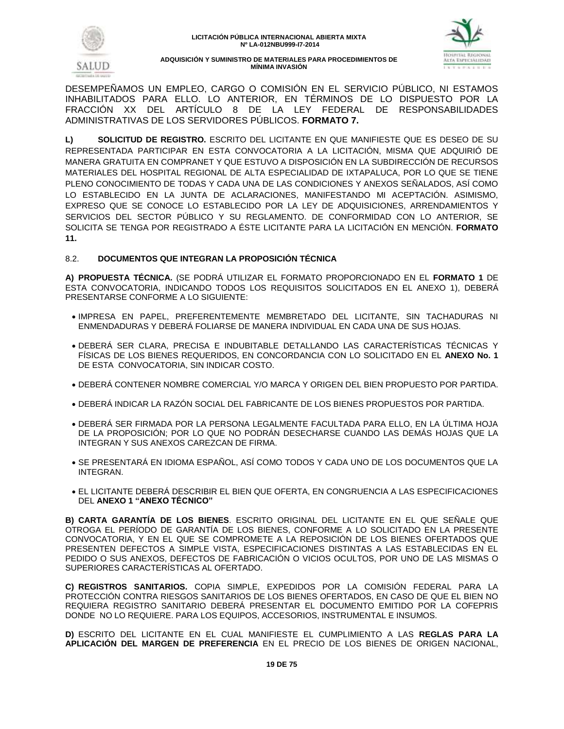DESEMPEÑAMOS UN EMPLEO, CARGO O COMISIÓN EN EL SERVICIO PÚBLICO, NI ESTAMOS INHABILITADOS PARA ELLO. LO ANTERIOR, EN TÉRMINOS DE LO DISPUESTO POR LA FRACCIÓN XX DEL ARTÍCULO 8 DE LA LEY FEDERAL DE RESPONSABILIDADES ADMINISTRATIVAS DE LOS SERVIDORES PÚBLICOS. **FORMATO 7.**

**L) SOLICITUD DE REGISTRO.** ESCRITO DEL LICITANTE EN QUE MANIFIESTE QUE ES DESEO DE SU REPRESENTADA PARTICIPAR EN ESTA CONVOCATORIA A LA LICITACIÓN, MISMA QUE ADQUIRIÓ DE MANERA GRATUITA EN COMPRANET Y QUE ESTUVO A DISPOSICIÓN EN LA SUBDIRECCIÓN DE RECURSOS MATERIALES DEL HOSPITAL REGIONAL DE ALTA ESPECIALIDAD DE IXTAPALUCA, POR LO QUE SE TIENE PLENO CONOCIMIENTO DE TODAS Y CADA UNA DE LAS CONDICIONES Y ANEXOS SEÑALADOS, ASÍ COMO LO ESTABLECIDO EN LA JUNTA DE ACLARACIONES, MANIFESTANDO MI ACEPTACIÓN. ASIMISMO, EXPRESO QUE SE CONOCE LO ESTABLECIDO POR LA LEY DE ADQUISICIONES, ARRENDAMIENTOS Y SERVICIOS DEL SECTOR PÚBLICO Y SU REGLAMENTO. DE CONFORMIDAD CON LO ANTERIOR, SE SOLICITA SE TENGA POR REGISTRADO A ÉSTE LICITANTE PARA LA LICITACIÓN EN MENCIÓN. **FORMATO 11.**

## 8.2. DOCUMENTOS QUE INTEGRAN LA PROPOSICIÓN TÉCNICA

**A) PROPUESTA TÉCNICA.** (SE PODRÁ UTILIZAR EL FORMATO PROPORCIONADO EN EL **FORMATO 1** DE ESTA CONVOCATORIA, INDICANDO TODOS LOS REQUISITOS SOLICITADOS EN EL ANEXO 1), DEBERÁ PRESENTARSE CONFORME A LO SIGUIENTE:

- IMPRESA EN PAPEL, PREFERENTEMENTE MEMBRETADO DEL LICITANTE, SIN TACHADURAS NI ENMENDADURAS Y DEBERÁ FOLIARSE DE MANERA INDIVIDUAL EN CADA UNA DE SUS HOJAS.
- DEBERÁ SER CLARA, PRECISA E INDUBITABLE DETALLANDO LAS CARACTERÍSTICAS TÉCNICAS Y FÍSICAS DE LOS BIENES REQUERIDOS, EN CONCORDANCIA CON LO SOLICITADO EN EL **ANEXO No. 1** DE ESTA CONVOCATORIA, SIN INDICAR COSTO.
- DEBERÁ CONTENER NOMBRE COMERCIAL Y/O MARCA Y ORIGEN DEL BIEN PROPUESTO POR PARTIDA.
- DEBERÁ INDICAR LA RAZÓN SOCIAL DEL FABRICANTE DE LOS BIENES PROPUESTOS POR PARTIDA.
- DEBERÁ SER FIRMADA POR LA PERSONA LEGALMENTE FACULTADA PARA ELLO, EN LA ÚLTIMA HOJA DE LA PROPOSICIÓN; POR LO QUE NO PODRÁN DESECHARSE CUANDO LAS DEMÁS HOJAS QUE LA INTEGRAN Y SUS ANEXOS CAREZCAN DE FIRMA.
- SE PRESENTARÁ EN IDIOMA ESPAÑOL, ASÍ COMO TODOS Y CADA UNO DE LOS DOCUMENTOS QUE LA INTEGRAN.
- EL LICITANTE DEBERÁ DESCRIBIR EL BIEN QUE OFERTA, EN CONGRUENCIA A LAS ESPECIFICACIONES DEL **ANEXO 1 "ANEXO TÉCNICO"**

**B) CARTA GARANTÍA DE LOS BIENES**. ESCRITO ORIGINAL DEL LICITANTE EN EL QUE SEÑALE QUE OTROGA EL PERÍODO DE GARANTÍA DE LOS BIENES, CONFORME A LO SOLICITADO EN LA PRESENTE CONVOCATORIA, Y EN EL QUE SE COMPROMETE A LA REPOSICIÓN DE LOS BIENES OFERTADOS QUE PRESENTEN DEFECTOS A SIMPLE VISTA, ESPECIFICACIONES DISTINTAS A LAS ESTABLECIDAS EN EL PEDIDO O SUS ANEXOS, DEFECTOS DE FABRICACIÓN O VICIOS OCULTOS, POR UNO DE LAS MISMAS O SUPERIORES CARACTERÍSTICAS AL OFERTADO.

**C) REGISTROS SANITARIOS.** COPIA SIMPLE, EXPEDIDOS POR LA COMISIÓN FEDERAL PARA LA PROTECCIÓN CONTRA RIESGOS SANITARIOS DE LOS BIENES OFERTADOS, EN CASO DE QUE EL BIEN NO REQUIERA REGISTRO SANITARIO DEBERÁ PRESENTAR EL DOCUMENTO EMITIDO POR LA COFEPRIS DONDE NO LO REQUIERE. PARA LOS EQUIPOS, ACCESORIOS, INSTRUMENTAL E INSUMOS.

**D)** ESCRITO DEL LICITANTE EN EL CUAL MANIFIESTE EL CUMPLIMIENTO A LAS **REGLAS PARA LA APLICACIÓN DEL MARGEN DE PREFERENCIA** EN EL PRECIO DE LOS BIENES DE ORIGEN NACIONAL,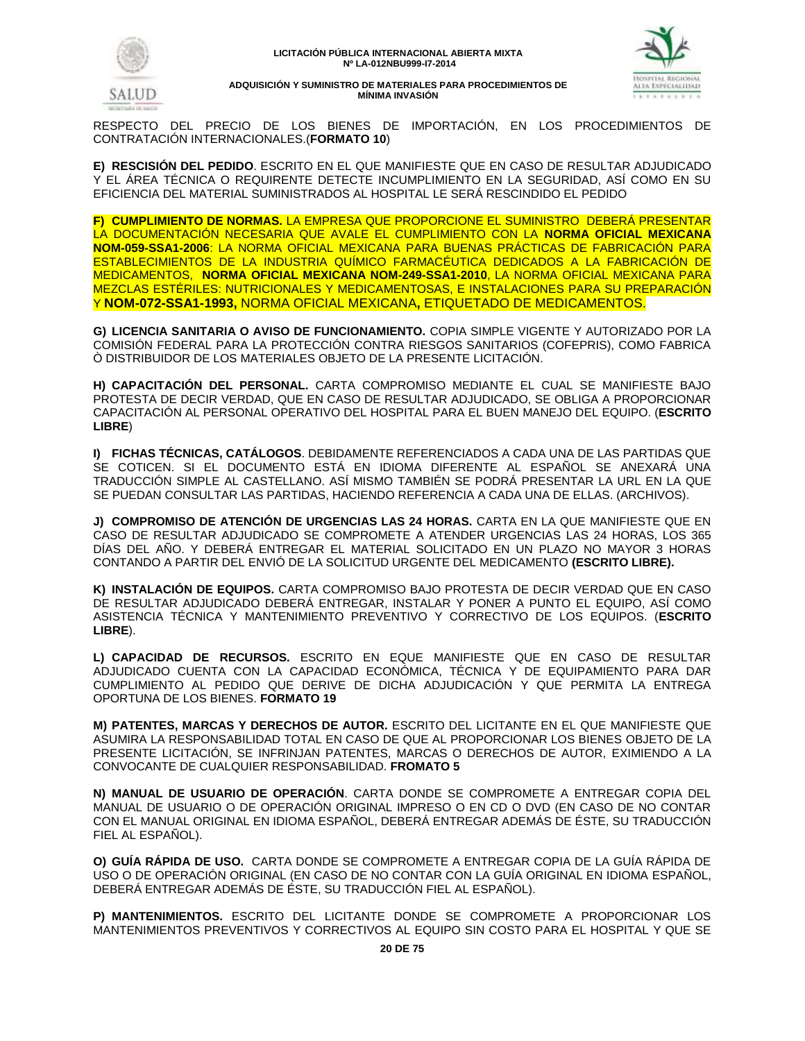RESPECTO DEL PRECIO DE LOS BIENES DE IMPORTACIÓN, EN LOS PROCEDIMIENTOS DE CONTRATACIÓN INTERNACIONALES.(**FORMATO 10**)

**E) RESCISIÓN DEL PEDIDO**. ESCRITO EN EL QUE MANIFIESTE QUE EN CASO DE RESULTAR ADJUDICADO Y EL ÁREA TÉCNICA O REQUIRENTE DETECTE INCUMPLIMIENTO EN LA SEGURIDAD, ASÍ COMO EN SU EFICIENCIA DEL MATERIAL SUMINISTRADOS AL HOSPITAL LE SERÁ RESCINDIDO EL PEDIDO

**F) CUMPLIMIENTO DE NORMAS.** LA EMPRESA QUE PROPORCIONE EL SUMINISTRO DEBERÁ PRESENTAR LA DOCUMENTACIÓN NECESARIA QUE AVALE EL CUMPLIMIENTO CON LA **NORMA OFICIAL MEXICANA NOM-059-SSA1-2006**: LA NORMA OFICIAL MEXICANA PARA BUENAS PRÁCTICAS DE FABRICACIÓN PARA ESTABLECIMIENTOS DE LA INDUSTRIA QUÍMICO FARMACÉUTICA DEDICADOS A LA FABRICACIÓN DE MEDICAMENTOS, **NORMA OFICIAL MEXICANA NOM-249-SSA1-2010**, LA NORMA OFICIAL MEXICANA PARA MEZCLAS ESTÉRILES: NUTRICIONALES Y MEDICAMENTOSAS, E INSTALACIONES PARA SU PREPARACIÓN Y **NOM-072-SSA1-1993,** NORMA OFICIAL MEXICANA**,** ETIQUETADO DE MEDICAMENTOS.

**G) LICENCIA SANITARIA O AVISO DE FUNCIONAMIENTO.** COPIA SIMPLE VIGENTE Y AUTORIZADO POR LA COMISIÓN FEDERAL PARA LA PROTECCIÓN CONTRA RIESGOS SANITARIOS (COFEPRIS), COMO FABRICA Ò DISTRIBUIDOR DE LOS MATERIALES OBJETO DE LA PRESENTE LICITACIÓN.

**H) CAPACITACIÓN DEL PERSONAL.** CARTA COMPROMISO MEDIANTE EL CUAL SE MANIFIESTE BAJO PROTESTA DE DECIR VERDAD, QUE EN CASO DE RESULTAR ADJUDICADO, SE OBLIGA A PROPORCIONAR CAPACITACIÓN AL PERSONAL OPERATIVO DEL HOSPITAL PARA EL BUEN MANEJO DEL EQUIPO. (**ESCRITO LIBRE**)

**I) FICHAS TÉCNICAS, CATÁLOGOS**. DEBIDAMENTE REFERENCIADOS A CADA UNA DE LAS PARTIDAS QUE SE COTICEN. SI EL DOCUMENTO ESTÁ EN IDIOMA DIFERENTE AL ESPAÑOL SE ANEXARÁ UNA TRADUCCIÓN SIMPLE AL CASTELLANO. ASÍ MISMO TAMBIÉN SE PODRÁ PRESENTAR LA URL EN LA QUE SE PUEDAN CONSULTAR LAS PARTIDAS, HACIENDO REFERENCIA A CADA UNA DE ELLAS. (ARCHIVOS).

**J) COMPROMISO DE ATENCIÓN DE URGENCIAS LAS 24 HORAS.** CARTA EN LA QUE MANIFIESTE QUE EN CASO DE RESULTAR ADJUDICADO SE COMPROMETE A ATENDER URGENCIAS LAS 24 HORAS, LOS 365 DÍAS DEL AÑO. Y DEBERÁ ENTREGAR EL MATERIAL SOLICITADO EN UN PLAZO NO MAYOR 3 HORAS CONTANDO A PARTIR DEL ENVIÓ DE LA SOLICITUD URGENTE DEL MEDICAMENTO **(ESCRITO LIBRE).**

**K) INSTALACIÓN DE EQUIPOS.** CARTA COMPROMISO BAJO PROTESTA DE DECIR VERDAD QUE EN CASO DE RESULTAR ADJUDICADO DEBERÁ ENTREGAR, INSTALAR Y PONER A PUNTO EL EQUIPO, ASÍ COMO ASISTENCIA TÉCNICA Y MANTENIMIENTO PREVENTIVO Y CORRECTIVO DE LOS EQUIPOS. (**ESCRITO LIBRE**).

**L) CAPACIDAD DE RECURSOS.** ESCRITO EN EQUE MANIFIESTE QUE EN CASO DE RESULTAR ADJUDICADO CUENTA CON LA CAPACIDAD ECONÓMICA, TÉCNICA Y DE EQUIPAMIENTO PARA DAR CUMPLIMIENTO AL PEDIDO QUE DERIVE DE DICHA ADJUDICACIÓN Y QUE PERMITA LA ENTREGA OPORTUNA DE LOS BIENES. **FORMATO 19**

**M) PATENTES, MARCAS Y DERECHOS DE AUTOR.** ESCRITO DEL LICITANTE EN EL QUE MANIFIESTE QUE ASUMIRA LA RESPONSABILIDAD TOTAL EN CASO DE QUE AL PROPORCIONAR LOS BIENES OBJETO DE LA PRESENTE LICITACIÓN, SE INFRINJAN PATENTES, MARCAS O DERECHOS DE AUTOR, EXIMIENDO A LA CONVOCANTE DE CUALQUIER RESPONSABILIDAD. **FROMATO 5**

**N) MANUAL DE USUARIO DE OPERACIÓN**. CARTA DONDE SE COMPROMETE A ENTREGAR COPIA DEL MANUAL DE USUARIO O DE OPERACIÓN ORIGINAL IMPRESO O EN CD O DVD (EN CASO DE NO CONTAR CON EL MANUAL ORIGINAL EN IDIOMA ESPAÑOL, DEBERÁ ENTREGAR ADEMÁS DE ÉSTE, SU TRADUCCIÓN FIEL AL ESPAÑOL).

**O) GUÍA RÁPIDA DE USO.** CARTA DONDE SE COMPROMETE A ENTREGAR COPIA DE LA GUÍA RÁPIDA DE USO O DE OPERACIÓN ORIGINAL (EN CASO DE NO CONTAR CON LA GUÍA ORIGINAL EN IDIOMA ESPAÑOL, DEBERÁ ENTREGAR ADEMÁS DE ÉSTE, SU TRADUCCIÓN FIEL AL ESPAÑOL).

**P) MANTENIMIENTOS.** ESCRITO DEL LICITANTE DONDE SE COMPROMETE A PROPORCIONAR LOS MANTENIMIENTOS PREVENTIVOS Y CORRECTIVOS AL EQUIPO SIN COSTO PARA EL HOSPITAL Y QUE SE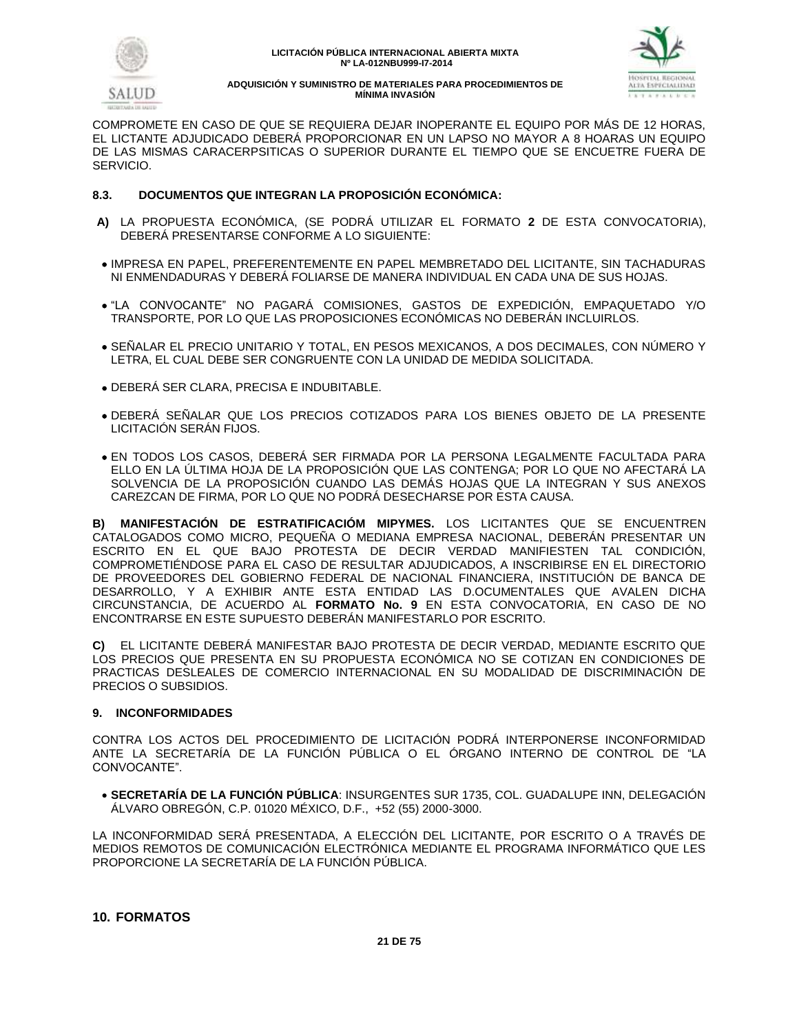COMPROMETE EN CASO DE QUE SE REQUIERA DEJAR INOPERANTE EL EQUIPO POR MÁS DE 12 HORAS, EL LICTANTE ADJUDICADO DEBERÁ PROPORCIONAR EN UN LAPSO NO MAYOR A 8 HOARAS UN EQUIPO DE LAS MISMAS CARACERPSITICAS O SUPERIOR DURANTE EL TIEMPO QUE SE ENCUETRE FUERA DE SERVICIO.

### 8.3. DOCUMENTOS QUE INTEGRAN LA PROPOSICIÓN ECONÓMICA:

**A)** LA PROPUESTA ECONÓMICA, (SE PODRÁ UTILIZAR EL FORMATO **2** DE ESTA CONVOCATORIA), DEBERÁ PRESENTARSE CONFORME A LO SIGUIENTE:

- IMPRESA EN PAPEL, PREFERENTEMENTE EN PAPEL MEMBRETADO DEL LICITANTE, SIN TACHADURAS NI ENMENDADURAS Y DEBERÁ FOLIARSE DE MANERA INDIVIDUAL EN CADA UNA DE SUS HOJAS.
- "LA CONVOCANTE" NO PAGARÁ COMISIONES, GASTOS DE EXPEDICIÓN, EMPAQUETADO Y/O TRANSPORTE, POR LO QUE LAS PROPOSICIONES ECONÓMICAS NO DEBERÁN INCLUIRLOS.
- SEÑALAR EL PRECIO UNITARIO Y TOTAL, EN PESOS MEXICANOS, A DOS DECIMALES, CON NÚMERO Y LETRA, EL CUAL DEBE SER CONGRUENTE CON LA UNIDAD DE MEDIDA SOLICITADA.
- DEBERÁ SER CLARA, PRECISA E INDUBITABLE.
- DEBERÁ SEÑALAR QUE LOS PRECIOS COTIZADOS PARA LOS BIENES OBJETO DE LA PRESENTE LICITACIÓN SERÁN FIJOS.
- EN TODOS LOS CASOS, DEBERÁ SER FIRMADA POR LA PERSONA LEGALMENTE FACULTADA PARA ELLO EN LA ÚLTIMA HOJA DE LA PROPOSICIÓN QUE LAS CONTENGA; POR LO QUE NO AFECTARÁ LA SOLVENCIA DE LA PROPOSICIÓN CUANDO LAS DEMÁS HOJAS QUE LA INTEGRAN Y SUS ANEXOS CAREZCAN DE FIRMA, POR LO QUE NO PODRÁ DESECHARSE POR ESTA CAUSA.

**B) MANIFESTACIÓN DE ESTRATIFICACIÓM MIPYMES.** LOS LICITANTES QUE SE ENCUENTREN CATALOGADOS COMO MICRO, PEQUEÑA O MEDIANA EMPRESA NACIONAL, DEBERÁN PRESENTAR UN ESCRITO EN EL QUE BAJO PROTESTA DE DECIR VERDAD MANIFIESTEN TAL CONDICIÓN, COMPROMETIÉNDOSE PARA EL CASO DE RESULTAR ADJUDICADOS, A INSCRIBIRSE EN EL DIRECTORIO DE PROVEEDORES DEL GOBIERNO FEDERAL DE NACIONAL FINANCIERA, INSTITUCIÓN DE BANCA DE DESARROLLO, Y A EXHIBIR ANTE ESTA ENTIDAD LAS D.OCUMENTALES QUE AVALEN DICHA CIRCUNSTANCIA, DE ACUERDO AL **FORMATO No. 9** EN ESTA CONVOCATORIA, EN CASO DE NO ENCONTRARSE EN ESTE SUPUESTO DEBERÁN MANIFESTARLO POR ESCRITO.

**C)** EL LICITANTE DEBERÁ MANIFESTAR BAJO PROTESTA DE DECIR VERDAD, MEDIANTE ESCRITO QUE LOS PRECIOS QUE PRESENTA EN SU PROPUESTA ECONÓMICA NO SE COTIZAN EN CONDICIONES DE PRACTICAS DESLEALES DE COMERCIO INTERNACIONAL EN SU MODALIDAD DE DISCRIMINACIÓN DE PRECIOS O SUBSIDIOS.

## 9. INCONFORMIDADES

CONTRA LOS ACTOS DEL PROCEDIMIENTO DE LICITACIÓN PODRÁ INTERPONERSE INCONFORMIDAD ANTE LA SECRETARÍA DE LA FUNCIÓN PÚBLICA O EL ÓRGANO INTERNO DE CONTROL DE "LA CONVOCANTE".

- **SECRETARÍA DE LA FUNCIÓN PÚBLICA**: INSURGENTES SUR 1735, COL. GUADALUPE INN, DELEGACIÓN ÁLVARO OBREGÓN, C.P. 01020 MÉXICO, D.F., +52 (55) 2000-3000.

LA INCONFORMIDAD SERÁ PRESENTADA, A ELECCIÓN DEL LICITANTE, POR ESCRITO O A TRAVÉS DE MEDIOS REMOTOS DE COMUNICACIÓN ELECTRÓNICA MEDIANTE EL PROGRAMA INFORMÁTICO QUE LES PROPORCIONE LA SECRETARÍA DE LA FUNCIÓN PÚBLICA.

## 10. FORMATOS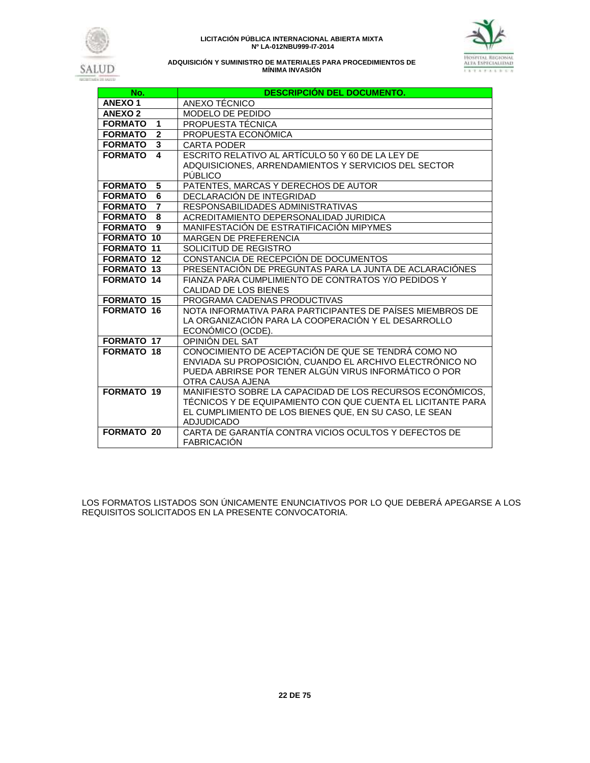| No. | DESCRIPCIÓN DEL DOCUMENTO. |
|---|---|
| ANEXO 1 | ANEXO TÉCNICO |
| ANEXO 2 | MODELO DE PEDIDO |
| FORMATO 1 | PROPUESTA TÉCNICA |
| FORMATO 2 | PROPUESTA ECONÓMICA |
| FORMATO 3 | CARTA PODER |
| FORMATO 4 | ESCRITO RELATIVO AL ARTÍCULO 50 Y 60 DE LA LEY DE ADQUISICIONES, ARRENDAMIENTOS Y SERVICIOS DEL SECTOR PÚBLICO |
| FORMATO 5 | PATENTES, MARCAS Y DERECHOS DE AUTOR |
| FORMATO 6 | DECLARACIÓN DE INTEGRIDAD |
| FORMATO 7 | RESPONSABILIDADES ADMINISTRATIVAS |
| FORMATO 8 | ACREDITAMIENTO DEPERSONALIDAD JURIDICA |
| FORMATO 9 | MANIFESTACIÓN DE ESTRATIFICACIÓN MIPYMES |
| FORMATO 10 | MARGEN DE PREFERENCIA |
| FORMATO 11 | SOLICITUD DE REGISTRO |
| FORMATO 12 | CONSTANCIA DE RECEPCIÓN DE DOCUMENTOS |
| FORMATO 13 | PRESENTACIÓN DE PREGUNTAS PARA LA JUNTA DE ACLARACIÓNES |
| FORMATO 14 | FIANZA PARA CUMPLIMIENTO DE CONTRATOS Y/O PEDIDOS Y CALIDAD DE LOS BIENES |
| FORMATO 15 | PROGRAMA CADENAS PRODUCTIVAS |
| FORMATO 16 | NOTA INFORMATIVA PARA PARTICIPANTES DE PAÍSES MIEMBROS DE LA ORGANIZACIÓN PARA LA COOPERACIÓN Y EL DESARROLLO ECONÓMICO (OCDE). |
| FORMATO 17 | OPINIÓN DEL SAT |
| FORMATO 18 | CONOCIMIENTO DE ACEPTACIÓN DE QUE SE TENDRÁ COMO NO ENVIADA SU PROPOSICIÓN, CUANDO EL ARCHIVO ELECTRÓNICO NO PUEDA ABRIRSE POR TENER ALGÚN VIRUS INFORMÁTICO O POR OTRA CAUSA AJENA |
| FORMATO 19 | MANIFIESTO SOBRE LA CAPACIDAD DE LOS RECURSOS ECONÓMICOS, TÉCNICOS Y DE EQUIPAMIENTO CON QUE CUENTA EL LICITANTE PARA EL CUMPLIMIENTO DE LOS BIENES QUE, EN SU CASO, LE SEAN ADJUDICADO |
| FORMATO 20 | CARTA DE GARANTÍA CONTRA VICIOS OCULTOS Y DEFECTOS DE FABRICACIÓN |

LOS FORMATOS LISTADOS SON ÚNICAMENTE ENUNCIATIVOS POR LO QUE DEBERÁ APEGARSE A LOS REQUISITOS SOLICITADOS EN LA PRESENTE CONVOCATORIA.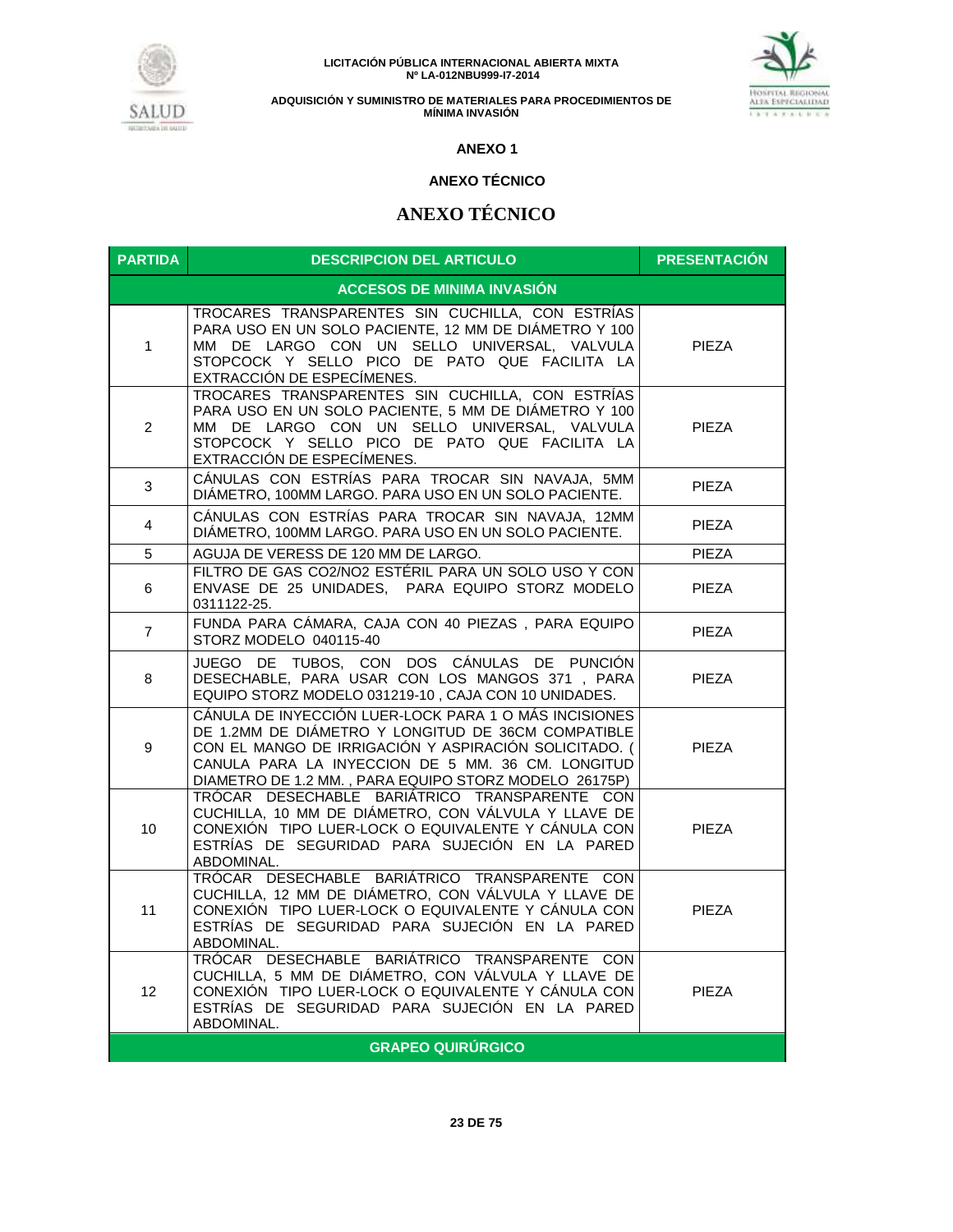## ANEXO 1

## ANEXO TÉCNICO

# ANEXO TÉCNICO

| PARTIDA | DESCRIPCION DEL ARTICULO | PRESENTACIÓN |
|---|---|---|
| | **ACCESOS DE MINIMA INVASIÓN** | |
| 1 | TROCARES TRANSPARENTES SIN CUCHILLA, CON ESTRÍAS PARA USO EN UN SOLO PACIENTE, 12 MM DE DIÁMETRO Y 100 MM DE LARGO CON UN SELLO UNIVERSAL, VALVULA STOPCOCK Y SELLO PICO DE PATO QUE FACILITA LA EXTRACCIÓN DE ESPECÍMENES. | PIEZA |
| 2 | TROCARES TRANSPARENTES SIN CUCHILLA, CON ESTRÍAS PARA USO EN UN SOLO PACIENTE, 5 MM DE DIÁMETRO Y 100 MM DE LARGO CON UN SELLO UNIVERSAL, VALVULA STOPCOCK Y SELLO PICO DE PATO QUE FACILITA LA EXTRACCIÓN DE ESPECÍMENES. | PIEZA |
| 3 | CÁNULAS CON ESTRÍAS PARA TROCAR SIN NAVAJA, 5MM DIÁMETRO, 100MM LARGO. PARA USO EN UN SOLO PACIENTE. | PIEZA |
| 4 | CÁNULAS CON ESTRÍAS PARA TROCAR SIN NAVAJA, 12MM DIÁMETRO, 100MM LARGO. PARA USO EN UN SOLO PACIENTE. | PIEZA |
| 5 | AGUJA DE VERESS DE 120 MM DE LARGO. | PIEZA |
| 6 | FILTRO DE GAS CO2/NO2 ESTÉRIL PARA UN SOLO USO Y CON ENVASE DE 25 UNIDADES, PARA EQUIPO STORZ MODELO 0311122-25. | PIEZA |
| 7 | FUNDA PARA CÁMARA, CAJA CON 40 PIEZAS , PARA EQUIPO STORZ MODELO 040115-40 | PIEZA |
| 8 | JUEGO DE TUBOS, CON DOS CÁNULAS DE PUNCIÓN DESECHABLE, PARA USAR CON LOS MANGOS 371 , PARA EQUIPO STORZ MODELO 031219-10 , CAJA CON 10 UNIDADES. | PIEZA |
| 9 | CÁNULA DE INYECCIÓN LUER-LOCK PARA 1 O MÁS INCISIONES DE 1.2MM DE DIÁMETRO Y LONGITUD DE 36CM COMPATIBLE CON EL MANGO DE IRRIGACIÓN Y ASPIRACIÓN SOLICITADO. ( CANULA PARA LA INYECCION DE 5 MM. 36 CM. LONGITUD DIAMETRO DE 1.2 MM. , PARA EQUIPO STORZ MODELO 26175P) | PIEZA |
| 10 | TRÓCAR DESECHABLE BARIÁTRICO TRANSPARENTE CON CUCHILLA, 10 MM DE DIÁMETRO, CON VÁLVULA Y LLAVE DE CONEXIÓN TIPO LUER-LOCK O EQUIVALENTE Y CÁNULA CON ESTRÍAS DE SEGURIDAD PARA SUJECIÓN EN LA PARED ABDOMINAL. | PIEZA |
| 11 | TRÓCAR DESECHABLE BARIÁTRICO TRANSPARENTE CON CUCHILLA, 12 MM DE DIÁMETRO, CON VÁLVULA Y LLAVE DE CONEXIÓN TIPO LUER-LOCK O EQUIVALENTE Y CÁNULA CON ESTRÍAS DE SEGURIDAD PARA SUJECIÓN EN LA PARED ABDOMINAL. | PIEZA |
| 12 | TRÓCAR DESECHABLE BARIÁTRICO TRANSPARENTE CON CUCHILLA, 5 MM DE DIÁMETRO, CON VÁLVULA Y LLAVE DE CONEXIÓN TIPO LUER-LOCK O EQUIVALENTE Y CÁNULA CON ESTRÍAS DE SEGURIDAD PARA SUJECIÓN EN LA PARED ABDOMINAL. | PIEZA |
| | **GRAPEO QUIRÚRGICO** | |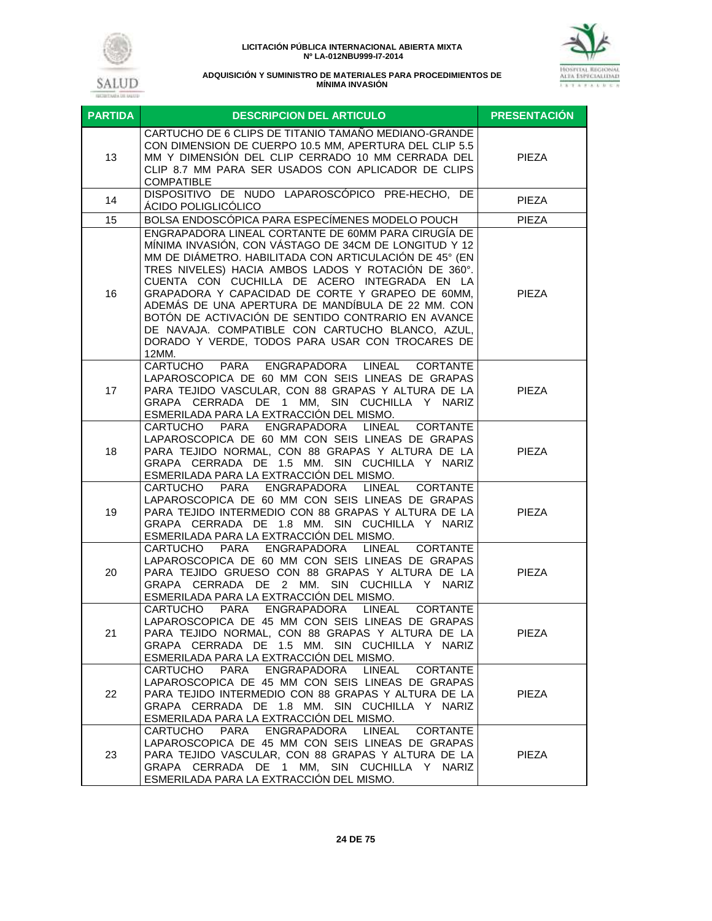| PARTIDA | DESCRIPCION DEL ARTICULO | PRESENTACIÓN |
|---|---|---|
| 13 | CARTUCHO DE 6 CLIPS DE TITANIO TAMAÑO MEDIANO-GRANDE CON DIMENSION DE CUERPO 10.5 MM, APERTURA DEL CLIP 5.5 MM Y DIMENSIÓN DEL CLIP CERRADO 10 MM CERRADA DEL CLIP 8.7 MM PARA SER USADOS CON APLICADOR DE CLIPS COMPATIBLE | PIEZA |
| 14 | DISPOSITIVO DE NUDO LAPAROSCÓPICO PRE-HECHO, DE ÁCIDO POLIGLICÓLICO | PIEZA |
| 15 | BOLSA ENDOSCÓPICA PARA ESPECÍMENES MODELO POUCH | PIEZA |
| 16 | ENGRAPADORA LINEAL CORTANTE DE 60MM PARA CIRUGÍA DE MÍNIMA INVASIÓN, CON VÁSTAGO DE 34CM DE LONGITUD Y 12 MM DE DIÁMETRO. HABILITADA CON ARTICULACIÓN DE 45° (EN TRES NIVELES) HACIA AMBOS LADOS Y ROTACIÓN DE 360°. CUENTA CON CUCHILLA DE ACERO INTEGRADA EN LA GRAPADORA Y CAPACIDAD DE CORTE Y GRAPEO DE 60MM, ADEMÁS DE UNA APERTURA DE MANDÍBULA DE 22 MM. CON BOTÓN DE ACTIVACIÓN DE SENTIDO CONTRARIO EN AVANCE DE NAVAJA. COMPATIBLE CON CARTUCHO BLANCO, AZUL, DORADO Y VERDE, TODOS PARA USAR CON TROCARES DE 12MM. | PIEZA |
| 17 | CARTUCHO PARA ENGRAPADORA LINEAL CORTANTE LAPAROSCOPICA DE 60 MM CON SEIS LINEAS DE GRAPAS PARA TEJIDO VASCULAR, CON 88 GRAPAS Y ALTURA DE LA GRAPA CERRADA DE 1 MM, SIN CUCHILLA Y NARIZ ESMERILADA PARA LA EXTRACCIÓN DEL MISMO. | PIEZA |
| 18 | CARTUCHO PARA ENGRAPADORA LINEAL CORTANTE LAPAROSCOPICA DE 60 MM CON SEIS LINEAS DE GRAPAS PARA TEJIDO NORMAL, CON 88 GRAPAS Y ALTURA DE LA GRAPA CERRADA DE 1.5 MM. SIN CUCHILLA Y NARIZ ESMERILADA PARA LA EXTRACCIÓN DEL MISMO. | PIEZA |
| 19 | CARTUCHO PARA ENGRAPADORA LINEAL CORTANTE LAPAROSCOPICA DE 60 MM CON SEIS LINEAS DE GRAPAS PARA TEJIDO INTERMEDIO CON 88 GRAPAS Y ALTURA DE LA GRAPA CERRADA DE 1.8 MM. SIN CUCHILLA Y NARIZ ESMERILADA PARA LA EXTRACCIÓN DEL MISMO. | PIEZA |
| 20 | CARTUCHO PARA ENGRAPADORA LINEAL CORTANTE LAPAROSCOPICA DE 60 MM CON SEIS LINEAS DE GRAPAS PARA TEJIDO GRUESO CON 88 GRAPAS Y ALTURA DE LA GRAPA CERRADA DE 2 MM. SIN CUCHILLA Y NARIZ ESMERILADA PARA LA EXTRACCIÓN DEL MISMO. | PIEZA |
| 21 | CARTUCHO PARA ENGRAPADORA LINEAL CORTANTE LAPAROSCOPICA DE 45 MM CON SEIS LINEAS DE GRAPAS PARA TEJIDO NORMAL, CON 88 GRAPAS Y ALTURA DE LA GRAPA CERRADA DE 1.5 MM. SIN CUCHILLA Y NARIZ ESMERILADA PARA LA EXTRACCIÓN DEL MISMO. | PIEZA |
| 22 | CARTUCHO PARA ENGRAPADORA LINEAL CORTANTE LAPAROSCOPICA DE 45 MM CON SEIS LINEAS DE GRAPAS PARA TEJIDO INTERMEDIO CON 88 GRAPAS Y ALTURA DE LA GRAPA CERRADA DE 1.8 MM. SIN CUCHILLA Y NARIZ ESMERILADA PARA LA EXTRACCIÓN DEL MISMO. | PIEZA |
| 23 | CARTUCHO PARA ENGRAPADORA LINEAL CORTANTE LAPAROSCOPICA DE 45 MM CON SEIS LINEAS DE GRAPAS PARA TEJIDO VASCULAR, CON 88 GRAPAS Y ALTURA DE LA GRAPA CERRADA DE 1 MM, SIN CUCHILLA Y NARIZ ESMERILADA PARA LA EXTRACCIÓN DEL MISMO. | PIEZA |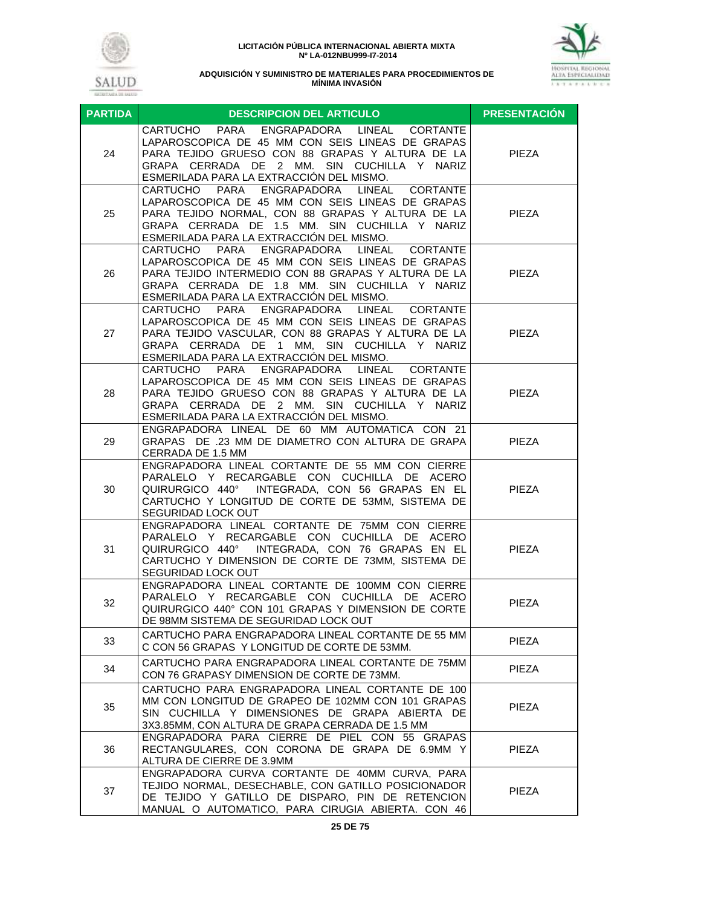**LICITACIÓN PÚBLICA INTERNACIONAL ABIERTA MIXTA**
**Nº LA-012NBU999-I7-2014**

**ADQUISICIÓN Y SUMINISTRO DE MATERIALES PARA PROCEDIMIENTOS DE MÍNIMA INVASIÓN**

| PARTIDA | DESCRIPCION DEL ARTICULO | PRESENTACIÓN |
|---|---|---|
| 24 | CARTUCHO PARA ENGRAPADORA LINEAL CORTANTE LAPAROSCOPICA DE 45 MM CON SEIS LINEAS DE GRAPAS PARA TEJIDO GRUESO CON 88 GRAPAS Y ALTURA DE LA GRAPA CERRADA DE 2 MM. SIN CUCHILLA Y NARIZ ESMERILADA PARA LA EXTRACCIÓN DEL MISMO. | PIEZA |
| 25 | CARTUCHO PARA ENGRAPADORA LINEAL CORTANTE LAPAROSCOPICA DE 45 MM CON SEIS LINEAS DE GRAPAS PARA TEJIDO NORMAL, CON 88 GRAPAS Y ALTURA DE LA GRAPA CERRADA DE 1.5 MM. SIN CUCHILLA Y NARIZ ESMERILADA PARA LA EXTRACCIÓN DEL MISMO. | PIEZA |
| 26 | CARTUCHO PARA ENGRAPADORA LINEAL CORTANTE LAPAROSCOPICA DE 45 MM CON SEIS LINEAS DE GRAPAS PARA TEJIDO INTERMEDIO CON 88 GRAPAS Y ALTURA DE LA GRAPA CERRADA DE 1.8 MM. SIN CUCHILLA Y NARIZ ESMERILADA PARA LA EXTRACCIÓN DEL MISMO. | PIEZA |
| 27 | CARTUCHO PARA ENGRAPADORA LINEAL CORTANTE LAPAROSCOPICA DE 45 MM CON SEIS LINEAS DE GRAPAS PARA TEJIDO VASCULAR, CON 88 GRAPAS Y ALTURA DE LA GRAPA CERRADA DE 1 MM, SIN CUCHILLA Y NARIZ ESMERILADA PARA LA EXTRACCIÓN DEL MISMO. | PIEZA |
| 28 | CARTUCHO PARA ENGRAPADORA LINEAL CORTANTE LAPAROSCOPICA DE 45 MM CON SEIS LINEAS DE GRAPAS PARA TEJIDO GRUESO CON 88 GRAPAS Y ALTURA DE LA GRAPA CERRADA DE 2 MM. SIN CUCHILLA Y NARIZ ESMERILADA PARA LA EXTRACCIÓN DEL MISMO. | PIEZA |
| 29 | ENGRAPADORA LINEAL DE 60 MM AUTOMATICA CON 21 GRAPAS DE .23 MM DE DIAMETRO CON ALTURA DE GRAPA CERRADA DE 1.5 MM | PIEZA |
| 30 | ENGRAPADORA LINEAL CORTANTE DE 55 MM CON CIERRE PARALELO Y RECARGABLE CON CUCHILLA DE ACERO QUIRURGICO 440° INTEGRADA, CON 56 GRAPAS EN EL CARTUCHO Y LONGITUD DE CORTE DE 53MM, SISTEMA DE SEGURIDAD LOCK OUT | PIEZA |
| 31 | ENGRAPADORA LINEAL CORTANTE DE 75MM CON CIERRE PARALELO Y RECARGABLE CON CUCHILLA DE ACERO QUIRURGICO 440° INTEGRADA, CON 76 GRAPAS EN EL CARTUCHO Y DIMENSION DE CORTE DE 73MM, SISTEMA DE SEGURIDAD LOCK OUT | PIEZA |
| 32 | ENGRAPADORA LINEAL CORTANTE DE 100MM CON CIERRE PARALELO Y RECARGABLE CON CUCHILLA DE ACERO QUIRURGICO 440° CON 101 GRAPAS Y DIMENSION DE CORTE DE 98MM SISTEMA DE SEGURIDAD LOCK OUT | PIEZA |
| 33 | CARTUCHO PARA ENGRAPADORA LINEAL CORTANTE DE 55 MM C CON 56 GRAPAS Y LONGITUD DE CORTE DE 53MM. | PIEZA |
| 34 | CARTUCHO PARA ENGRAPADORA LINEAL CORTANTE DE 75MM CON 76 GRAPASY DIMENSION DE CORTE DE 73MM. | PIEZA |
| 35 | CARTUCHO PARA ENGRAPADORA LINEAL CORTANTE DE 100 MM CON LONGITUD DE GRAPEO DE 102MM CON 101 GRAPAS SIN CUCHILLA Y DIMENSIONES DE GRAPA ABIERTA DE 3X3.85MM, CON ALTURA DE GRAPA CERRADA DE 1.5 MM | PIEZA |
| 36 | ENGRAPADORA PARA CIERRE DE PIEL CON 55 GRAPAS RECTANGULARES, CON CORONA DE GRAPA DE 6.9MM Y ALTURA DE CIERRE DE 3.9MM | PIEZA |
| 37 | ENGRAPADORA CURVA CORTANTE DE 40MM CURVA, PARA TEJIDO NORMAL, DESECHABLE, CON GATILLO POSICIONADOR DE TEJIDO Y GATILLO DE DISPARO, PIN DE RETENCION MANUAL O AUTOMATICO, PARA CIRUGIA ABIERTA. CON 46 | PIEZA |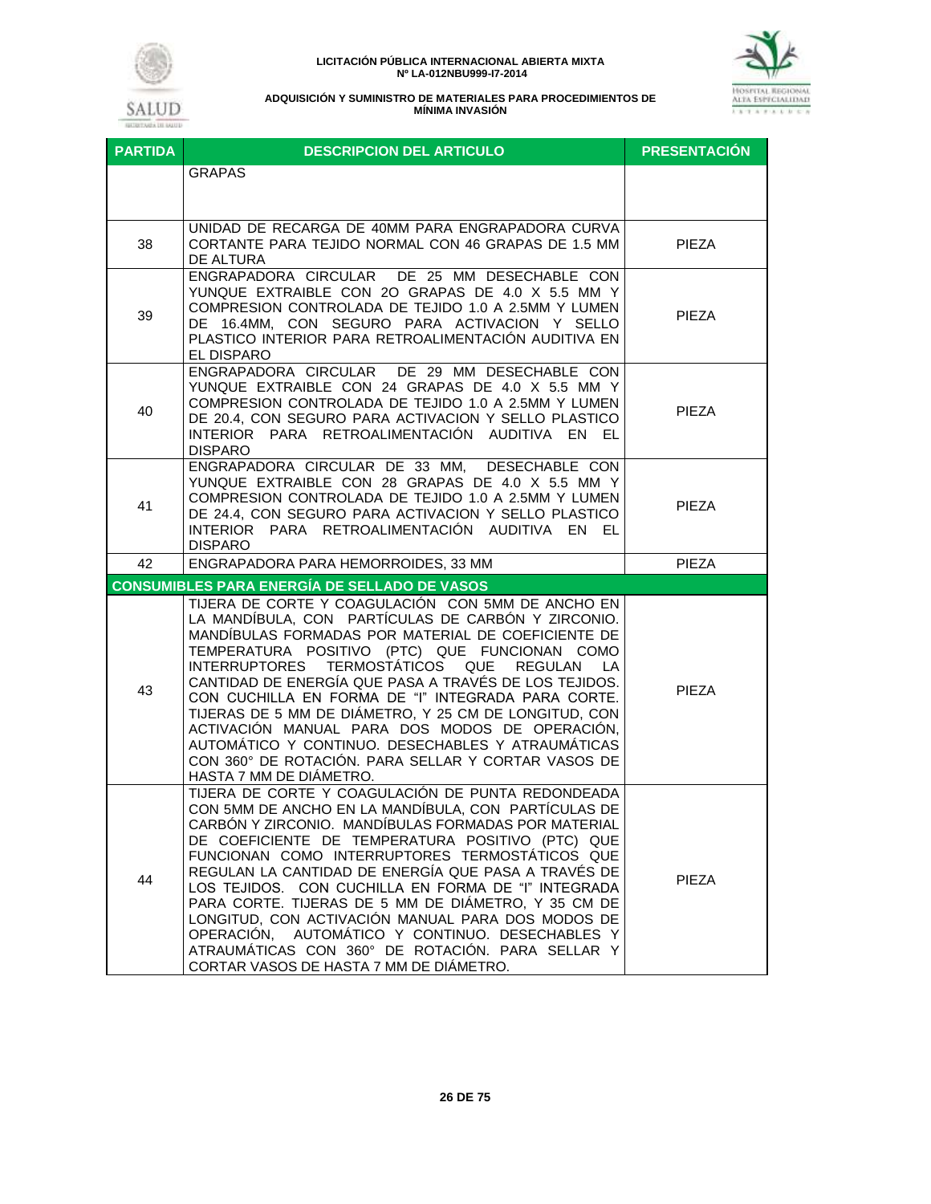| PARTIDA | DESCRIPCION DEL ARTICULO | PRESENTACIÓN |
|---|---|---|
| | GRAPAS | |
| 38 | UNIDAD DE RECARGA DE 40MM PARA ENGRAPADORA CURVA CORTANTE PARA TEJIDO NORMAL CON 46 GRAPAS DE 1.5 MM DE ALTURA | PIEZA |
| 39 | ENGRAPADORA CIRCULAR DE 25 MM DESECHABLE CON YUNQUE EXTRAIBLE CON 2O GRAPAS DE 4.0 X 5.5 MM Y COMPRESION CONTROLADA DE TEJIDO 1.0 A 2.5MM Y LUMEN DE 16.4MM, CON SEGURO PARA ACTIVACION Y SELLO PLASTICO INTERIOR PARA RETROALIMENTACIÓN AUDITIVA EN EL DISPARO | PIEZA |
| 40 | ENGRAPADORA CIRCULAR DE 29 MM DESECHABLE CON YUNQUE EXTRAIBLE CON 24 GRAPAS DE 4.0 X 5.5 MM Y COMPRESION CONTROLADA DE TEJIDO 1.0 A 2.5MM Y LUMEN DE 20.4, CON SEGURO PARA ACTIVACION Y SELLO PLASTICO INTERIOR PARA RETROALIMENTACIÓN AUDITIVA EN EL DISPARO | PIEZA |
| 41 | ENGRAPADORA CIRCULAR DE 33 MM, DESECHABLE CON YUNQUE EXTRAIBLE CON 28 GRAPAS DE 4.0 X 5.5 MM Y COMPRESION CONTROLADA DE TEJIDO 1.0 A 2.5MM Y LUMEN DE 24.4, CON SEGURO PARA ACTIVACION Y SELLO PLASTICO INTERIOR PARA RETROALIMENTACIÓN AUDITIVA EN EL DISPARO | PIEZA |
| 42 | ENGRAPADORA PARA HEMORROIDES, 33 MM | PIEZA |
| **CONSUMIBLES PARA ENERGÍA DE SELLADO DE VASOS** | | |
| 43 | TIJERA DE CORTE Y COAGULACIÓN CON 5MM DE ANCHO EN LA MANDÍBULA, CON PARTÍCULAS DE CARBÓN Y ZIRCONIO. MANDÍBULAS FORMADAS POR MATERIAL DE COEFICIENTE DE TEMPERATURA POSITIVO (PTC) QUE FUNCIONAN COMO INTERRUPTORES TERMOSTÁTICOS QUE REGULAN LA CANTIDAD DE ENERGÍA QUE PASA A TRAVÉS DE LOS TEJIDOS. CON CUCHILLA EN FORMA DE "I" INTEGRADA PARA CORTE. TIJERAS DE 5 MM DE DIÁMETRO, Y 25 CM DE LONGITUD, CON ACTIVACIÓN MANUAL PARA DOS MODOS DE OPERACIÓN, AUTOMÁTICO Y CONTINUO. DESECHABLES Y ATRAUMÁTICAS CON 360° DE ROTACIÓN. PARA SELLAR Y CORTAR VASOS DE HASTA 7 MM DE DIÁMETRO. | PIEZA |
| 44 | TIJERA DE CORTE Y COAGULACIÓN DE PUNTA REDONDEADA CON 5MM DE ANCHO EN LA MANDÍBULA, CON PARTÍCULAS DE CARBÓN Y ZIRCONIO. MANDÍBULAS FORMADAS POR MATERIAL DE COEFICIENTE DE TEMPERATURA POSITIVO (PTC) QUE FUNCIONAN COMO INTERRUPTORES TERMOSTÁTICOS QUE REGULAN LA CANTIDAD DE ENERGÍA QUE PASA A TRAVÉS DE LOS TEJIDOS. CON CUCHILLA EN FORMA DE "I" INTEGRADA PARA CORTE. TIJERAS DE 5 MM DE DIÁMETRO, Y 35 CM DE LONGITUD, CON ACTIVACIÓN MANUAL PARA DOS MODOS DE OPERACIÓN, AUTOMÁTICO Y CONTINUO. DESECHABLES Y ATRAUMÁTICAS CON 360° DE ROTACIÓN. PARA SELLAR Y CORTAR VASOS DE HASTA 7 MM DE DIÁMETRO. | PIEZA |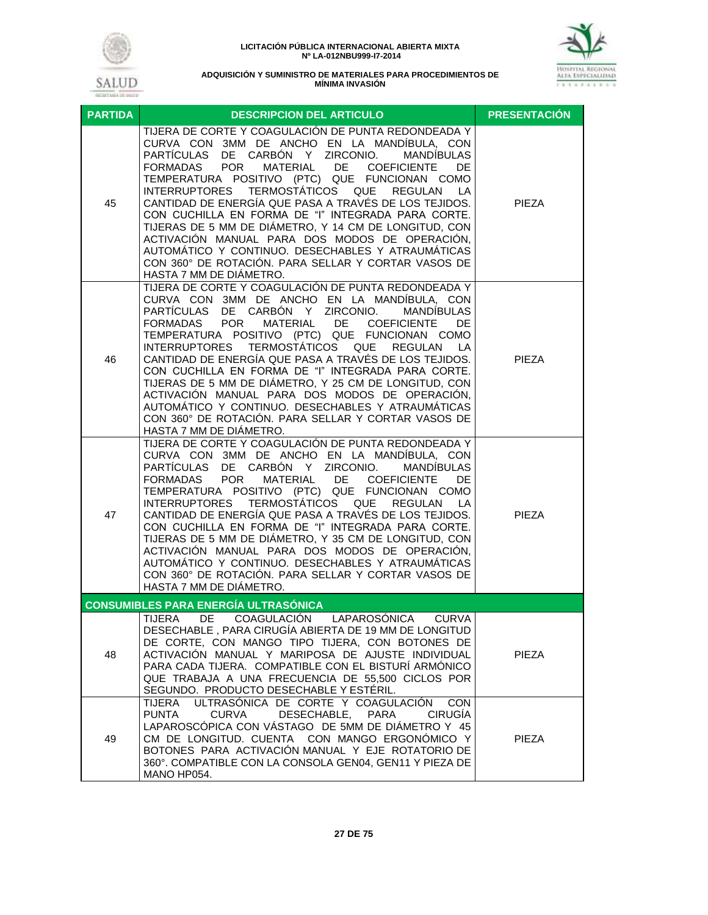| PARTIDA | DESCRIPCION DEL ARTICULO | PRESENTACIÓN |
|---|---|---|
| 45 | TIJERA DE CORTE Y COAGULACIÓN DE PUNTA REDONDEADA Y CURVA CON 3MM DE ANCHO EN LA MANDÍBULA, CON PARTÍCULAS DE CARBÓN Y ZIRCONIO. MANDÍBULAS FORMADAS POR MATERIAL DE COEFICIENTE DE TEMPERATURA POSITIVO (PTC) QUE FUNCIONAN COMO INTERRUPTORES TERMOSTÁTICOS QUE REGULAN LA CANTIDAD DE ENERGÍA QUE PASA A TRAVÉS DE LOS TEJIDOS. CON CUCHILLA EN FORMA DE "I" INTEGRADA PARA CORTE. TIJERAS DE 5 MM DE DIÁMETRO, Y 14 CM DE LONGITUD, CON ACTIVACIÓN MANUAL PARA DOS MODOS DE OPERACIÓN, AUTOMÁTICO Y CONTINUO. DESECHABLES Y ATRAUMÁTICAS CON 360° DE ROTACIÓN. PARA SELLAR Y CORTAR VASOS DE HASTA 7 MM DE DIÁMETRO. | PIEZA |
| 46 | TIJERA DE CORTE Y COAGULACIÓN DE PUNTA REDONDEADA Y CURVA CON 3MM DE ANCHO EN LA MANDÍBULA, CON PARTÍCULAS DE CARBÓN Y ZIRCONIO. MANDÍBULAS FORMADAS POR MATERIAL DE COEFICIENTE DE TEMPERATURA POSITIVO (PTC) QUE FUNCIONAN COMO INTERRUPTORES TERMOSTÁTICOS QUE REGULAN LA CANTIDAD DE ENERGÍA QUE PASA A TRAVÉS DE LOS TEJIDOS. CON CUCHILLA EN FORMA DE "I" INTEGRADA PARA CORTE. TIJERAS DE 5 MM DE DIÁMETRO, Y 25 CM DE LONGITUD, CON ACTIVACIÓN MANUAL PARA DOS MODOS DE OPERACIÓN, AUTOMÁTICO Y CONTINUO. DESECHABLES Y ATRAUMÁTICAS CON 360° DE ROTACIÓN. PARA SELLAR Y CORTAR VASOS DE HASTA 7 MM DE DIÁMETRO. | PIEZA |
| 47 | TIJERA DE CORTE Y COAGULACIÓN DE PUNTA REDONDEADA Y CURVA CON 3MM DE ANCHO EN LA MANDÍBULA, CON PARTÍCULAS DE CARBÓN Y ZIRCONIO. MANDÍBULAS FORMADAS POR MATERIAL DE COEFICIENTE DE TEMPERATURA POSITIVO (PTC) QUE FUNCIONAN COMO INTERRUPTORES TERMOSTÁTICOS QUE REGULAN LA CANTIDAD DE ENERGÍA QUE PASA A TRAVÉS DE LOS TEJIDOS. CON CUCHILLA EN FORMA DE "I" INTEGRADA PARA CORTE. TIJERAS DE 5 MM DE DIÁMETRO, Y 35 CM DE LONGITUD, CON ACTIVACIÓN MANUAL PARA DOS MODOS DE OPERACIÓN, AUTOMÁTICO Y CONTINUO. DESECHABLES Y ATRAUMÁTICAS CON 360° DE ROTACIÓN. PARA SELLAR Y CORTAR VASOS DE HASTA 7 MM DE DIÁMETRO. | PIEZA |
| **CONSUMIBLES PARA ENERGÍA ULTRASÓNICA** | | |
| 48 | TIJERA DE COAGULACIÓN LAPAROSÓNICA CURVA DESECHABLE , PARA CIRUGÍA ABIERTA DE 19 MM DE LONGITUD DE CORTE, CON MANGO TIPO TIJERA, CON BOTONES DE ACTIVACIÓN MANUAL Y MARIPOSA DE AJUSTE INDIVIDUAL PARA CADA TIJERA. COMPATIBLE CON EL BISTURÍ ARMÓNICO QUE TRABAJA A UNA FRECUENCIA DE 55,500 CICLOS POR SEGUNDO. PRODUCTO DESECHABLE Y ESTÉRIL. | PIEZA |
| 49 | TIJERA ULTRASÓNICA DE CORTE Y COAGULACIÓN CON PUNTA CURVA DESECHABLE, PARA CIRUGÍA LAPAROSCÓPICA CON VÁSTAGO DE 5MM DE DIÁMETRO Y 45 CM DE LONGITUD. CUENTA CON MANGO ERGONÓMICO Y BOTONES PARA ACTIVACIÓN MANUAL Y EJE ROTATORIO DE 360°. COMPATIBLE CON LA CONSOLA GEN04, GEN11 Y PIEZA DE MANO HP054. | PIEZA |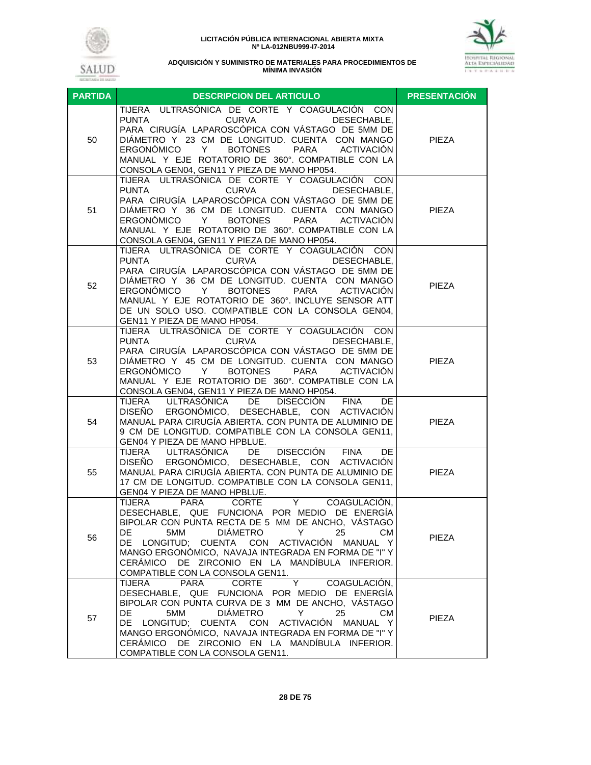**LICITACIÓN PÚBLICA INTERNACIONAL ABIERTA MIXTA**
**Nº LA-012NBU999-I7-2014**

**ADQUISICIÓN Y SUMINISTRO DE MATERIALES PARA PROCEDIMIENTOS DE MÍNIMA INVASIÓN**

| PARTIDA | DESCRIPCION DEL ARTICULO | PRESENTACIÓN |
|---|---|---|
| 50 | TIJERA ULTRASÓNICA DE CORTE Y COAGULACIÓN CON PUNTA CURVA DESECHABLE, PARA CIRUGÍA LAPAROSCÓPICA CON VÁSTAGO DE 5MM DE DIÁMETRO Y 23 CM DE LONGITUD. CUENTA CON MANGO ERGONÓMICO Y BOTONES PARA ACTIVACIÓN MANUAL Y EJE ROTATORIO DE 360°. COMPATIBLE CON LA CONSOLA GEN04, GEN11 Y PIEZA DE MANO HP054. | PIEZA |
| 51 | TIJERA ULTRASÓNICA DE CORTE Y COAGULACIÓN CON PUNTA CURVA DESECHABLE, PARA CIRUGÍA LAPAROSCÓPICA CON VÁSTAGO DE 5MM DE DIÁMETRO Y 36 CM DE LONGITUD. CUENTA CON MANGO ERGONÓMICO Y BOTONES PARA ACTIVACIÓN MANUAL Y EJE ROTATORIO DE 360°. COMPATIBLE CON LA CONSOLA GEN04, GEN11 Y PIEZA DE MANO HP054. | PIEZA |
| 52 | TIJERA ULTRASÓNICA DE CORTE Y COAGULACIÓN CON PUNTA CURVA DESECHABLE, PARA CIRUGÍA LAPAROSCÓPICA CON VÁSTAGO DE 5MM DE DIÁMETRO Y 36 CM DE LONGITUD. CUENTA CON MANGO ERGONÓMICO Y BOTONES PARA ACTIVACIÓN MANUAL Y EJE ROTATORIO DE 360°. INCLUYE SENSOR ATT DE UN SOLO USO. COMPATIBLE CON LA CONSOLA GEN04, GEN11 Y PIEZA DE MANO HP054. | PIEZA |
| 53 | TIJERA ULTRASÓNICA DE CORTE Y COAGULACIÓN CON PUNTA CURVA DESECHABLE, PARA CIRUGÍA LAPAROSCÓPICA CON VÁSTAGO DE 5MM DE DIÁMETRO Y 45 CM DE LONGITUD. CUENTA CON MANGO ERGONÓMICO Y BOTONES PARA ACTIVACIÓN MANUAL Y EJE ROTATORIO DE 360°. COMPATIBLE CON LA CONSOLA GEN04, GEN11 Y PIEZA DE MANO HP054. | PIEZA |
| 54 | TIJERA ULTRASÓNICA DE DISECCIÓN FINA DE DISEÑO ERGONÓMICO, DESECHABLE, CON ACTIVACIÓN MANUAL PARA CIRUGÍA ABIERTA. CON PUNTA DE ALUMINIO DE 9 CM DE LONGITUD. COMPATIBLE CON LA CONSOLA GEN11, GEN04 Y PIEZA DE MANO HPBLUE. | PIEZA |
| 55 | TIJERA ULTRASÓNICA DE DISECCIÓN FINA DE DISEÑO ERGONÓMICO, DESECHABLE, CON ACTIVACIÓN MANUAL PARA CIRUGÍA ABIERTA. CON PUNTA DE ALUMINIO DE 17 CM DE LONGITUD. COMPATIBLE CON LA CONSOLA GEN11, GEN04 Y PIEZA DE MANO HPBLUE. | PIEZA |
| 56 | TIJERA PARA CORTE Y COAGULACIÓN, DESECHABLE, QUE FUNCIONA POR MEDIO DE ENERGÍA BIPOLAR CON PUNTA RECTA DE 5 MM DE ANCHO, VÁSTAGO DE 5MM DIÁMETRO Y 25 CM DE LONGITUD; CUENTA CON ACTIVACIÓN MANUAL Y MANGO ERGONÓMICO, NAVAJA INTEGRADA EN FORMA DE "I" Y CERÁMICO DE ZIRCONIO EN LA MANDÍBULA INFERIOR. COMPATIBLE CON LA CONSOLA GEN11. | PIEZA |
| 57 | TIJERA PARA CORTE Y COAGULACIÓN, DESECHABLE, QUE FUNCIONA POR MEDIO DE ENERGÍA BIPOLAR CON PUNTA CURVA DE 3 MM DE ANCHO, VÁSTAGO DE 5MM DIÁMETRO Y 25 CM DE LONGITUD; CUENTA CON ACTIVACIÓN MANUAL Y MANGO ERGONÓMICO, NAVAJA INTEGRADA EN FORMA DE "I" Y CERÁMICO DE ZIRCONIO EN LA MANDÍBULA INFERIOR. COMPATIBLE CON LA CONSOLA GEN11. | PIEZA |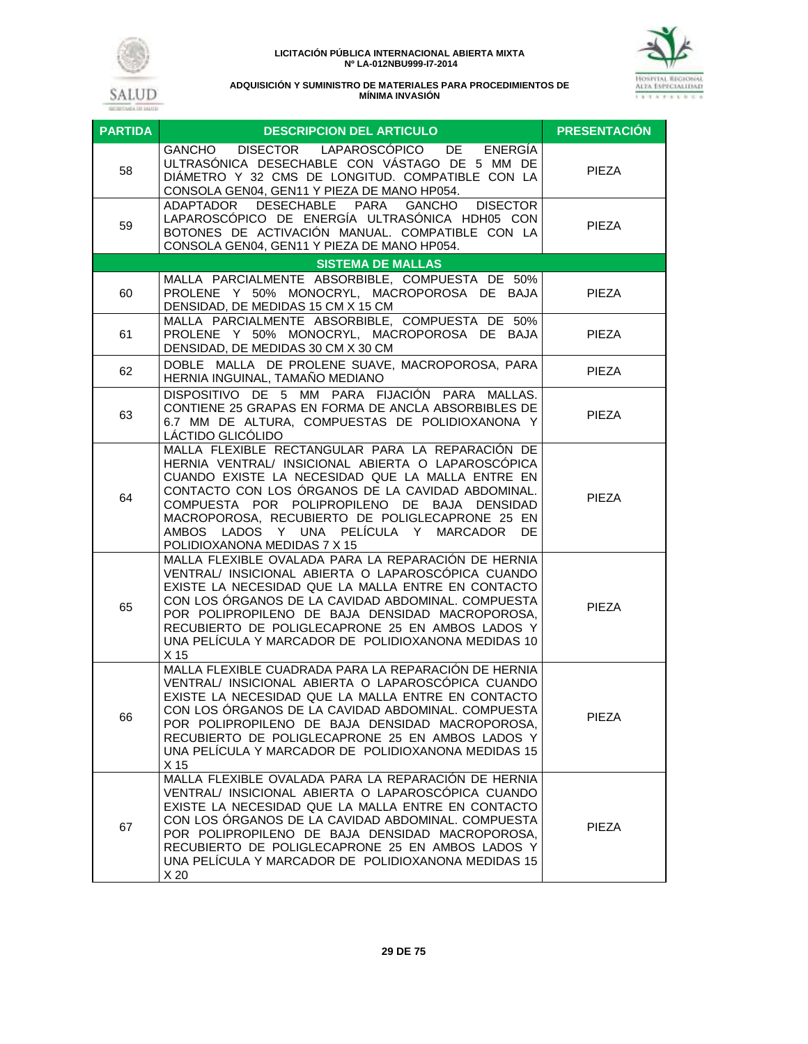| PARTIDA | DESCRIPCION DEL ARTICULO | PRESENTACIÓN |
|---|---|---|
| 58 | GANCHO DISECTOR LAPAROSCÓPICO DE ENERGÍA ULTRASÓNICA DESECHABLE CON VÁSTAGO DE 5 MM DE DIÁMETRO Y 32 CMS DE LONGITUD. COMPATIBLE CON LA CONSOLA GEN04, GEN11 Y PIEZA DE MANO HP054. | PIEZA |
| 59 | ADAPTADOR DESECHABLE PARA GANCHO DISECTOR LAPAROSCÓPICO DE ENERGÍA ULTRASÓNICA HDH05 CON BOTONES DE ACTIVACIÓN MANUAL. COMPATIBLE CON LA CONSOLA GEN04, GEN11 Y PIEZA DE MANO HP054. | PIEZA |
| | **SISTEMA DE MALLAS** | |
| 60 | MALLA PARCIALMENTE ABSORBIBLE, COMPUESTA DE 50% PROLENE Y 50% MONOCRYL, MACROPOROSA DE BAJA DENSIDAD, DE MEDIDAS 15 CM X 15 CM | PIEZA |
| 61 | MALLA PARCIALMENTE ABSORBIBLE, COMPUESTA DE 50% PROLENE Y 50% MONOCRYL, MACROPOROSA DE BAJA DENSIDAD, DE MEDIDAS 30 CM X 30 CM | PIEZA |
| 62 | DOBLE MALLA DE PROLENE SUAVE, MACROPOROSA, PARA HERNIA INGUINAL, TAMAÑO MEDIANO | PIEZA |
| 63 | DISPOSITIVO DE 5 MM PARA FIJACIÓN PARA MALLAS. CONTIENE 25 GRAPAS EN FORMA DE ANCLA ABSORBIBLES DE 6.7 MM DE ALTURA, COMPUESTAS DE POLIDIOXANONA Y LÁCTIDO GLICÓLIDO | PIEZA |
| 64 | MALLA FLEXIBLE RECTANGULAR PARA LA REPARACIÓN DE HERNIA VENTRAL/ INSICIONAL ABIERTA O LAPAROSCÓPICA CUANDO EXISTE LA NECESIDAD QUE LA MALLA ENTRE EN CONTACTO CON LOS ÓRGANOS DE LA CAVIDAD ABDOMINAL. COMPUESTA POR POLIPROPILENO DE BAJA DENSIDAD MACROPOROSA, RECUBIERTO DE POLIGLECAPRONE 25 EN AMBOS LADOS Y UNA PELÍCULA Y MARCADOR DE POLIDIOXANONA MEDIDAS 7 X 15 | PIEZA |
| 65 | MALLA FLEXIBLE OVALADA PARA LA REPARACIÓN DE HERNIA VENTRAL/ INSICIONAL ABIERTA O LAPAROSCÓPICA CUANDO EXISTE LA NECESIDAD QUE LA MALLA ENTRE EN CONTACTO CON LOS ÓRGANOS DE LA CAVIDAD ABDOMINAL. COMPUESTA POR POLIPROPILENO DE BAJA DENSIDAD MACROPOROSA, RECUBIERTO DE POLIGLECAPRONE 25 EN AMBOS LADOS Y UNA PELÍCULA Y MARCADOR DE POLIDIOXANONA MEDIDAS 10 X 15 | PIEZA |
| 66 | MALLA FLEXIBLE CUADRADA PARA LA REPARACIÓN DE HERNIA VENTRAL/ INSICIONAL ABIERTA O LAPAROSCÓPICA CUANDO EXISTE LA NECESIDAD QUE LA MALLA ENTRE EN CONTACTO CON LOS ÓRGANOS DE LA CAVIDAD ABDOMINAL. COMPUESTA POR POLIPROPILENO DE BAJA DENSIDAD MACROPOROSA, RECUBIERTO DE POLIGLECAPRONE 25 EN AMBOS LADOS Y UNA PELÍCULA Y MARCADOR DE POLIDIOXANONA MEDIDAS 15 X 15 | PIEZA |
| 67 | MALLA FLEXIBLE OVALADA PARA LA REPARACIÓN DE HERNIA VENTRAL/ INSICIONAL ABIERTA O LAPAROSCÓPICA CUANDO EXISTE LA NECESIDAD QUE LA MALLA ENTRE EN CONTACTO CON LOS ÓRGANOS DE LA CAVIDAD ABDOMINAL. COMPUESTA POR POLIPROPILENO DE BAJA DENSIDAD MACROPOROSA, RECUBIERTO DE POLIGLECAPRONE 25 EN AMBOS LADOS Y UNA PELÍCULA Y MARCADOR DE POLIDIOXANONA MEDIDAS 15 X 20 | PIEZA |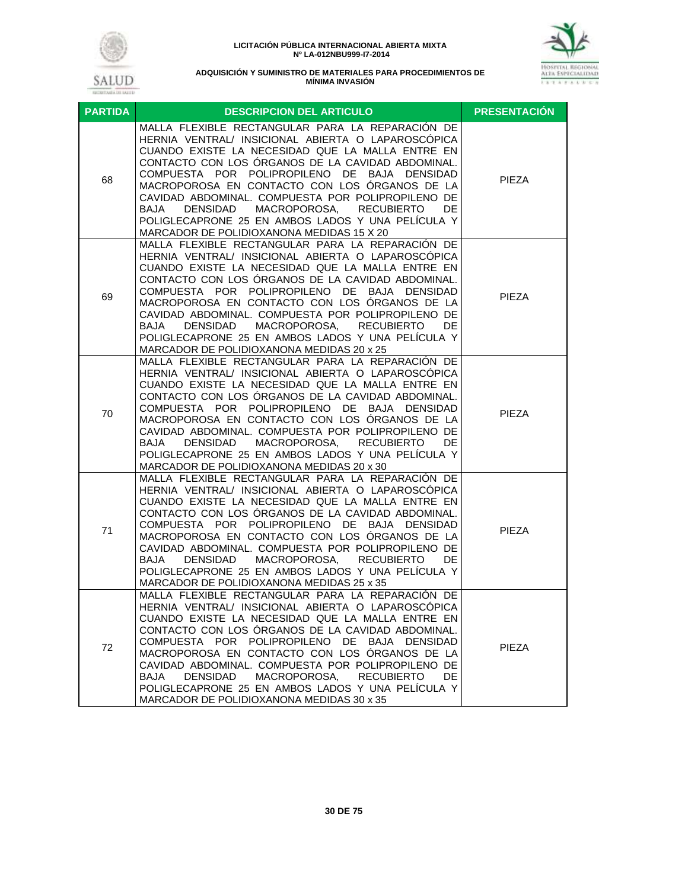| PARTIDA | DESCRIPCION DEL ARTICULO | PRESENTACIÓN |
|---|---|---|
| 68 | MALLA FLEXIBLE RECTANGULAR PARA LA REPARACIÓN DE HERNIA VENTRAL/ INSICIONAL ABIERTA O LAPAROSCÓPICA CUANDO EXISTE LA NECESIDAD QUE LA MALLA ENTRE EN CONTACTO CON LOS ÓRGANOS DE LA CAVIDAD ABDOMINAL. COMPUESTA POR POLIPROPILENO DE BAJA DENSIDAD MACROPOROSA EN CONTACTO CON LOS ÓRGANOS DE LA CAVIDAD ABDOMINAL. COMPUESTA POR POLIPROPILENO DE BAJA DENSIDAD MACROPOROSA, RECUBIERTO DE POLIGLECAPRONE 25 EN AMBOS LADOS Y UNA PELÍCULA Y MARCADOR DE POLIDIOXANONA MEDIDAS 15 X 20 | PIEZA |
| 69 | MALLA FLEXIBLE RECTANGULAR PARA LA REPARACIÓN DE HERNIA VENTRAL/ INSICIONAL ABIERTA O LAPAROSCÓPICA CUANDO EXISTE LA NECESIDAD QUE LA MALLA ENTRE EN CONTACTO CON LOS ÓRGANOS DE LA CAVIDAD ABDOMINAL. COMPUESTA POR POLIPROPILENO DE BAJA DENSIDAD MACROPOROSA EN CONTACTO CON LOS ÓRGANOS DE LA CAVIDAD ABDOMINAL. COMPUESTA POR POLIPROPILENO DE BAJA DENSIDAD MACROPOROSA, RECUBIERTO DE POLIGLECAPRONE 25 EN AMBOS LADOS Y UNA PELÍCULA Y MARCADOR DE POLIDIOXANONA MEDIDAS 20 x 25 | PIEZA |
| 70 | MALLA FLEXIBLE RECTANGULAR PARA LA REPARACIÓN DE HERNIA VENTRAL/ INSICIONAL ABIERTA O LAPAROSCÓPICA CUANDO EXISTE LA NECESIDAD QUE LA MALLA ENTRE EN CONTACTO CON LOS ÓRGANOS DE LA CAVIDAD ABDOMINAL. COMPUESTA POR POLIPROPILENO DE BAJA DENSIDAD MACROPOROSA EN CONTACTO CON LOS ÓRGANOS DE LA CAVIDAD ABDOMINAL. COMPUESTA POR POLIPROPILENO DE BAJA DENSIDAD MACROPOROSA, RECUBIERTO DE POLIGLECAPRONE 25 EN AMBOS LADOS Y UNA PELÍCULA Y MARCADOR DE POLIDIOXANONA MEDIDAS 20 x 30 | PIEZA |
| 71 | MALLA FLEXIBLE RECTANGULAR PARA LA REPARACIÓN DE HERNIA VENTRAL/ INSICIONAL ABIERTA O LAPAROSCÓPICA CUANDO EXISTE LA NECESIDAD QUE LA MALLA ENTRE EN CONTACTO CON LOS ÓRGANOS DE LA CAVIDAD ABDOMINAL. COMPUESTA POR POLIPROPILENO DE BAJA DENSIDAD MACROPOROSA EN CONTACTO CON LOS ÓRGANOS DE LA CAVIDAD ABDOMINAL. COMPUESTA POR POLIPROPILENO DE BAJA DENSIDAD MACROPOROSA, RECUBIERTO DE POLIGLECAPRONE 25 EN AMBOS LADOS Y UNA PELÍCULA Y MARCADOR DE POLIDIOXANONA MEDIDAS 25 x 35 | PIEZA |
| 72 | MALLA FLEXIBLE RECTANGULAR PARA LA REPARACIÓN DE HERNIA VENTRAL/ INSICIONAL ABIERTA O LAPAROSCÓPICA CUANDO EXISTE LA NECESIDAD QUE LA MALLA ENTRE EN CONTACTO CON LOS ÓRGANOS DE LA CAVIDAD ABDOMINAL. COMPUESTA POR POLIPROPILENO DE BAJA DENSIDAD MACROPOROSA EN CONTACTO CON LOS ÓRGANOS DE LA CAVIDAD ABDOMINAL. COMPUESTA POR POLIPROPILENO DE BAJA DENSIDAD MACROPOROSA, RECUBIERTO DE POLIGLECAPRONE 25 EN AMBOS LADOS Y UNA PELÍCULA Y MARCADOR DE POLIDIOXANONA MEDIDAS 30 x 35 | PIEZA |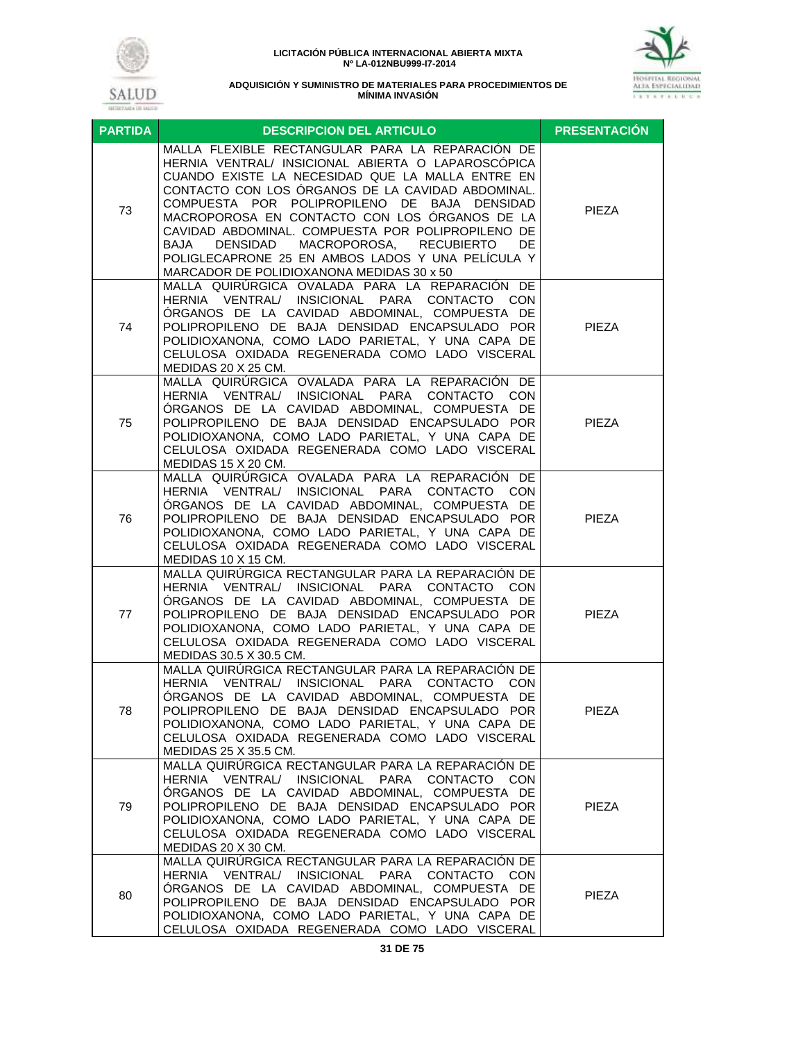**LICITACIÓN PÚBLICA INTERNACIONAL ABIERTA MIXTA**
**Nº LA-012NBU999-I7-2014**

**ADQUISICIÓN Y SUMINISTRO DE MATERIALES PARA PROCEDIMIENTOS DE MÍNIMA INVASIÓN**

| PARTIDA | DESCRIPCION DEL ARTICULO | PRESENTACIÓN |
|---|---|---|
| 73 | MALLA FLEXIBLE RECTANGULAR PARA LA REPARACIÓN DE HERNIA VENTRAL/ INSICIONAL ABIERTA O LAPAROSCÓPICA CUANDO EXISTE LA NECESIDAD QUE LA MALLA ENTRE EN CONTACTO CON LOS ÓRGANOS DE LA CAVIDAD ABDOMINAL. COMPUESTA POR POLIPROPILENO DE BAJA DENSIDAD MACROPOROSA EN CONTACTO CON LOS ÓRGANOS DE LA CAVIDAD ABDOMINAL. COMPUESTA POR POLIPROPILENO DE BAJA DENSIDAD MACROPOROSA, RECUBIERTO DE POLIGLECAPRONE 25 EN AMBOS LADOS Y UNA PELÍCULA Y MARCADOR DE POLIDIOXANONA MEDIDAS 30 x 50 | PIEZA |
| 74 | MALLA QUIRÚRGICA OVALADA PARA LA REPARACIÓN DE HERNIA VENTRAL/ INSICIONAL PARA CONTACTO CON ÓRGANOS DE LA CAVIDAD ABDOMINAL, COMPUESTA DE POLIPROPILENO DE BAJA DENSIDAD ENCAPSULADO POR POLIDIOXANONA, COMO LADO PARIETAL, Y UNA CAPA DE CELULOSA OXIDADA REGENERADA COMO LADO VISCERAL MEDIDAS 20 X 25 CM. | PIEZA |
| 75 | MALLA QUIRÚRGICA OVALADA PARA LA REPARACIÓN DE HERNIA VENTRAL/ INSICIONAL PARA CONTACTO CON ÓRGANOS DE LA CAVIDAD ABDOMINAL, COMPUESTA DE POLIPROPILENO DE BAJA DENSIDAD ENCAPSULADO POR POLIDIOXANONA, COMO LADO PARIETAL, Y UNA CAPA DE CELULOSA OXIDADA REGENERADA COMO LADO VISCERAL MEDIDAS 15 X 20 CM. | PIEZA |
| 76 | MALLA QUIRÚRGICA OVALADA PARA LA REPARACIÓN DE HERNIA VENTRAL/ INSICIONAL PARA CONTACTO CON ÓRGANOS DE LA CAVIDAD ABDOMINAL, COMPUESTA DE POLIPROPILENO DE BAJA DENSIDAD ENCAPSULADO POR POLIDIOXANONA, COMO LADO PARIETAL, Y UNA CAPA DE CELULOSA OXIDADA REGENERADA COMO LADO VISCERAL MEDIDAS 10 X 15 CM. | PIEZA |
| 77 | MALLA QUIRÚRGICA RECTANGULAR PARA LA REPARACIÓN DE HERNIA VENTRAL/ INSICIONAL PARA CONTACTO CON ÓRGANOS DE LA CAVIDAD ABDOMINAL, COMPUESTA DE POLIPROPILENO DE BAJA DENSIDAD ENCAPSULADO POR POLIDIOXANONA, COMO LADO PARIETAL, Y UNA CAPA DE CELULOSA OXIDADA REGENERADA COMO LADO VISCERAL MEDIDAS 30.5 X 30.5 CM. | PIEZA |
| 78 | MALLA QUIRÚRGICA RECTANGULAR PARA LA REPARACIÓN DE HERNIA VENTRAL/ INSICIONAL PARA CONTACTO CON ÓRGANOS DE LA CAVIDAD ABDOMINAL, COMPUESTA DE POLIPROPILENO DE BAJA DENSIDAD ENCAPSULADO POR POLIDIOXANONA, COMO LADO PARIETAL, Y UNA CAPA DE CELULOSA OXIDADA REGENERADA COMO LADO VISCERAL MEDIDAS 25 X 35.5 CM. | PIEZA |
| 79 | MALLA QUIRÚRGICA RECTANGULAR PARA LA REPARACIÓN DE HERNIA VENTRAL/ INSICIONAL PARA CONTACTO CON ÓRGANOS DE LA CAVIDAD ABDOMINAL, COMPUESTA DE POLIPROPILENO DE BAJA DENSIDAD ENCAPSULADO POR POLIDIOXANONA, COMO LADO PARIETAL, Y UNA CAPA DE CELULOSA OXIDADA REGENERADA COMO LADO VISCERAL MEDIDAS 20 X 30 CM. | PIEZA |
| 80 | MALLA QUIRÚRGICA RECTANGULAR PARA LA REPARACIÓN DE HERNIA VENTRAL/ INSICIONAL PARA CONTACTO CON ÓRGANOS DE LA CAVIDAD ABDOMINAL, COMPUESTA DE POLIPROPILENO DE BAJA DENSIDAD ENCAPSULADO POR POLIDIOXANONA, COMO LADO PARIETAL, Y UNA CAPA DE CELULOSA OXIDADA REGENERADA COMO LADO VISCERAL | PIEZA |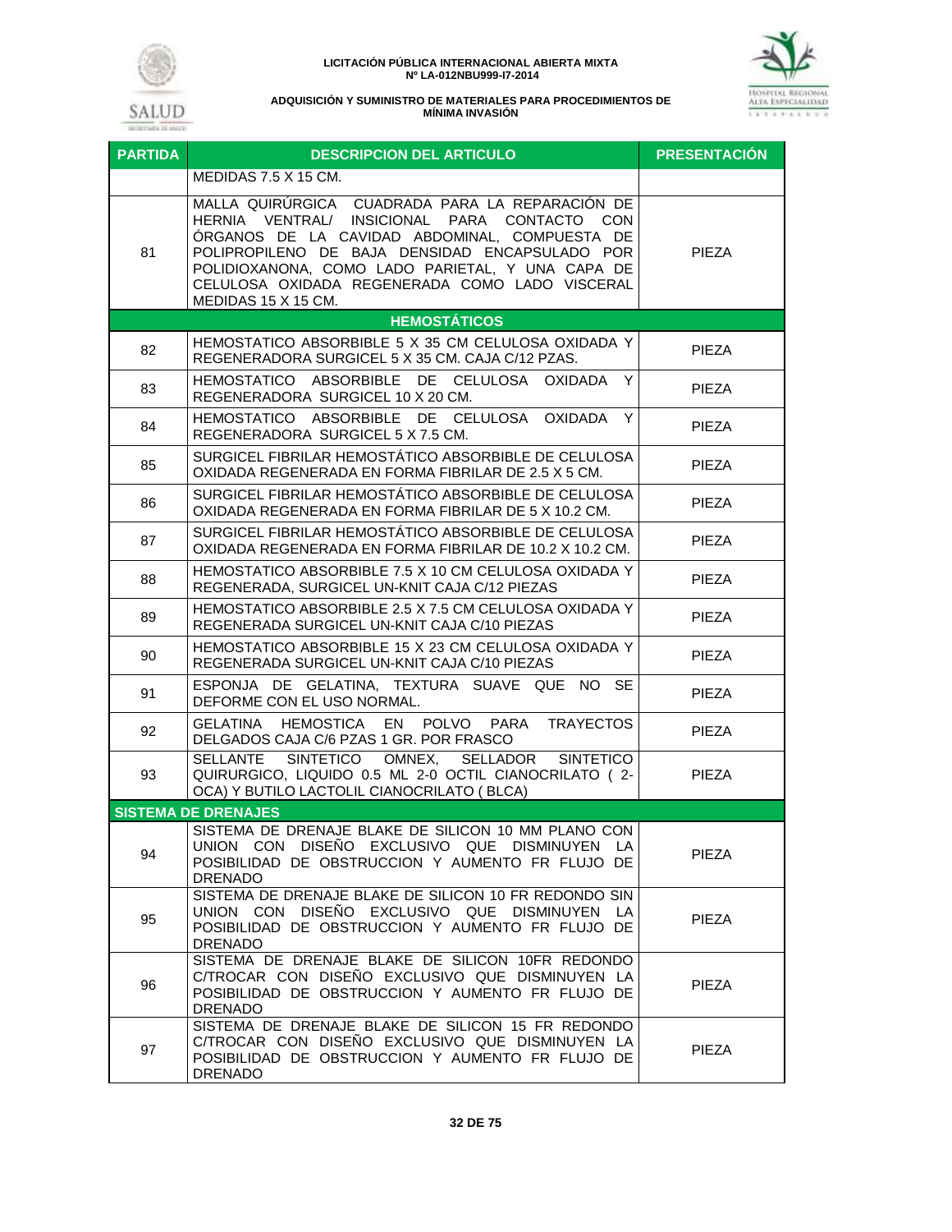**LICITACIÓN PÚBLICA INTERNACIONAL ABIERTA MIXTA**
**Nº LA-012NBU999-I7-2014**

**ADQUISICIÓN Y SUMINISTRO DE MATERIALES PARA PROCEDIMIENTOS DE MÍNIMA INVASIÓN**

| PARTIDA | DESCRIPCION DEL ARTICULO | PRESENTACIÓN |
|---|---|---|
| | MEDIDAS 7.5 X 15 CM. | |
| 81 | MALLA QUIRÚRGICA CUADRADA PARA LA REPARACIÓN DE HERNIA VENTRAL/ INSICIONAL PARA CONTACTO CON ÓRGANOS DE LA CAVIDAD ABDOMINAL, COMPUESTA DE POLIPROPILENO DE BAJA DENSIDAD ENCAPSULADO POR POLIDIOXANONA, COMO LADO PARIETAL, Y UNA CAPA DE CELULOSA OXIDADA REGENERADA COMO LADO VISCERAL MEDIDAS 15 X 15 CM. | PIEZA |
| | **HEMOSTÁTICOS** | |
| 82 | HEMOSTATICO ABSORBIBLE 5 X 35 CM CELULOSA OXIDADA Y REGENERADORA SURGICEL 5 X 35 CM. CAJA C/12 PZAS. | PIEZA |
| 83 | HEMOSTATICO ABSORBIBLE DE CELULOSA OXIDADA Y REGENERADORA SURGICEL 10 X 20 CM. | PIEZA |
| 84 | HEMOSTATICO ABSORBIBLE DE CELULOSA OXIDADA Y REGENERADORA SURGICEL 5 X 7.5 CM. | PIEZA |
| 85 | SURGICEL FIBRILAR HEMOSTÁTICO ABSORBIBLE DE CELULOSA OXIDADA REGENERADA EN FORMA FIBRILAR DE 2.5 X 5 CM. | PIEZA |
| 86 | SURGICEL FIBRILAR HEMOSTÁTICO ABSORBIBLE DE CELULOSA OXIDADA REGENERADA EN FORMA FIBRILAR DE 5 X 10.2 CM. | PIEZA |
| 87 | SURGICEL FIBRILAR HEMOSTÁTICO ABSORBIBLE DE CELULOSA OXIDADA REGENERADA EN FORMA FIBRILAR DE 10.2 X 10.2 CM. | PIEZA |
| 88 | HEMOSTATICO ABSORBIBLE 7.5 X 10 CM CELULOSA OXIDADA Y REGENERADA, SURGICEL UN-KNIT CAJA C/12 PIEZAS | PIEZA |
| 89 | HEMOSTATICO ABSORBIBLE 2.5 X 7.5 CM CELULOSA OXIDADA Y REGENERADA SURGICEL UN-KNIT CAJA C/10 PIEZAS | PIEZA |
| 90 | HEMOSTATICO ABSORBIBLE 15 X 23 CM CELULOSA OXIDADA Y REGENERADA SURGICEL UN-KNIT CAJA C/10 PIEZAS | PIEZA |
| 91 | ESPONJA DE GELATINA, TEXTURA SUAVE QUE NO SE DEFORME CON EL USO NORMAL. | PIEZA |
| 92 | GELATINA HEMOSTICA EN POLVO PARA TRAYECTOS DELGADOS CAJA C/6 PZAS 1 GR. POR FRASCO | PIEZA |
| 93 | SELLANTE SINTETICO OMNEX, SELLADOR SINTETICO QUIRURGICO, LIQUIDO 0.5 ML 2-0 OCTIL CIANOCRILATO ( 2-OCA) Y BUTILO LACTOLIL CIANOCRILATO ( BLCA) | PIEZA |
| **SISTEMA DE DRENAJES** | | |
| 94 | SISTEMA DE DRENAJE BLAKE DE SILICON 10 MM PLANO CON UNION CON DISEÑO EXCLUSIVO QUE DISMINUYEN LA POSIBILIDAD DE OBSTRUCCION Y AUMENTO FR FLUJO DE DRENADO | PIEZA |
| 95 | SISTEMA DE DRENAJE BLAKE DE SILICON 10 FR REDONDO SIN UNION CON DISEÑO EXCLUSIVO QUE DISMINUYEN LA POSIBILIDAD DE OBSTRUCCION Y AUMENTO FR FLUJO DE DRENADO | PIEZA |
| 96 | SISTEMA DE DRENAJE BLAKE DE SILICON 10FR REDONDO C/TROCAR CON DISEÑO EXCLUSIVO QUE DISMINUYEN LA POSIBILIDAD DE OBSTRUCCION Y AUMENTO FR FLUJO DE DRENADO | PIEZA |
| 97 | SISTEMA DE DRENAJE BLAKE DE SILICON 15 FR REDONDO C/TROCAR CON DISEÑO EXCLUSIVO QUE DISMINUYEN LA POSIBILIDAD DE OBSTRUCCION Y AUMENTO FR FLUJO DE DRENADO | PIEZA |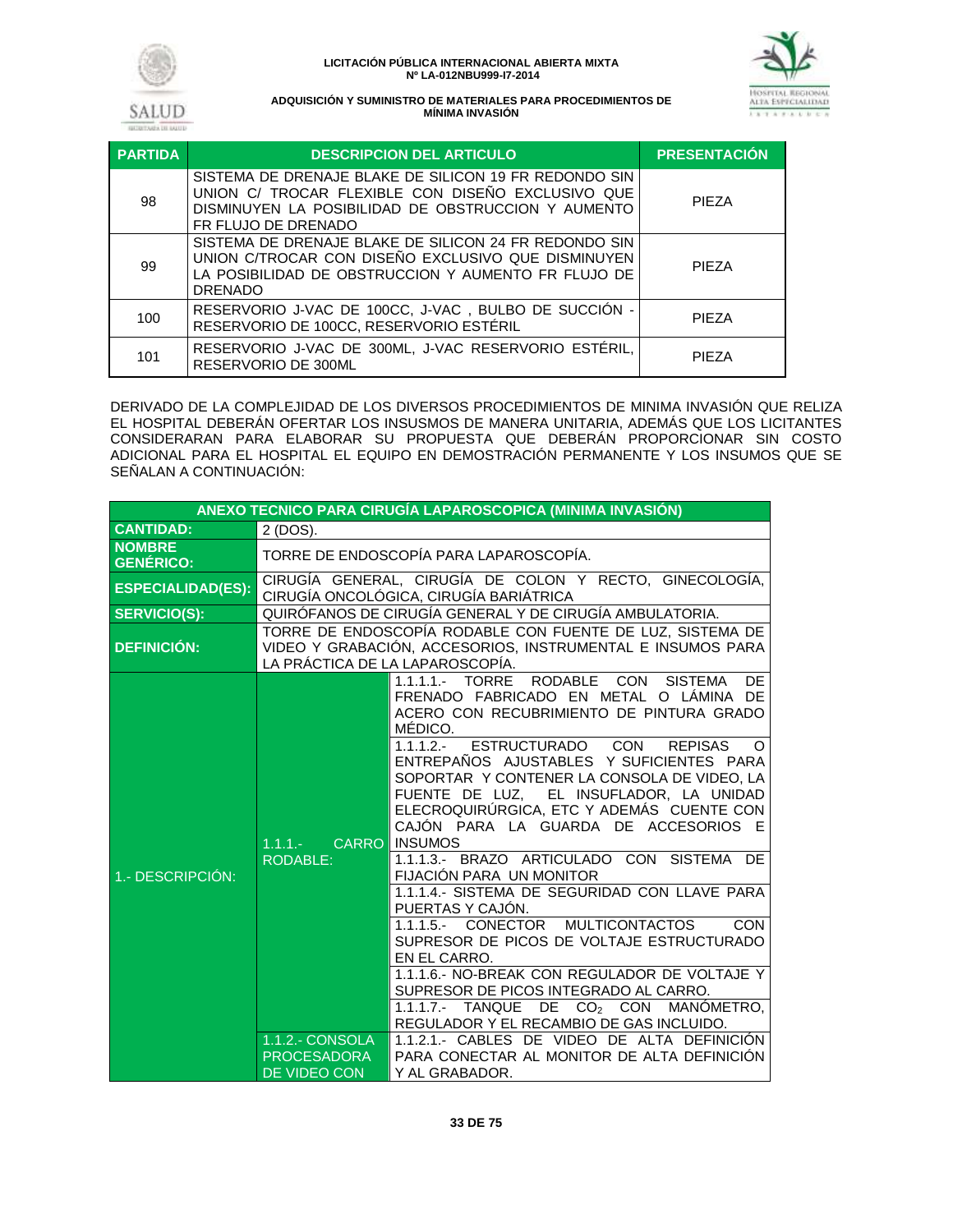| PARTIDA | DESCRIPCION DEL ARTICULO | PRESENTACIÓN |
|---|---|---|
| 98 | SISTEMA DE DRENAJE BLAKE DE SILICON 19 FR REDONDO SIN UNION C/ TROCAR FLEXIBLE CON DISEÑO EXCLUSIVO QUE DISMINUYEN LA POSIBILIDAD DE OBSTRUCCION Y AUMENTO FR FLUJO DE DRENADO | PIEZA |
| 99 | SISTEMA DE DRENAJE BLAKE DE SILICON 24 FR REDONDO SIN UNION C/TROCAR CON DISEÑO EXCLUSIVO QUE DISMINUYEN LA POSIBILIDAD DE OBSTRUCCION Y AUMENTO FR FLUJO DE DRENADO | PIEZA |
| 100 | RESERVORIO J-VAC DE 100CC, J-VAC , BULBO DE SUCCIÓN - RESERVORIO DE 100CC, RESERVORIO ESTÉRIL | PIEZA |
| 101 | RESERVORIO J-VAC DE 300ML, J-VAC RESERVORIO ESTÉRIL, RESERVORIO DE 300ML | PIEZA |

DERIVADO DE LA COMPLEJIDAD DE LOS DIVERSOS PROCEDIMIENTOS DE MINIMA INVASIÓN QUE RELIZA EL HOSPITAL DEBERÁN OFERTAR LOS INSUSMOS DE MANERA UNITARIA, ADEMÁS QUE LOS LICITANTES CONSIDERARAN PARA ELABORAR SU PROPUESTA QUE DEBERÁN PROPORCIONAR SIN COSTO ADICIONAL PARA EL HOSPITAL EL EQUIPO EN DEMOSTRACIÓN PERMANENTE Y LOS INSUMOS QUE SE SEÑALAN A CONTINUACIÓN:

| ANEXO TECNICO PARA CIRUGÍA LAPAROSCOPICA (MINIMA INVASIÓN) | | |
|---|---|---|
| CANTIDAD: | 2 (DOS). | |
| NOMBRE GENÉRICO: | TORRE DE ENDOSCOPÍA PARA LAPAROSCOPÍA. | |
| ESPECIALIDAD(ES): | CIRUGÍA GENERAL, CIRUGÍA DE COLON Y RECTO, GINECOLOGÍA, CIRUGÍA ONCOLÓGICA, CIRUGÍA BARIÁTRICA | |
| SERVICIO(S): | QUIRÓFANOS DE CIRUGÍA GENERAL Y DE CIRUGÍA AMBULATORIA. | |
| DEFINICIÓN: | TORRE DE ENDOSCOPÍA RODABLE CON FUENTE DE LUZ, SISTEMA DE VIDEO Y GRABACIÓN, ACCESORIOS, INSTRUMENTAL E INSUMOS PARA LA PRÁCTICA DE LA LAPAROSCOPÍA. | |
| 1.- DESCRIPCIÓN: | 1.1.1.- CARRO RODABLE: | 1.1.1.1.- TORRE RODABLE CON SISTEMA DE FRENADO FABRICADO EN METAL O LÁMINA DE ACERO CON RECUBRIMIENTO DE PINTURA GRADO MÉDICO. |
| | | 1.1.1.2.- ESTRUCTURADO CON REPISAS O ENTREPAÑOS AJUSTABLES Y SUFICIENTES PARA SOPORTAR Y CONTENER LA CONSOLA DE VIDEO, LA FUENTE DE LUZ, EL INSUFLADOR, LA UNIDAD ELECROQUIRÚRGICA, ETC Y ADEMÁS CUENTE CON CAJÓN PARA LA GUARDA DE ACCESORIOS E INSUMOS |
| | | 1.1.1.3.- BRAZO ARTICULADO CON SISTEMA DE FIJACIÓN PARA UN MONITOR |
| | | 1.1.1.4.- SISTEMA DE SEGURIDAD CON LLAVE PARA PUERTAS Y CAJÓN. |
| | | 1.1.1.5.- CONECTOR MULTICONTACTOS CON SUPRESOR DE PICOS DE VOLTAJE ESTRUCTURADO EN EL CARRO. |
| | | 1.1.1.6.- NO-BREAK CON REGULADOR DE VOLTAJE Y SUPRESOR DE PICOS INTEGRADO AL CARRO. |
| | | 1.1.1.7.- TANQUE DE $CO_2$ CON MANÓMETRO, REGULADOR Y EL RECAMBIO DE GAS INCLUIDO. |
| | 1.1.2.- CONSOLA PROCESADORA DE VIDEO CON | 1.1.2.1.- CABLES DE VIDEO DE ALTA DEFINICIÓN PARA CONECTAR AL MONITOR DE ALTA DEFINICIÓN Y AL GRABADOR. |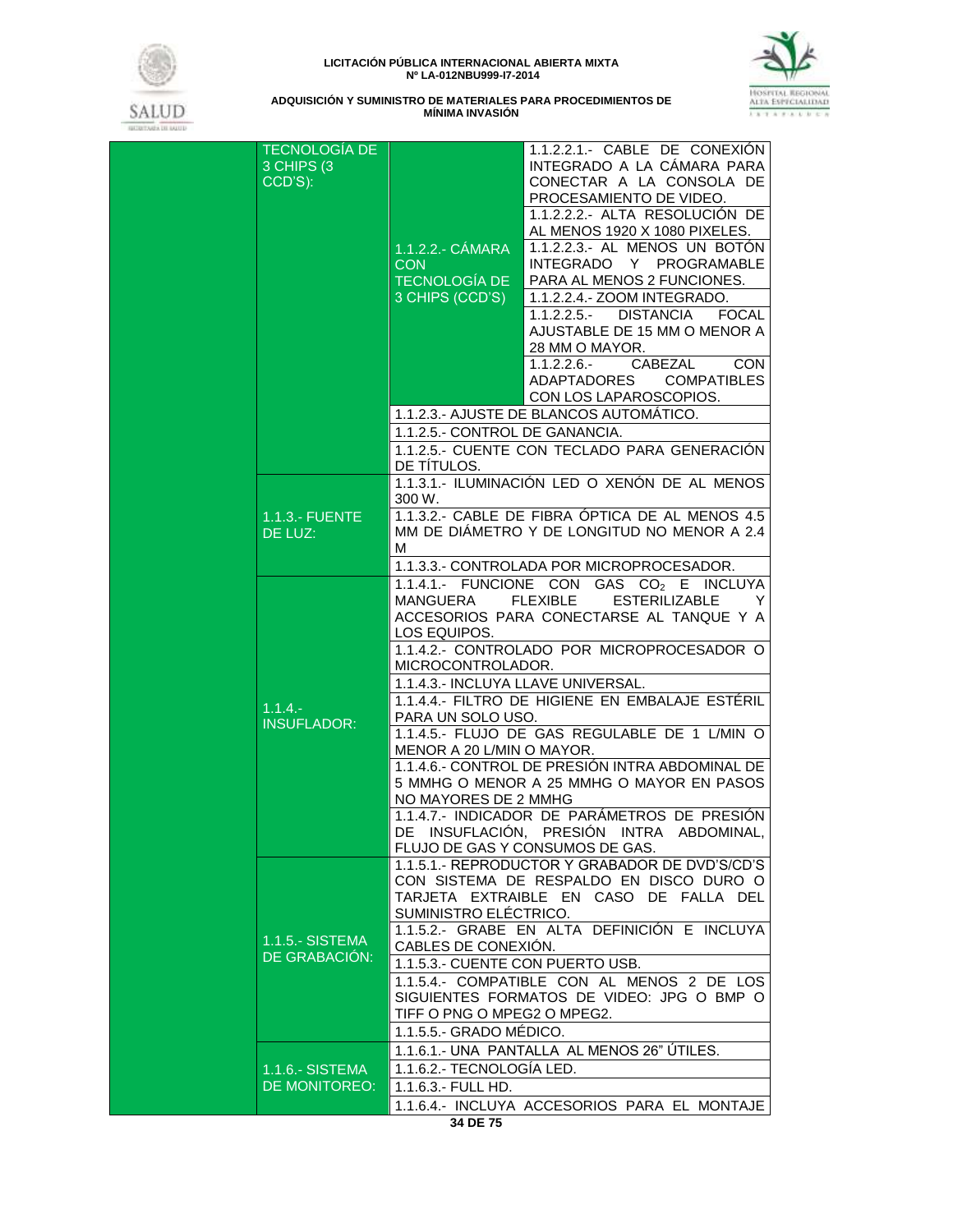| | | | |
|---|---|---|---|
| | TECNOLOGÍA DE 3 CHIPS (3 CCD'S): | 1.1.2.2.- CÁMARA CON TECNOLOGÍA DE 3 CHIPS (CCD'S) | 1.1.2.2.1.- CABLE DE CONEXIÓN INTEGRADO A LA CÁMARA PARA CONECTAR A LA CONSOLA DE PROCESAMIENTO DE VIDEO. |
| | | | 1.1.2.2.2.- ALTA RESOLUCIÓN DE AL MENOS 1920 X 1080 PIXELES. |
| | | | 1.1.2.2.3.- AL MENOS UN BOTÓN INTEGRADO Y PROGRAMABLE PARA AL MENOS 2 FUNCIONES. |
| | | | 1.1.2.2.4.- ZOOM INTEGRADO. |
| | | | 1.1.2.2.5.- DISTANCIA FOCAL AJUSTABLE DE 15 MM O MENOR A 28 MM O MAYOR. |
| | | | 1.1.2.2.6.- CABEZAL CON ADAPTADORES COMPATIBLES CON LOS LAPAROSCOPIOS. |
| | | 1.1.2.3.- AJUSTE DE BLANCOS AUTOMÁTICO. | |
| | | 1.1.2.5.- CONTROL DE GANANCIA. | |
| | | 1.1.2.5.- CUENTE CON TECLADO PARA GENERACIÓN DE TÍTULOS. | |
| | 1.1.3.- FUENTE DE LUZ: | 1.1.3.1.- ILUMINACIÓN LED O XENÓN DE AL MENOS 300 W. | |
| | | 1.1.3.2.- CABLE DE FIBRA ÓPTICA DE AL MENOS 4.5 MM DE DIÁMETRO Y DE LONGITUD NO MENOR A 2.4 M | |
| | | 1.1.3.3.- CONTROLADA POR MICROPROCESADOR. | |
| | 1.1.4.- INSUFLADOR: | 1.1.4.1.- FUNCIONE CON GAS $CO_2$ E INCLUYA MANGUERA FLEXIBLE ESTERILIZABLE Y ACCESORIOS PARA CONECTARSE AL TANQUE Y A LOS EQUIPOS. | |
| | | 1.1.4.2.- CONTROLADO POR MICROPROCESADOR O MICROCONTROLADOR. | |
| | | 1.1.4.3.- INCLUYA LLAVE UNIVERSAL. | |
| | | 1.1.4.4.- FILTRO DE HIGIENE EN EMBALAJE ESTÉRIL PARA UN SOLO USO. | |
| | | 1.1.4.5.- FLUJO DE GAS REGULABLE DE 1 L/MIN O MENOR A 20 L/MIN O MAYOR. | |
| | | 1.1.4.6.- CONTROL DE PRESIÓN INTRA ABDOMINAL DE 5 MMHG O MENOR A 25 MMHG O MAYOR EN PASOS NO MAYORES DE 2 MMHG | |
| | | 1.1.4.7.- INDICADOR DE PARÁMETROS DE PRESIÓN DE INSUFLACIÓN, PRESIÓN INTRA ABDOMINAL, FLUJO DE GAS Y CONSUMOS DE GAS. | |
| | 1.1.5.- SISTEMA DE GRABACIÓN: | 1.1.5.1.- REPRODUCTOR Y GRABADOR DE DVD'S/CD'S CON SISTEMA DE RESPALDO EN DISCO DURO O TARJETA EXTRAIBLE EN CASO DE FALLA DEL SUMINISTRO ELÉCTRICO. | |
| | | 1.1.5.2.- GRABE EN ALTA DEFINICIÓN E INCLUYA CABLES DE CONEXIÓN. | |
| | | 1.1.5.3.- CUENTE CON PUERTO USB. | |
| | | 1.1.5.4.- COMPATIBLE CON AL MENOS 2 DE LOS SIGUIENTES FORMATOS DE VIDEO: JPG O BMP O TIFF O PNG O MPEG2 O MPEG2. | |
| | | 1.1.5.5.- GRADO MÉDICO. | |
| | 1.1.6.- SISTEMA DE MONITOREO: | 1.1.6.1.- UNA PANTALLA AL MENOS 26" ÚTILES. | |
| | | 1.1.6.2.- TECNOLOGÍA LED. | |
| | | 1.1.6.3.- FULL HD. | |
| | | 1.1.6.4.- INCLUYA ACCESORIOS PARA EL MONTAJE | |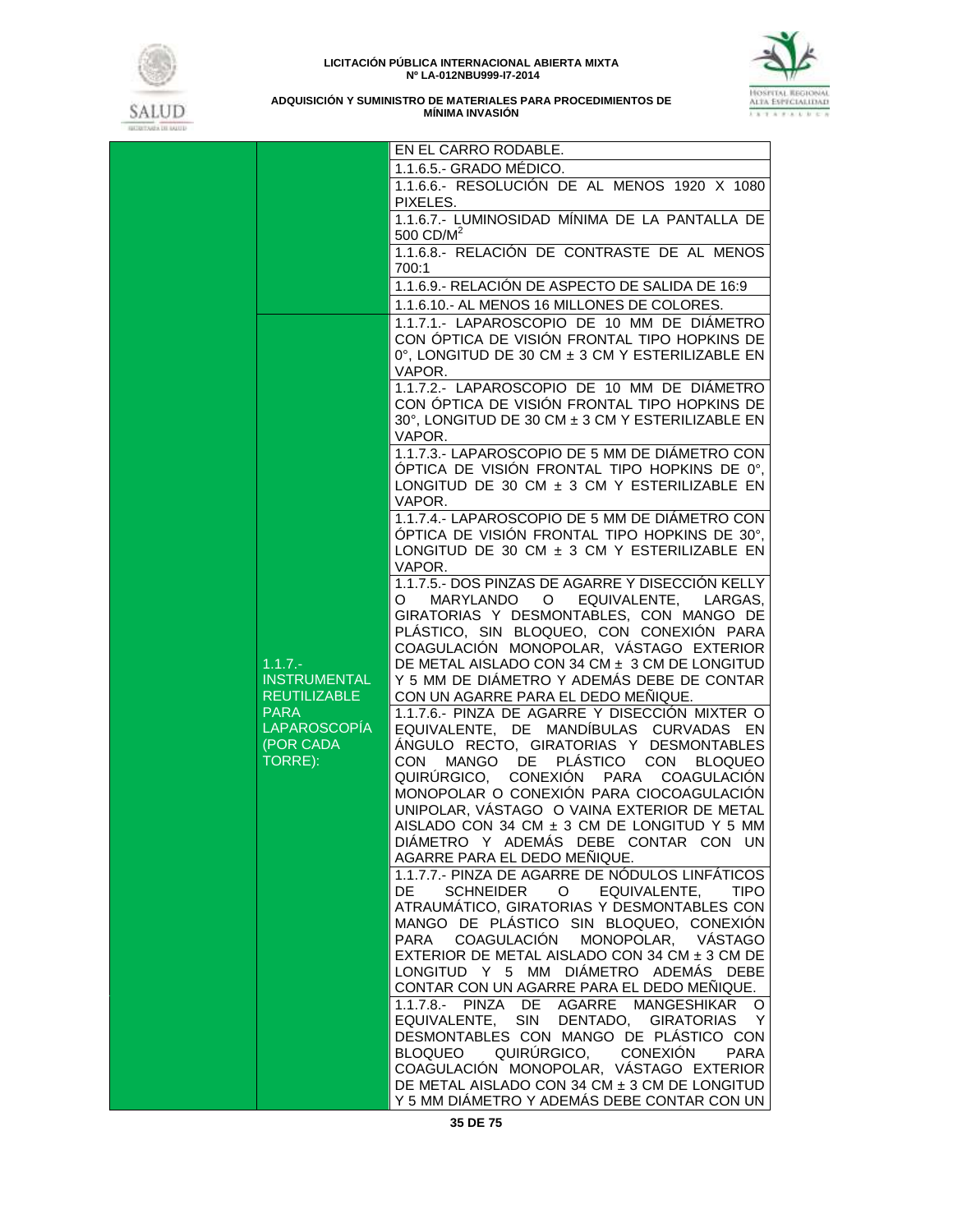| | | |
|---|---|---|
| | | EN EL CARRO RODABLE. |
| | | 1.1.6.5.- GRADO MÉDICO. |
| | | 1.1.6.6.- RESOLUCIÓN DE AL MENOS 1920 X 1080 PIXELES. |
| | | 1.1.6.7.- LUMINOSIDAD MÍNIMA DE LA PANTALLA DE 500 $CD/M^2$ |
| | | 1.1.6.8.- RELACIÓN DE CONTRASTE DE AL MENOS 700:1 |
| | | 1.1.6.9.- RELACIÓN DE ASPECTO DE SALIDA DE 16:9 |
| | | 1.1.6.10.- AL MENOS 16 MILLONES DE COLORES. |
| | 1.1.7.- INSTRUMENTAL REUTILIZABLE PARA LAPAROSCOPÍA (POR CADA TORRE): | 1.1.7.1.- LAPAROSCOPIO DE 10 MM DE DIÁMETRO CON ÓPTICA DE VISIÓN FRONTAL TIPO HOPKINS DE 0°, LONGITUD DE 30 CM ± 3 CM Y ESTERILIZABLE EN VAPOR. |
| | | 1.1.7.2.- LAPAROSCOPIO DE 10 MM DE DIÁMETRO CON ÓPTICA DE VISIÓN FRONTAL TIPO HOPKINS DE 30°, LONGITUD DE 30 CM ± 3 CM Y ESTERILIZABLE EN VAPOR. |
| | | 1.1.7.3.- LAPAROSCOPIO DE 5 MM DE DIÁMETRO CON ÓPTICA DE VISIÓN FRONTAL TIPO HOPKINS DE 0°, LONGITUD DE 30 CM ± 3 CM Y ESTERILIZABLE EN VAPOR. |
| | | 1.1.7.4.- LAPAROSCOPIO DE 5 MM DE DIÁMETRO CON ÓPTICA DE VISIÓN FRONTAL TIPO HOPKINS DE 30°, LONGITUD DE 30 CM ± 3 CM Y ESTERILIZABLE EN VAPOR. |
| | | 1.1.7.5.- DOS PINZAS DE AGARRE Y DISECCIÓN KELLY O MARYLANDO O EQUIVALENTE, LARGAS, GIRATORIAS Y DESMONTABLES, CON MANGO DE PLÁSTICO, SIN BLOQUEO, CON CONEXIÓN PARA COAGULACIÓN MONOPOLAR, VÁSTAGO EXTERIOR DE METAL AISLADO CON 34 CM ± 3 CM DE LONGITUD Y 5 MM DE DIÁMETRO Y ADEMÁS DEBE DE CONTAR CON UN AGARRE PARA EL DEDO MEÑIQUE. |
| | | 1.1.7.6.- PINZA DE AGARRE Y DISECCIÓN MIXTER O EQUIVALENTE, DE MANDÍBULAS CURVADAS EN ÁNGULO RECTO, GIRATORIAS Y DESMONTABLES CON MANGO DE PLÁSTICO CON BLOQUEO QUIRÚRGICO, CONEXIÓN PARA COAGULACIÓN MONOPOLAR O CONEXIÓN PARA CIOCOAGULACIÓN UNIPOLAR, VÁSTAGO O VAINA EXTERIOR DE METAL AISLADO CON 34 CM ± 3 CM DE LONGITUD Y 5 MM DIÁMETRO Y ADEMÁS DEBE CONTAR CON UN AGARRE PARA EL DEDO MEÑIQUE. |
| | | 1.1.7.7.- PINZA DE AGARRE DE NÓDULOS LINFÁTICOS DE SCHNEIDER O EQUIVALENTE, TIPO ATRAUMÁTICO, GIRATORIAS Y DESMONTABLES CON MANGO DE PLÁSTICO SIN BLOQUEO, CONEXIÓN PARA COAGULACIÓN MONOPOLAR, VÁSTAGO EXTERIOR DE METAL AISLADO CON 34 CM ± 3 CM DE LONGITUD Y 5 MM DIÁMETRO ADEMÁS DEBE CONTAR CON UN AGARRE PARA EL DEDO MEÑIQUE. |
| | | 1.1.7.8.- PINZA DE AGARRE MANGESHIKAR O EQUIVALENTE, SIN DENTADO, GIRATORIAS Y DESMONTABLES CON MANGO DE PLÁSTICO CON BLOQUEO QUIRÚRGICO, CONEXIÓN PARA COAGULACIÓN MONOPOLAR, VÁSTAGO EXTERIOR DE METAL AISLADO CON 34 CM ± 3 CM DE LONGITUD Y 5 MM DIÁMETRO Y ADEMÁS DEBE CONTAR CON UN |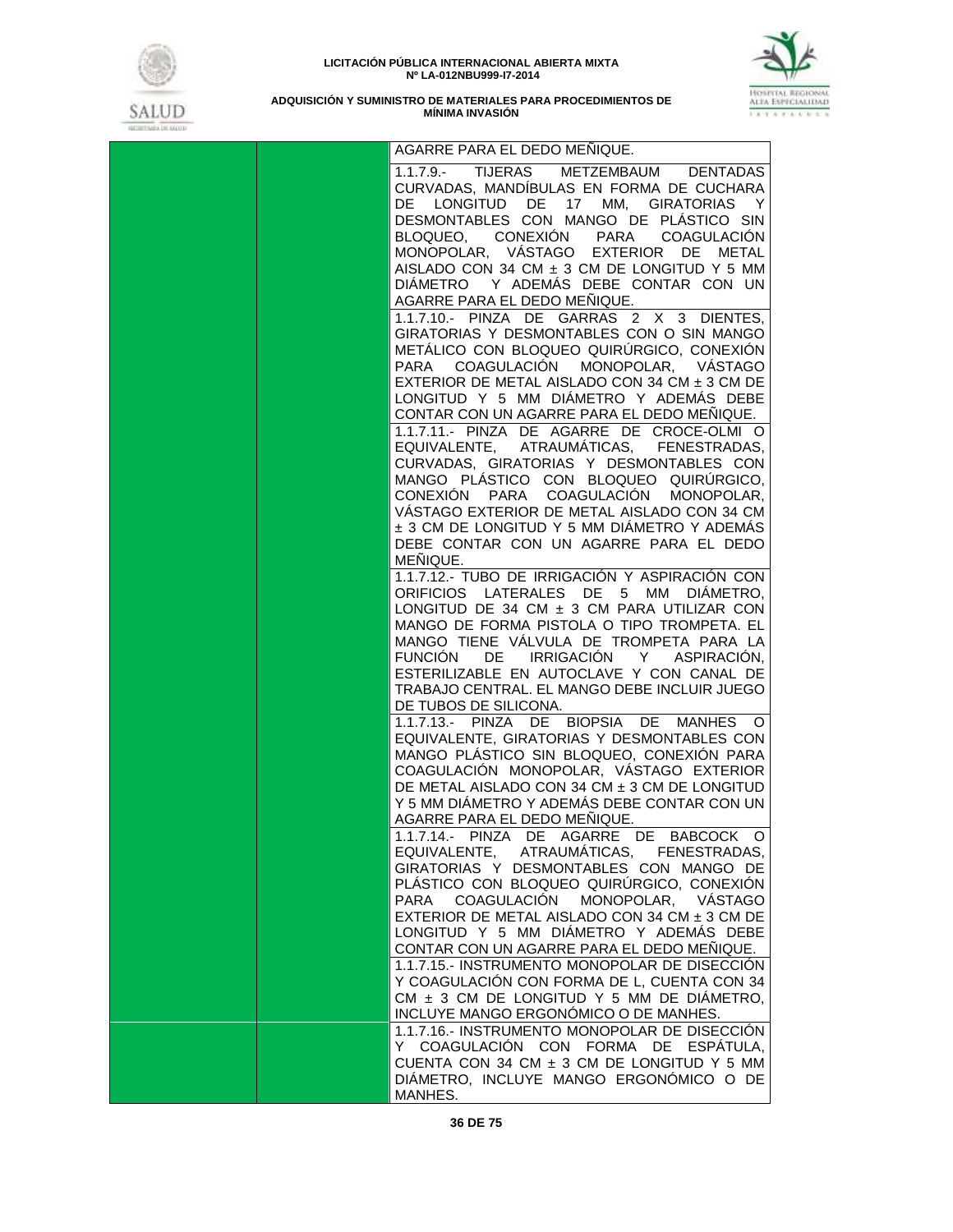| | | |
|---|---|---|
| | | AGARRE PARA EL DEDO MEÑIQUE. |
| | | 1.1.7.9.- TIJERAS METZEMBAUM DENTADAS CURVADAS, MANDÍBULAS EN FORMA DE CUCHARA DE LONGITUD DE 17 MM, GIRATORIAS Y DESMONTABLES CON MANGO DE PLÁSTICO SIN BLOQUEO, CONEXIÓN PARA COAGULACIÓN MONOPOLAR, VÁSTAGO EXTERIOR DE METAL AISLADO CON 34 CM ± 3 CM DE LONGITUD Y 5 MM DIÁMETRO Y ADEMÁS DEBE CONTAR CON UN AGARRE PARA EL DEDO MEÑIQUE. |
| | | 1.1.7.10.- PINZA DE GARRAS 2 X 3 DIENTES, GIRATORIAS Y DESMONTABLES CON O SIN MANGO METÁLICO CON BLOQUEO QUIRÚRGICO, CONEXIÓN PARA COAGULACIÓN MONOPOLAR, VÁSTAGO EXTERIOR DE METAL AISLADO CON 34 CM ± 3 CM DE LONGITUD Y 5 MM DIÁMETRO Y ADEMÁS DEBE CONTAR CON UN AGARRE PARA EL DEDO MEÑIQUE. |
| | | 1.1.7.11.- PINZA DE AGARRE DE CROCE-OLMI O EQUIVALENTE, ATRAUMÁTICAS, FENESTRADAS, CURVADAS, GIRATORIAS Y DESMONTABLES CON MANGO PLÁSTICO CON BLOQUEO QUIRÚRGICO, CONEXIÓN PARA COAGULACIÓN MONOPOLAR, VÁSTAGO EXTERIOR DE METAL AISLADO CON 34 CM ± 3 CM DE LONGITUD Y 5 MM DIÁMETRO Y ADEMÁS DEBE CONTAR CON UN AGARRE PARA EL DEDO MEÑIQUE. |
| | | 1.1.7.12.- TUBO DE IRRIGACIÓN Y ASPIRACIÓN CON ORIFICIOS LATERALES DE 5 MM DIÁMETRO, LONGITUD DE 34 CM ± 3 CM PARA UTILIZAR CON MANGO DE FORMA PISTOLA O TIPO TROMPETA. EL MANGO TIENE VÁLVULA DE TROMPETA PARA LA FUNCIÓN DE IRRIGACIÓN Y ASPIRACIÓN, ESTERILIZABLE EN AUTOCLAVE Y CON CANAL DE TRABAJO CENTRAL. EL MANGO DEBE INCLUIR JUEGO DE TUBOS DE SILICONA. |
| | | 1.1.7.13.- PINZA DE BIOPSIA DE MANHES O EQUIVALENTE, GIRATORIAS Y DESMONTABLES CON MANGO PLÁSTICO SIN BLOQUEO, CONEXIÓN PARA COAGULACIÓN MONOPOLAR, VÁSTAGO EXTERIOR DE METAL AISLADO CON 34 CM ± 3 CM DE LONGITUD Y 5 MM DIÁMETRO Y ADEMÁS DEBE CONTAR CON UN AGARRE PARA EL DEDO MEÑIQUE. |
| | | 1.1.7.14.- PINZA DE AGARRE DE BABCOCK O EQUIVALENTE, ATRAUMÁTICAS, FENESTRADAS, GIRATORIAS Y DESMONTABLES CON MANGO DE PLÁSTICO CON BLOQUEO QUIRÚRGICO, CONEXIÓN PARA COAGULACIÓN MONOPOLAR, VÁSTAGO EXTERIOR DE METAL AISLADO CON 34 CM ± 3 CM DE LONGITUD Y 5 MM DIÁMETRO Y ADEMÁS DEBE CONTAR CON UN AGARRE PARA EL DEDO MEÑIQUE. |
| | | 1.1.7.15.- INSTRUMENTO MONOPOLAR DE DISECCIÓN Y COAGULACIÓN CON FORMA DE L, CUENTA CON 34 CM ± 3 CM DE LONGITUD Y 5 MM DE DIÁMETRO, INCLUYE MANGO ERGONÓMICO O DE MANHES. |
| | | 1.1.7.16.- INSTRUMENTO MONOPOLAR DE DISECCIÓN Y COAGULACIÓN CON FORMA DE ESPÁTULA, CUENTA CON 34 CM ± 3 CM DE LONGITUD Y 5 MM DIÁMETRO, INCLUYE MANGO ERGONÓMICO O DE MANHES. |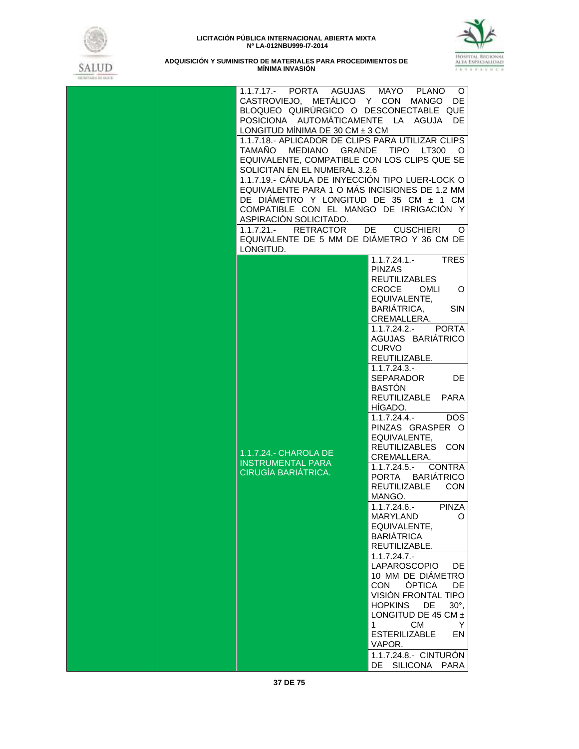| | | | |
|---|---|---|---|
| | | 1.1.7.17.- PORTA AGUJAS MAYO PLANO O CASTROVIEJO, METÁLICO Y CON MANGO DE BLOQUEO QUIRÚRGICO O DESCONECTABLE QUE POSICIONA AUTOMÁTICAMENTE LA AGUJA DE LONGITUD MÍNIMA DE 30 CM ± 3 CM | |
| | | 1.1.7.18.- APLICADOR DE CLIPS PARA UTILIZAR CLIPS TAMAÑO MEDIANO GRANDE TIPO LT300 O EQUIVALENTE, COMPATIBLE CON LOS CLIPS QUE SE SOLICITAN EN EL NUMERAL 3.2.6 | |
| | | 1.1.7.19.- CÁNULA DE INYECCIÓN TIPO LUER-LOCK O EQUIVALENTE PARA 1 O MÁS INCISIONES DE 1.2 MM DE DIÁMETRO Y LONGITUD DE 35 CM ± 1 CM COMPATIBLE CON EL MANGO DE IRRIGACIÓN Y ASPIRACIÓN SOLICITADO. | |
| | | 1.1.7.21.- RETRACTOR DE CUSCHIERI O EQUIVALENTE DE 5 MM DE DIÁMETRO Y 36 CM DE LONGITUD. | |
| | | 1.1.7.24.- CHAROLA DE INSTRUMENTAL PARA CIRUGÍA BARIÁTRICA. | 1.1.7.24.1.- TRES PINZAS REUTILIZABLES CROCE OMLI O EQUIVALENTE, BARIÁTRICA, SIN CREMALLERA. |
| | | | 1.1.7.24.2.- PORTA AGUJAS BARIÁTRICO CURVO REUTILIZABLE. |
| | | | 1.1.7.24.3.- SEPARADOR DE BASTÓN REUTILIZABLE PARA HÍGADO. |
| | | | 1.1.7.24.4.- DOS PINZAS GRASPER O EQUIVALENTE, REUTILIZABLES CON CREMALLERA. |
| | | | 1.1.7.24.5.- CONTRA PORTA BARIÁTRICO REUTILIZABLE CON MANGO. |
| | | | 1.1.7.24.6.- PINZA MARYLAND O EQUIVALENTE, BARIÁTRICA REUTILIZABLE. |
| | | | 1.1.7.24.7.- LAPAROSCOPIO DE 10 MM DE DIÁMETRO CON ÓPTICA DE VISIÓN FRONTAL TIPO HOPKINS DE 30°, LONGITUD DE 45 CM ± 1 CM Y ESTERILIZABLE EN VAPOR. |
| | | | 1.1.7.24.8.- CINTURÓN DE SILICONA PARA |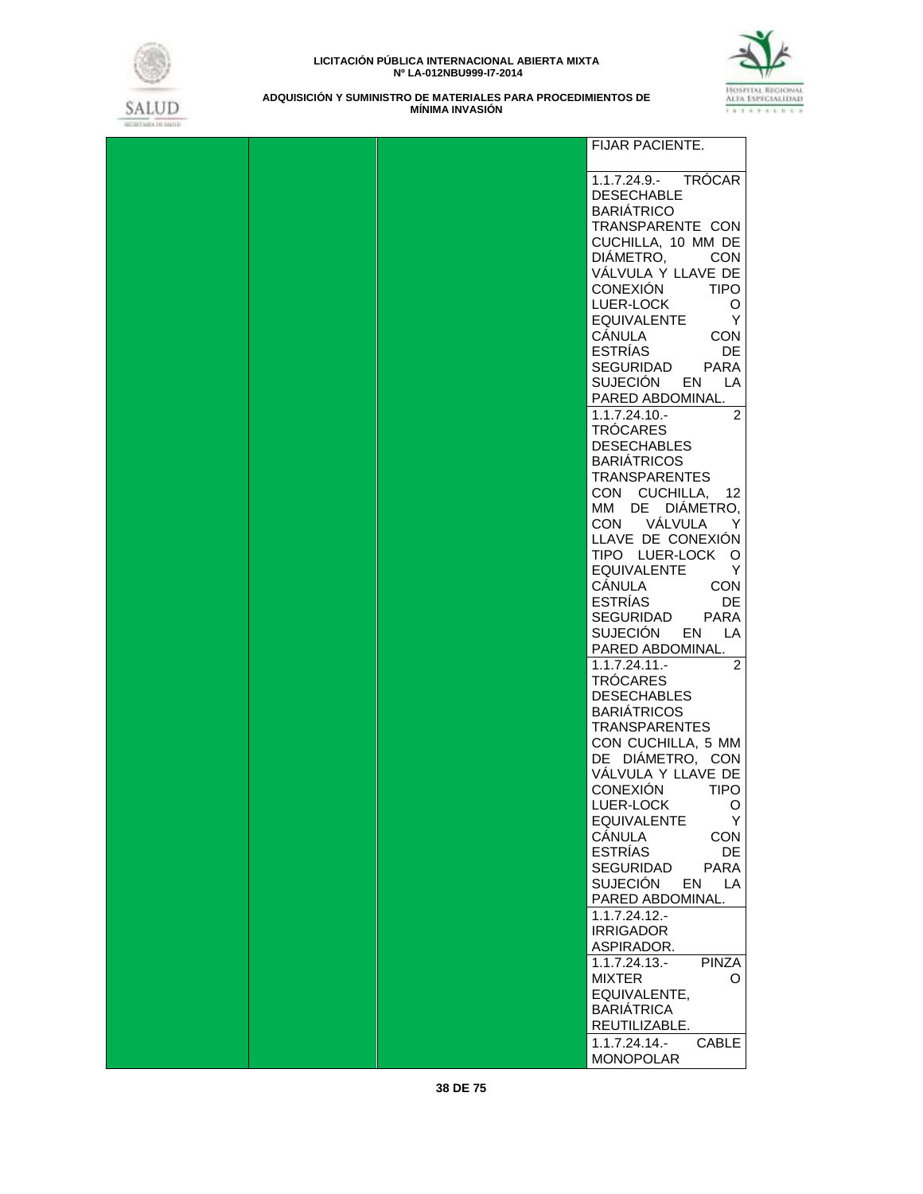| | | | |
|---|---|---|---|
| | | | FIJAR PACIENTE. |
| | | | 1.1.7.24.9.- TRÓCAR DESECHABLE BARIÁTRICO TRANSPARENTE CON CUCHILLA, 10 MM DE DIÁMETRO, CON VÁLVULA Y LLAVE DE CONEXIÓN TIPO LUER-LOCK O EQUIVALENTE Y CÁNULA CON ESTRÍAS DE SEGURIDAD PARA SUJECIÓN EN LA PARED ABDOMINAL. |
| | | | 1.1.7.24.10.- 2 TRÓCARES DESECHABLES BARIÁTRICOS TRANSPARENTES CON CUCHILLA, 12 MM DE DIÁMETRO, CON VÁLVULA Y LLAVE DE CONEXIÓN TIPO LUER-LOCK O EQUIVALENTE Y CÁNULA CON ESTRÍAS DE SEGURIDAD PARA SUJECIÓN EN LA PARED ABDOMINAL. |
| | | | 1.1.7.24.11.- 2 TRÓCARES DESECHABLES BARIÁTRICOS TRANSPARENTES CON CUCHILLA, 5 MM DE DIÁMETRO, CON VÁLVULA Y LLAVE DE CONEXIÓN TIPO LUER-LOCK O EQUIVALENTE Y CÁNULA CON ESTRÍAS DE SEGURIDAD PARA SUJECIÓN EN LA PARED ABDOMINAL. |
| | | | 1.1.7.24.12.- IRRIGADOR ASPIRADOR. |
| | | | 1.1.7.24.13.- PINZA MIXTER O EQUIVALENTE, BARIÁTRICA REUTILIZABLE. |
| | | | 1.1.7.24.14.- CABLE MONOPOLAR |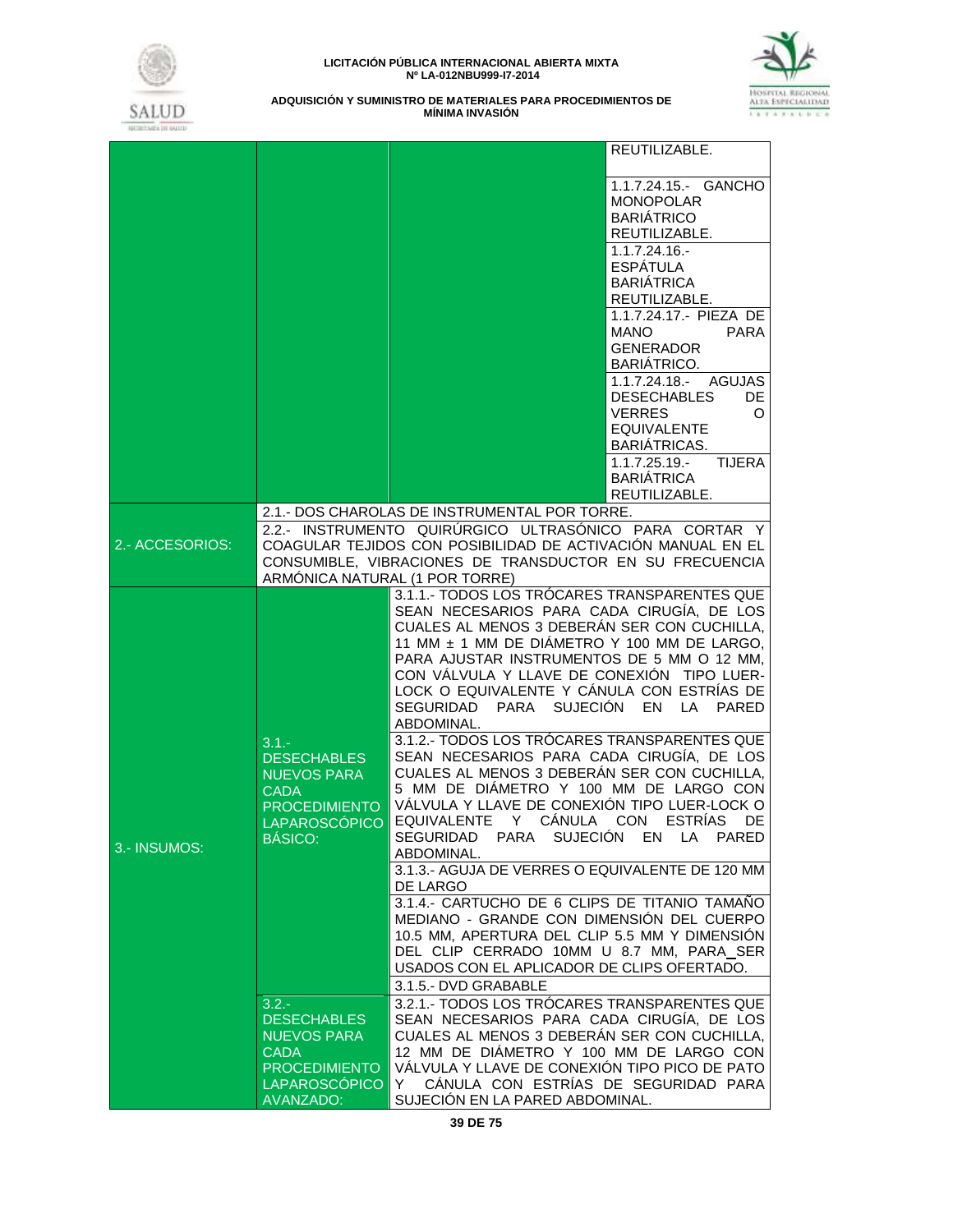| | | | |
|---|---|---|---|
| | | | REUTILIZABLE. |
| | | | 1.1.7.24.15.- GANCHO MONOPOLAR BARIÁTRICO REUTILIZABLE. |
| | | | 1.1.7.24.16.- ESPÁTULA BARIÁTRICA REUTILIZABLE. |
| | | | 1.1.7.24.17.- PIEZA DE MANO PARA GENERADOR BARIÁTRICO. |
| | | | 1.1.7.24.18.- AGUJAS DESECHABLES DE VERRES O EQUIVALENTE BARIÁTRICAS. |
| | | | 1.1.7.25.19.- TIJERA BARIÁTRICA REUTILIZABLE. |
| 2.- ACCESORIOS: | 2.1.- DOS CHAROLAS DE INSTRUMENTAL POR TORRE. | | |
| | 2.2.- INSTRUMENTO QUIRÚRGICO ULTRASÓNICO PARA CORTAR Y COAGULAR TEJIDOS CON POSIBILIDAD DE ACTIVACIÓN MANUAL EN EL CONSUMIBLE, VIBRACIONES DE TRANSDUCTOR EN SU FRECUENCIA ARMÓNICA NATURAL (1 POR TORRE) | | |
| 3.- INSUMOS: | 3.1.- DESECHABLES NUEVOS PARA CADA PROCEDIMIENTO LAPAROSCÓPICO BÁSICO: | 3.1.1.- TODOS LOS TRÓCARES TRANSPARENTES QUE SEAN NECESARIOS PARA CADA CIRUGÍA, DE LOS CUALES AL MENOS 3 DEBERÁN SER CON CUCHILLA, 11 MM ± 1 MM DE DIÁMETRO Y 100 MM DE LARGO, PARA AJUSTAR INSTRUMENTOS DE 5 MM O 12 MM, CON VÁLVULA Y LLAVE DE CONEXIÓN TIPO LUER-LOCK O EQUIVALENTE Y CÁNULA CON ESTRÍAS DE SEGURIDAD PARA SUJECIÓN EN LA PARED ABDOMINAL. | |
| | | 3.1.2.- TODOS LOS TRÓCARES TRANSPARENTES QUE SEAN NECESARIOS PARA CADA CIRUGÍA, DE LOS CUALES AL MENOS 3 DEBERÁN SER CON CUCHILLA, 5 MM DE DIÁMETRO Y 100 MM DE LARGO CON VÁLVULA Y LLAVE DE CONEXIÓN TIPO LUER-LOCK O EQUIVALENTE Y CÁNULA CON ESTRÍAS DE SEGURIDAD PARA SUJECIÓN EN LA PARED ABDOMINAL. | |
| | | 3.1.3.- AGUJA DE VERRES O EQUIVALENTE DE 120 MM DE LARGO | |
| | | 3.1.4.- CARTUCHO DE 6 CLIPS DE TITANIO TAMAÑO MEDIANO - GRANDE CON DIMENSIÓN DEL CUERPO 10.5 MM, APERTURA DEL CLIP 5.5 MM Y DIMENSIÓN DEL CLIP CERRADO 10MM U 8.7 MM, PARA_SER USADOS CON EL APLICADOR DE CLIPS OFERTADO. | |
| | | 3.1.5.- DVD GRABABLE | |
| | 3.2.- DESECHABLES NUEVOS PARA CADA PROCEDIMIENTO LAPAROSCÓPICO AVANZADO: | 3.2.1.- TODOS LOS TRÓCARES TRANSPARENTES QUE SEAN NECESARIOS PARA CADA CIRUGÍA, DE LOS CUALES AL MENOS 3 DEBERÁN SER CON CUCHILLA, 12 MM DE DIÁMETRO Y 100 MM DE LARGO CON VÁLVULA Y LLAVE DE CONEXIÓN TIPO PICO DE PATO Y CÁNULA CON ESTRÍAS DE SEGURIDAD PARA SUJECIÓN EN LA PARED ABDOMINAL. | |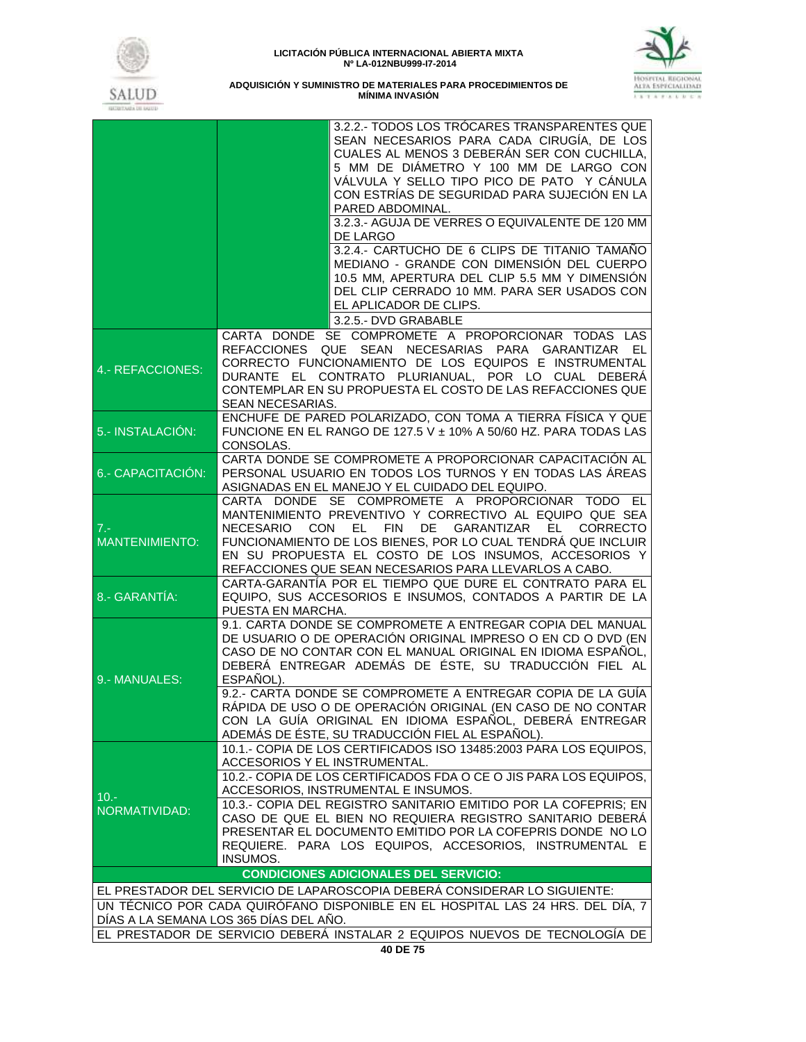| | | |
|---|---|---|
| | | 3.2.2.- TODOS LOS TRÓCARES TRANSPARENTES QUE SEAN NECESARIOS PARA CADA CIRUGÍA, DE LOS CUALES AL MENOS 3 DEBERÁN SER CON CUCHILLA, 5 MM DE DIÁMETRO Y 100 MM DE LARGO CON VÁLVULA Y SELLO TIPO PICO DE PATO Y CÁNULA CON ESTRÍAS DE SEGURIDAD PARA SUJECIÓN EN LA PARED ABDOMINAL. |
| | | 3.2.3.- AGUJA DE VERRES O EQUIVALENTE DE 120 MM DE LARGO |
| | | 3.2.4.- CARTUCHO DE 6 CLIPS DE TITANIO TAMAÑO MEDIANO - GRANDE CON DIMENSIÓN DEL CUERPO 10.5 MM, APERTURA DEL CLIP 5.5 MM Y DIMENSIÓN DEL CLIP CERRADO 10 MM. PARA SER USADOS CON EL APLICADOR DE CLIPS. |
| | | 3.2.5.- DVD GRABABLE |
| 4.- REFACCIONES: | CARTA DONDE SE COMPROMETE A PROPORCIONAR TODAS LAS REFACCIONES QUE SEAN NECESARIAS PARA GARANTIZAR EL CORRECTO FUNCIONAMIENTO DE LOS EQUIPOS E INSTRUMENTAL DURANTE EL CONTRATO PLURIANUAL, POR LO CUAL DEBERÁ CONTEMPLAR EN SU PROPUESTA EL COSTO DE LAS REFACCIONES QUE SEAN NECESARIAS. | |
| 5.- INSTALACIÓN: | ENCHUFE DE PARED POLARIZADO, CON TOMA A TIERRA FÍSICA Y QUE FUNCIONE EN EL RANGO DE 127.5 V ± 10% A 50/60 HZ. PARA TODAS LAS CONSOLAS. | |
| 6.- CAPACITACIÓN: | CARTA DONDE SE COMPROMETE A PROPORCIONAR CAPACITACIÓN AL PERSONAL USUARIO EN TODOS LOS TURNOS Y EN TODAS LAS ÁREAS ASIGNADAS EN EL MANEJO Y EL CUIDADO DEL EQUIPO. | |
| 7.- MANTENIMIENTO: | CARTA DONDE SE COMPROMETE A PROPORCIONAR TODO EL MANTENIMIENTO PREVENTIVO Y CORRECTIVO AL EQUIPO QUE SEA NECESARIO CON EL FIN DE GARANTIZAR EL CORRECTO FUNCIONAMIENTO DE LOS BIENES, POR LO CUAL TENDRÁ QUE INCLUIR EN SU PROPUESTA EL COSTO DE LOS INSUMOS, ACCESORIOS Y REFACCIONES QUE SEAN NECESARIOS PARA LLEVARLOS A CABO. | |
| 8.- GARANTÍA: | CARTA-GARANTÍA POR EL TIEMPO QUE DURE EL CONTRATO PARA EL EQUIPO, SUS ACCESORIOS E INSUMOS, CONTADOS A PARTIR DE LA PUESTA EN MARCHA. | |
| 9.- MANUALES: | 9.1. CARTA DONDE SE COMPROMETE A ENTREGAR COPIA DEL MANUAL DE USUARIO O DE OPERACIÓN ORIGINAL IMPRESO O EN CD O DVD (EN CASO DE NO CONTAR CON EL MANUAL ORIGINAL EN IDIOMA ESPAÑOL, DEBERÁ ENTREGAR ADEMÁS DE ÉSTE, SU TRADUCCIÓN FIEL AL ESPAÑOL). | |
| | 9.2.- CARTA DONDE SE COMPROMETE A ENTREGAR COPIA DE LA GUÍA RÁPIDA DE USO O DE OPERACIÓN ORIGINAL (EN CASO DE NO CONTAR CON LA GUÍA ORIGINAL EN IDIOMA ESPAÑOL, DEBERÁ ENTREGAR ADEMÁS DE ÉSTE, SU TRADUCCIÓN FIEL AL ESPAÑOL). | |
| 10.- NORMATIVIDAD: | 10.1.- COPIA DE LOS CERTIFICADOS ISO 13485:2003 PARA LOS EQUIPOS, ACCESORIOS Y EL INSTRUMENTAL. | |
| | 10.2.- COPIA DE LOS CERTIFICADOS FDA O CE O JIS PARA LOS EQUIPOS, ACCESORIOS, INSTRUMENTAL E INSUMOS. | |
| | 10.3.- COPIA DEL REGISTRO SANITARIO EMITIDO POR LA COFEPRIS; EN CASO DE QUE EL BIEN NO REQUIERA REGISTRO SANITARIO DEBERÁ PRESENTAR EL DOCUMENTO EMITIDO POR LA COFEPRIS DONDE NO LO REQUIERE. PARA LOS EQUIPOS, ACCESORIOS, INSTRUMENTAL E INSUMOS. | |

**CONDICIONES ADICIONALES DEL SERVICIO:**

EL PRESTADOR DEL SERVICIO DE LAPAROSCOPIA DEBERÁ CONSIDERAR LO SIGUIENTE:

UN TÉCNICO POR CADA QUIRÓFANO DISPONIBLE EN EL HOSPITAL LAS 24 HRS. DEL DÍA, 7 DÍAS A LA SEMANA LOS 365 DÍAS DEL AÑO.

EL PRESTADOR DE SERVICIO DEBERÁ INSTALAR 2 EQUIPOS NUEVOS DE TECNOLOGÍA DE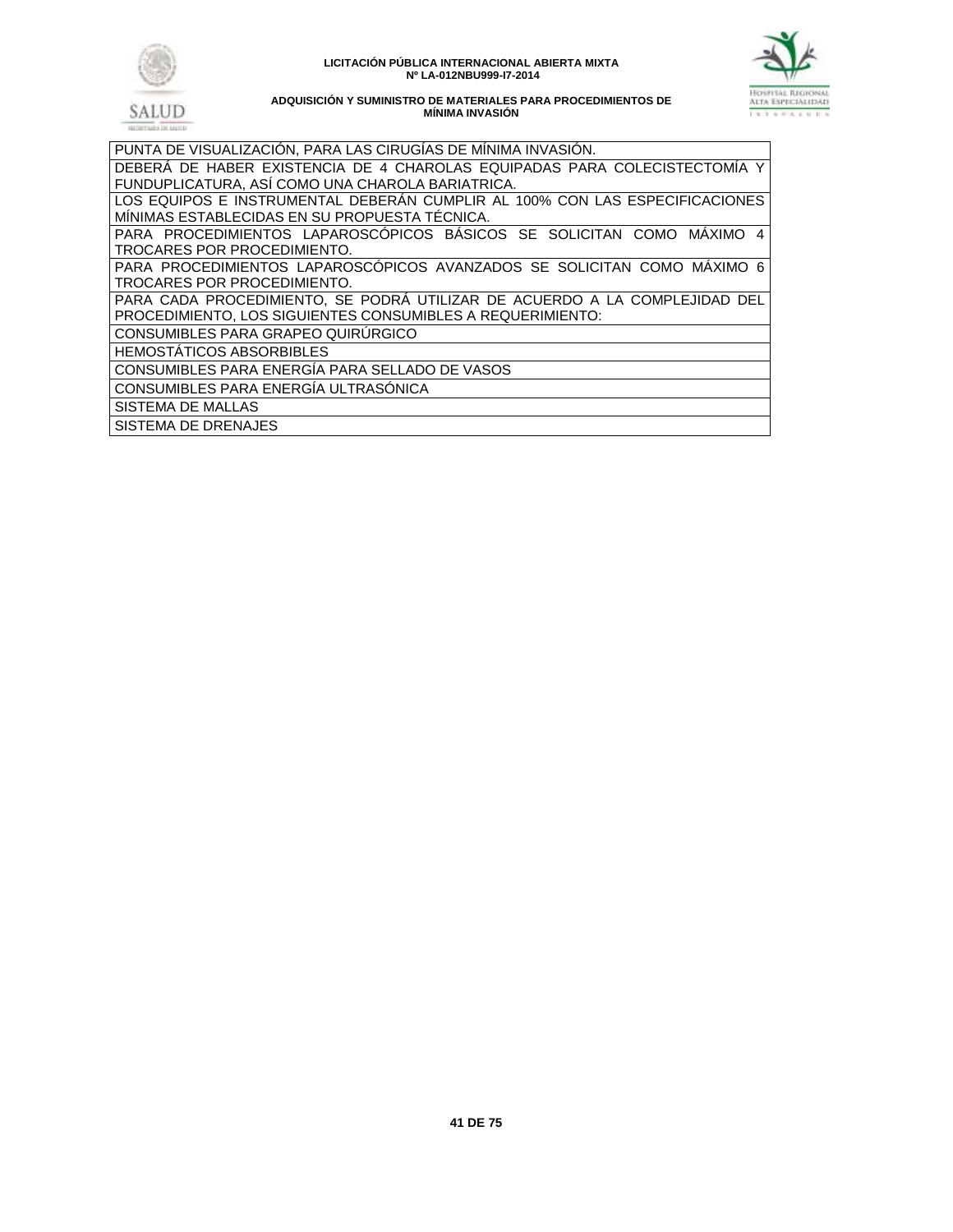| PUNTA DE VISUALIZACIÓN, PARA LAS CIRUGÍAS DE MÍNIMA INVASIÓN. |
|---|
| DEBERÁ DE HABER EXISTENCIA DE 4 CHAROLAS EQUIPADAS PARA COLECISTECTOMÍA Y FUNDUPLICATURA, ASÍ COMO UNA CHAROLA BARIATRICA. |
| LOS EQUIPOS E INSTRUMENTAL DEBERÁN CUMPLIR AL 100% CON LAS ESPECIFICACIONES MÍNIMAS ESTABLECIDAS EN SU PROPUESTA TÉCNICA. |
| PARA PROCEDIMIENTOS LAPAROSCÓPICOS BÁSICOS SE SOLICITAN COMO MÁXIMO 4 TROCARES POR PROCEDIMIENTO. |
| PARA PROCEDIMIENTOS LAPAROSCÓPICOS AVANZADOS SE SOLICITAN COMO MÁXIMO 6 TROCARES POR PROCEDIMIENTO. |
| PARA CADA PROCEDIMIENTO, SE PODRÁ UTILIZAR DE ACUERDO A LA COMPLEJIDAD DEL PROCEDIMIENTO, LOS SIGUIENTES CONSUMIBLES A REQUERIMIENTO: |
| CONSUMIBLES PARA GRAPEO QUIRÚRGICO |
| HEMOSTÁTICOS ABSORBIBLES |
| CONSUMIBLES PARA ENERGÍA PARA SELLADO DE VASOS |
| CONSUMIBLES PARA ENERGÍA ULTRASÓNICA |
| SISTEMA DE MALLAS |
| SISTEMA DE DRENAJES |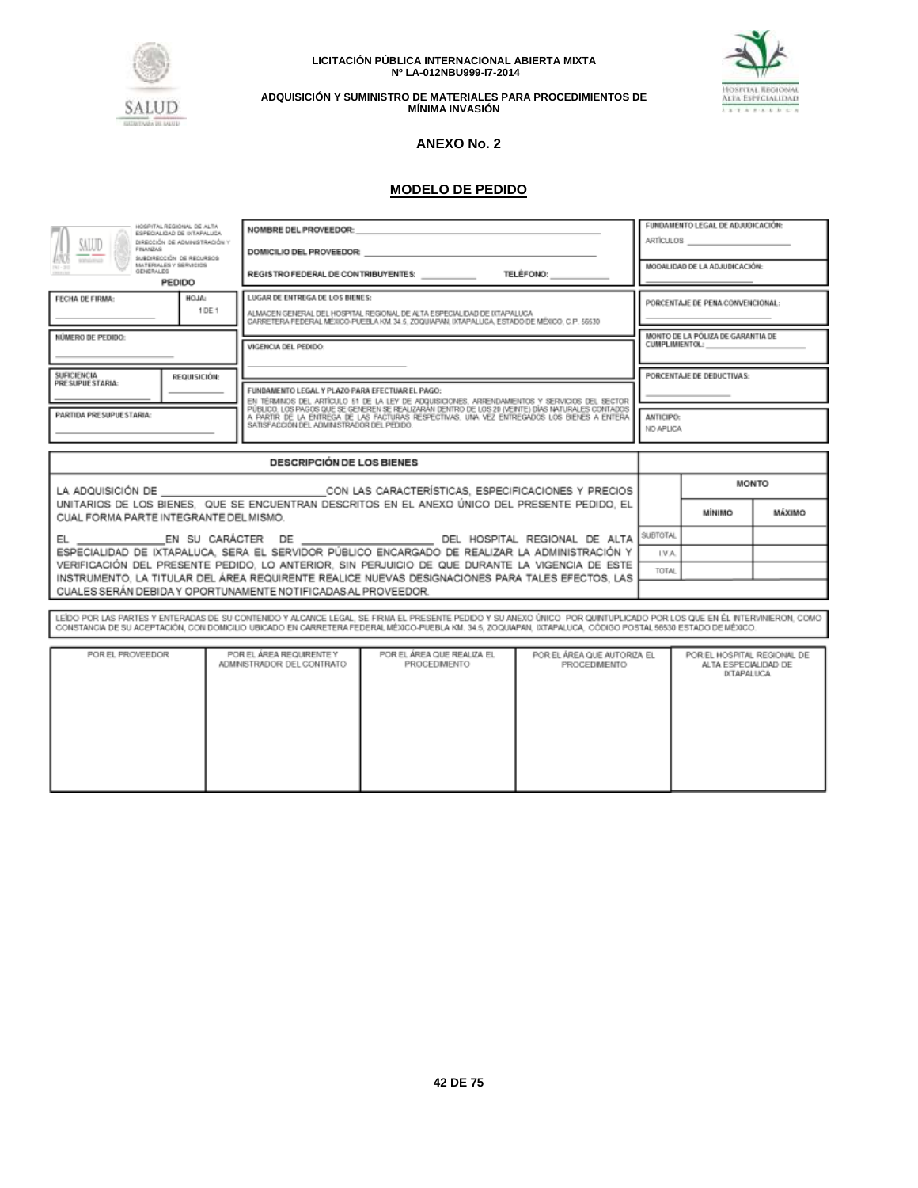**LICITACIÓN PÚBLICA INTERNACIONAL ABIERTA MIXTA**
**Nº LA-012NBU999-I7-2014**

**ADQUISICIÓN Y SUMINISTRO DE MATERIALES PARA PROCEDIMIENTOS DE MÍNIMA INVASIÓN**

## ANEXO No. 2

## MODELO DE PEDIDO

HOSPITAL REGIONAL DE ALTA ESPECIALIDAD DE IXTAPALUCA
DIRECCIÓN DE ADMINISTRACIÓN Y FINANZAS
SUBDIRECCIÓN DE RECURSOS MATERIALES Y SERVICIOS GENERALES

**PEDIDO**

| | | |
|---|---|---|
| FECHA DE FIRMA: ______ HOJA: 1 DE 1 | NOMBRE DEL PROVEEDOR: ______<br>DOMICILIO DEL PROVEEDOR: ______<br>REGISTRO FEDERAL DE CONTRIBUYENTES: ______ TELÉFONO: ______ | FUNDAMENTO LEGAL DE ADJUDICACIÓN:<br>ARTÍCULOS ______<br>MODALIDAD DE LA ADJUDICACIÓN: ______ |
| NÚMERO DE PEDIDO: ______ | LUGAR DE ENTREGA DE LOS BIENES:<br>ALMACEN GENERAL DEL HOSPITAL REGIONAL DE ALTA ESPECIALIDAD DE IXTAPALUCA CARRETERA FEDERAL MÉXICO-PUEBLA KM. 34.5, ZOQUIAPAN, IXTAPALUCA, ESTADO DE MÉXICO, C.P. 56530 | PORCENTAJE DE PENA CONVENCIONAL: ______ |
| SUFICIENCIA PRESUPUESTARIA: ______ REQUISICIÓN: ______ | VIGENCIA DEL PEDIDO: ______ | MONTO DE LA PÓLIZA DE GARANTIA DE CUMPLIMIENTOL: ______ |
| PARTIDA PRESUPUESTARIA: ______ | FUNDAMENTO LEGAL Y PLAZO PARA EFECTUAR EL PAGO:<br>EN TÉRMINOS DEL ARTÍCULO 51 DE LA LEY DE ADQUISICIONES, ARRENDAMIENTOS Y SERVICIOS DEL SECTOR PÚBLICO, LOS PAGOS QUE SE GENEREN SE REALIZARÁN DENTRO DE LOS 20 (VEINTE) DÍAS NATURALES CONTADOS A PARTIR DE LA ENTREGA DE LAS FACTURAS RESPECTIVAS, UNA VEZ ENTREGADOS LOS BIENES A ENTERA SATISFACCIÓN DEL ADMINISTRADOR DEL PEDIDO. | PORCENTAJE DE DEDUCTIVAS: ______<br>ANTICIPO:<br>NO APLICA |

| DESCRIPCIÓN DE LOS BIENES | | MONTO | |
|---|---|---|---|
| LA ADQUISICIÓN DE ______ CON LAS CARACTERÍSTICAS, ESPECIFICACIONES Y PRECIOS UNITARIOS DE LOS BIENES, QUE SE ENCUENTRAN DESCRITOS EN EL ANEXO ÚNICO DEL PRESENTE PEDIDO, EL CUAL FORMA PARTE INTEGRANTE DEL MISMO. | | MÍNIMO | MÁXIMO |
| EL ______ EN SU CARÁCTER DE ______ DEL HOSPITAL REGIONAL DE ALTA ESPECIALIDAD DE IXTAPALUCA, SERA EL SERVIDOR PÚBLICO ENCARGADO DE REALIZAR LA ADMINISTRACIÓN Y VERIFICACIÓN DEL PRESENTE PEDIDO, LO ANTERIOR, SIN PERJUICIO DE QUE DURANTE LA VIGENCIA DE ESTE INSTRUMENTO, LA TITULAR DEL ÁREA REQUIRENTE REALICE NUEVAS DESIGNACIONES PARA TALES EFECTOS, LAS CUALES SERÁN DEBIDA Y OPORTUNAMENTE NOTIFICADAS AL PROVEEDOR. | SUBTOTAL | | |
| | I.V.A. | | |
| | TOTAL | | |

LEÍDO POR LAS PARTES Y ENTERADAS DE SU CONTENIDO Y ALCANCE LEGAL, SE FIRMA EL PRESENTE PEDIDO Y SU ANEXO ÚNICO POR QUINTUPLICADO POR LOS QUE EN ÉL INTERVINIERON, COMO CONSTANCIA DE SU ACEPTACIÓN, CON DOMICILIO UBICADO EN CARRETERA FEDERAL MÉXICO-PUEBLA KM. 34.5, ZOQUIAPAN, IXTAPALUCA, CÓDIGO POSTAL 56530 ESTADO DE MÉXICO.

| POR EL PROVEEDOR | POR EL ÁREA REQUIRENTE Y ADMINISTRADOR DEL CONTRATO | POR EL ÁREA QUE REALIZA EL PROCEDIMIENTO | POR EL ÁREA QUE AUTORIZA EL PROCEDIMIENTO | POR EL HOSPITAL REGIONAL DE ALTA ESPECIALIDAD DE IXTAPALUCA |
|---|---|---|---|---|
| | | | | |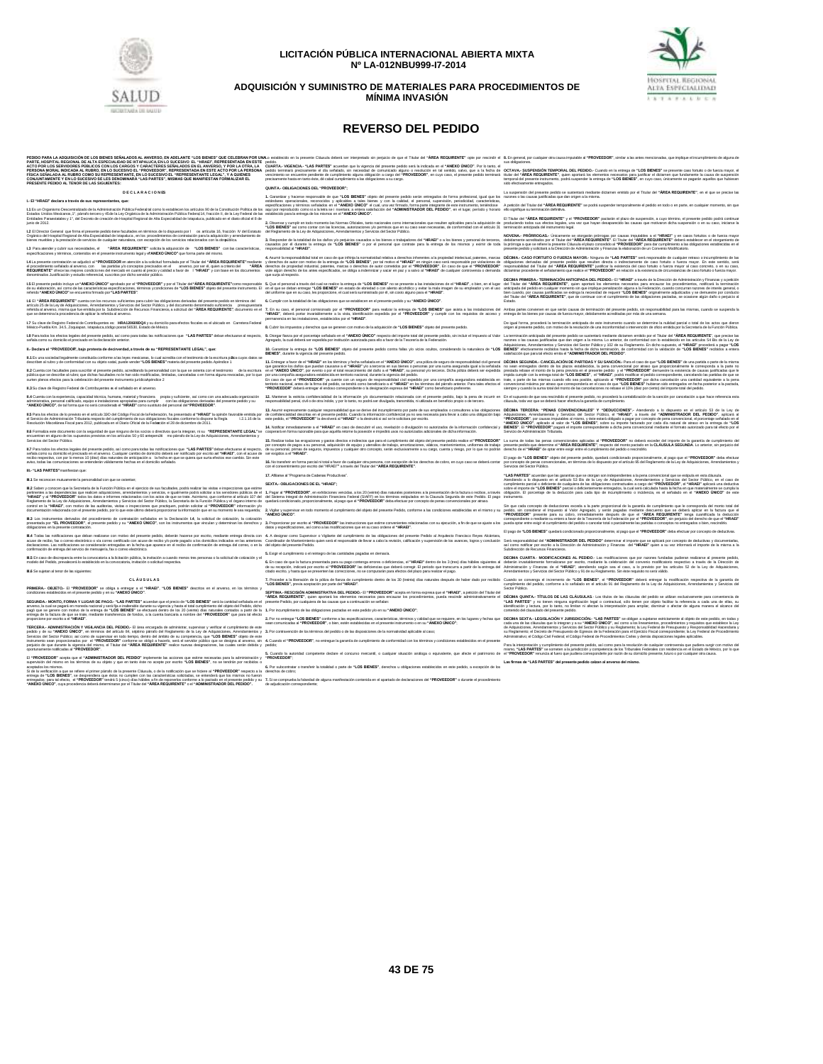# LICITACIÓN PÚBLICA INTERNACIONAL ABIERTA MIXTA

## Nº LA-012NBU999-I7-2014

## ADQUISICIÓN Y SUMINISTRO DE MATERIALES PARA PROCEDIMIENTOS DE MÍNIMA INVASIÓN

# REVERSO DEL PEDIDO

**PEDIDO PARA LA ADQUISICIÓN DE LOS BIENES SEÑALADOS AL ANVERSO, EN ADELANTE "LOS BIENES" QUE CELEBRAN POR UNA PARTE, HOSPITAL REGIONAL DE ALTA ESPECIALIDAD DE IXTAPALUCA, EN LO SUCESIVO EL "HRAEI", REPRESENTADA EN ESTE ACTO POR LOS SERVIDORES PÚBLICOS CON LOS CARGOS Y CARACTERES SEÑALADOS EN EL ANVERSO, Y POR LA OTRA, LA PERSONA MORAL INDICADA AL RUBRO, EN LO SUCESIVO EL "PROVEEDOR", REPRESENTADA EN ESTE ACTO POR LA PERSONA FÍSICA SEÑALADA AL RUBRO COMO SU REPRESENTANTE, EN LO SUCESIVO EL "REPRESENTANTE LEGAL", Y A QUIENES CONJUNTAMENTE Y EN LO SUCESIVO SE LES DENOMINARÁ "LAS PARTES", MISMAS QUE MANIFIESTAN FORMALIZAR EL PRESENTE PEDIDO AL TENOR DE LAS SIGUIENTES:**

## D E C L A R A C I O N E S

**I.- EL "HRAEI" declara a través de sus representantes, que:**

**I.1** Es un Organismo Descentralizado de la Administración Pública Federal tal como lo establecen los artículos 90 de la Constitución Política de los Estados Unidos Mexicanos, 1°, párrafo tercero y 45 de la Ley Orgánica de la Administración Pública Federal 14, fracción II, de la Ley Federal de las Entidades Paraestatales y 1°, del Decreto de creación de Hospital Regional de Alta Especialidad de Ixtapaluca, publicado en el diario oficial el 8 de junio de 2012.

**I.2** El Director General que firma el presente pedido tiene facultades en términos de lo dispuesto por los artículos 16, fracción IV del Estatuto Orgánico del Hospital Regional de Alta Especialidad de Ixtapaluca, en los procedimientos de contratación para la adquisición y arrendamiento de bienes muebles y la prestación de servicios de cualquier naturaleza, con excepción de los servicios relacionados con la obra pública.

**I.3** Para atender y cubrir sus necesidades, el "ÁREA REQUERENTE" solicita la adquisición de "LOS BIENES" con las características, especificaciones y términos, contenidos en el presente instrumento legal y el **"ANEXO ÚNICO"** que forma parte del mismo.

**I.4** La presente contratación se adjudicó al **"PROVEEDOR"** en atención a la solicitud formulada por el Titular del **"ÁREA REQUERENTE"** mediante el procedimiento señalado al anverso, con las partidas y/o conceptos precisados en el anverso, por ser él, quien a criterio del **"ÁREA REQUERENTE"** ofrece las mejores condiciones del mercado en cuanto al precio y calidad a favor del **"HRAEI"** y con base en los documentos denominados Justificación y estudio referencial, suscritos por dicho servidor público.

**I.5** El presente pedido incluye un **"ANEXO ÚNICO"** aprobado por el **"PROVEEDOR"** y por el Titular del **"ÁREA REQUERENTE"** como responsable de su elaboración, así como de las características especificaciones, términos y condiciones de **"LOS BIENES"** objeto del presente instrumento. El referido **"ANEXO ÚNICO"** se encuentra firmado por **"LAS PARTES"**.

**I.6** El **"ÁREA REQUERENTE"** cuenta con los recursos suficientes para cubrir las obligaciones derivadas del presente pedido en términos del artículo 25 de la Ley de Adquisiciones, Arrendamientos y Servicios del Sector Público, y del documento denominado suficiencia presupuestaria referida al anverso, misma que fue emitida por la Subdirección de Recursos Financieros, a solicitud del **"ÁREA REQUERENTE"** documento en el que se determina la procedencia de aplicar la referida al anverso.

**I.7** Su clave de Registro Federal de Contribuyentes es: **HRA120609DQ4** y su domicilio para efectos fiscales es el ubicado en Carretera Federal México-Puebla Km. 34.5, Zoquiapan, Ixtapaluca, código postal 56530, Estado de México.

**I.8** Para todos los efectos legales del presente pedido, así como para todas las notificaciones que **"LAS PARTES"** deban efectuarse al respecto, señala como su domicilio el precisado en la declaración anterior.

**II.- Declara el "PROVEEDOR", bajo protesta de decir verdad, a través de su "REPRESENTANTE LEGAL", que:**

**II.1** Es una sociedad legalmente constituida conforme a las leyes mexicanas, lo cual acredita con el testimonio de la escritura pública cuyos datos se describen al rubro y de conformidad con su objeto social, puede vender **"LOS BIENES"** materia del presente pedido. Apartado 1

**II.2** Cuenta con facultades para suscribir el presente pedido, acreditando la personalidad con la que se ostenta con el testimonio de la escritura pública que se describe al rubro, que dichas facultades no le han sido modificadas, limitadas, canceladas o en forma alguna revocadas, por lo que surten plenos efectos para la celebración del presente instrumento jurídico Apartado 2

**II.3** Su clave de Registro Federal de Contribuyentes es el señalado en el anverso.

**II.4** Cuenta con la experiencia, capacidad técnica, humana, material y financiera propia y suficiente, así como con una adecuada organización administrativa, personal calificado, equipo e instalaciones apropiadas para cumplir con las obligaciones derivadas del presente pedido y su **"ANEXO ÚNICO"**, de tal forma que no será considerado el **"HRAEI"** como sustituto del personal del **"PROVEEDOR"**.

**II.5** Para los efectos de lo previsto en el artículo 32-D del Código Fiscal de la Federación, ha presentado al **"HRAEI"** la opinión favorable emitida por el Servicio de Administración Tributaria respecto del cumplimiento de sus obligaciones fiscales conforme lo dispone la Regla I.2.1.16 de la Resolución Miscelánea Fiscal para 2012, publicada en el Diario Oficial de la Federación el 28 de diciembre de 2011.

**II.6** Formaliza este documento con la seguridad de que ninguno de los socios o directivos que la integran, ni su **"REPRESENTANTE LEGAL"** se encuentran en alguno de los supuestos previstos en los artículos 50 y 60 antepenúltimo párrafo de la Ley de Adquisiciones, Arrendamientos y Servicios del Sector Público.

**II.7** Para todos los efectos legales del presente pedido, así como para todas las notificaciones que **"LAS PARTES"** deban efectuarse al respecto, señala como su domicilio el precisado en el anverso. Cualquier cambio de domicilio deberá ser notificado por escrito al **"HRAEI"**, con el acuse de recibo respectivo, con por lo menos 10 (diez) días naturales de anticipación a la fecha en que se quiera que surta efectos ese cambio. Sin este aviso, todas las comunicaciones se entenderán válidamente hechas en el domicilio señalado.

**III.- "LAS PARTES"** manifiestan que:

**III.1** Se reconocen mutuamente la personalidad con que se ostentan.

**III.2** Saben y conocen que la Secretaría de la Función Pública en el ejercicio de sus facultades, podrá realizar las visitas e inspecciones que estime pertinentes a las dependencias que realicen adquisiciones, arrendamientos y servicios, e igualmente podrá solicitar a los servidores públicos de el **"HRAEI"** y al **"PROVEEDOR"** todos los datos e informes relacionados con los actos de que se trate. Asimismo, que conforme al artículo 107 del Reglamento de la Ley de Adquisiciones, Arrendamientos y Servicios del Sector Público, la Secretaría de la Función Pública y el órgano interno de control en la **"HRAEI"**, con motivo de las auditorías, visitas o inspecciones que practiquen, podrán solicitar al **"PROVEEDOR"** información y/o documentación relacionada con el presente pedido, por lo que este último deberá proporcionar la información que en su momento le sea requerida.

**III.3** Los instrumentos derivados del procedimiento de contratación señalados en la Declaración **I.4**, la solicitud de cotización, la cotización presentada por **"EL PROVEEDOR"**, el presente pedido y su **"ANEXO ÚNICO"**, son los instrumentos que vinculan y determinan los derechos y obligaciones en la presente contratación.

**III.4** Todas las notificaciones que deban realizarse con motivo del presente pedido, deberán hacerse por escrito, mediante entrega directa con acuse de recibo, fax, o correo electrónico o vía correo certificado con acuse de recibo y/o porte pagado a los domicilios indicados en las anteriores declaraciones. Las notificaciones se considerarán entregadas en la fecha que aparece en el recibo de confirmación de entrega del correo, o en la confirmación de entrega del servicio de mensajería, fax o correo electrónico.

**III.5** En caso de discrepancia entre la convocatoria a la licitación pública, la invitación a cuando menos tres personas o la solicitud de cotización y el modelo del Pedido, prevalecerá lo establecido en la convocatoria, invitación o solicitud respectiva.

**III.6** Se sujetan al tenor de las siguientes:

## C L Á U S U L A S

**PRIMERA.- OBJETO.-** El **"PROVEEDOR"** se obliga a entregar a el **"HRAEI"**, **"LOS BIENES"** descritos en el anverso, en los términos y condiciones establecidos en el presente pedido y en su **"ANEXO ÚNICO"**.

**SEGUNDA.- MONTO, FORMA Y LUGAR DE PAGO.- "LAS PARTES"** acuerdan que el precio de **"LOS BIENES"** será la cantidad señalada en el anverso, la cual se pagará en moneda nacional y será fija e inalterable durante su vigencia y hasta el total cumplimiento del objeto del Pedido, dicho pago que se genere con motivo de la entrega de **"LOS BIENES"** se efectuará dentro de los 20 (veinte) días naturales contados a partir de la entrega de la factura respectiva a favor del proveedor, a la cuenta bancaria a nombre del **"PROVEEDOR"** que para tal efecto proporcione por escrito a el **"HRAEI"**.

**TERCERA.- ADMINISTRACIÓN Y VIGILANCIA DEL PEDIDO.-** El área encargada de administrar, supervisar y verificar el cumplimiento de este pedido y de su **"ANEXO ÚNICO"**, en términos del artículo 84, séptimo párrafo del Reglamento de la Ley de Adquisiciones, Arrendamientos y Servicios del Sector Público; así como de supervisar en todo tiempo, dentro del ámbito de su competencia, que **"LOS BIENES"** objeto de este instrumento sean proporcionados por el **"PROVEEDOR"** conforme se obligó a hacerlo, será el servidor público que se designe al anverso, sin perjuicio de que durante la vigencia del mismo, el Titular del **"ÁREA REQUERENTE"** realice nuevas designaciones, las cuales serán debida y oportunamente notificadas al **"PROVEEDOR"**.

El **"PROVEEDOR"** acepta que el **"ADMINISTRADOR DEL PEDIDO"** implemente las acciones que estime necesarias para la administración y supervisión del mismo en los términos de su objeto y que en tanto éste no acepte por escrito **"LOS BIENES"**, no se tendrán por recibidos o aceptados los mismos.

Si de la verificación a que se refiere el primer párrafo de la presente Cláusula, o de la notificación que se hiciere al **"PROVEEDOR"** respecto a la entrega de **"LOS BIENES"**, se desprendiera que éstos no cumplen con las características solicitadas, se entenderá que los mismos no fueron entregados; para tal efecto, el **"PROVEEDOR"** tendrá 5 (cinco) días hábiles a fin de reponerlos conforme a lo pactado en el presente pedido y su **"ANEXO ÚNICO"**, cuya procedencia deberá determinarse por el Titular del **"ÁREA REQUERENTE"** y el **"ADMINISTRADOR DEL PEDIDO"**. Lo establecido en la presente Cláusula deberá ser interpretado sin perjuicio de que el Titular del **"ÁREA REQUERENTE"** opte por rescindir el pedido.

**CUARTA.- VIGENCIA.- "LAS PARTES"** acuerdan que la vigencia del presente pedido será la indicada en el **"ANEXO ÚNICO"**. Por lo tanto, el pedido terminará precisamente el día señalado, sin necesidad de comunicado alguno o resolución en tal sentido, salvo, que a la fecha de vencimiento se encuentre pendiente de cumplimiento alguna obligación a cargo del **"PROVEEDOR"**, en cuyo caso, el presente pedido terminará precisamente hasta la fecha en que el **"PROVEEDOR"** dé cabal cumplimiento a las obligaciones a su cargo.

**QUINTA.- OBLIGACIONES DEL "PROVEEDOR":**

**1.** Garantizar y hacerse responsable de que **"LOS BIENES"** objeto del presente pedido serán entregados de forma profesional, igual que los estándares operacionales, reconocidos y aplicables a tales bienes y con la calidad, el personal, supervisión, periodicidad, características, especificaciones y términos señalados en el **"ANEXO ÚNICO"** el cual, una vez firmado, forma parte integrante de este instrumento, teniéndose aquí por reproducido como si a la letra se insertara, a entera satisfacción del **"ADMINISTRADOR DEL PEDIDO"**, en el lugar, periodo y horario establecido para la entrega de los mismos en el **"ANEXO ÚNICO"**.

**2.** Observar y cumplir en todo momento las Normas Oficiales, tanto nacionales como internacionales que resulten aplicables para la adquisición de **"LOS BIENES"** así como contar con las licencias, autorizaciones y/o permisos que en su caso sean necesarios, de conformidad con el artículo 31 del Reglamento de la Ley de Adquisiciones, Arrendamientos y Servicios del Sector Público.

**3.** Responder de la totalidad de los daños y/o perjuicios causados a los bienes o trabajadores del **"HRAEI"** o a los bienes y personal de terceros, causados por él durante la entrega de **"LOS BIENES"** o por el personal que contrate para la entrega de los mismos y eximir de toda responsabilidad al **"HRAEI"**.

**4.** Asumir la responsabilidad total en caso de que infrinja la normatividad relativa a derechos inherentes a la propiedad intelectual, patentes, marcas y derechos de autor con motivo de la entrega de **"LOS BIENES"**, por tal motivo el **"HRAEI"** en ningún caso será responsable por violaciones de derechos de propiedad industrial, patentes, marcas o derechos de autor cometidos por el **"PROVEEDOR"**. En caso de que el **"PROVEEDOR"** viole algún derecho de los aquí especificados, se obliga a indemnizar y sacar en paz y a salvo al **"HRAEI"** de cualquier controversia o demanda que surja al respecto.

**5.** Que el personal a través del cual se realice la entrega de **"LOS BIENES"** no se presente a las instalaciones del **"HRAEI"**, o bien, en el lugar en el que se deban entregar **"LOS BIENES"** en estado de ebriedad o con aliento alcohólico y evitar la mala imagen de su empresa y en el uso del uniforme que en su caso, les proporcione, el cual será suministrado por él, sin costo alguno para el **"HRAEI"**.

**6.** Cumplir con la totalidad de las obligaciones que se establecen en el presente pedido y su **"ANEXO ÚNICO"**.

**7.** En su caso, el personal comisionado por el **"PROVEEDOR"** para realizar la entrega de **"LOS BIENES"** que asista a las instalaciones del **"HRAEI"**, deberá portar invariablemente a la vista, identificación expedida por el **"PROVEEDOR"** y cumplir con las regulaciones de acceso y permanencia en las instalaciones, establecidas por el **"HRAEI"**.

**8.** Cubrir los impuestos y derechos que se generen con motivo de la adquisición de **"LOS BIENES"** objeto del presente pedido.

**9.** Otorgar factura por el porcentaje señalado en el **"ANEXO ÚNICO"** respecto del importe total del presente pedido, sin incluir el Impuesto al Valor Agregado, la cual deberá ser expedida por institución autorizada para ello a favor de la Tesorería de la Federación.

**10.** Garantizar la entrega de **"LOS BIENES"** objeto del presente pedido contra fallas y/o vicios ocultos, considerando la naturaleza de **"LOS BIENES"**, durante la vigencia del presente pedido.

**11.** Entregar a favor de el **"HRAEI"** en los términos y fecha señalada en el **"ANEXO ÚNICO"**, una póliza de seguro de responsabilidad civil general que garantice los daños que puedan causarse a el **"HRAEI"** y/o a terceros en sus bienes o personas por una suma asegurada igual a la señalada en el **"ANEXO ÚNICO"**, por evento o por el total resarcimiento del daño a el **"HRAEI"**, al personal y/o terceros. Dicha póliza deberá ser expedida por una compañía aseguradora establecida en territorio nacional, durante la vigencia del pedido.

En caso de que el **"PROVEEDOR"** ya cuente con un seguro de responsabilidad civil expedido por una compañía aseguradora establecida en territorio nacional, antes de la firma del pedido, se tendrá como beneficiario a el **"HRAEI"** en los términos del párrafo anterior. Para tales efectos el **"PROVEEDOR"** deberá entregar el endoso correspondiente o la designación expresa del **"HRAEI"** como beneficiario preferente.

**12.** Mantener la estricta confidencialidad de la información y/o documentación relacionada con el presente pedido, bajo la pena de incurrir en responsabilidad penal, civil o de otra índole, y por lo tanto, no podrá ser divulgada, transmitida, ni utilizada en beneficio propio o de tercero.

**13.** Asumir expresamente cualquier responsabilidad que se derive del incumplimiento por parte de sus empleados o consultores a las obligaciones de confidencialidad descritas en el presente pedido. Cuando la información confidencial ya no sea necesaria para llevar a cabo una obligación bajo este pedido, el **"PROVEEDOR"** la devolverá al **"HRAEI"** o la destruirá si así se le solicitara por escrito.

**14.** Notificar inmediatamente a el **"HRAEI"** en caso de descubrir el uso, revelación o divulgación no autorizados de la información confidencial y cooperará en forma razonable para que aquélla retome la posesión e impedirá usos no autorizados adicionales de dicha información.

**15.** Realizar todas las erogaciones y gastos directos e indirectos que para el cumplimiento del objeto del presente pedido realice el **"PROVEEDOR"** por concepto de pago a su personal, adquisición de equipo y utensilios de trabajo, amortizaciones, viáticos, mantenimientos, uniformes de trabajo de su personal, primas de seguros, impuestos y cualquier otro concepto, serán exclusivamente a su cargo, cuenta y riesgo, por lo que no podrán ser exigidos a el **"HRAEI"**.

**16.** No transferir en forma parcial ni total a favor de cualquier otra persona, con excepción de los derechos de cobro, en cuyo caso se deberá contar con el consentimiento por escrito del "HRAEI" a través del Titular del **"ÁREA REQUERENTE"**.

**17.** Afiliarse al "Programa de Cadenas Productivas".

**SEXTA.- OBLIGACIONES DE EL "HRAEI";**

**1.** Pagar al **"PROVEEDOR"**, en exhibiciones vencidas, a los 20 (veinte) días naturales posteriores a la presentación de la factura o recibos, a través del Sistema Integral de Administración Financiera Federal (SIAFF) en los términos estipulados en la Cláusula Segunda de este Pedido. El pago quedará condicionado, proporcionalmente, al pago que el **"PROVEEDOR"** deba efectuar por concepto de penas convencionales por atraso.

**2.** Vigilar y supervisar en todo momento el cumplimiento del objeto del presente Pedido, conforme a las condiciones establecidas en el mismo y su **"ANEXO ÚNICO"**.

**3.** Proporcionar por escrito al **"PROVEEDOR"** las instrucciones que estime convenientes relacionadas con su ejecución, a fin de que se ajuste a los datos y especificaciones, así como a las modificaciones que en su caso ordene el **"HRAEI"**.

**4.** A designar como Supervisor o Vigilante del cumplimiento de las obligaciones del presente Pedido al Arquitecto Francisco Reyes Alcántara, Coordinador de Mantenimiento quien será el responsable de llevar a cabo la revisión, calificación y supervisión de los avances, logros y conclusión del objeto del presente Pedido.

**5.** Exigir el cumplimiento o el reintegro de las cantidades pagadas en demasía.

**6.** En caso de que la factura presentada para su pago contenga errores o deficiencias, el **"HRAEI"** dentro de los 3 (tres) días hábiles siguientes al de su recepción, indicará por escrito al **"PROVEEDOR"** las deficiencias que deberá corregir. El periodo que transcurra a partir de la entrega del citado escrito, y hasta que se presenten las correcciones, no se computarán para efectos del plazo para realizar el pago.

**7.** Proceder a la liberación de la póliza de fianza de cumplimiento dentro de los 30 (treinta) días naturales después de haber dado por recibido **"LOS BIENES"**, previa aceptación por parte del **"HRAEI"**.

**SÉPTIMA.- RESCISIÓN ADMINISTRATIVA DEL PEDIDO.-** El **"PROVEEDOR"** acepta en forma expresa que el **"HRAEI"**, a petición del Titular del **"ÁREA REQUERENTE"**, quien aportará los elementos necesarios para encuadrar los procedimientos, pueda rescindir sin responsabilidad alguna el presente Pedido, por cualquiera de las causas que a continuación se señalan:

**1.** Por incumplimiento de las obligaciones pactadas en este pedido y/o en su **"ANEXO ÚNICO"**.

**2.** Por no entregar **"LOS BIENES"** conforme a las especificaciones, características, términos y calidad que se requiere, en los lugares y fechas que sean convenidas al **"PROVEEDOR"**, o bien, estén establecidas en el presente instrumento o en su **"ANEXO ÚNICO"**.

**3.** Por contravención de los términos del pedido o de las disposiciones de la normatividad aplicable al caso;

**4.** Cuando el **"PROVEEDOR"**, no entregue la garantía de cumplimiento de conformidad con los términos y condiciones establecidos en el presente pedido;

**5.** Cuando la autoridad competente declare el concurso mercantil, o cualquier situación análoga o equivalente, que afecte el patrimonio de el **"PROVEEDOR"**;

**6.** Por subcontratar o transferir la totalidad o parte de **"LOS BIENES"**, derechos u obligaciones establecidas en este pedido, a excepción de los derechos de cobro;

**7.** Si se comprueba la falsedad de alguna manifestación contenida en el apartado de declaraciones del **"PROVEEDOR"** o durante el procedimiento de adjudicación correspondiente;

**8.** En general, por cualquier otra causa imputable al **"PROVEEDOR"**, similar a las antes mencionadas, que implique el incumplimiento de alguna de sus obligaciones.

**OCTAVA.- SUSPENSIÓN TEMPORAL DEL PEDIDO.-** Cuando en la entrega de **"LOS BIENES"** se presente caso fortuito o de fuerza mayor, el titular del **"ÁREA REQUERENTE"**, quien aportará los elementos necesarios para justificar el dictamen que fundamente la causa de suspensión temporal del presente instrumento, podrá suspender la entrega de **"LOS BIENES"**, en cuyo caso, únicamente se pagarán aquellos que hubiesen sido efectivamente entregados.

La suspensión del presente pedido se sustentará mediante dictamen emitido por el Titular del **"ÁREA REQUERENTE"**, en el que se precise las razones o las causas justificadas que den origen a la misma.

A petición del Titular del **"ÁREA REQUERENTE"** se podrá suspender temporalmente el pedido en todo o en parte, en cualquier momento, sin que ello signifique su terminación definitiva.

El Titular del **"ÁREA REQUERENTE"** y el **"PROVEEDOR"** pactarán el plazo de suspensión, a cuyo término, el presente pedido podrá continuar produciendo todos sus efectos legales, una vez que hayan desaparecido las causas que motivaron dicha suspensión o en su caso, iniciarse la terminación anticipada del instrumento legal.

**NOVENA.- PRÓRROGAS.-** Únicamente se otorgarán prórrogas por causas imputables a el **"HRAEI"** y en casos fortuitos o de fuerza mayor debidamente acreditados por el Titular del **"ÁREA REQUERENTE"**. El Titular del **"ÁREA REQUERENTE"** deberá establecer en el otorgamiento de la prórroga a que se refiere la presente Cláusula el plazo concedido al **"PROVEEDOR"** para dar cumplimiento a las obligaciones establecidas en el presente pedido y solicitará a la Dirección de Administración y Finanzas la elaboración de un Convenio Modificatorio.

**DÉCIMA.- CASO FORTUITO O FUERZA MAYOR.-** Ninguna de **"LAS PARTES"** será responsable de cualquier retraso o incumplimiento de las obligaciones derivadas del presente pedido que resulten directa o indirectamente de caso fortuito o fuerza mayor. En este sentido, será responsabilidad del Titular del **"ÁREA REQUERENTE"** justificar la existencia del caso fortuito o fuerza mayor al caso concreto, o en su caso, dictaminar procedente el señalamiento que realice el **"PROVEEDOR"** en relación a la existencia de circunstancias de caso fortuito o fuerza mayor.

**DÉCIMA PRIMERA.- TERMINACIÓN ANTICIPADA DEL PEDIDO.-** El **"HRAEI"** a través de la Dirección de Administración y Finanzas y a petición del Titular del **"ÁREA REQUERENTE"**, quien aportará los elementos necesarios para encuadrar los procedimientos, notificará la terminación anticipada del pedido en cualquier momento sin que implique penalización alguna a la Federación, cuando concurran razones de interés general, o bien cuando, por causas justificadas se extinga la necesidad de requerir **"LOS BIENES"** originalmente adjudicados y se demuestre por conducto del Titular del **"ÁREA REQUERENTE"**, que de continuar con el cumplimiento de las obligaciones pactadas, se ocasione algún daño o perjuicio al Estado.

Ambas partes convienen en que serán causas de terminación del presente pedido, sin responsabilidad para las mismas, cuando se suspenda la entrega de los bienes por causas de fuerza mayor, debidamente acreditadas por más de una semana.

De igual forma, procederá la terminación anticipada de este instrumento cuando se determine la nulidad parcial o total de los actos que dieron origen al presente pedido, con motivo de la resolución de una inconformidad o intervención de oficio emitida por la Secretaría de la Función Pública.

La terminación anticipada del presente pedido se sustentará mediante dictamen emitido por el Titular del **"ÁREA REQUERENTE"**, que precise las razones o las causas justificadas que den origen a la misma. Lo anterior, de conformidad con lo establecido en los artículos 54 Bis de la Ley de Adquisiciones, Arrendamientos y Servicios del Sector Público y 102 de su Reglamento. En dicho supuesto, el **"HRAEI"** procederá a pagar **"LOS BIENES"** efectivamente recibidos hasta la fecha de dicha terminación, de conformidad con la validación de **"LOS BIENES"** recibidos a entera satisfacción que para tal efecto emita el **"ADMINISTRADOR DEL PEDIDO"**.

**DÉCIMA SEGUNDA.- CANCELACIÓN DE PARTIDAS Y SU SANCIÓN.-** Para el caso de que **"LOS BIENES"** de una partida o parte de la misma no sean entregados dentro de los plazos establecidos, la pena convencional por atraso que proporcionalmente le corresponda a la parte no prestada rebase el monto de la pena prevista en el presente pedido y el **"PROVEEDOR"** demuestre la existencia de causas justificadas que le impida cumplir con la entrega total de **"LOS BIENES"**, el **"HRAEI"**, podrá modificar el pedido correspondiente, cancelando las partidas de que se trate, o parte de las mismas cuando ello sea posible, aplicando al **"PROVEEDOR"** por dicha cancelación una cantidad equivalente a la pena convencional máxima por atraso que por aquélla retome la posesión que **"LOS BIENES"** hubieran sido entregados en la fecha posterior a la pactada, siempre y cuando la suma total del monto de las cancelaciones no rebase el 10% (diez por ciento) del importe total del pedido.

En el supuesto de que sea rescindido el presente pedido, no procederá la contabilización de la sanción por cancelación a que hace referencia esta cláusula, toda vez que se deberá hacer efectiva la garantía de cumplimiento.

**DÉCIMA TERCERA.- "PENAS CONVENCIONALES" Y "DEDUCCIONES".-** Atendiendo a lo dispuesto en el artículo 53 de la Ley de Adquisiciones, Arrendamientos y Servicios del Sector Público, el **"HRAEI"**, a través del **"ADMINISTRADOR DEL PEDIDO"**, aplicará al **"PROVEEDOR"**, por causas imputables al mismo, y éste estará obligado a pagar por concepto de pena convencional, el porcentaje señalado en el **"ANEXO ÚNICO"** aplicado al valor de **"LOS BIENES"**, sobre su importe facturado por cada día natural de atraso en la entrega de **"LOS BIENES"**. El **"PROVEEDOR"** pagará el importe correspondiente a dicha pena convencional mediante el formato autorizado para tal efecto por el Servicio de Administración Tributaria.

La suma de todas las penas convencionales aplicadas al **"PROVEEDOR"** no deberá exceder del importe de la garantía de cumplimiento del presente pedido que determine el **"ÁREA REQUERENTE"**, respecto del monto pactado en la **CLÁUSULA SEGUNDA**. Lo anterior, sin perjuicio del derecho de el **"HRAEI"** de optar entre exigir entre el cumplimiento del pedido o rescindirlo.

El pago de **"LOS BIENES"** objeto del presente pedido, quedará condicionado proporcionalmente, al pago que el **"PROVEEDOR"** deba efectuar por concepto de penas convencionales, en términos de lo dispuesto por el artículo 95 del Reglamento de la Ley de Adquisiciones, Arrendamientos y Servicios del Sector Público.

**"LAS PARTES"** acuerdan que las garantías que se otorgan son independientes a la pena convencional que se estipula en esta cláusula.

Atendiendo a lo dispuesto en el artículo 53 Bis de la Ley de Adquisiciones, Arrendamientos y Servicios del Sector Público, en el caso de cumplimiento parcial o deficiente de la entrega de **"LOS BIENES"** a cargo del **"PROVEEDOR"**, el **"HRAEI"** aplicará una deducción sobre el importe de **"LOS BIENES"** parcial o deficientemente entregados, la cual será calculada hasta la fecha en que materialmente se cumpla la obligación. El porcentaje de la deducción para cada tipo de incumplimiento o incidencia, es el señalado en el **"ANEXO ÚNICO"** de este instrumento.

Sin que cada concepto de deducciones exceda a la parte proporcional de la garantía de cumplimiento que le corresponda del monto total del pedido, sin considerar el Impuesto al Valor Agregado, y serán pagadas mediante descuento que se deberá aplicar en la factura que el **"PROVEEDOR"** presente para su cobro, inmediatamente después de que el **"ÁREA REQUERENTE"** tenga cuantificada la deducción correspondiente o mediante su entero a favor de la Tesorería de la Federación por el **"PROVEEDOR"**, sin perjuicio del derecho de que el **"HRAEI"** pueda optar entre exigir el cumplimiento del pedido o cancelar total o parcialmente las partidas o conceptos no entregados o bien, rescindirlo.

El pago de **"LOS BIENES"** quedará condicionado proporcionalmente, al pago que el **"PROVEEDOR"** deba efectuar por concepto de deductivas.

Será responsabilidad del **"ADMINISTRADOR DEL PEDIDO"** determinar el importe que se aplicará por concepto de deductivas y documentarlas, así como notificar por escrito a la Dirección de Administración y Finanzas del **"HRAEI"** quien a su vez informará el importe de la misma a la Subdirección de Recursos Financieros.

**DÉCIMA CUARTA.- MODIFICACIONES AL PEDIDO.-** Las modificaciones que por razones fundadas pudieran realizarse al presente pedido, deberán invariablemente formalizarse por escrito, mediante la celebración del convenio modificatorio respectivo a través de la Dirección de Administración y Finanzas de el **"HRAEI"**, atendiendo según sea el caso, a lo previsto por los artículos 52 de la Ley de Adquisiciones, Arrendamientos y Servicios del Sector Público y 91 de su Reglamento. Sin este requisito no será válido.

Cuando se convenga el incremento de **"LOS BIENES"**, el **"PROVEEDOR"** deberá entregar la modificación respectiva de la garantía de cumplimiento del pedido, conforme a lo señalado en el artículo 91 del Reglamento de la Ley de Adquisiciones, Arrendamientos y Servicios del Sector Público.

**DÉCIMA QUINTA.- TÍTULOS DE LAS CLÁUSULAS.-** Los títulos de las cláusulas del pedido se utilizan exclusivamente para conveniencia de **"LAS PARTES"** y no tienen ninguna significación legal o contractual, sólo tienen por objeto facilitar la referencia a cada una de ellas, su identificación y lectura, por lo tanto, no limitan ni afectan la interpretación para ampliar, disminuir o afectar de alguna manera el alcance del contenido del clausulado del presente pedido.

**DÉCIMA SEXTA.- LEGISLACIÓN Y JURISDICCIÓN.- "LAS PARTES"** se obligan a sujetarse estrictamente al objeto de este pedido, en todas y cada una de las cláusulas que lo integran y su **"ANEXO ÚNICO"**, así como a los lineamientos, procedimientos y requisitos que establece la Ley de Adquisiciones, Arrendamientos y Servicios del Sector Público y su Reglamento; la Ley Federal de Presupuesto y Responsabilidad Hacendaria y su Reglamento; el Decreto de Presupuesto de Egresos de la Federación para el Ejercicio Fiscal correspondiente; la Ley Federal de Procedimiento Administrativo; el Código Civil Federal; el Código Federal de Procedimientos Civiles y demás disposiciones legales aplicables.

Para la interpretación y cumplimiento del presente pedido, así como para la resolución de cualquier controversia que pudiera surgir con motivo del mismo, **"LAS PARTES"** se someten a la jurisdicción y competencia de los Tribunales Federales con residencia en el Estado de México, por lo que el **"PROVEEDOR"** renuncia al fuero que pudiera corresponderle por razón de su domicilio presente, futuro o por cualquier otra causa.

**Las firmas de "LAS PARTES" del presente pedido calzan al anverso del mismo.**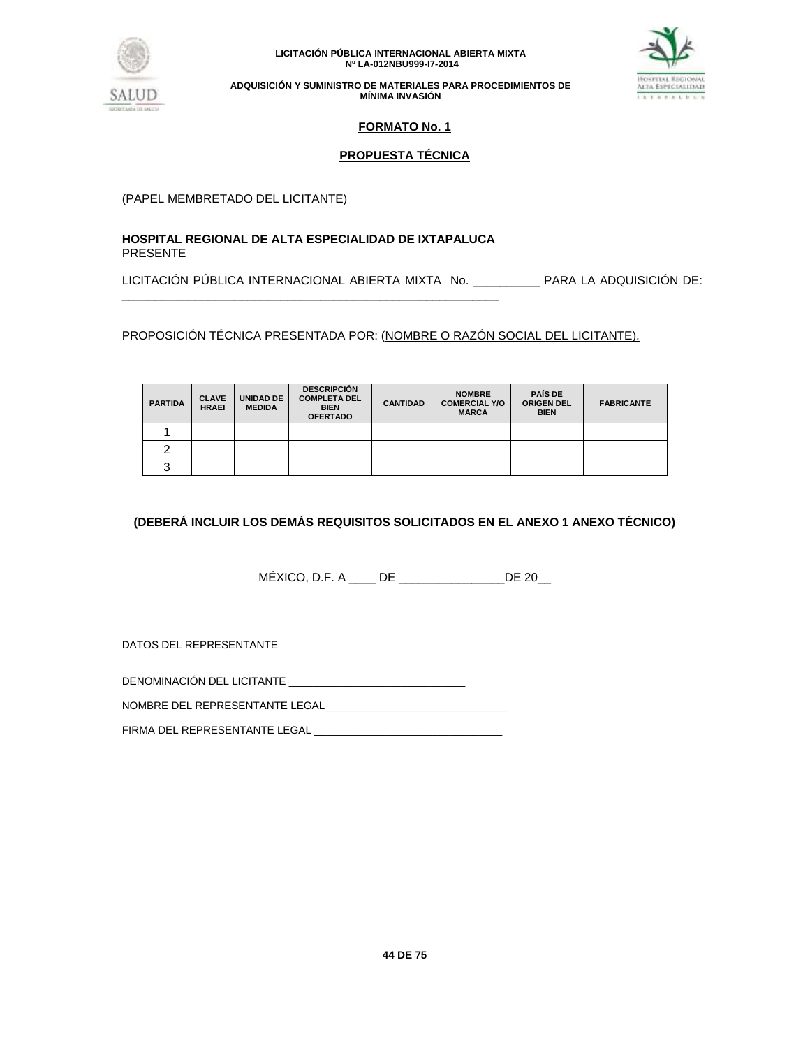## FORMATO No. 1

## PROPUESTA TÉCNICA

(PAPEL MEMBRETADO DEL LICITANTE)

**HOSPITAL REGIONAL DE ALTA ESPECIALIDAD DE IXTAPALUCA**
PRESENTE

LICITACIÓN PÚBLICA INTERNACIONAL ABIERTA MIXTA No. __________ PARA LA ADQUISICIÓN DE: ___________________________________________________________

PROPOSICIÓN TÉCNICA PRESENTADA POR: (NOMBRE O RAZÓN SOCIAL DEL LICITANTE).

| PARTIDA | CLAVE HRAEI | UNIDAD DE MEDIDA | DESCRIPCIÓN COMPLETA DEL BIEN OFERTADO | CANTIDAD | NOMBRE COMERCIAL Y/O MARCA | PAÍS DE ORIGEN DEL BIEN | FABRICANTE |
|---|---|---|---|---|---|---|---|
| 1 | | | | | | | |
| 2 | | | | | | | |
| 3 | | | | | | | |

**(DEBERÁ INCLUIR LOS DEMÁS REQUISITOS SOLICITADOS EN EL ANEXO 1 ANEXO TÉCNICO)**

MÉXICO, D.F. A ____ DE ________________DE 20__

DATOS DEL REPRESENTANTE

DENOMINACIÓN DEL LICITANTE ______________________________

NOMBRE DEL REPRESENTANTE LEGAL_______________________________

FIRMA DEL REPRESENTANTE LEGAL ________________________________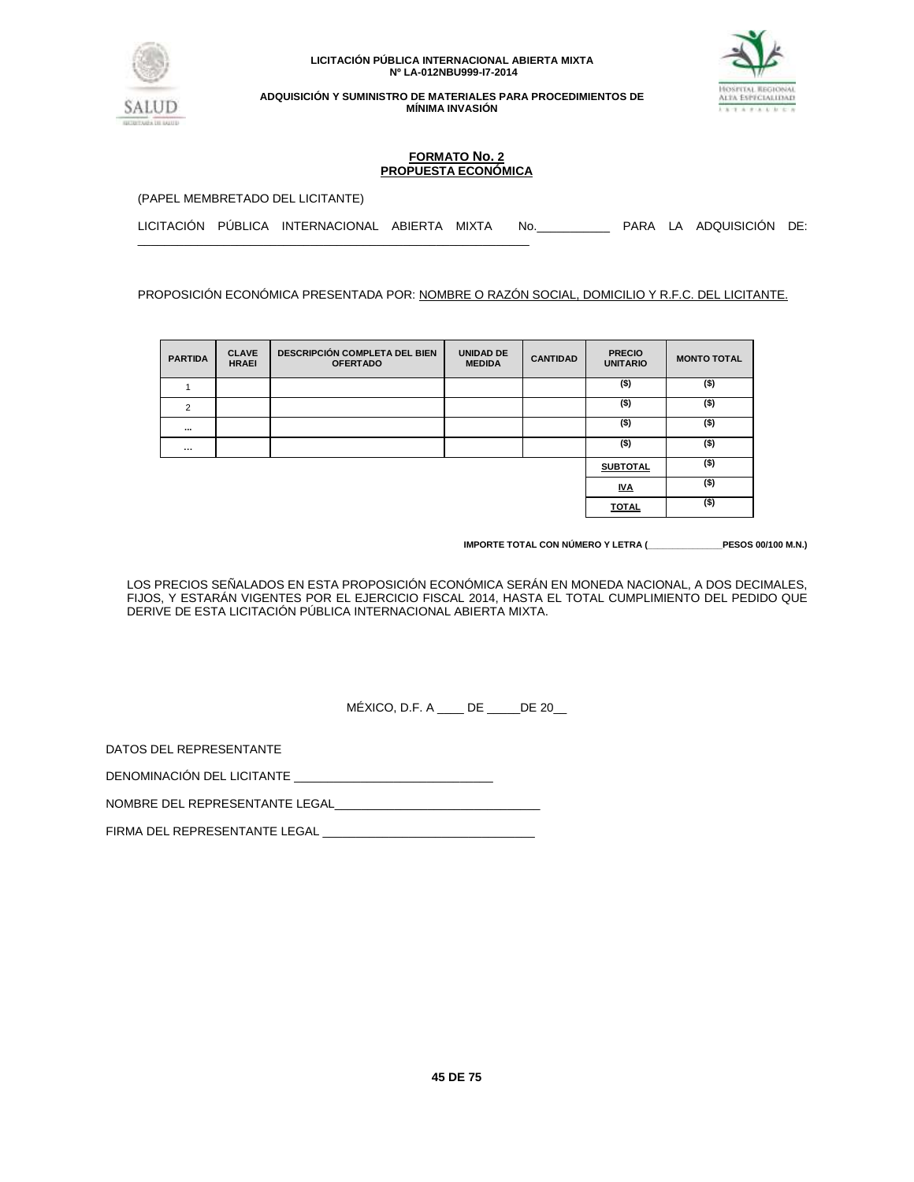## FORMATO No. 2
## PROPUESTA ECONÓMICA

(PAPEL MEMBRETADO DEL LICITANTE)

LICITACIÓN PÚBLICA INTERNACIONAL ABIERTA MIXTA No.___________ PARA LA ADQUISICIÓN DE: ______________________________________________________________

PROPOSICIÓN ECONÓMICA PRESENTADA POR: NOMBRE O RAZÓN SOCIAL, DOMICILIO Y R.F.C. DEL LICITANTE.

| PARTIDA | CLAVE HRAEI | DESCRIPCIÓN COMPLETA DEL BIEN OFERTADO | UNIDAD DE MEDIDA | CANTIDAD | PRECIO UNITARIO | MONTO TOTAL |
|---|---|---|---|---|---|---|
| 1 | | | | | ($) | ($) |
| 2 | | | | | ($) | ($) |
| ... | | | | | ($) | ($) |
| ... | | | | | ($) | ($) |
| | | | | | **SUBTOTAL** | ($) |
| | | | | | **IVA** | ($) |
| | | | | | **TOTAL** | ($) |

**IMPORTE TOTAL CON NÚMERO Y LETRA (_______________PESOS 00/100 M.N.)**

LOS PRECIOS SEÑALADOS EN ESTA PROPOSICIÓN ECONÓMICA SERÁN EN MONEDA NACIONAL, A DOS DECIMALES, FIJOS, Y ESTARÁN VIGENTES POR EL EJERCICIO FISCAL 2014, HASTA EL TOTAL CUMPLIMIENTO DEL PEDIDO QUE DERIVE DE ESTA LICITACIÓN PÚBLICA INTERNACIONAL ABIERTA MIXTA.

MÉXICO, D.F. A ____ DE _____DE 20__

DATOS DEL REPRESENTANTE

DENOMINACIÓN DEL LICITANTE ______________________________

NOMBRE DEL REPRESENTANTE LEGAL_______________________________

FIRMA DEL REPRESENTANTE LEGAL ________________________________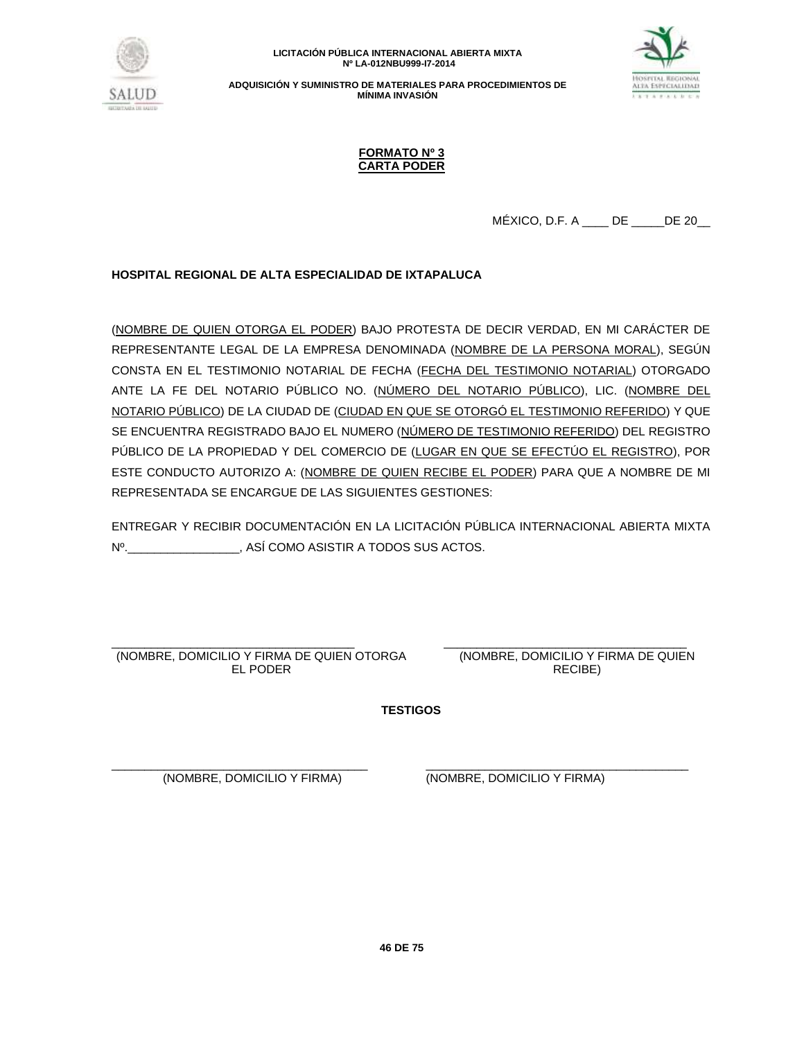**FORMATO Nº 3**
**CARTA PODER**

MÉXICO, D.F. A ____ DE _____DE 20__

**HOSPITAL REGIONAL DE ALTA ESPECIALIDAD DE IXTAPALUCA**

(NOMBRE DE QUIEN OTORGA EL PODER) BAJO PROTESTA DE DECIR VERDAD, EN MI CARÁCTER DE REPRESENTANTE LEGAL DE LA EMPRESA DENOMINADA (NOMBRE DE LA PERSONA MORAL), SEGÚN CONSTA EN EL TESTIMONIO NOTARIAL DE FECHA (FECHA DEL TESTIMONIO NOTARIAL) OTORGADO ANTE LA FE DEL NOTARIO PÚBLICO NO. (NÚMERO DEL NOTARIO PÚBLICO), LIC. (NOMBRE DEL NOTARIO PÚBLICO) DE LA CIUDAD DE (CIUDAD EN QUE SE OTORGÓ EL TESTIMONIO REFERIDO) Y QUE SE ENCUENTRA REGISTRADO BAJO EL NUMERO (NÚMERO DE TESTIMONIO REFERIDO) DEL REGISTRO PÚBLICO DE LA PROPIEDAD Y DEL COMERCIO DE (LUGAR EN QUE SE EFECTÚO EL REGISTRO), POR ESTE CONDUCTO AUTORIZO A: (NOMBRE DE QUIEN RECIBE EL PODER) PARA QUE A NOMBRE DE MI REPRESENTADA SE ENCARGUE DE LAS SIGUIENTES GESTIONES:

ENTREGAR Y RECIBIR DOCUMENTACIÓN EN LA LICITACIÓN PÚBLICA INTERNACIONAL ABIERTA MIXTA Nº._________________, ASÍ COMO ASISTIR A TODOS SUS ACTOS.

_____________________________________
(NOMBRE, DOMICILIO Y FIRMA DE QUIEN OTORGA EL PODER)

_____________________________________
(NOMBRE, DOMICILIO Y FIRMA DE QUIEN RECIBE)

**TESTIGOS**

_____________________________________
(NOMBRE, DOMICILIO Y FIRMA)

_____________________________________
(NOMBRE, DOMICILIO Y FIRMA)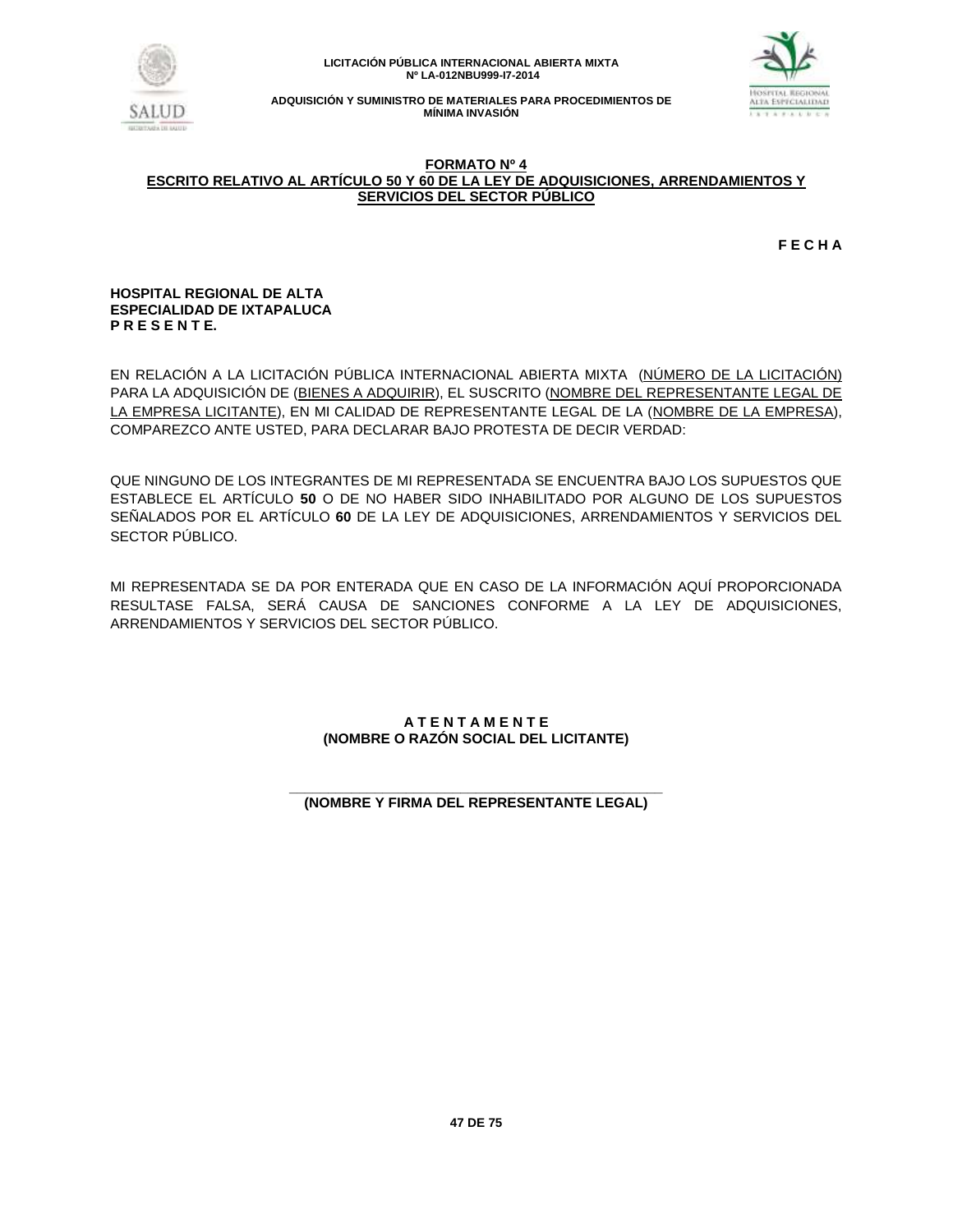## FORMATO Nº 4
## ESCRITO RELATIVO AL ARTÍCULO 50 Y 60 DE LA LEY DE ADQUISICIONES, ARRENDAMIENTOS Y SERVICIOS DEL SECTOR PÚBLICO

**F E C H A**

**HOSPITAL REGIONAL DE ALTA ESPECIALIDAD DE IXTAPALUCA**
**P R E S E N T E.**

EN RELACIÓN A LA LICITACIÓN PÚBLICA INTERNACIONAL ABIERTA MIXTA (NÚMERO DE LA LICITACIÓN) PARA LA ADQUISICIÓN DE (BIENES A ADQUIRIR), EL SUSCRITO (NOMBRE DEL REPRESENTANTE LEGAL DE LA EMPRESA LICITANTE), EN MI CALIDAD DE REPRESENTANTE LEGAL DE LA (NOMBRE DE LA EMPRESA), COMPAREZCO ANTE USTED, PARA DECLARAR BAJO PROTESTA DE DECIR VERDAD:

QUE NINGUNO DE LOS INTEGRANTES DE MI REPRESENTADA SE ENCUENTRA BAJO LOS SUPUESTOS QUE ESTABLECE EL ARTÍCULO **50** O DE NO HABER SIDO INHABILITADO POR ALGUNO DE LOS SUPUESTOS SEÑALADOS POR EL ARTÍCULO **60** DE LA LEY DE ADQUISICIONES, ARRENDAMIENTOS Y SERVICIOS DEL SECTOR PÚBLICO.

MI REPRESENTADA SE DA POR ENTERADA QUE EN CASO DE LA INFORMACIÓN AQUÍ PROPORCIONADA RESULTASE FALSA, SERÁ CAUSA DE SANCIONES CONFORME A LA LEY DE ADQUISICIONES, ARRENDAMIENTOS Y SERVICIOS DEL SECTOR PÚBLICO.

**A T E N T A M E N T E**
**(NOMBRE O RAZÓN SOCIAL DEL LICITANTE)**

\_\_\_\_\_\_\_\_\_\_\_\_\_\_\_\_\_\_\_\_\_\_\_\_\_\_\_\_\_\_\_\_\_\_\_\_\_\_\_\_\_\_\_\_
**(NOMBRE Y FIRMA DEL REPRESENTANTE LEGAL)**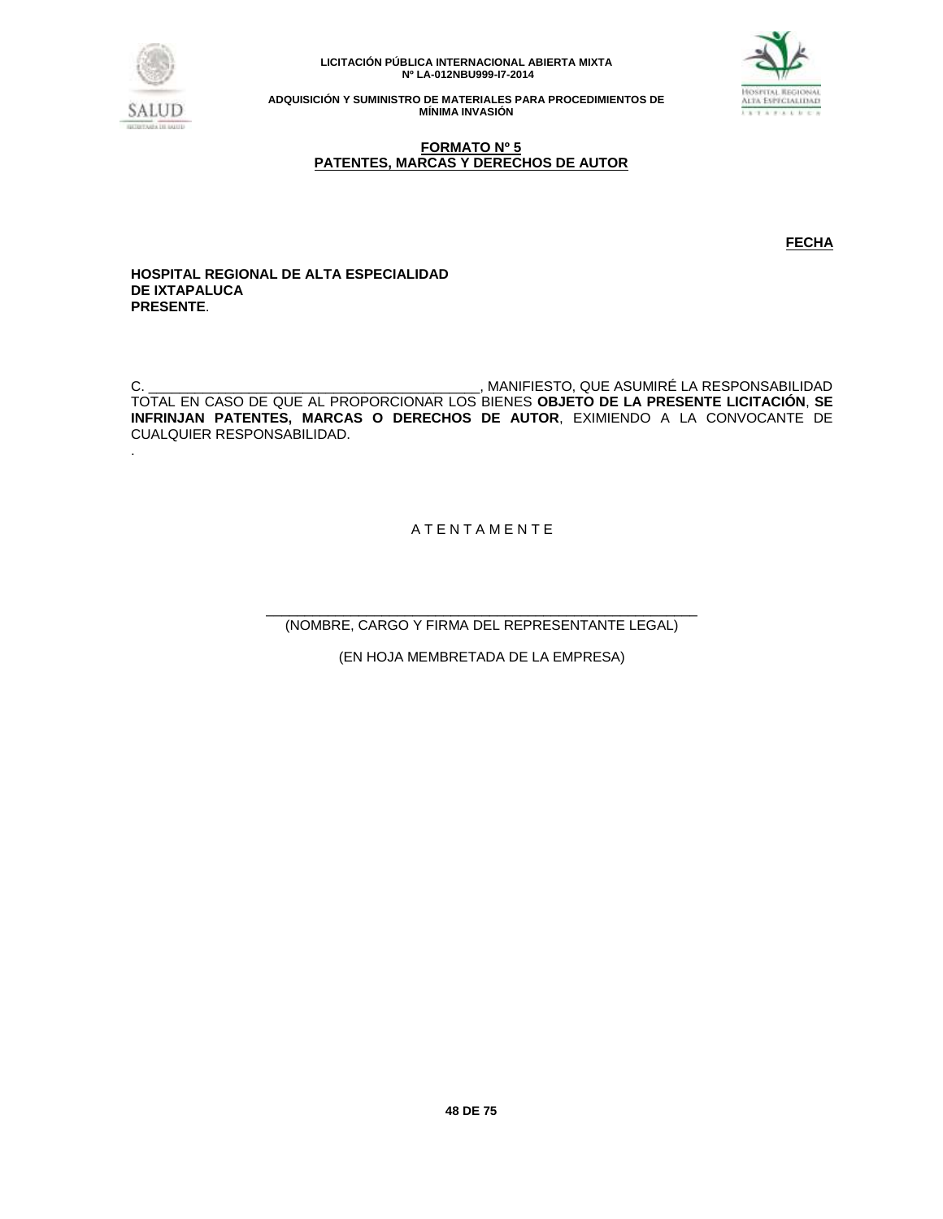**FORMATO Nº 5**
**PATENTES, MARCAS Y DERECHOS DE AUTOR**

**FECHA**

**HOSPITAL REGIONAL DE ALTA ESPECIALIDAD**
**DE IXTAPALUCA**
**PRESENTE**.

C. ___________________________________________, MANIFIESTO, QUE ASUMIRÉ LA RESPONSABILIDAD TOTAL EN CASO DE QUE AL PROPORCIONAR LOS BIENES **OBJETO DE LA PRESENTE LICITACIÓN**, **SE INFRINJAN PATENTES, MARCAS O DERECHOS DE AUTOR**, EXIMIENDO A LA CONVOCANTE DE CUALQUIER RESPONSABILIDAD.

A T E N T A M E N T E

_______________________________________________________
(NOMBRE, CARGO Y FIRMA DEL REPRESENTANTE LEGAL)

(EN HOJA MEMBRETADA DE LA EMPRESA)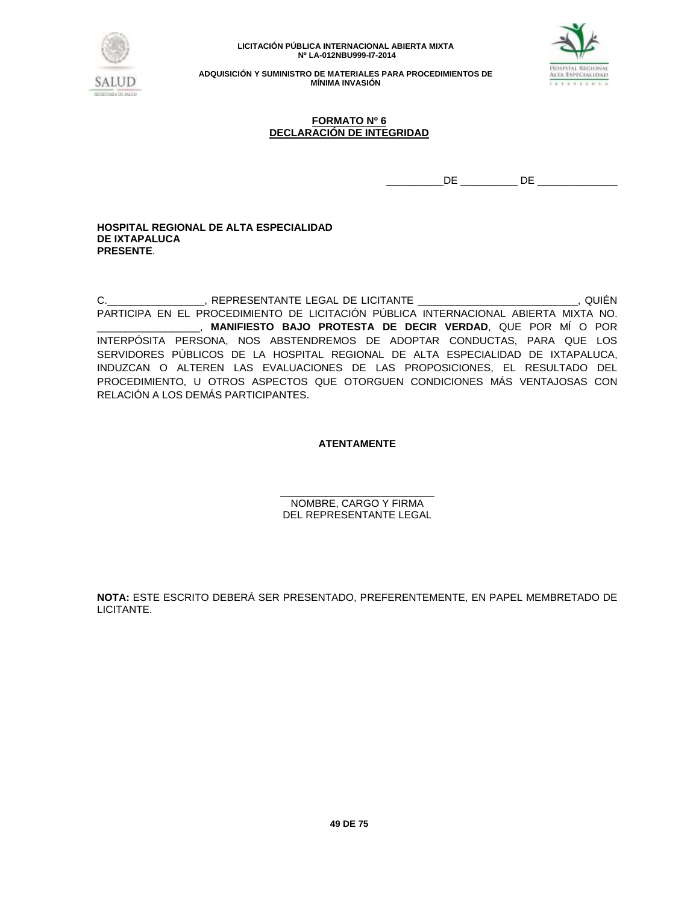**FORMATO Nº 6**
**DECLARACIÓN DE INTEGRIDAD**

__________DE __________ DE ______________

**HOSPITAL REGIONAL DE ALTA ESPECIALIDAD**
**DE IXTAPALUCA**
**PRESENTE**.

C._________________, REPRESENTANTE LEGAL DE LICITANTE ____________________________, QUIÉN PARTICIPA EN EL PROCEDIMIENTO DE LICITACIÓN PÚBLICA INTERNACIONAL ABIERTA MIXTA NO. __________________, **MANIFIESTO BAJO PROTESTA DE DECIR VERDAD**, QUE POR MÍ O POR INTERPÓSITA PERSONA, NOS ABSTENDREMOS DE ADOPTAR CONDUCTAS, PARA QUE LOS SERVIDORES PÚBLICOS DE LA HOSPITAL REGIONAL DE ALTA ESPECIALIDAD DE IXTAPALUCA, INDUZCAN O ALTEREN LAS EVALUACIONES DE LAS PROPOSICIONES, EL RESULTADO DEL PROCEDIMIENTO, U OTROS ASPECTOS QUE OTORGUEN CONDICIONES MÁS VENTAJOSAS CON RELACIÓN A LOS DEMÁS PARTICIPANTES.

**ATENTAMENTE**

___________________________
NOMBRE, CARGO Y FIRMA
DEL REPRESENTANTE LEGAL

**NOTA:** ESTE ESCRITO DEBERÁ SER PRESENTADO, PREFERENTEMENTE, EN PAPEL MEMBRETADO DE LICITANTE.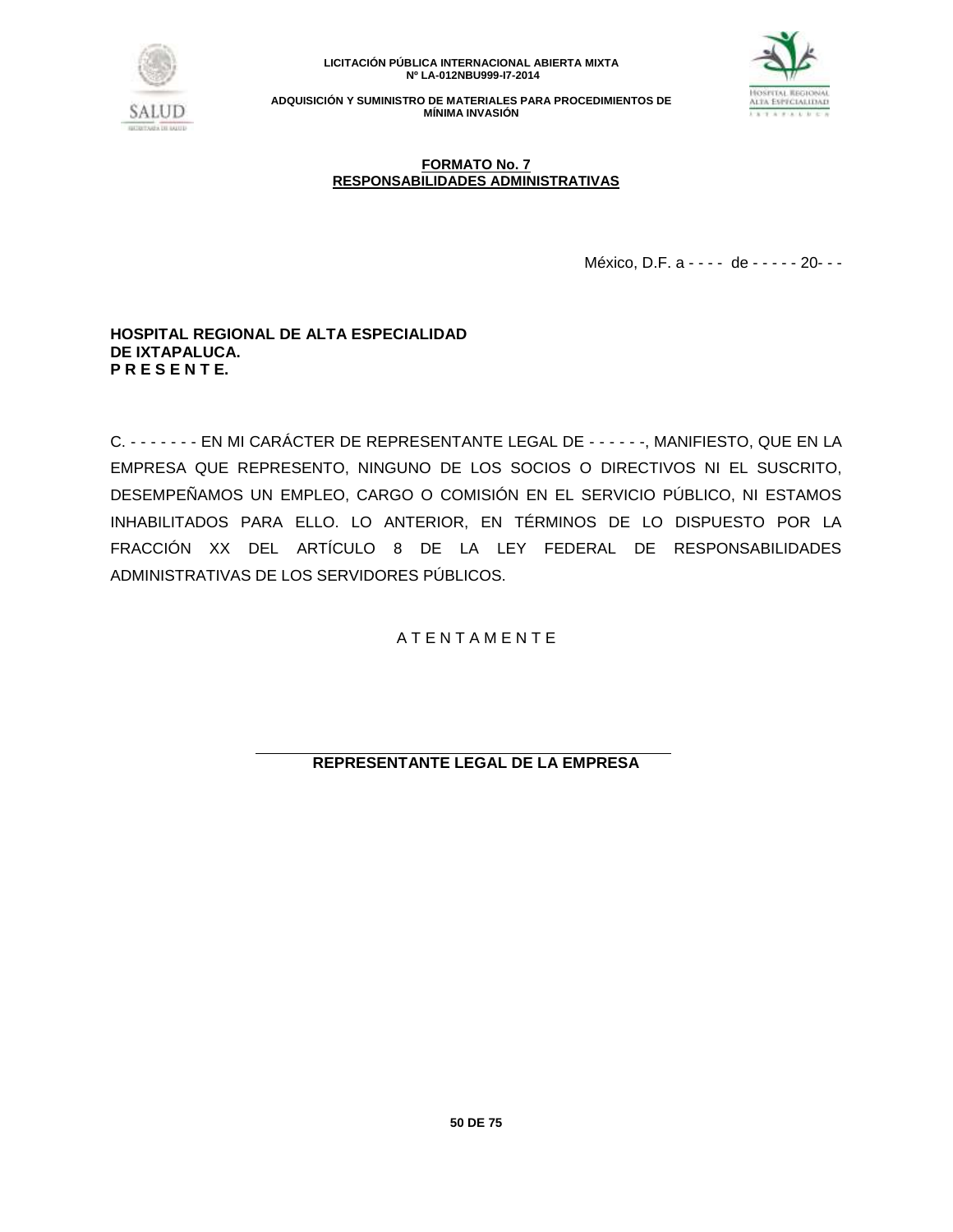**FORMATO No. 7**
**RESPONSABILIDADES ADMINISTRATIVAS**

México, D.F. a - - - - de - - - - - 20- - -

**HOSPITAL REGIONAL DE ALTA ESPECIALIDAD**
**DE IXTAPALUCA.**
**P R E S E N T E.**

C. - - - - - - - EN MI CARÁCTER DE REPRESENTANTE LEGAL DE - - - - - -, MANIFIESTO, QUE EN LA EMPRESA QUE REPRESENTO, NINGUNO DE LOS SOCIOS O DIRECTIVOS NI EL SUSCRITO, DESEMPEÑAMOS UN EMPLEO, CARGO O COMISIÓN EN EL SERVICIO PÚBLICO, NI ESTAMOS INHABILITADOS PARA ELLO. LO ANTERIOR, EN TÉRMINOS DE LO DISPUESTO POR LA FRACCIÓN XX DEL ARTÍCULO 8 DE LA LEY FEDERAL DE RESPONSABILIDADES ADMINISTRATIVAS DE LOS SERVIDORES PÚBLICOS.

A T E N T A M E N T E

\_\_\_\_\_\_\_\_\_\_\_\_\_\_\_\_\_\_\_\_\_\_\_\_\_\_\_\_\_\_\_\_\_\_\_\_\_\_

**REPRESENTANTE LEGAL DE LA EMPRESA**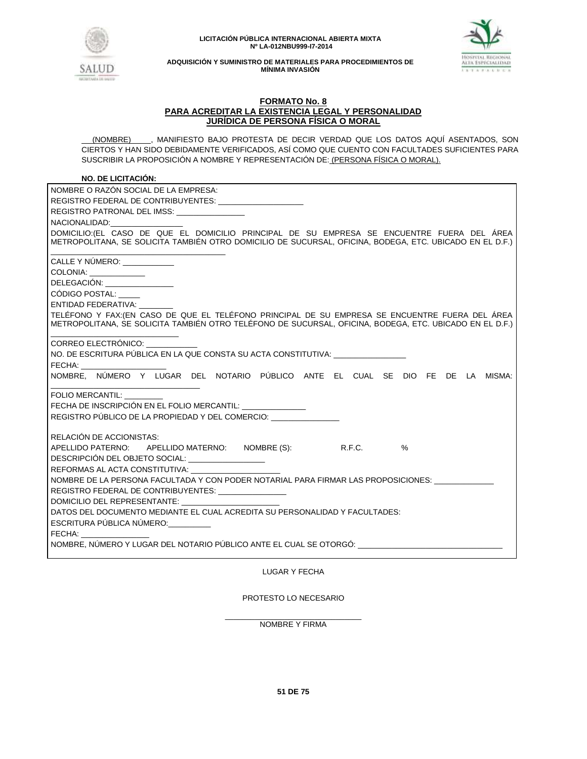**FORMATO No. 8**
**PARA ACREDITAR LA EXISTENCIA LEGAL Y PERSONALIDAD JURÍDICA DE PERSONA FÍSICA O MORAL**

__(NOMBRE)____, MANIFIESTO BAJO PROTESTA DE DECIR VERDAD QUE LOS DATOS AQUÍ ASENTADOS, SON CIERTOS Y HAN SIDO DEBIDAMENTE VERIFICADOS, ASÍ COMO QUE CUENTO CON FACULTADES SUFICIENTES PARA SUSCRIBIR LA PROPOSICIÓN A NOMBRE Y REPRESENTACIÓN DE: (PERSONA FÍSICA O MORAL).

**NO. DE LICITACIÓN:**

NOMBRE O RAZÓN SOCIAL DE LA EMPRESA:

REGISTRO FEDERAL DE CONTRIBUYENTES: ____________________

REGISTRO PATRONAL DEL IMSS: ________________

NACIONALIDAD: _________________

DOMICILIO:(EL CASO DE QUE EL DOMICILIO PRINCIPAL DE SU EMPRESA SE ENCUENTRE FUERA DEL ÁREA METROPOLITANA, SE SOLICITA TAMBIÉN OTRO DOMICILIO DE SUCURSAL, OFICINA, BODEGA, ETC. UBICADO EN EL D.F.) ___________________________________

CALLE Y NÚMERO: ____________

COLONIA: _____________

DELEGACIÓN: ________________

CÓDIGO POSTAL: _____

ENTIDAD FEDERATIVA: ________

TELÉFONO Y FAX:(EN CASO DE QUE EL TELÉFONO PRINCIPAL DE SU EMPRESA SE ENCUENTRE FUERA DEL ÁREA METROPOLITANA, SE SOLICITA TAMBIÉN OTRO TELÉFONO DE SUCURSAL, OFICINA, BODEGA, ETC. UBICADO EN EL D.F.) __________________________

CORREO ELECTRÓNICO: ____________

NO. DE ESCRITURA PÚBLICA EN LA QUE CONSTA SU ACTA CONSTITUTIVA: _________________

FECHA: ____________________

NOMBRE, NÚMERO Y LUGAR DEL NOTARIO PÚBLICO ANTE EL CUAL SE DIO FE DE LA MISMA: _________________________________

FOLIO MERCANTIL: _________

FECHA DE INSCRIPCIÓN EN EL FOLIO MERCANTIL: _______________

REGISTRO PÚBLICO DE LA PROPIEDAD Y DEL COMERCIO: ________________

RELACIÓN DE ACCIONISTAS:

APELLIDO PATERNO: APELLIDO MATERNO: NOMBRE (S): R.F.C. %

DESCRIPCIÓN DEL OBJETO SOCIAL: __________________

REFORMAS AL ACTA CONSTITUTIVA: _____________________

NOMBRE DE LA PERSONA FACULTADA Y CON PODER NOTARIAL PARA FIRMAR LAS PROPOSICIONES: ______________

REGISTRO FEDERAL DE CONTRIBUYENTES: ________________

DOMICILIO DEL REPRESENTANTE: _______________________

DATOS DEL DOCUMENTO MEDIANTE EL CUAL ACREDITA SU PERSONALIDAD Y FACULTADES:

ESCRITURA PÚBLICA NÚMERO: __________

FECHA: ________________

NOMBRE, NÚMERO Y LUGAR DEL NOTARIO PÚBLICO ANTE EL CUAL SE OTORGÓ: __________________________________

LUGAR Y FECHA

PROTESTO LO NECESARIO

________________________________
NOMBRE Y FIRMA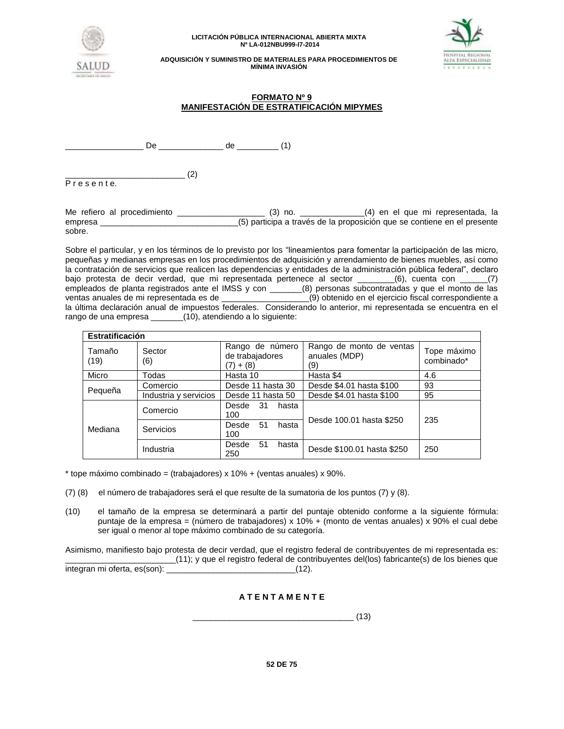**FORMATO Nº 9**
**MANIFESTACIÓN DE ESTRATIFICACIÓN MIPYMES**

_________________ De ______________ de _________ (1)

__________________________ (2)
P r e s e n t e.

Me refiero al procedimiento ___________________ (3) no. ______________(4) en el que mi representada, la empresa _______________________________(5) participa a través de la proposición que se contiene en el presente sobre.

Sobre el particular, y en los términos de lo previsto por los "lineamientos para fomentar la participación de las micro, pequeñas y medianas empresas en los procedimientos de adquisición y arrendamiento de bienes muebles, así como la contratación de servicios que realicen las dependencias y entidades de la administración pública federal", declaro bajo protesta de decir verdad, que mi representada pertenece al sector ________(6), cuenta con ______(7) empleados de planta registrados ante el IMSS y con _______(8) personas subcontratadas y que el monto de las ventas anuales de mi representada es de ___________________(9) obtenido en el ejercicio fiscal correspondiente a la última declaración anual de impuestos federales. Considerando lo anterior, mi representada se encuentra en el rango de una empresa _______(10), atendiendo a lo siguiente:

| Estratificación | | | | |
|---|---|---|---|---|
| Tamaño (19) | Sector (6) | Rango de número de trabajadores (7) + (8) | Rango de monto de ventas anuales (MDP) (9) | Tope máximo combinado* |
| Micro | Todas | Hasta 10 | Hasta $4 | 4.6 |
| Pequeña | Comercio | Desde 11 hasta 30 | Desde $4.01 hasta $100 | 93 |
| | Industria y servicios | Desde 11 hasta 50 | Desde $4.01 hasta $100 | 95 |
| Mediana | Comercio | Desde 31 hasta 100 | Desde 100.01 hasta $250 | 235 |
| | Servicios | Desde 51 hasta 100 | | |
| | Industria | Desde 51 hasta 250 | Desde $100.01 hasta $250 | 250 |

\* tope máximo combinado = (trabajadores) x 10% + (ventas anuales) x 90%.

(7) (8) el número de trabajadores será el que resulte de la sumatoria de los puntos (7) y (8).

(10) el tamaño de la empresa se determinará a partir del puntaje obtenido conforme a la siguiente fórmula: puntaje de la empresa = (número de trabajadores) x 10% + (monto de ventas anuales) x 90% el cual debe ser igual o menor al tope máximo combinado de su categoría.

Asimismo, manifiesto bajo protesta de decir verdad, que el registro federal de contribuyentes de mi representada es: ________________________(11); y que el registro federal de contribuyentes del(los) fabricante(s) de los bienes que integran mi oferta, es(son): _____________________________(12).

**A T E N T A M E N T E**

___________________________________ (13)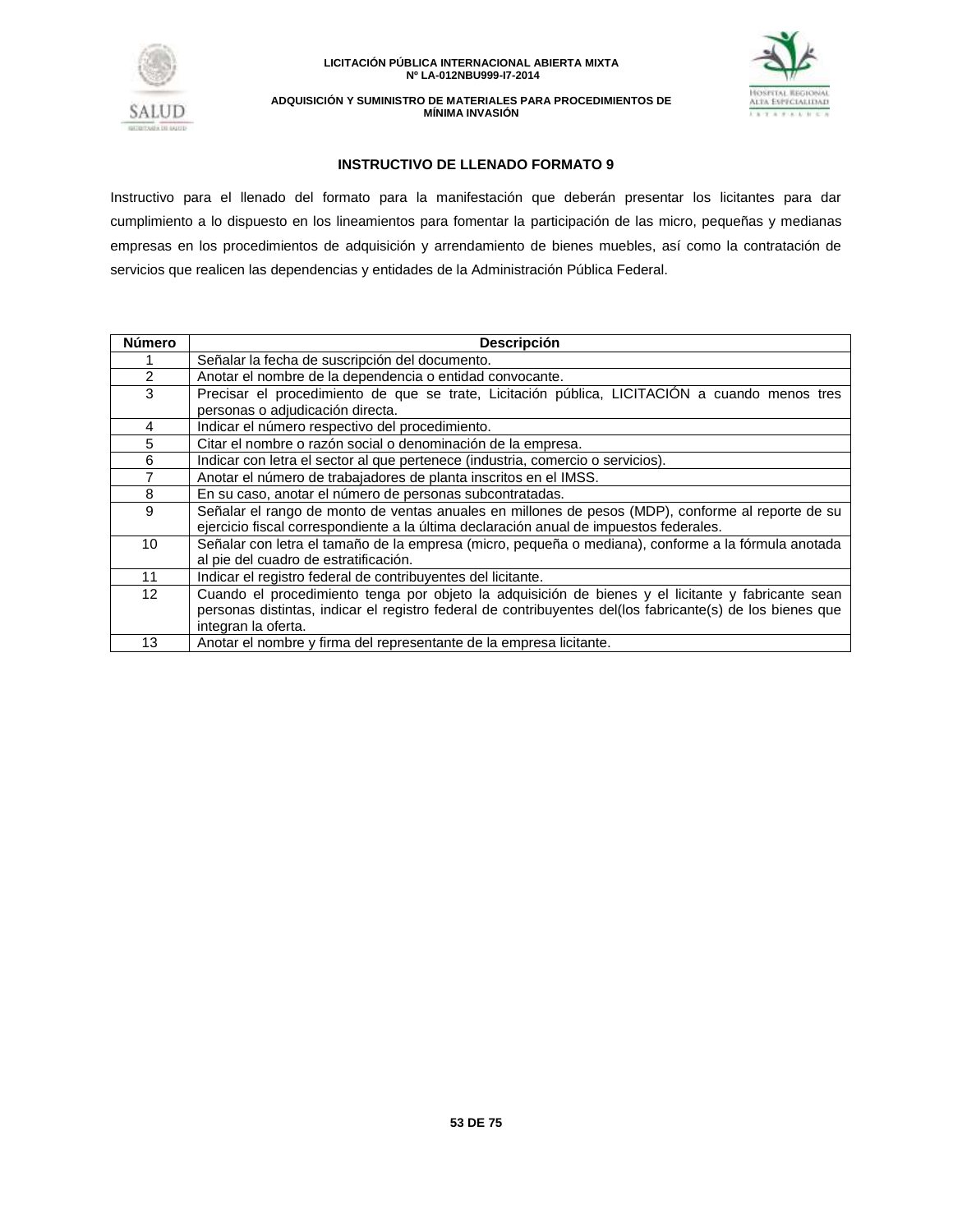### INSTRUCTIVO DE LLENADO FORMATO 9

Instructivo para el llenado del formato para la manifestación que deberán presentar los licitantes para dar cumplimiento a lo dispuesto en los lineamientos para fomentar la participación de las micro, pequeñas y medianas empresas en los procedimientos de adquisición y arrendamiento de bienes muebles, así como la contratación de servicios que realicen las dependencias y entidades de la Administración Pública Federal.

| Número | Descripción |
|---|---|
| 1 | Señalar la fecha de suscripción del documento. |
| 2 | Anotar el nombre de la dependencia o entidad convocante. |
| 3 | Precisar el procedimiento de que se trate, Licitación pública, LICITACIÓN a cuando menos tres personas o adjudicación directa. |
| 4 | Indicar el número respectivo del procedimiento. |
| 5 | Citar el nombre o razón social o denominación de la empresa. |
| 6 | Indicar con letra el sector al que pertenece (industria, comercio o servicios). |
| 7 | Anotar el número de trabajadores de planta inscritos en el IMSS. |
| 8 | En su caso, anotar el número de personas subcontratadas. |
| 9 | Señalar el rango de monto de ventas anuales en millones de pesos (MDP), conforme al reporte de su ejercicio fiscal correspondiente a la última declaración anual de impuestos federales. |
| 10 | Señalar con letra el tamaño de la empresa (micro, pequeña o mediana), conforme a la fórmula anotada al pie del cuadro de estratificación. |
| 11 | Indicar el registro federal de contribuyentes del licitante. |
| 12 | Cuando el procedimiento tenga por objeto la adquisición de bienes y el licitante y fabricante sean personas distintas, indicar el registro federal de contribuyentes del(los fabricante(s) de los bienes que integran la oferta. |
| 13 | Anotar el nombre y firma del representante de la empresa licitante. |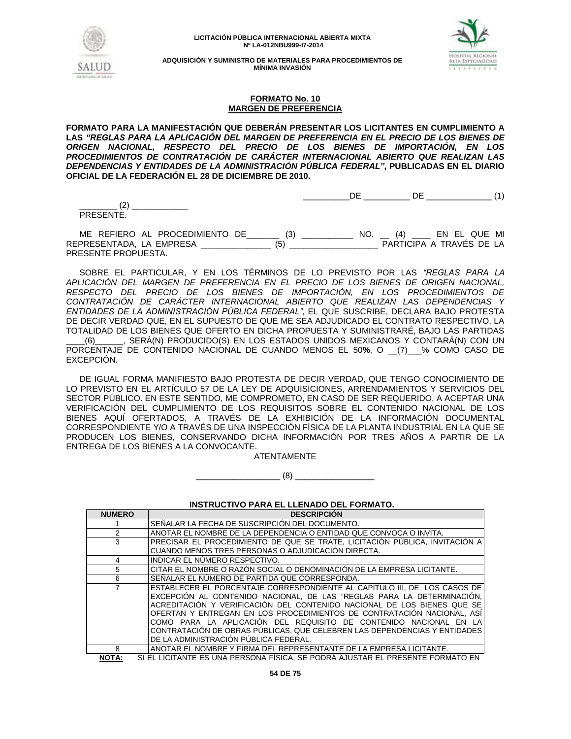## FORMATO No. 10
## MARGEN DE PREFERENCIA

**FORMATO PARA LA MANIFESTACIÓN QUE DEBERÁN PRESENTAR LOS LICITANTES EN CUMPLIMIENTO A LAS *"REGLAS PARA LA APLICACIÓN DEL MARGEN DE PREFERENCIA EN EL PRECIO DE LOS BIENES DE ORIGEN NACIONAL, RESPECTO DEL PRECIO DE LOS BIENES DE IMPORTACIÓN, EN LOS PROCEDIMIENTOS DE CONTRATACIÓN DE CARÁCTER INTERNACIONAL ABIERTO QUE REALIZAN LAS DEPENDENCIAS Y ENTIDADES DE LA ADMINISTRACIÓN PÚBLICA FEDERAL"*, PUBLICADAS EN EL DIARIO OFICIAL DE LA FEDERACIÓN EL 28 DE DICIEMBRE DE 2010.**

__________DE __________ DE ______________ (1)

________ (2) ____________
PRESENTE.

ME REFIERO AL PROCEDIMIENTO DE_______ (3) ___________ NO. __ (4) ____ EN EL QUE MI REPRESENTADA, LA EMPRESA _______________ (5) ___________________ PARTICIPA A TRAVÉS DE LA PRESENTE PROPUESTA.

SOBRE EL PARTICULAR, Y EN LOS TÉRMINOS DE LO PREVISTO POR LAS *"REGLAS PARA LA APLICACIÓN DEL MARGEN DE PREFERENCIA EN EL PRECIO DE LOS BIENES DE ORIGEN NACIONAL, RESPECTO DEL PRECIO DE LOS BIENES DE IMPORTACIÓN, EN LOS PROCEDIMIENTOS DE CONTRATACIÓN DE CARÁCTER INTERNACIONAL ABIERTO QUE REALIZAN LAS DEPENDENCIAS Y ENTIDADES DE LA ADMINISTRACIÓN PÚBLICA FEDERAL"*, EL QUE SUSCRIBE, DECLARA BAJO PROTESTA DE DECIR VERDAD QUE, EN EL SUPUESTO DE QUE ME SEA ADJUDICADO EL CONTRATO RESPECTIVO, LA TOTALIDAD DE LOS BIENES QUE OFERTO EN DICHA PROPUESTA Y SUMINISTRARÉ, BAJO LAS PARTIDAS ____(6)______, SERÁ(N) PRODUCIDO(S) EN LOS ESTADOS UNIDOS MEXICANOS Y CONTARÁ(N) CON UN PORCENTAJE DE CONTENIDO NACIONAL DE CUANDO MENOS EL 50**%**, O __(7)___% COMO CASO DE EXCEPCIÓN.

DE IGUAL FORMA MANIFIESTO BAJO PROTESTA DE DECIR VERDAD, QUE TENGO CONOCIMIENTO DE LO PREVISTO EN EL ARTÍCULO 57 DE LA LEY DE ADQUISICIONES, ARRENDAMIENTOS Y SERVICIOS DEL SECTOR PÚBLICO. EN ESTE SENTIDO, ME COMPROMETO, EN CASO DE SER REQUERIDO, A ACEPTAR UNA VERIFICACIÓN DEL CUMPLIMIENTO DE LOS REQUISITOS SOBRE EL CONTENIDO NACIONAL DE LOS BIENES AQUÍ OFERTADOS, A TRAVÉS DE LA EXHIBICIÓN DE LA INFORMACIÓN DOCUMENTAL CORRESPONDIENTE Y/O A TRAVÉS DE UNA INSPECCIÓN FÍSICA DE LA PLANTA INDUSTRIAL EN LA QUE SE PRODUCEN LOS BIENES, CONSERVANDO DICHA INFORMACIÓN POR TRES AÑOS A PARTIR DE LA ENTREGA DE LOS BIENES A LA CONVOCANTE.

ATENTAMENTE

__________________ (8) _________________

**INSTRUCTIVO PARA EL LLENADO DEL FORMATO.**

| NUMERO | DESCRIPCIÓN |
|---|---|
| 1 | SEÑALAR LA FECHA DE SUSCRIPCIÓN DEL DOCUMENTO. |
| 2 | ANOTAR EL NOMBRE DE LA DEPENDENCIA O ENTIDAD QUE CONVOCA O INVITA. |
| 3 | PRECISAR EL PROCEDIMIENTO DE QUE SE TRATE, LICITACIÓN PÚBLICA, INVITACIÓN A CUANDO MENOS TRES PERSONAS O ADJUDICACIÓN DIRECTA. |
| 4 | INDICAR EL NÚMERO RESPECTIVO. |
| 5 | CITAR EL NOMBRE O RAZÓN SOCIAL O DENOMINACIÓN DE LA EMPRESA LICITANTE. |
| 6 | SEÑALAR EL NÚMERO DE PARTIDA QUE CORRESPONDA. |
| 7 | ESTABLECER EL PORCENTAJE CORRESPONDIENTE AL CAPITULO III, DE LOS CASOS DE EXCEPCIÓN AL CONTENIDO NACIONAL, DE LAS "REGLAS PARA LA DETERMINACIÓN, ACREDITACIÓN Y VERIFICACIÓN DEL CONTENIDO NACIONAL DE LOS BIENES QUE SE OFERTAN Y ENTREGAN EN LOS PROCEDIMIENTOS DE CONTRATACIÓN NACIONAL, ASÍ COMO PARA LA APLICACIÓN DEL REQUISITO DE CONTENIDO NACIONAL EN LA CONTRATACIÓN DE OBRAS PÚBLICAS, QUE CELEBREN LAS DEPENDENCIAS Y ENTIDADES DE LA ADMINISTRACIÓN PÚBLICA FEDERAL. |
| 8 | ANOTAR EL NOMBRE Y FIRMA DEL REPRESENTANTE DE LA EMPRESA LICITANTE. |

**NOTA:** SI EL LICITANTE ES UNA PERSONA FÍSICA, SE PODRÁ AJUSTAR EL PRESENTE FORMATO EN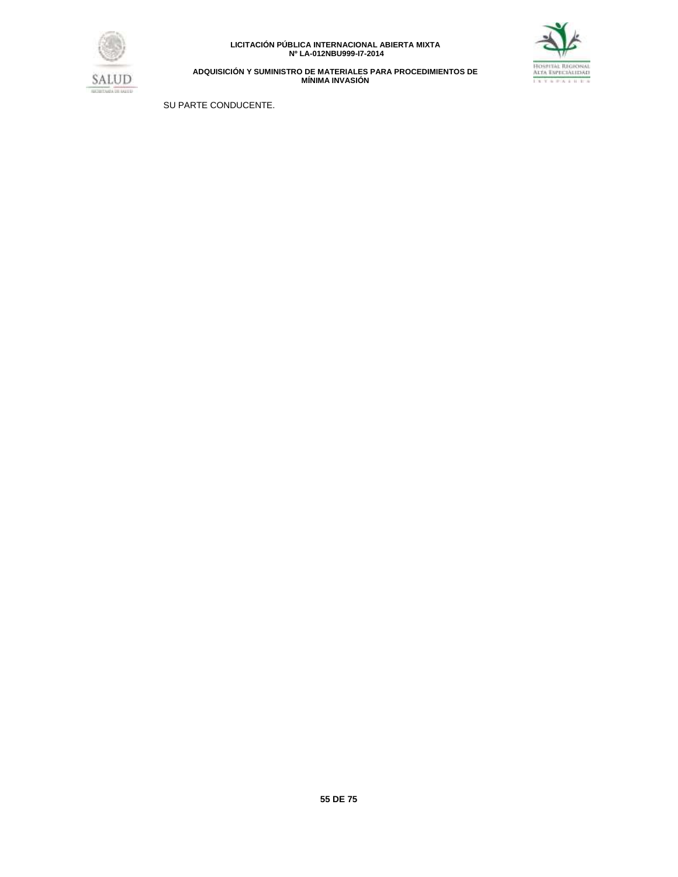SU PARTE CONDUCENTE.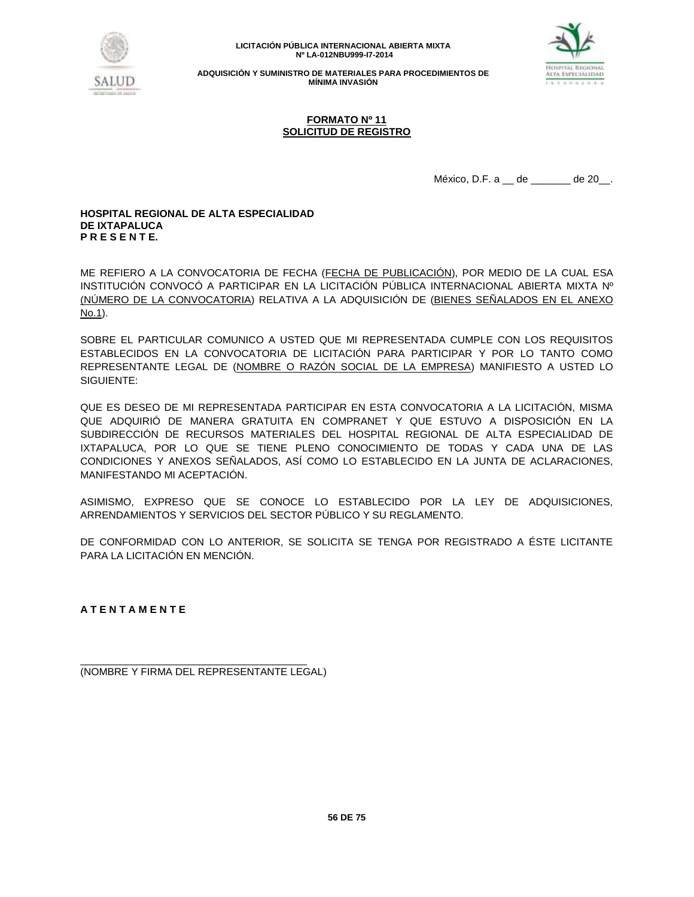**FORMATO Nº 11**
**SOLICITUD DE REGISTRO**

México, D.F. a __ de _______ de 20__.

**HOSPITAL REGIONAL DE ALTA ESPECIALIDAD**
**DE IXTAPALUCA**
**P R E S E N T E.**

ME REFIERO A LA CONVOCATORIA DE FECHA (FECHA DE PUBLICACIÓN), POR MEDIO DE LA CUAL ESA INSTITUCIÓN CONVOCÓ A PARTICIPAR EN LA LICITACIÓN PÚBLICA INTERNACIONAL ABIERTA MIXTA Nº (NÚMERO DE LA CONVOCATORIA) RELATIVA A LA ADQUISICIÓN DE (BIENES SEÑALADOS EN EL ANEXO No.1).

SOBRE EL PARTICULAR COMUNICO A USTED QUE MI REPRESENTADA CUMPLE CON LOS REQUISITOS ESTABLECIDOS EN LA CONVOCATORIA DE LICITACIÓN PARA PARTICIPAR Y POR LO TANTO COMO REPRESENTANTE LEGAL DE (NOMBRE O RAZÓN SOCIAL DE LA EMPRESA) MANIFIESTO A USTED LO SIGUIENTE:

QUE ES DESEO DE MI REPRESENTADA PARTICIPAR EN ESTA CONVOCATORIA A LA LICITACIÓN, MISMA QUE ADQUIRIÓ DE MANERA GRATUITA EN COMPRANET Y QUE ESTUVO A DISPOSICIÓN EN LA SUBDIRECCIÓN DE RECURSOS MATERIALES DEL HOSPITAL REGIONAL DE ALTA ESPECIALIDAD DE IXTAPALUCA, POR LO QUE SE TIENE PLENO CONOCIMIENTO DE TODAS Y CADA UNA DE LAS CONDICIONES Y ANEXOS SEÑALADOS, ASÍ COMO LO ESTABLECIDO EN LA JUNTA DE ACLARACIONES, MANIFESTANDO MI ACEPTACIÓN.

ASIMISMO, EXPRESO QUE SE CONOCE LO ESTABLECIDO POR LA LEY DE ADQUISICIONES, ARRENDAMIENTOS Y SERVICIOS DEL SECTOR PÚBLICO Y SU REGLAMENTO.

DE CONFORMIDAD CON LO ANTERIOR, SE SOLICITA SE TENGA POR REGISTRADO A ÉSTE LICITANTE PARA LA LICITACIÓN EN MENCIÓN.

**A T E N T A M E N T E**

_______________________________________
(NOMBRE Y FIRMA DEL REPRESENTANTE LEGAL)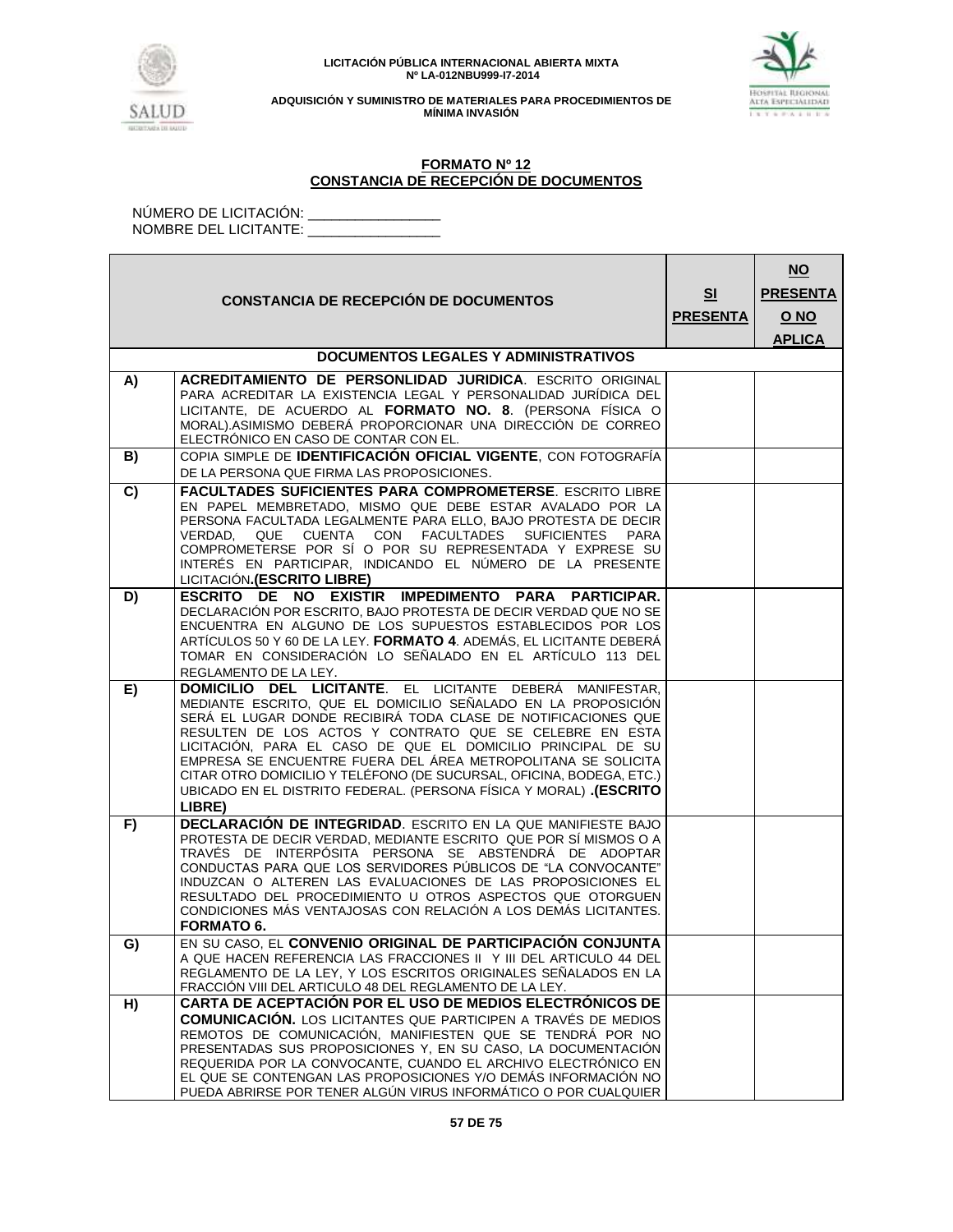**LICITACIÓN PÚBLICA INTERNACIONAL ABIERTA MIXTA**
**Nº LA-012NBU999-I7-2014**

**ADQUISICIÓN Y SUMINISTRO DE MATERIALES PARA PROCEDIMIENTOS DE MÍNIMA INVASIÓN**

## FORMATO Nº 12
## CONSTANCIA DE RECEPCIÓN DE DOCUMENTOS

NÚMERO DE LICITACIÓN: _________________
NOMBRE DEL LICITANTE: _________________

| CONSTANCIA DE RECEPCIÓN DE DOCUMENTOS | | SI PRESENTA | NO PRESENTA O NO APLICA |
|---|---|---|---|
| **DOCUMENTOS LEGALES Y ADMINISTRATIVOS** | | | |
| **A)** | **ACREDITAMIENTO DE PERSONLIDAD JURIDICA**. ESCRITO ORIGINAL PARA ACREDITAR LA EXISTENCIA LEGAL Y PERSONALIDAD JURÍDICA DEL LICITANTE, DE ACUERDO AL **FORMATO NO. 8**. (PERSONA FÍSICA O MORAL).ASIMISMO DEBERÁ PROPORCIONAR UNA DIRECCIÓN DE CORREO ELECTRÓNICO EN CASO DE CONTAR CON EL. | | |
| **B)** | COPIA SIMPLE DE **IDENTIFICACIÓN OFICIAL VIGENTE**, CON FOTOGRAFÍA DE LA PERSONA QUE FIRMA LAS PROPOSICIONES. | | |
| **C)** | **FACULTADES SUFICIENTES PARA COMPROMETERSE**. ESCRITO LIBRE EN PAPEL MEMBRETADO, MISMO QUE DEBE ESTAR AVALADO POR LA PERSONA FACULTADA LEGALMENTE PARA ELLO, BAJO PROTESTA DE DECIR VERDAD, QUE CUENTA CON FACULTADES SUFICIENTES PARA COMPROMETERSE POR SÍ O POR SU REPRESENTADA Y EXPRESE SU INTERÉS EN PARTICIPAR, INDICANDO EL NÚMERO DE LA PRESENTE LICITACIÓN**.(ESCRITO LIBRE)** | | |
| **D)** | **ESCRITO DE NO EXISTIR IMPEDIMENTO PARA PARTICIPAR.** DECLARACIÓN POR ESCRITO, BAJO PROTESTA DE DECIR VERDAD QUE NO SE ENCUENTRA EN ALGUNO DE LOS SUPUESTOS ESTABLECIDOS POR LOS ARTÍCULOS 50 Y 60 DE LA LEY. **FORMATO 4**. ADEMÁS, EL LICITANTE DEBERÁ TOMAR EN CONSIDERACIÓN LO SEÑALADO EN EL ARTÍCULO 113 DEL REGLAMENTO DE LA LEY. | | |
| **E)** | **DOMICILIO DEL LICITANTE**. EL LICITANTE DEBERÁ MANIFESTAR, MEDIANTE ESCRITO, QUE EL DOMICILIO SEÑALADO EN LA PROPOSICIÓN SERÁ EL LUGAR DONDE RECIBIRÁ TODA CLASE DE NOTIFICACIONES QUE RESULTEN DE LOS ACTOS Y CONTRATO QUE SE CELEBRE EN ESTA LICITACIÓN, PARA EL CASO DE QUE EL DOMICILIO PRINCIPAL DE SU EMPRESA SE ENCUENTRE FUERA DEL ÁREA METROPOLITANA SE SOLICITA CITAR OTRO DOMICILIO Y TELÉFONO (DE SUCURSAL, OFICINA, BODEGA, ETC.) UBICADO EN EL DISTRITO FEDERAL. (PERSONA FÍSICA Y MORAL) **.(ESCRITO LIBRE)** | | |
| **F)** | **DECLARACIÓN DE INTEGRIDAD**. ESCRITO EN LA QUE MANIFIESTE BAJO PROTESTA DE DECIR VERDAD, MEDIANTE ESCRITO QUE POR SÍ MISMOS O A TRAVÉS DE INTERPÓSITA PERSONA SE ABSTENDRÁ DE ADOPTAR CONDUCTAS PARA QUE LOS SERVIDORES PÚBLICOS DE "LA CONVOCANTE" INDUZCAN O ALTEREN LAS EVALUACIONES DE LAS PROPOSICIONES EL RESULTADO DEL PROCEDIMIENTO U OTROS ASPECTOS QUE OTORGUEN CONDICIONES MÁS VENTAJOSAS CON RELACIÓN A LOS DEMÁS LICITANTES. **FORMATO 6.** | | |
| **G)** | EN SU CASO, EL **CONVENIO ORIGINAL DE PARTICIPACIÓN CONJUNTA** A QUE HACEN REFERENCIA LAS FRACCIONES II Y III DEL ARTICULO 44 DEL REGLAMENTO DE LA LEY, Y LOS ESCRITOS ORIGINALES SEÑALADOS EN LA FRACCIÓN VIII DEL ARTICULO 48 DEL REGLAMENTO DE LA LEY. | | |
| **H)** | **CARTA DE ACEPTACIÓN POR EL USO DE MEDIOS ELECTRÓNICOS DE COMUNICACIÓN.** LOS LICITANTES QUE PARTICIPEN A TRAVÉS DE MEDIOS REMOTOS DE COMUNICACIÓN, MANIFIESTEN QUE SE TENDRÁ POR NO PRESENTADAS SUS PROPOSICIONES Y, EN SU CASO, LA DOCUMENTACIÓN REQUERIDA POR LA CONVOCANTE, CUANDO EL ARCHIVO ELECTRÓNICO EN EL QUE SE CONTENGAN LAS PROPOSICIONES Y/O DEMÁS INFORMACIÓN NO PUEDA ABRIRSE POR TENER ALGÚN VIRUS INFORMÁTICO O POR CUALQUIER | | |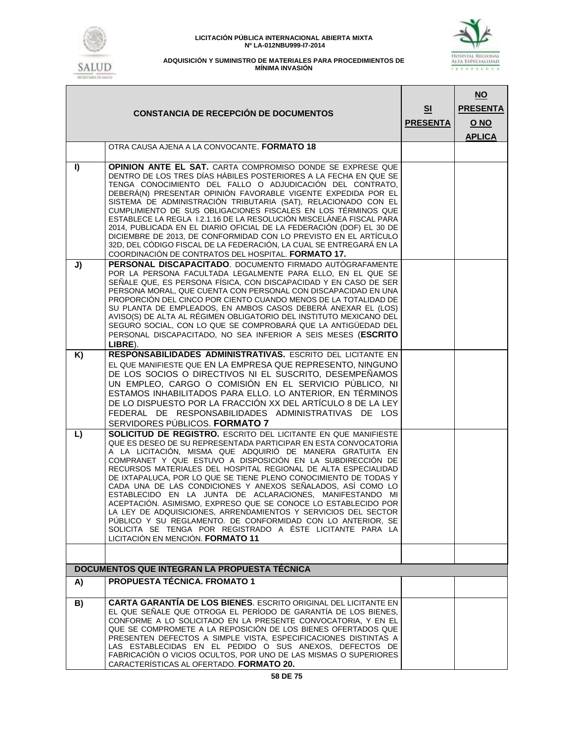| | CONSTANCIA DE RECEPCIÓN DE DOCUMENTOS | SI PRESENTA | NO PRESENTA O NO APLICA |
|---|---|---|---|
| | OTRA CAUSA AJENA A LA CONVOCANTE. **FORMATO 18** | | |
| **I)** | **OPINION ANTE EL SAT.** CARTA COMPROMISO DONDE SE EXPRESE QUE DENTRO DE LOS TRES DÍAS HÁBILES POSTERIORES A LA FECHA EN QUE SE TENGA CONOCIMIENTO DEL FALLO O ADJUDICACIÓN DEL CONTRATO, DEBERÁ(N) PRESENTAR OPINIÓN FAVORABLE VIGENTE EXPEDIDA POR EL SISTEMA DE ADMINISTRACIÓN TRIBUTARIA (SAT), RELACIONADO CON EL CUMPLIMIENTO DE SUS OBLIGACIONES FISCALES EN LOS TÉRMINOS QUE ESTABLECE LA REGLA I.2.1.16 DE LA RESOLUCIÓN MISCELÁNEA FISCAL PARA 2014, PUBLICADA EN EL DIARIO OFICIAL DE LA FEDERACIÓN (DOF) EL 30 DE DICIEMBRE DE 2013, DE CONFORMIDAD CON LO PREVISTO EN EL ARTÍCULO 32D, DEL CÓDIGO FISCAL DE LA FEDERACIÓN, LA CUAL SE ENTREGARÁ EN LA COORDINACIÓN DE CONTRATOS DEL HOSPITAL. **FORMATO 17.** | | |
| **J)** | **PERSONAL DISCAPACITADO**. DOCUMENTO FIRMADO AUTÓGRAFAMENTE POR LA PERSONA FACULTADA LEGALMENTE PARA ELLO, EN EL QUE SE SEÑALE QUE, ES PERSONA FÍSICA, CON DISCAPACIDAD Y EN CASO DE SER PERSONA MORAL, QUE CUENTA CON PERSONAL CON DISCAPACIDAD EN UNA PROPORCIÓN DEL CINCO POR CIENTO CUANDO MENOS DE LA TOTALIDAD DE SU PLANTA DE EMPLEADOS, EN AMBOS CASOS DEBERÁ ANEXAR EL (LOS) AVISO(S) DE ALTA AL RÉGIMEN OBLIGATORIO DEL INSTITUTO MEXICANO DEL SEGURO SOCIAL, CON LO QUE SE COMPROBARÁ QUE LA ANTIGÜEDAD DEL PERSONAL DISCAPACITADO, NO SEA INFERIOR A SEIS MESES (**ESCRITO LIBRE**). | | |
| **K)** | **RESPONSABILIDADES ADMINISTRATIVAS.** ESCRITO DEL LICITANTE EN EL QUE MANIFIESTE QUE EN LA EMPRESA QUE REPRESENTO, NINGUNO DE LOS SOCIOS O DIRECTIVOS NI EL SUSCRITO, DESEMPEÑAMOS UN EMPLEO, CARGO O COMISIÓN EN EL SERVICIO PÚBLICO, NI ESTAMOS INHABILITADOS PARA ELLO. LO ANTERIOR, EN TÉRMINOS DE LO DISPUESTO POR LA FRACCIÓN XX DEL ARTÍCULO 8 DE LA LEY FEDERAL DE RESPONSABILIDADES ADMINISTRATIVAS DE LOS SERVIDORES PÚBLICOS. **FORMATO 7** | | |
| **L)** | **SOLICITUD DE REGISTRO.** ESCRITO DEL LICITANTE EN QUE MANIFIESTE QUE ES DESEO DE SU REPRESENTADA PARTICIPAR EN ESTA CONVOCATORIA A LA LICITACIÓN, MISMA QUE ADQUIRIÓ DE MANERA GRATUITA EN COMPRANET Y QUE ESTUVO A DISPOSICIÓN EN LA SUBDIRECCIÓN DE RECURSOS MATERIALES DEL HOSPITAL REGIONAL DE ALTA ESPECIALIDAD DE IXTAPALUCA, POR LO QUE SE TIENE PLENO CONOCIMIENTO DE TODAS Y CADA UNA DE LAS CONDICIONES Y ANEXOS SEÑALADOS, ASÍ COMO LO ESTABLECIDO EN LA JUNTA DE ACLARACIONES, MANIFESTANDO MI ACEPTACIÓN. ASIMISMO, EXPRESO QUE SE CONOCE LO ESTABLECIDO POR LA LEY DE ADQUISICIONES, ARRENDAMIENTOS Y SERVICIOS DEL SECTOR PÚBLICO Y SU REGLAMENTO. DE CONFORMIDAD CON LO ANTERIOR, SE SOLICITA SE TENGA POR REGISTRADO A ÉSTE LICITANTE PARA LA LICITACIÓN EN MENCIÓN. **FORMATO 11** | | |
| | | | |
| **DOCUMENTOS QUE INTEGRAN LA PROPUESTA TÉCNICA** | | | |
| **A)** | **PROPUESTA TÉCNICA. FROMATO 1** | | |
| **B)** | **CARTA GARANTÍA DE LOS BIENES**. ESCRITO ORIGINAL DEL LICITANTE EN EL QUE SEÑALE QUE OTROGA EL PERÍODO DE GARANTÍA DE LOS BIENES, CONFORME A LO SOLICITADO EN LA PRESENTE CONVOCATORIA, Y EN EL QUE SE COMPROMETE A LA REPOSICIÓN DE LOS BIENES OFERTADOS QUE PRESENTEN DEFECTOS A SIMPLE VISTA, ESPECIFICACIONES DISTINTAS A LAS ESTABLECIDAS EN EL PEDIDO O SUS ANEXOS, DEFECTOS DE FABRICACIÓN O VICIOS OCULTOS, POR UNO DE LAS MISMAS O SUPERIORES CARACTERÍSTICAS AL OFERTADO. **FORMATO 20.** | | |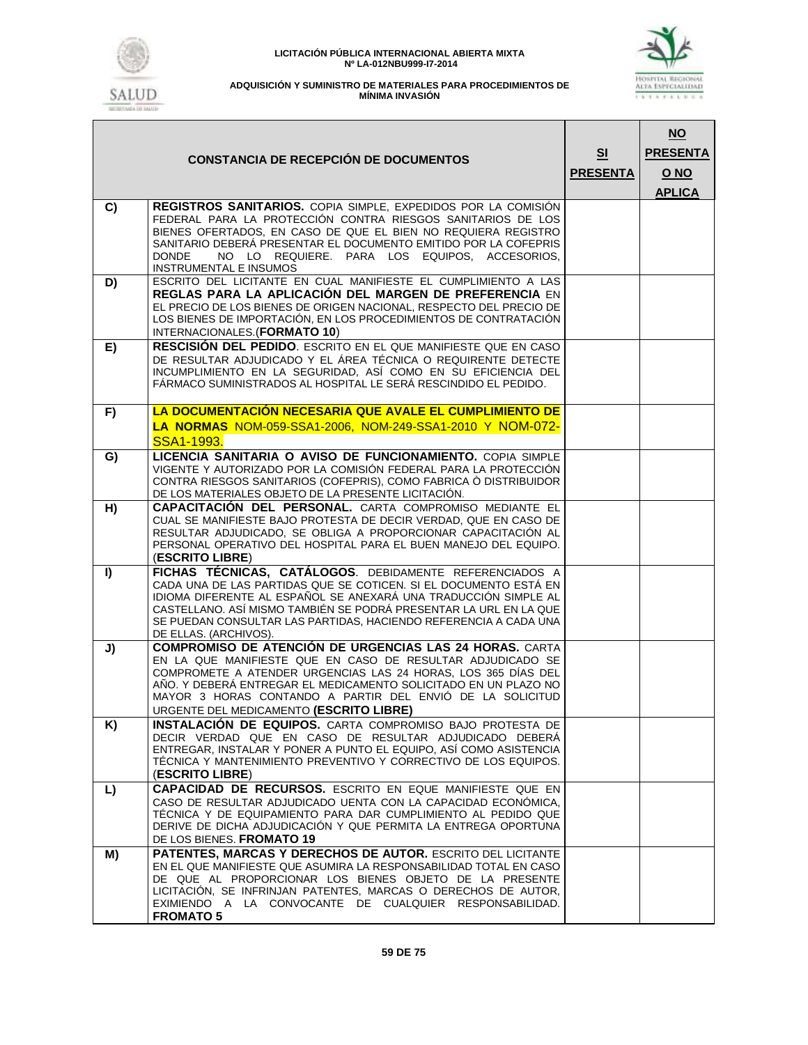| | CONSTANCIA DE RECEPCIÓN DE DOCUMENTOS | SI PRESENTA | NO PRESENTA O NO APLICA |
|---|---|---|---|
| C) | **REGISTROS SANITARIOS.** COPIA SIMPLE, EXPEDIDOS POR LA COMISIÓN FEDERAL PARA LA PROTECCIÓN CONTRA RIESGOS SANITARIOS DE LOS BIENES OFERTADOS, EN CASO DE QUE EL BIEN NO REQUIERA REGISTRO SANITARIO DEBERÁ PRESENTAR EL DOCUMENTO EMITIDO POR LA COFEPRIS DONDE NO LO REQUIERE. PARA LOS EQUIPOS, ACCESORIOS, INSTRUMENTAL E INSUMOS | | |
| D) | ESCRITO DEL LICITANTE EN CUAL MANIFIESTE EL CUMPLIMIENTO A LAS **REGLAS PARA LA APLICACIÓN DEL MARGEN DE PREFERENCIA** EN EL PRECIO DE LOS BIENES DE ORIGEN NACIONAL, RESPECTO DEL PRECIO DE LOS BIENES DE IMPORTACIÓN, EN LOS PROCEDIMIENTOS DE CONTRATACIÓN INTERNACIONALES.(**FORMATO 10**) | | |
| E) | **RESCISIÓN DEL PEDIDO**. ESCRITO EN EL QUE MANIFIESTE QUE EN CASO DE RESULTAR ADJUDICADO Y EL ÁREA TÉCNICA O REQUIRENTE DETECTE INCUMPLIMIENTO EN LA SEGURIDAD, ASÍ COMO EN SU EFICIENCIA DEL FÁRMACO SUMINISTRADOS AL HOSPITAL LE SERÁ RESCINDIDO EL PEDIDO. | | |
| F) | **LA DOCUMENTACIÓN NECESARIA QUE AVALE EL CUMPLIMIENTO DE LA NORMAS** NOM-059-SSA1-2006, NOM-249-SSA1-2010 Y NOM-072-SSA1-1993. | | |
| G) | **LICENCIA SANITARIA O AVISO DE FUNCIONAMIENTO.** COPIA SIMPLE VIGENTE Y AUTORIZADO POR LA COMISIÓN FEDERAL PARA LA PROTECCIÓN CONTRA RIESGOS SANITARIOS (COFEPRIS), COMO FABRICA Ó DISTRIBUIDOR DE LOS MATERIALES OBJETO DE LA PRESENTE LICITACIÓN. | | |
| H) | **CAPACITACIÓN DEL PERSONAL.** CARTA COMPROMISO MEDIANTE EL CUAL SE MANIFIESTE BAJO PROTESTA DE DECIR VERDAD, QUE EN CASO DE RESULTAR ADJUDICADO, SE OBLIGA A PROPORCIONAR CAPACITACIÓN AL PERSONAL OPERATIVO DEL HOSPITAL PARA EL BUEN MANEJO DEL EQUIPO. (**ESCRITO LIBRE**) | | |
| I) | **FICHAS TÉCNICAS, CATÁLOGOS**. DEBIDAMENTE REFERENCIADOS A CADA UNA DE LAS PARTIDAS QUE SE COTICEN. SI EL DOCUMENTO ESTÁ EN IDIOMA DIFERENTE AL ESPAÑOL SE ANEXARÁ UNA TRADUCCIÓN SIMPLE AL CASTELLANO. ASÍ MISMO TAMBIÉN SE PODRÁ PRESENTAR LA URL EN LA QUE SE PUEDAN CONSULTAR LAS PARTIDAS, HACIENDO REFERENCIA A CADA UNA DE ELLAS. (ARCHIVOS). | | |
| J) | **COMPROMISO DE ATENCIÓN DE URGENCIAS LAS 24 HORAS.** CARTA EN LA QUE MANIFIESTE QUE EN CASO DE RESULTAR ADJUDICADO SE COMPROMETE A ATENDER URGENCIAS LAS 24 HORAS, LOS 365 DÍAS DEL AÑO. Y DEBERÁ ENTREGAR EL MEDICAMENTO SOLICITADO EN UN PLAZO NO MAYOR 3 HORAS CONTANDO A PARTIR DEL ENVIÓ DE LA SOLICITUD URGENTE DEL MEDICAMENTO **(ESCRITO LIBRE)** | | |
| K) | **INSTALACIÓN DE EQUIPOS.** CARTA COMPROMISO BAJO PROTESTA DE DECIR VERDAD QUE EN CASO DE RESULTAR ADJUDICADO DEBERÁ ENTREGAR, INSTALAR Y PONER A PUNTO EL EQUIPO, ASÍ COMO ASISTENCIA TÉCNICA Y MANTENIMIENTO PREVENTIVO Y CORRECTIVO DE LOS EQUIPOS. (**ESCRITO LIBRE**) | | |
| L) | **CAPACIDAD DE RECURSOS.** ESCRITO EN EQUE MANIFIESTE QUE EN CASO DE RESULTAR ADJUDICADO UENTA CON LA CAPACIDAD ECONÓMICA, TÉCNICA Y DE EQUIPAMIENTO PARA DAR CUMPLIMIENTO AL PEDIDO QUE DERIVE DE DICHA ADJUDICACIÓN Y QUE PERMITA LA ENTREGA OPORTUNA DE LOS BIENES. **FROMATO 19** | | |
| M) | **PATENTES, MARCAS Y DERECHOS DE AUTOR.** ESCRITO DEL LICITANTE EN EL QUE MANIFIESTE QUE ASUMIRA LA RESPONSABILIDAD TOTAL EN CASO DE QUE AL PROPORCIONAR LOS BIENES OBJETO DE LA PRESENTE LICITACIÓN, SE INFRINJAN PATENTES, MARCAS O DERECHOS DE AUTOR, EXIMIENDO A LA CONVOCANTE DE CUALQUIER RESPONSABILIDAD. **FROMATO 5** | | |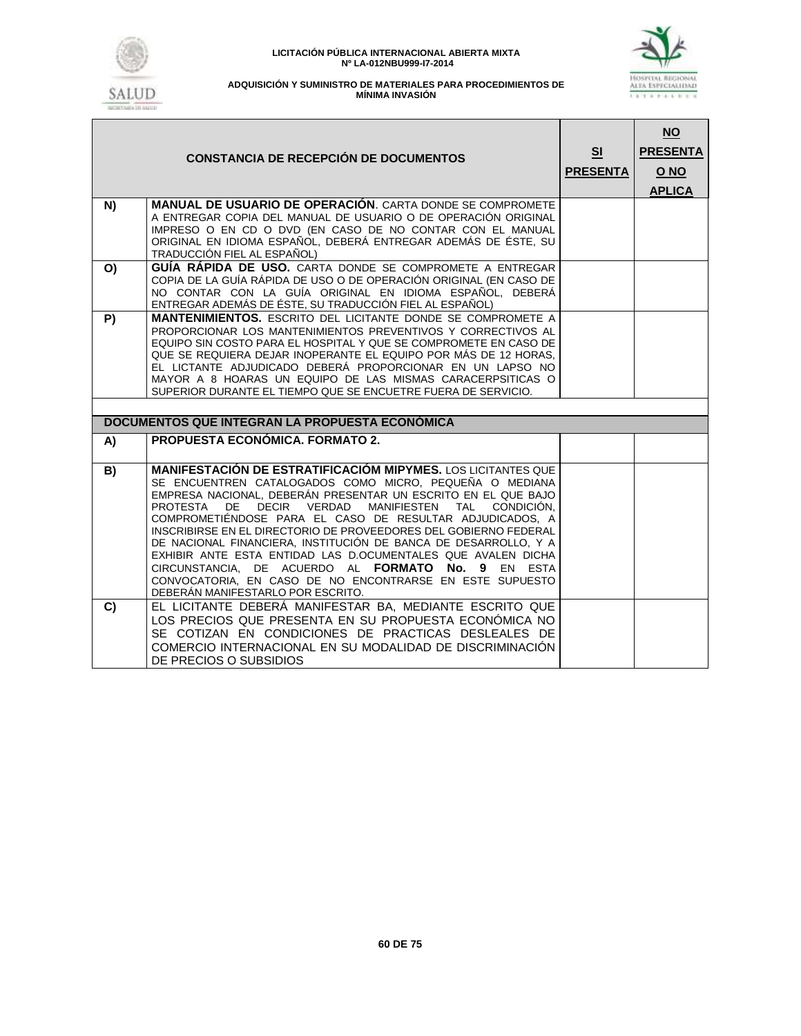| | CONSTANCIA DE RECEPCIÓN DE DOCUMENTOS | SI PRESENTA | NO PRESENTA O NO APLICA |
|---|---|---|---|
| N) | **MANUAL DE USUARIO DE OPERACIÓN**. CARTA DONDE SE COMPROMETE A ENTREGAR COPIA DEL MANUAL DE USUARIO O DE OPERACIÓN ORIGINAL IMPRESO O EN CD O DVD (EN CASO DE NO CONTAR CON EL MANUAL ORIGINAL EN IDIOMA ESPAÑOL, DEBERÁ ENTREGAR ADEMÁS DE ÉSTE, SU TRADUCCIÓN FIEL AL ESPAÑOL) | | |
| O) | **GUÍA RÁPIDA DE USO.** CARTA DONDE SE COMPROMETE A ENTREGAR COPIA DE LA GUÍA RÁPIDA DE USO O DE OPERACIÓN ORIGINAL (EN CASO DE NO CONTAR CON LA GUÍA ORIGINAL EN IDIOMA ESPAÑOL, DEBERÁ ENTREGAR ADEMÁS DE ÉSTE, SU TRADUCCIÓN FIEL AL ESPAÑOL) | | |
| P) | **MANTENIMIENTOS.** ESCRITO DEL LICITANTE DONDE SE COMPROMETE A PROPORCIONAR LOS MANTENIMIENTOS PREVENTIVOS Y CORRECTIVOS AL EQUIPO SIN COSTO PARA EL HOSPITAL Y QUE SE COMPROMETE EN CASO DE QUE SE REQUIERA DEJAR INOPERANTE EL EQUIPO POR MÁS DE 12 HORAS, EL LICTANTE ADJUDICADO DEBERÁ PROPORCIONAR EN UN LAPSO NO MAYOR A 8 HOARAS UN EQUIPO DE LAS MISMAS CARACERPSITICAS O SUPERIOR DURANTE EL TIEMPO QUE SE ENCUETRE FUERA DE SERVICIO. | | |
| | | | |
| **DOCUMENTOS QUE INTEGRAN LA PROPUESTA ECONÓMICA** | | | |
| A) | **PROPUESTA ECONÓMICA. FORMATO 2.** | | |
| B) | **MANIFESTACIÓN DE ESTRATIFICACIÓM MIPYMES.** LOS LICITANTES QUE SE ENCUENTREN CATALOGADOS COMO MICRO, PEQUEÑA O MEDIANA EMPRESA NACIONAL, DEBERÁN PRESENTAR UN ESCRITO EN EL QUE BAJO PROTESTA DE DECIR VERDAD MANIFIESTEN TAL CONDICIÓN, COMPROMETIÉNDOSE PARA EL CASO DE RESULTAR ADJUDICADOS, A INSCRIBIRSE EN EL DIRECTORIO DE PROVEEDORES DEL GOBIERNO FEDERAL DE NACIONAL FINANCIERA, INSTITUCIÓN DE BANCA DE DESARROLLO, Y A EXHIBIR ANTE ESTA ENTIDAD LAS D.OCUMENTALES QUE AVALEN DICHA CIRCUNSTANCIA, DE ACUERDO AL **FORMATO No. 9** EN ESTA CONVOCATORIA, EN CASO DE NO ENCONTRARSE EN ESTE SUPUESTO DEBERÁN MANIFESTARLO POR ESCRITO. | | |
| C) | EL LICITANTE DEBERÁ MANIFESTAR BA, MEDIANTE ESCRITO QUE LOS PRECIOS QUE PRESENTA EN SU PROPUESTA ECONÓMICA NO SE COTIZAN EN CONDICIONES DE PRACTICAS DESLEALES DE COMERCIO INTERNACIONAL EN SU MODALIDAD DE DISCRIMINACIÓN DE PRECIOS O SUBSIDIOS | | |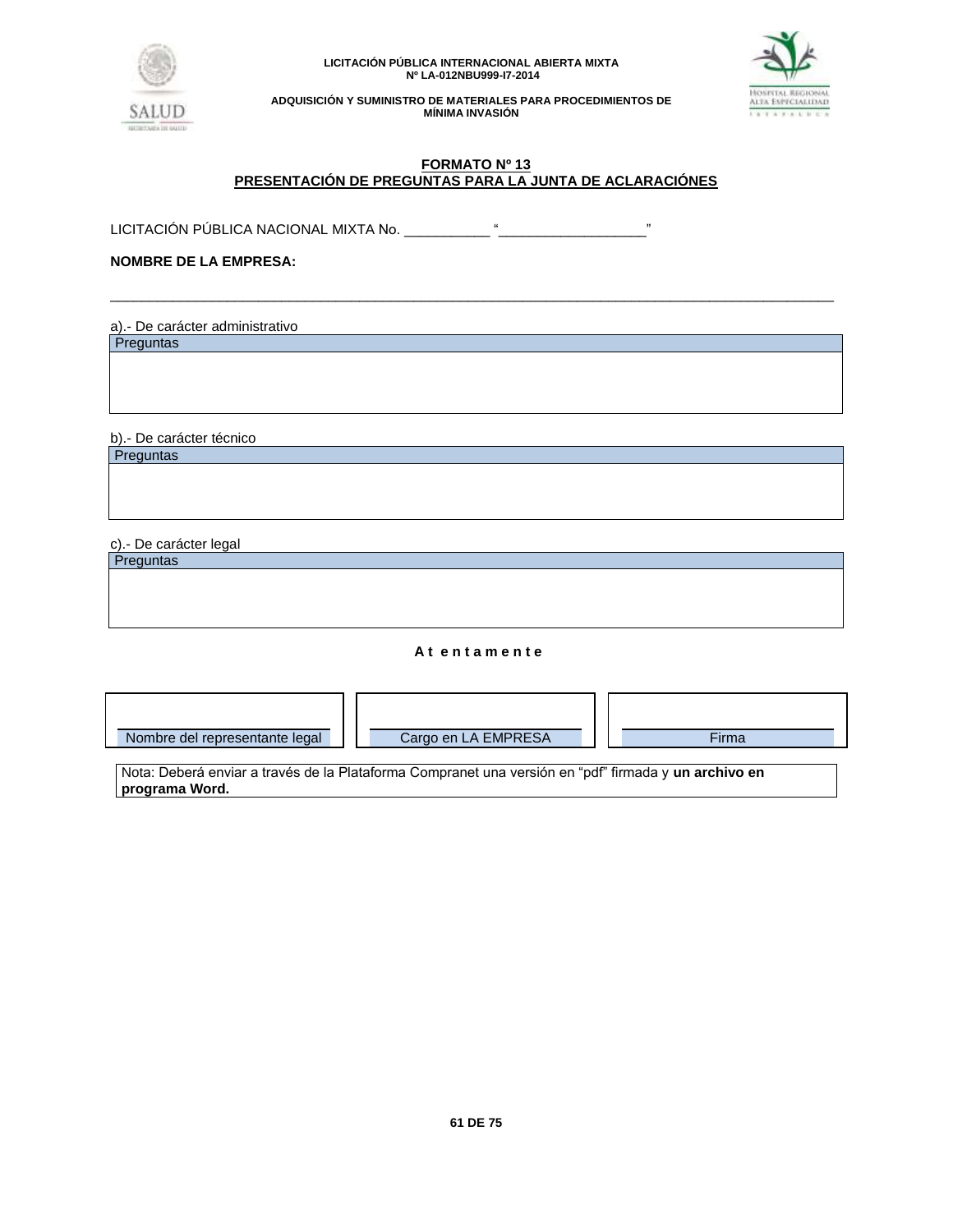**FORMATO Nº 13**
**PRESENTACIÓN DE PREGUNTAS PARA LA JUNTA DE ACLARACIÓNES**

LICITACIÓN PÚBLICA NACIONAL MIXTA No. ___________ "___________________"

**NOMBRE DE LA EMPRESA:**

_______________________________________________________________________________________

a).- De carácter administrativo

| Preguntas |
| --- |
| |

b).- De carácter técnico

| Preguntas |
| --- |
| |

c).- De carácter legal

| Preguntas |
| --- |
| |

**A t e n t a m e n t e**

| | | |
| --- | --- | --- |
| Nombre del representante legal | Cargo en LA EMPRESA | Firma |

Nota: Deberá enviar a través de la Plataforma Compranet una versión en "pdf" firmada y **un archivo en programa Word.**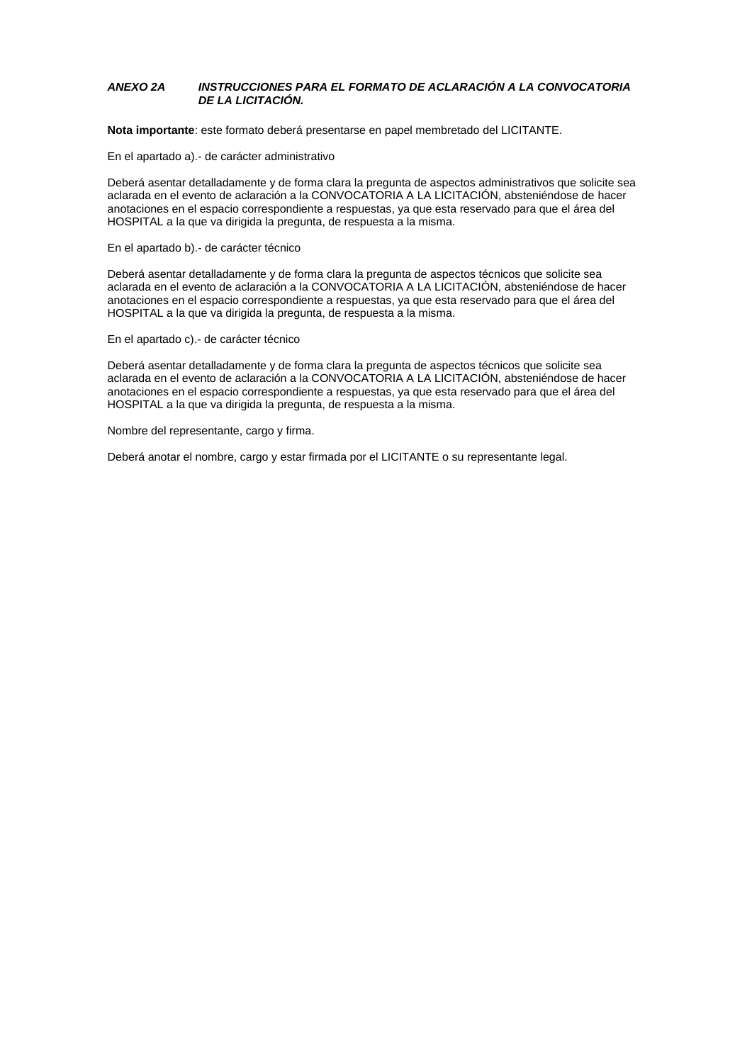***ANEXO 2A INSTRUCCIONES PARA EL FORMATO DE ACLARACIÓN A LA CONVOCATORIA DE LA LICITACIÓN.***

**Nota importante**: este formato deberá presentarse en papel membretado del LICITANTE.

En el apartado a).- de carácter administrativo

Deberá asentar detalladamente y de forma clara la pregunta de aspectos administrativos que solicite sea aclarada en el evento de aclaración a la CONVOCATORIA A LA LICITACIÓN, absteniéndose de hacer anotaciones en el espacio correspondiente a respuestas, ya que esta reservado para que el área del HOSPITAL a la que va dirigida la pregunta, de respuesta a la misma.

En el apartado b).- de carácter técnico

Deberá asentar detalladamente y de forma clara la pregunta de aspectos técnicos que solicite sea aclarada en el evento de aclaración a la CONVOCATORIA A LA LICITACIÓN, absteniéndose de hacer anotaciones en el espacio correspondiente a respuestas, ya que esta reservado para que el área del HOSPITAL a la que va dirigida la pregunta, de respuesta a la misma.

En el apartado c).- de carácter técnico

Deberá asentar detalladamente y de forma clara la pregunta de aspectos técnicos que solicite sea aclarada en el evento de aclaración a la CONVOCATORIA A LA LICITACIÓN, absteniéndose de hacer anotaciones en el espacio correspondiente a respuestas, ya que esta reservado para que el área del HOSPITAL a la que va dirigida la pregunta, de respuesta a la misma.

Nombre del representante, cargo y firma.

Deberá anotar el nombre, cargo y estar firmada por el LICITANTE o su representante legal.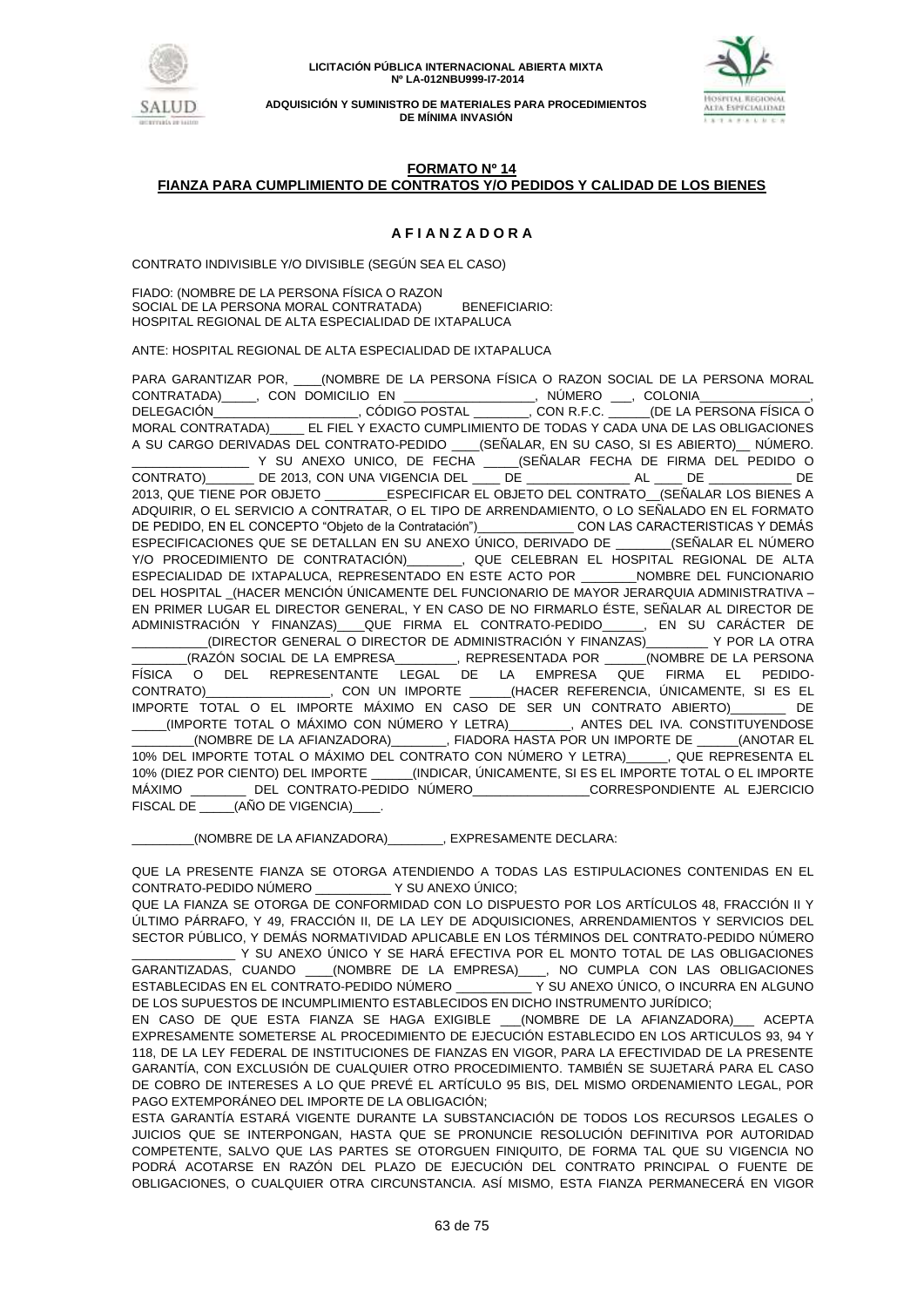**FORMATO Nº 14**

**FIANZA PARA CUMPLIMIENTO DE CONTRATOS Y/O PEDIDOS Y CALIDAD DE LOS BIENES**

**A F I A N Z A D O R A**

CONTRATO INDIVISIBLE Y/O DIVISIBLE (SEGÚN SEA EL CASO)

FIADO: (NOMBRE DE LA PERSONA FÍSICA O RAZON SOCIAL DE LA PERSONA MORAL CONTRATADA) BENEFICIARIO: HOSPITAL REGIONAL DE ALTA ESPECIALIDAD DE IXTAPALUCA

ANTE: HOSPITAL REGIONAL DE ALTA ESPECIALIDAD DE IXTAPALUCA

PARA GARANTIZAR POR, ____(NOMBRE DE LA PERSONA FÍSICA O RAZON SOCIAL DE LA PERSONA MORAL CONTRATADA)_____, CON DOMICILIO EN __________________, NÚMERO ___, COLONIA________________, DELEGACIÓN____________________, CÓDIGO POSTAL ________, CON R.F.C. ______(DE LA PERSONA FÍSICA O MORAL CONTRATADA)_____ EL FIEL Y EXACTO CUMPLIMIENTO DE TODAS Y CADA UNA DE LAS OBLIGACIONES A SU CARGO DERIVADAS DEL CONTRATO-PEDIDO ____(SEÑALAR, EN SU CASO, SI ES ABIERTO)__ NÚMERO. ________________ Y SU ANEXO UNICO, DE FECHA _____(SEÑALAR FECHA DE FIRMA DEL PEDIDO O CONTRATO)_______ DE 2013, CON UNA VIGENCIA DEL ____ DE ______________ AL ____ DE ___________ DE 2013, QUE TIENE POR OBJETO _________ESPECIFICAR EL OBJETO DEL CONTRATO__(SEÑALAR LOS BIENES A ADQUIRIR, O EL SERVICIO A CONTRATAR, O EL TIPO DE ARRENDAMIENTO, O LO SEÑALADO EN EL FORMATO DE PEDIDO, EN EL CONCEPTO "Objeto de la Contratación")______________ CON LAS CARACTERISTICAS Y DEMÁS ESPECIFICACIONES QUE SE DETALLAN EN SU ANEXO ÚNICO, DERIVADO DE ________(SEÑALAR EL NÚMERO Y/O PROCEDIMIENTO DE CONTRATACIÓN)________, QUE CELEBRAN EL HOSPITAL REGIONAL DE ALTA ESPECIALIDAD DE IXTAPALUCA, REPRESENTADO EN ESTE ACTO POR ________NOMBRE DEL FUNCIONARIO DEL HOSPITAL _(HACER MENCIÓN ÚNICAMENTE DEL FUNCIONARIO DE MAYOR JERARQUIA ADMINISTRATIVA – EN PRIMER LUGAR EL DIRECTOR GENERAL, Y EN CASO DE NO FIRMARLO ÉSTE, SEÑALAR AL DIRECTOR DE ADMINISTRACIÓN Y FINANZAS)____QUE FIRMA EL CONTRATO-PEDIDO______, EN SU CARÁCTER DE __________(DIRECTOR GENERAL O DIRECTOR DE ADMINISTRACIÓN Y FINANZAS)_________ Y POR LA OTRA ________(RAZÓN SOCIAL DE LA EMPRESA_________, REPRESENTADA POR ______(NOMBRE DE LA PERSONA FÍSICA O DEL REPRESENTANTE LEGAL DE LA EMPRESA QUE FIRMA EL PEDIDO-CONTRATO)__________________, CON UN IMPORTE ______(HACER REFERENCIA, ÚNICAMENTE, SI ES EL IMPORTE TOTAL O EL IMPORTE MÁXIMO EN CASO DE SER UN CONTRATO ABIERTO)________ DE _____(IMPORTE TOTAL O MÁXIMO CON NÚMERO Y LETRA)_________, ANTES DEL IVA. CONSTITUYENDOSE _________(NOMBRE DE LA AFIANZADORA)________, FIADORA HASTA POR UN IMPORTE DE ______(ANOTAR EL 10% DEL IMPORTE TOTAL O MÁXIMO DEL CONTRATO CON NÚMERO Y LETRA)______, QUE REPRESENTA EL 10% (DIEZ POR CIENTO) DEL IMPORTE ______(INDICAR, ÚNICAMENTE, SI ES EL IMPORTE TOTAL O EL IMPORTE MÁXIMO ________ DEL CONTRATO-PEDIDO NÚMERO________________CORRESPONDIENTE AL EJERCICIO FISCAL DE _____(AÑO DE VIGENCIA)____.

_________(NOMBRE DE LA AFIANZADORA)________, EXPRESAMENTE DECLARA:

QUE LA PRESENTE FIANZA SE OTORGA ATENDIENDO A TODAS LAS ESTIPULACIONES CONTENIDAS EN EL CONTRATO-PEDIDO NÚMERO __________ Y SU ANEXO ÚNICO;

QUE LA FIANZA SE OTORGA DE CONFORMIDAD CON LO DISPUESTO POR LOS ARTÍCULOS 48, FRACCIÓN II Y ÚLTIMO PÁRRAFO, Y 49, FRACCIÓN II, DE LA LEY DE ADQUISICIONES, ARRENDAMIENTOS Y SERVICIOS DEL SECTOR PÚBLICO, Y DEMÁS NORMATIVIDAD APLICABLE EN LOS TÉRMINOS DEL CONTRATO-PEDIDO NÚMERO _______________ Y SU ANEXO ÚNICO Y SE HARÁ EFECTIVA POR EL MONTO TOTAL DE LAS OBLIGACIONES GARANTIZADAS, CUANDO ____(NOMBRE DE LA EMPRESA)____, NO CUMPLA CON LAS OBLIGACIONES ESTABLECIDAS EN EL CONTRATO-PEDIDO NÚMERO __________ Y SU ANEXO ÚNICO, O INCURRA EN ALGUNO DE LOS SUPUESTOS DE INCUMPLIMIENTO ESTABLECIDOS EN DICHO INSTRUMENTO JURÍDICO;

EN CASO DE QUE ESTA FIANZA SE HAGA EXIGIBLE ___(NOMBRE DE LA AFIANZADORA)___ ACEPTA EXPRESAMENTE SOMETERSE AL PROCEDIMIENTO DE EJECUCIÓN ESTABLECIDO EN LOS ARTICULOS 93, 94 Y 118, DE LA LEY FEDERAL DE INSTITUCIONES DE FIANZAS EN VIGOR, PARA LA EFECTIVIDAD DE LA PRESENTE GARANTÍA, CON EXCLUSIÓN DE CUALQUIER OTRO PROCEDIMIENTO. TAMBIÉN SE SUJETARÁ PARA EL CASO DE COBRO DE INTERESES A LO QUE PREVÉ EL ARTÍCULO 95 BIS, DEL MISMO ORDENAMIENTO LEGAL, POR PAGO EXTEMPORÁNEO DEL IMPORTE DE LA OBLIGACIÓN;

ESTA GARANTÍA ESTARÁ VIGENTE DURANTE LA SUBSTANCIACIÓN DE TODOS LOS RECURSOS LEGALES O JUICIOS QUE SE INTERPONGAN, HASTA QUE SE PRONUNCIE RESOLUCIÓN DEFINITIVA POR AUTORIDAD COMPETENTE, SALVO QUE LAS PARTES SE OTORGUEN FINIQUITO, DE FORMA TAL QUE SU VIGENCIA NO PODRÁ ACOTARSE EN RAZÓN DEL PLAZO DE EJECUCIÓN DEL CONTRATO PRINCIPAL O FUENTE DE OBLIGACIONES, O CUALQUIER OTRA CIRCUNSTANCIA. ASÍ MISMO, ESTA FIANZA PERMANECERÁ EN VIGOR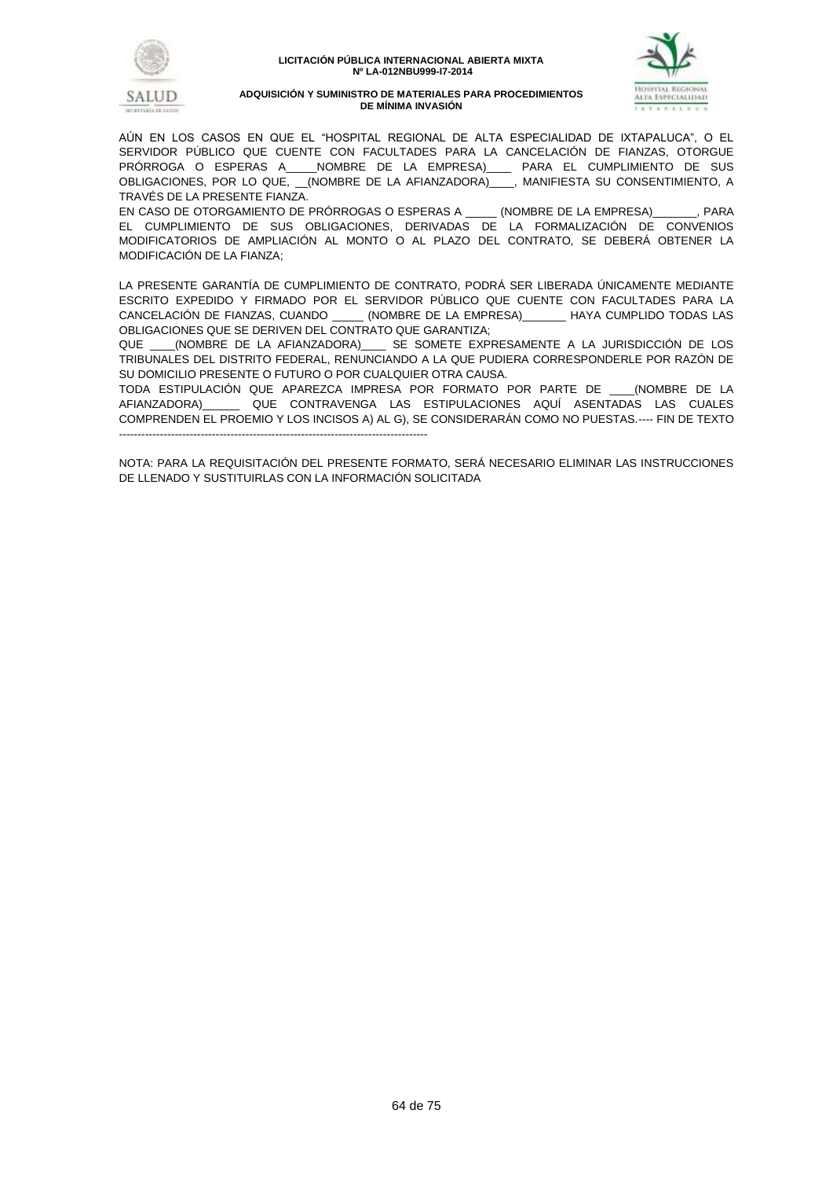AÚN EN LOS CASOS EN QUE EL “HOSPITAL REGIONAL DE ALTA ESPECIALIDAD DE IXTAPALUCA”, O EL SERVIDOR PÚBLICO QUE CUENTE CON FACULTADES PARA LA CANCELACIÓN DE FIANZAS, OTORGUE PRÓRROGA O ESPERAS A_____NOMBRE DE LA EMPRESA)____ PARA EL CUMPLIMIENTO DE SUS OBLIGACIONES, POR LO QUE, __(NOMBRE DE LA AFIANZADORA)____, MANIFIESTA SU CONSENTIMIENTO, A TRAVÉS DE LA PRESENTE FIANZA.
EN CASO DE OTORGAMIENTO DE PRÓRROGAS O ESPERAS A _____ (NOMBRE DE LA EMPRESA)_______, PARA EL CUMPLIMIENTO DE SUS OBLIGACIONES, DERIVADAS DE LA FORMALIZACIÓN DE CONVENIOS MODIFICATORIOS DE AMPLIACIÓN AL MONTO O AL PLAZO DEL CONTRATO, SE DEBERÁ OBTENER LA MODIFICACIÓN DE LA FIANZA;

LA PRESENTE GARANTÍA DE CUMPLIMIENTO DE CONTRATO, PODRÁ SER LIBERADA ÚNICAMENTE MEDIANTE ESCRITO EXPEDIDO Y FIRMADO POR EL SERVIDOR PÚBLICO QUE CUENTE CON FACULTADES PARA LA CANCELACIÓN DE FIANZAS, CUANDO _____ (NOMBRE DE LA EMPRESA)_______ HAYA CUMPLIDO TODAS LAS OBLIGACIONES QUE SE DERIVEN DEL CONTRATO QUE GARANTIZA;
QUE ____(NOMBRE DE LA AFIANZADORA)____ SE SOMETE EXPRESAMENTE A LA JURISDICCIÓN DE LOS TRIBUNALES DEL DISTRITO FEDERAL, RENUNCIANDO A LA QUE PUDIERA CORRESPONDERLE POR RAZÓN DE SU DOMICILIO PRESENTE O FUTURO O POR CUALQUIER OTRA CAUSA.
TODA ESTIPULACIÓN QUE APAREZCA IMPRESA POR FORMATO POR PARTE DE ____(NOMBRE DE LA AFIANZADORA)______ QUE CONTRAVENGA LAS ESTIPULACIONES AQUÍ ASENTADAS LAS CUALES COMPRENDEN EL PROEMIO Y LOS INCISOS A) AL G), SE CONSIDERARÁN COMO NO PUESTAS.---- FIN DE TEXTO
----------------------------------------------------------------------------------

NOTA: PARA LA REQUISITACIÓN DEL PRESENTE FORMATO, SERÁ NECESARIO ELIMINAR LAS INSTRUCCIONES DE LLENADO Y SUSTITUIRLAS CON LA INFORMACIÓN SOLICITADA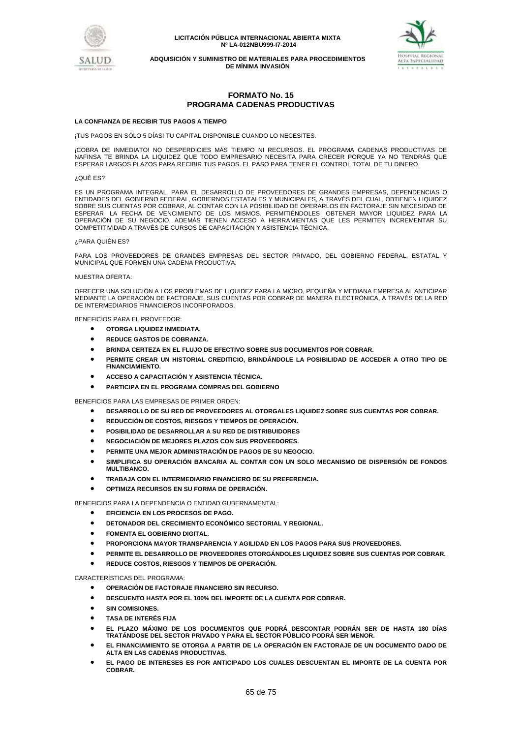# FORMATO No. 15
## PROGRAMA CADENAS PRODUCTIVAS

**LA CONFIANZA DE RECIBIR TUS PAGOS A TIEMPO**

¡TUS PAGOS EN SÓLO 5 DÍAS! TU CAPITAL DISPONIBLE CUANDO LO NECESITES.

¡COBRA DE INMEDIATO! NO DESPERDICIES MÁS TIEMPO NI RECURSOS. EL PROGRAMA CADENAS PRODUCTIVAS DE NAFINSA TE BRINDA LA LIQUIDEZ QUE TODO EMPRESARIO NECESITA PARA CRECER PORQUE YA NO TENDRÁS QUE ESPERAR LARGOS PLAZOS PARA RECIBIR TUS PAGOS. EL PASO PARA TENER EL CONTROL TOTAL DE TU DINERO.

¿QUÉ ES?

ES UN PROGRAMA INTEGRAL PARA EL DESARROLLO DE PROVEEDORES DE GRANDES EMPRESAS, DEPENDENCIAS O ENTIDADES DEL GOBIERNO FEDERAL, GOBIERNOS ESTATALES Y MUNICIPALES, A TRAVÉS DEL CUAL, OBTIENEN LIQUIDEZ SOBRE SUS CUENTAS POR COBRAR, AL CONTAR CON LA POSIBILIDAD DE OPERARLOS EN FACTORAJE SIN NECESIDAD DE ESPERAR LA FECHA DE VENCIMIENTO DE LOS MISMOS, PERMITIÉNDOLES OBTENER MAYOR LIQUIDEZ PARA LA OPERACIÓN DE SU NEGOCIO, ADEMÁS TIENEN ACCESO A HERRAMIENTAS QUE LES PERMITEN INCREMENTAR SU COMPETITIVIDAD A TRAVÉS DE CURSOS DE CAPACITACIÓN Y ASISTENCIA TÉCNICA.

¿PARA QUIÉN ES?

PARA LOS PROVEEDORES DE GRANDES EMPRESAS DEL SECTOR PRIVADO, DEL GOBIERNO FEDERAL, ESTATAL Y MUNICIPAL QUE FORMEN UNA CADENA PRODUCTIVA.

NUESTRA OFERTA:

OFRECER UNA SOLUCIÓN A LOS PROBLEMAS DE LIQUIDEZ PARA LA MICRO, PEQUEÑA Y MEDIANA EMPRESA AL ANTICIPAR MEDIANTE LA OPERACIÓN DE FACTORAJE, SUS CUENTAS POR COBRAR DE MANERA ELECTRÓNICA, A TRAVÉS DE LA RED DE INTERMEDIARIOS FINANCIEROS INCORPORADOS.

BENEFICIOS PARA EL PROVEEDOR:

- **OTORGA LIQUIDEZ INMEDIATA.**
- **REDUCE GASTOS DE COBRANZA.**
- **BRINDA CERTEZA EN EL FLUJO DE EFECTIVO SOBRE SUS DOCUMENTOS POR COBRAR.**
- **PERMITE CREAR UN HISTORIAL CREDITICIO, BRINDÁNDOLE LA POSIBILIDAD DE ACCEDER A OTRO TIPO DE FINANCIAMIENTO.**
- **ACCESO A CAPACITACIÓN Y ASISTENCIA TÉCNICA.**
- **PARTICIPA EN EL PROGRAMA COMPRAS DEL GOBIERNO**

BENEFICIOS PARA LAS EMPRESAS DE PRIMER ORDEN:

- **DESARROLLO DE SU RED DE PROVEEDORES AL OTORGALES LIQUIDEZ SOBRE SUS CUENTAS POR COBRAR.**
- **REDUCCIÓN DE COSTOS, RIESGOS Y TIEMPOS DE OPERACIÓN.**
- **POSIBILIDAD DE DESARROLLAR A SU RED DE DISTRIBUIDORES**
- **NEGOCIACIÓN DE MEJORES PLAZOS CON SUS PROVEEDORES.**
- **PERMITE UNA MEJOR ADMINISTRACIÓN DE PAGOS DE SU NEGOCIO.**
- **SIMPLIFICA SU OPERACIÓN BANCARIA AL CONTAR CON UN SOLO MECANISMO DE DISPERSIÓN DE FONDOS MULTIBANCO.**
- **TRABAJA CON EL INTERMEDIARIO FINANCIERO DE SU PREFERENCIA.**
- **OPTIMIZA RECURSOS EN SU FORMA DE OPERACIÓN.**

BENEFICIOS PARA LA DEPENDENCIA O ENTIDAD GUBERNAMENTAL:

- **EFICIENCIA EN LOS PROCESOS DE PAGO.**
- **DETONADOR DEL CRECIMIENTO ECONÓMICO SECTORIAL Y REGIONAL.**
- **FOMENTA EL GOBIERNO DIGITAL.**
- **PROPORCIONA MAYOR TRANSPARENCIA Y AGILIDAD EN LOS PAGOS PARA SUS PROVEEDORES.**
- **PERMITE EL DESARROLLO DE PROVEEDORES OTORGÁNDOLES LIQUIDEZ SOBRE SUS CUENTAS POR COBRAR.**
- **REDUCE COSTOS, RIESGOS Y TIEMPOS DE OPERACIÓN.**

CARACTERÍSTICAS DEL PROGRAMA:

- **OPERACIÓN DE FACTORAJE FINANCIERO SIN RECURSO.**
- **DESCUENTO HASTA POR EL 100% DEL IMPORTE DE LA CUENTA POR COBRAR.**
- **SIN COMISIONES.**
- **TASA DE INTERÉS FIJA**
- **EL PLAZO MÁXIMO DE LOS DOCUMENTOS QUE PODRÁ DESCONTAR PODRÁN SER DE HASTA 180 DÍAS TRATÁNDOSE DEL SECTOR PRIVADO Y PARA EL SECTOR PÚBLICO PODRÁ SER MENOR.**
- **EL FINANCIAMIENTO SE OTORGA A PARTIR DE LA OPERACIÓN EN FACTORAJE DE UN DOCUMENTO DADO DE ALTA EN LAS CADENAS PRODUCTIVAS.**
- **EL PAGO DE INTERESES ES POR ANTICIPADO LOS CUALES DESCUENTAN EL IMPORTE DE LA CUENTA POR COBRAR.**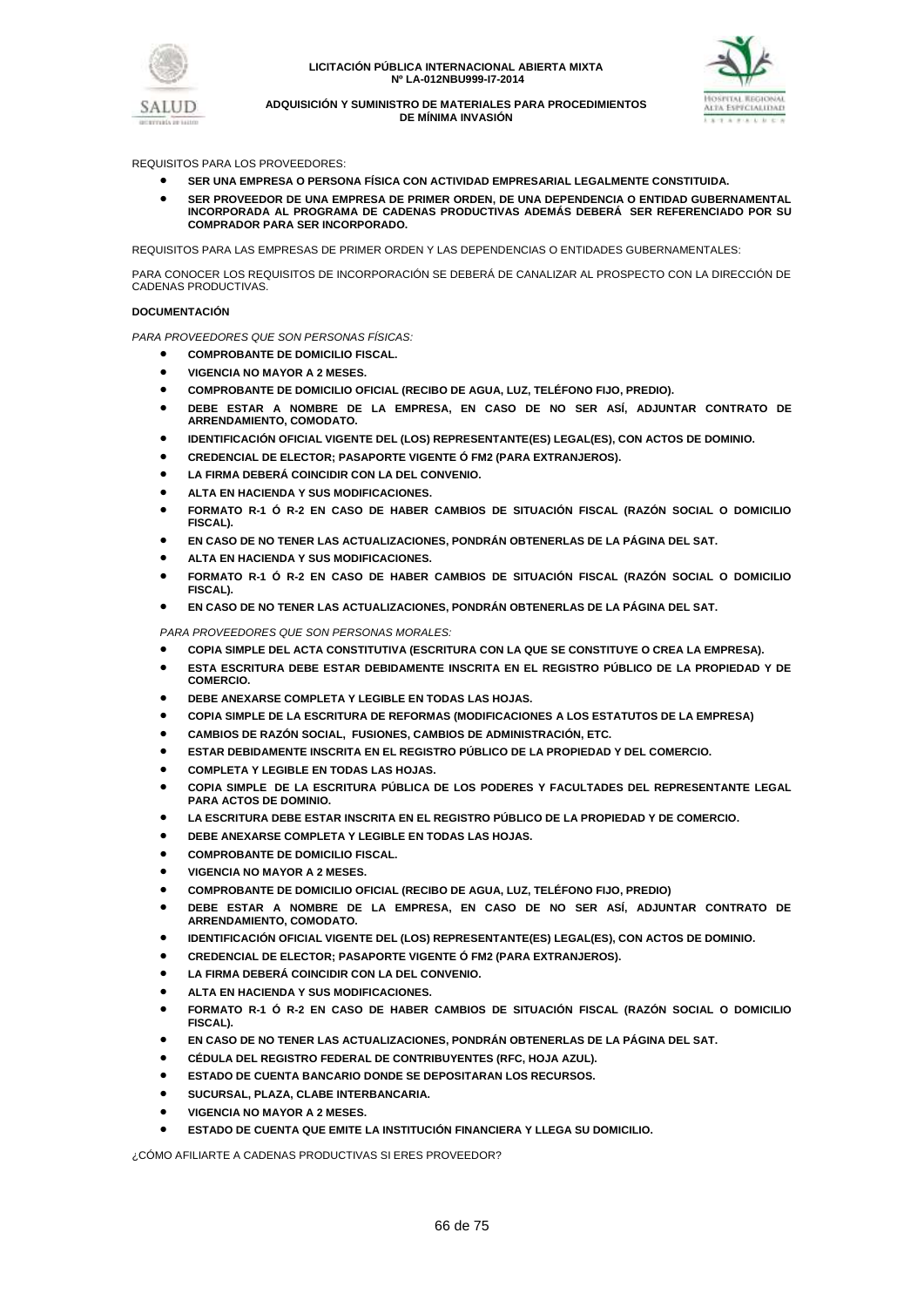REQUISITOS PARA LOS PROVEEDORES:

- **SER UNA EMPRESA O PERSONA FÍSICA CON ACTIVIDAD EMPRESARIAL LEGALMENTE CONSTITUIDA.**
- **SER PROVEEDOR DE UNA EMPRESA DE PRIMER ORDEN, DE UNA DEPENDENCIA O ENTIDAD GUBERNAMENTAL INCORPORADA AL PROGRAMA DE CADENAS PRODUCTIVAS ADEMÁS DEBERÁ SER REFERENCIADO POR SU COMPRADOR PARA SER INCORPORADO.**

REQUISITOS PARA LAS EMPRESAS DE PRIMER ORDEN Y LAS DEPENDENCIAS O ENTIDADES GUBERNAMENTALES:

PARA CONOCER LOS REQUISITOS DE INCORPORACIÓN SE DEBERÁ DE CANALIZAR AL PROSPECTO CON LA DIRECCIÓN DE CADENAS PRODUCTIVAS.

**DOCUMENTACIÓN**

*PARA PROVEEDORES QUE SON PERSONAS FÍSICAS:*

- **COMPROBANTE DE DOMICILIO FISCAL.**
- **VIGENCIA NO MAYOR A 2 MESES.**
- **COMPROBANTE DE DOMICILIO OFICIAL (RECIBO DE AGUA, LUZ, TELÉFONO FIJO, PREDIO).**
- **DEBE ESTAR A NOMBRE DE LA EMPRESA, EN CASO DE NO SER ASÍ, ADJUNTAR CONTRATO DE ARRENDAMIENTO, COMODATO.**
- **IDENTIFICACIÓN OFICIAL VIGENTE DEL (LOS) REPRESENTANTE(ES) LEGAL(ES), CON ACTOS DE DOMINIO.**
- **CREDENCIAL DE ELECTOR; PASAPORTE VIGENTE Ó FM2 (PARA EXTRANJEROS).**
- **LA FIRMA DEBERÁ COINCIDIR CON LA DEL CONVENIO.**
- **ALTA EN HACIENDA Y SUS MODIFICACIONES.**
- **FORMATO R-1 Ó R-2 EN CASO DE HABER CAMBIOS DE SITUACIÓN FISCAL (RAZÓN SOCIAL O DOMICILIO FISCAL).**
- **EN CASO DE NO TENER LAS ACTUALIZACIONES, PONDRÁN OBTENERLAS DE LA PÁGINA DEL SAT.**
- **ALTA EN HACIENDA Y SUS MODIFICACIONES.**
- **FORMATO R-1 Ó R-2 EN CASO DE HABER CAMBIOS DE SITUACIÓN FISCAL (RAZÓN SOCIAL O DOMICILIO FISCAL).**
- **EN CASO DE NO TENER LAS ACTUALIZACIONES, PONDRÁN OBTENERLAS DE LA PÁGINA DEL SAT.**

*PARA PROVEEDORES QUE SON PERSONAS MORALES:*

- **COPIA SIMPLE DEL ACTA CONSTITUTIVA (ESCRITURA CON LA QUE SE CONSTITUYE O CREA LA EMPRESA).**
- **ESTA ESCRITURA DEBE ESTAR DEBIDAMENTE INSCRITA EN EL REGISTRO PÚBLICO DE LA PROPIEDAD Y DE COMERCIO.**
- **DEBE ANEXARSE COMPLETA Y LEGIBLE EN TODAS LAS HOJAS.**
- **COPIA SIMPLE DE LA ESCRITURA DE REFORMAS (MODIFICACIONES A LOS ESTATUTOS DE LA EMPRESA)**
- **CAMBIOS DE RAZÓN SOCIAL, FUSIONES, CAMBIOS DE ADMINISTRACIÓN, ETC.**
- **ESTAR DEBIDAMENTE INSCRITA EN EL REGISTRO PÚBLICO DE LA PROPIEDAD Y DEL COMERCIO.**
- **COMPLETA Y LEGIBLE EN TODAS LAS HOJAS.**
- **COPIA SIMPLE DE LA ESCRITURA PÚBLICA DE LOS PODERES Y FACULTADES DEL REPRESENTANTE LEGAL PARA ACTOS DE DOMINIO.**
- **LA ESCRITURA DEBE ESTAR INSCRITA EN EL REGISTRO PÚBLICO DE LA PROPIEDAD Y DE COMERCIO.**
- **DEBE ANEXARSE COMPLETA Y LEGIBLE EN TODAS LAS HOJAS.**
- **COMPROBANTE DE DOMICILIO FISCAL.**
- **VIGENCIA NO MAYOR A 2 MESES.**
- **COMPROBANTE DE DOMICILIO OFICIAL (RECIBO DE AGUA, LUZ, TELÉFONO FIJO, PREDIO)**
- **DEBE ESTAR A NOMBRE DE LA EMPRESA, EN CASO DE NO SER ASÍ, ADJUNTAR CONTRATO DE ARRENDAMIENTO, COMODATO.**
- **IDENTIFICACIÓN OFICIAL VIGENTE DEL (LOS) REPRESENTANTE(ES) LEGAL(ES), CON ACTOS DE DOMINIO.**
- **CREDENCIAL DE ELECTOR; PASAPORTE VIGENTE Ó FM2 (PARA EXTRANJEROS).**
- **LA FIRMA DEBERÁ COINCIDIR CON LA DEL CONVENIO.**
- **ALTA EN HACIENDA Y SUS MODIFICACIONES.**
- **FORMATO R-1 Ó R-2 EN CASO DE HABER CAMBIOS DE SITUACIÓN FISCAL (RAZÓN SOCIAL O DOMICILIO FISCAL).**
- **EN CASO DE NO TENER LAS ACTUALIZACIONES, PONDRÁN OBTENERLAS DE LA PÁGINA DEL SAT.**
- **CÉDULA DEL REGISTRO FEDERAL DE CONTRIBUYENTES (RFC, HOJA AZUL).**
- **ESTADO DE CUENTA BANCARIO DONDE SE DEPOSITARAN LOS RECURSOS.**
- **SUCURSAL, PLAZA, CLABE INTERBANCARIA.**
- **VIGENCIA NO MAYOR A 2 MESES.**
- **ESTADO DE CUENTA QUE EMITE LA INSTITUCIÓN FINANCIERA Y LLEGA SU DOMICILIO.**

¿CÓMO AFILIARTE A CADENAS PRODUCTIVAS SI ERES PROVEEDOR?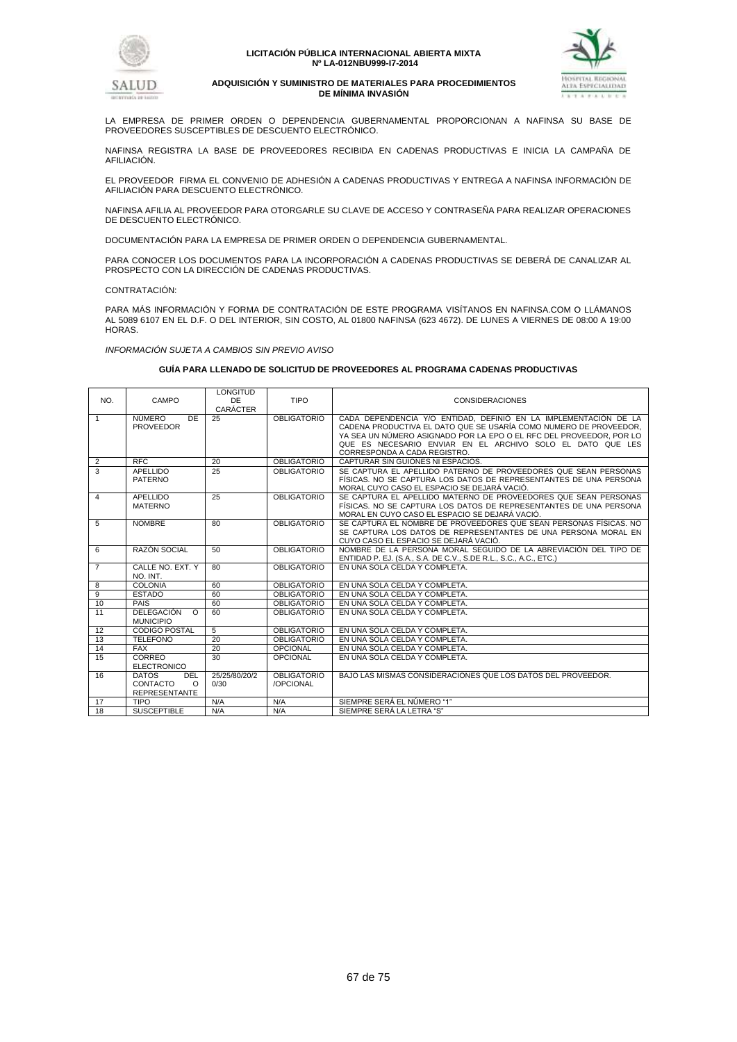LA EMPRESA DE PRIMER ORDEN O DEPENDENCIA GUBERNAMENTAL PROPORCIONAN A NAFINSA SU BASE DE PROVEEDORES SUSCEPTIBLES DE DESCUENTO ELECTRÓNICO.

NAFINSA REGISTRA LA BASE DE PROVEEDORES RECIBIDA EN CADENAS PRODUCTIVAS E INICIA LA CAMPAÑA DE AFILIACIÓN.

EL PROVEEDOR FIRMA EL CONVENIO DE ADHESIÓN A CADENAS PRODUCTIVAS Y ENTREGA A NAFINSA INFORMACIÓN DE AFILIACIÓN PARA DESCUENTO ELECTRÓNICO.

NAFINSA AFILIA AL PROVEEDOR PARA OTORGARLE SU CLAVE DE ACCESO Y CONTRASEÑA PARA REALIZAR OPERACIONES DE DESCUENTO ELECTRÓNICO.

DOCUMENTACIÓN PARA LA EMPRESA DE PRIMER ORDEN O DEPENDENCIA GUBERNAMENTAL.

PARA CONOCER LOS DOCUMENTOS PARA LA INCORPORACIÓN A CADENAS PRODUCTIVAS SE DEBERÁ DE CANALIZAR AL PROSPECTO CON LA DIRECCIÓN DE CADENAS PRODUCTIVAS.

CONTRATACIÓN:

PARA MÁS INFORMACIÓN Y FORMA DE CONTRATACIÓN DE ESTE PROGRAMA VISÍTANOS EN NAFINSA.COM O LLÁMANOS AL 5089 6107 EN EL D.F. O DEL INTERIOR, SIN COSTO, AL 01800 NAFINSA (623 4672). DE LUNES A VIERNES DE 08:00 A 19:00 HORAS.

*INFORMACIÓN SUJETA A CAMBIOS SIN PREVIO AVISO*

### GUÍA PARA LLENADO DE SOLICITUD DE PROVEEDORES AL PROGRAMA CADENAS PRODUCTIVAS

| NO. | CAMPO | LONGITUD DE CARÁCTER | TIPO | CONSIDERACIONES |
|---|---|---|---|---|
| 1 | NÚMERO DE PROVEEDOR | 25 | OBLIGATORIO | CADA DEPENDENCIA Y/O ENTIDAD, DEFINIÓ EN LA IMPLEMENTACIÓN DE LA CADENA PRODUCTIVA EL DATO QUE SE USARÍA COMO NUMERO DE PROVEEDOR, YA SEA UN NÚMERO ASIGNADO POR LA EPO O EL RFC DEL PROVEEDOR, POR LO QUE ES NECESARIO ENVIAR EN EL ARCHIVO SOLO EL DATO QUE LES CORRESPONDA A CADA REGISTRO. |
| 2 | RFC | 20 | OBLIGATORIO | CAPTURAR SIN GUIONES NI ESPACIOS. |
| 3 | APELLIDO PATERNO | 25 | OBLIGATORIO | SE CAPTURA EL APELLIDO PATERNO DE PROVEEDORES QUE SEAN PERSONAS FÍSICAS. NO SE CAPTURA LOS DATOS DE REPRESENTANTES DE UNA PERSONA MORAL CUYO CASO EL ESPACIO SE DEJARÁ VACIÓ. |
| 4 | APELLIDO MATERNO | 25 | OBLIGATORIO | SE CAPTURA EL APELLIDO MATERNO DE PROVEEDORES QUE SEAN PERSONAS FÍSICAS. NO SE CAPTURA LOS DATOS DE REPRESENTANTES DE UNA PERSONA MORAL EN CUYO CASO EL ESPACIO SE DEJARÁ VACIÓ. |
| 5 | NOMBRE | 80 | OBLIGATORIO | SE CAPTURA EL NOMBRE DE PROVEEDORES QUE SEAN PERSONAS FÍSICAS. NO SE CAPTURA LOS DATOS DE REPRESENTANTES DE UNA PERSONA MORAL EN CUYO CASO EL ESPACIO SE DEJARÁ VACIÓ. |
| 6 | RAZÓN SOCIAL | 50 | OBLIGATORIO | NOMBRE DE LA PERSONA MORAL SEGUIDO DE LA ABREVIACIÓN DEL TIPO DE ENTIDAD P. EJ. (S.A., S.A. DE C.V., S.DE R.L., S.C., A.C., ETC.) |
| 7 | CALLE NO. EXT. Y NO. INT. | 80 | OBLIGATORIO | EN UNA SOLA CELDA Y COMPLETA. |
| 8 | COLONIA | 60 | OBLIGATORIO | EN UNA SOLA CELDA Y COMPLETA. |
| 9 | ESTADO | 60 | OBLIGATORIO | EN UNA SOLA CELDA Y COMPLETA. |
| 10 | PAIS | 60 | OBLIGATORIO | EN UNA SOLA CELDA Y COMPLETA. |
| 11 | DELEGACIÓN O MUNICIPIO | 60 | OBLIGATORIO | EN UNA SOLA CELDA Y COMPLETA. |
| 12 | CODIGO POSTAL | 5 | OBLIGATORIO | EN UNA SOLA CELDA Y COMPLETA. |
| 13 | TELEFONO | 20 | OBLIGATORIO | EN UNA SOLA CELDA Y COMPLETA. |
| 14 | FAX | 20 | OPCIONAL | EN UNA SOLA CELDA Y COMPLETA. |
| 15 | CORREO ELECTRONICO | 30 | OPCIONAL | EN UNA SOLA CELDA Y COMPLETA. |
| 16 | DATOS DEL CONTACTO O REPRESENTANTE | 25/25/80/20/20/30 | OBLIGATORIO /OPCIONAL | BAJO LAS MISMAS CONSIDERACIONES QUE LOS DATOS DEL PROVEEDOR. |
| 17 | TIPO | N/A | N/A | SIEMPRE SERÁ EL NÚMERO "1" |
| 18 | SUSCEPTIBLE | N/A | N/A | SIEMPRE SERÁ LA LETRA "S" |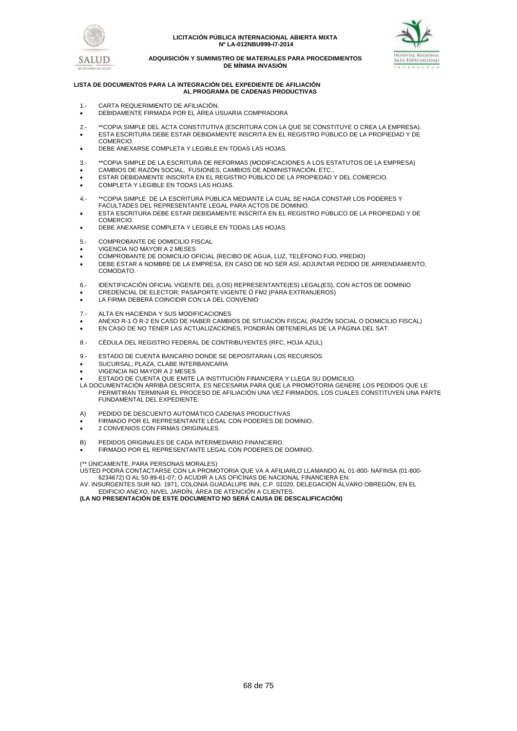**LISTA DE DOCUMENTOS PARA LA INTEGRACIÓN DEL EXPEDIENTE DE AFILIACIÓN AL PROGRAMA DE CADENAS PRODUCTIVAS**

1.- CARTA REQUERIMIENTO DE AFILIACIÓN.

- DEBIDAMENTE FIRMADA POR EL ÁREA USUARIA COMPRADORA

2.- **COPIA SIMPLE DEL ACTA CONSTITUTIVA (ESCRITURA CON LA QUE SE CONSTITUYE O CREA LA EMPRESA).

- ESTA ESCRITURA DEBE ESTAR DEBIDAMENTE INSCRITA EN EL REGISTRO PÚBLICO DE LA PROPIEDAD Y DE COMERCIO.
- DEBE ANEXARSE COMPLETA Y LEGIBLE EN TODAS LAS HOJAS.

3.- **COPIA SIMPLE DE LA ESCRITURA DE REFORMAS (MODIFICACIONES A LOS ESTATUTOS DE LA EMPRESA)

- CAMBIOS DE RAZÓN SOCIAL, FUSIONES, CAMBIOS DE ADMINISTRACIÓN, ETC.,
- ESTAR DEBIDAMENTE INSCRITA EN EL REGISTRO PÚBLICO DE LA PROPIEDAD Y DEL COMERCIO.
- COMPLETA Y LEGIBLE EN TODAS LAS HOJAS.

4.- **COPIA SIMPLE DE LA ESCRITURA PÚBLICA MEDIANTE LA CUAL SE HAGA CONSTAR LOS PODERES Y FACULTADES DEL REPRESENTANTE LEGAL PARA ACTOS DE DOMINIO.

- ESTA ESCRITURA DEBE ESTAR DEBIDAMENTE INSCRITA EN EL REGISTRO PÚBLICO DE LA PROPIEDAD Y DE COMERCIO.
- DEBE ANEXARSE COMPLETA Y LEGIBLE EN TODAS LAS HOJAS.

5.- COMPROBANTE DE DOMICILIO FISCAL

- VIGENCIA NO MAYOR A 2 MESES
- COMPROBANTE DE DOMICILIO OFICIAL (RECIBO DE AGUA, LUZ, TELÉFONO FIJO, PREDIO)
- DEBE ESTAR A NOMBRE DE LA EMPRESA, EN CASO DE NO SER ASÍ, ADJUNTAR PEDIDO DE ARRENDAMIENTO, COMODATO.

6.- IDENTIFICACIÓN OFICIAL VIGENTE DEL (LOS) REPRESENTANTE(ES) LEGAL(ES), CON ACTOS DE DOMINIO

- CREDENCIAL DE ELECTOR; PASAPORTE VIGENTE Ó FM2 (PARA EXTRANJEROS)
- LA FIRMA DEBERÁ COINCIDIR CON LA DEL CONVENIO

7.- ALTA EN HACIENDA Y SUS MODIFICACIONES

- ANEXO R-1 Ó R-2 EN CASO DE HABER CAMBIOS DE SITUACIÓN FISCAL (RAZÓN SOCIAL O DOMICILIO FISCAL)
- EN CASO DE NO TENER LAS ACTUALIZACIONES, PONDRÁN OBTENERLAS DE LA PÁGINA DEL SAT.

8.- CÉDULA DEL REGISTRO FEDERAL DE CONTRIBUYENTES (RFC, HOJA AZUL)

9.- ESTADO DE CUENTA BANCARIO DONDE SE DEPOSITARAN LOS RECURSOS

- SUCURSAL, PLAZA, CLABE INTERBANCARIA
- VIGENCIA NO MAYOR A 2 MESES
- ESTADO DE CUENTA QUE EMITE LA INSTITUCIÓN FINANCIERA Y LLEGA SU DOMICILIO.

LA DOCUMENTACIÓN ARRIBA DESCRITA, ES NECESARIA PARA QUE LA PROMOTORÍA GENERE LOS PEDIDOS QUE LE PERMITIRÁN TERMINAR EL PROCESO DE AFILIACIÓN UNA VEZ FIRMADOS, LOS CUALES CONSTITUYEN UNA PARTE FUNDAMENTAL DEL EXPEDIENTE:

A) PEDIDO DE DESCUENTO AUTOMÁTICO CADENAS PRODUCTIVAS

- FIRMADO POR EL REPRESENTANTE LEGAL CON PODERES DE DOMINIO.
- 2 CONVENIOS CON FIRMAS ORIGINALES

B) PEDIDOS ORIGINALES DE CADA INTERMEDIARIO FINANCIERO.

- FIRMADO POR EL REPRESENTANTE LEGAL CON PODERES DE DOMINIO.

(** ÚNICAMENTE, PARA PERSONAS MORALES)

USTED PODRÁ CONTACTARSE CON LA PROMOTORIA QUE VA A AFILIARLO LLAMANDO AL 01-800- NAFINSA (01-800-6234672) O AL 50-89-61-07; O ACUDIR A LAS OFICINAS DE NACIONAL FINANCIERA EN:

AV. INSURGENTES SUR NO. 1971, COLONIA GUADALUPE INN, C.P. 01020, DELEGACIÓN ÁLVARO OBREGÓN, EN EL EDIFICIO ANEXO, NIVEL JARDÍN, ÁREA DE ATENCIÓN A CLIENTES.

**(LA NO PRESENTACIÓN DE ESTE DOCUMENTO NO SERÁ CAUSA DE DESCALIFICACIÓN)**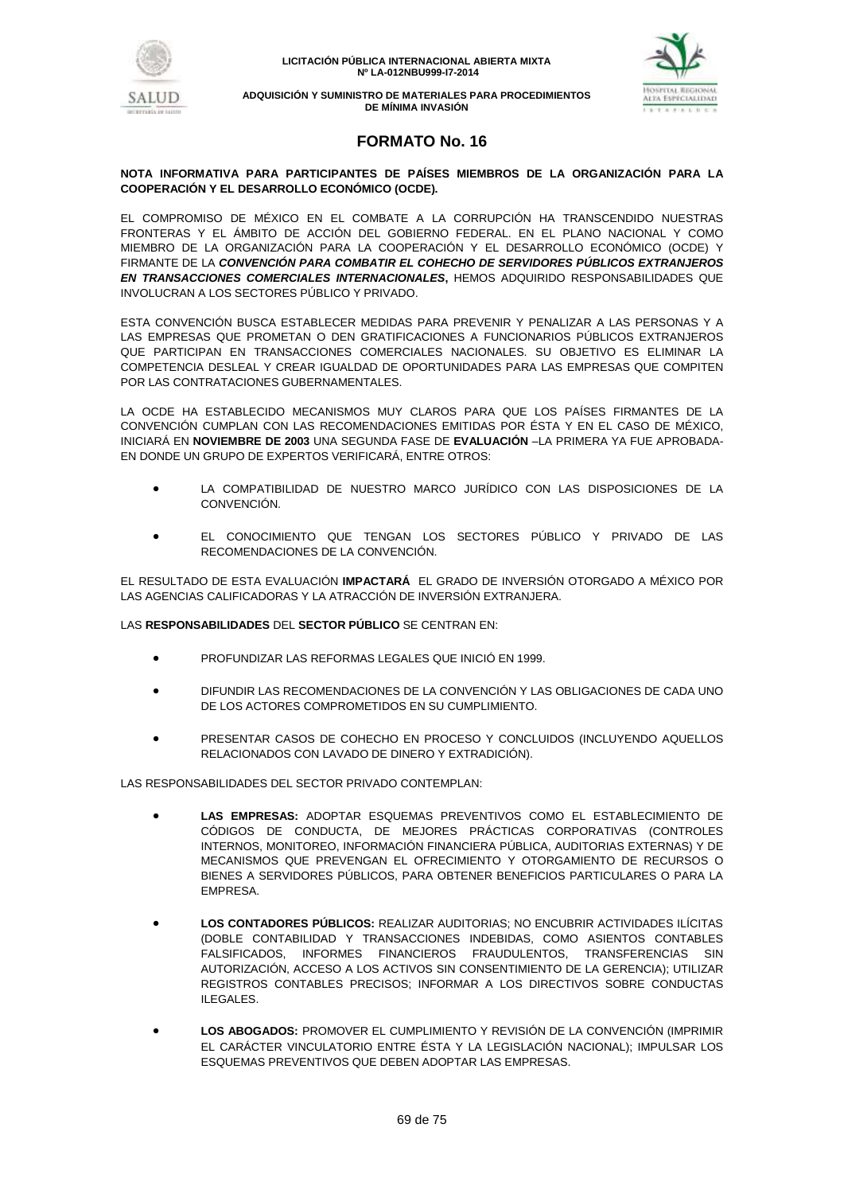# FORMATO No. 16

**NOTA INFORMATIVA PARA PARTICIPANTES DE PAÍSES MIEMBROS DE LA ORGANIZACIÓN PARA LA COOPERACIÓN Y EL DESARROLLO ECONÓMICO (OCDE).**

EL COMPROMISO DE MÉXICO EN EL COMBATE A LA CORRUPCIÓN HA TRANSCENDIDO NUESTRAS FRONTERAS Y EL ÁMBITO DE ACCIÓN DEL GOBIERNO FEDERAL. EN EL PLANO NACIONAL Y COMO MIEMBRO DE LA ORGANIZACIÓN PARA LA COOPERACIÓN Y EL DESARROLLO ECONÓMICO (OCDE) Y FIRMANTE DE LA ***CONVENCIÓN PARA COMBATIR EL COHECHO DE SERVIDORES PÚBLICOS EXTRANJEROS EN TRANSACCIONES COMERCIALES INTERNACIONALES***, HEMOS ADQUIRIDO RESPONSABILIDADES QUE INVOLUCRAN A LOS SECTORES PÚBLICO Y PRIVADO.

ESTA CONVENCIÓN BUSCA ESTABLECER MEDIDAS PARA PREVENIR Y PENALIZAR A LAS PERSONAS Y A LAS EMPRESAS QUE PROMETAN O DEN GRATIFICACIONES A FUNCIONARIOS PÚBLICOS EXTRANJEROS QUE PARTICIPAN EN TRANSACCIONES COMERCIALES NACIONALES. SU OBJETIVO ES ELIMINAR LA COMPETENCIA DESLEAL Y CREAR IGUALDAD DE OPORTUNIDADES PARA LAS EMPRESAS QUE COMPITEN POR LAS CONTRATACIONES GUBERNAMENTALES.

LA OCDE HA ESTABLECIDO MECANISMOS MUY CLAROS PARA QUE LOS PAÍSES FIRMANTES DE LA CONVENCIÓN CUMPLAN CON LAS RECOMENDACIONES EMITIDAS POR ÉSTA Y EN EL CASO DE MÉXICO, INICIARÁ EN **NOVIEMBRE DE 2003** UNA SEGUNDA FASE DE **EVALUACIÓN** –LA PRIMERA YA FUE APROBADA- EN DONDE UN GRUPO DE EXPERTOS VERIFICARÁ, ENTRE OTROS:

- LA COMPATIBILIDAD DE NUESTRO MARCO JURÍDICO CON LAS DISPOSICIONES DE LA CONVENCIÓN.
- EL CONOCIMIENTO QUE TENGAN LOS SECTORES PÚBLICO Y PRIVADO DE LAS RECOMENDACIONES DE LA CONVENCIÓN.

EL RESULTADO DE ESTA EVALUACIÓN **IMPACTARÁ** EL GRADO DE INVERSIÓN OTORGADO A MÉXICO POR LAS AGENCIAS CALIFICADORAS Y LA ATRACCIÓN DE INVERSIÓN EXTRANJERA.

LAS **RESPONSABILIDADES** DEL **SECTOR PÚBLICO** SE CENTRAN EN:

- PROFUNDIZAR LAS REFORMAS LEGALES QUE INICIÓ EN 1999.
- DIFUNDIR LAS RECOMENDACIONES DE LA CONVENCIÓN Y LAS OBLIGACIONES DE CADA UNO DE LOS ACTORES COMPROMETIDOS EN SU CUMPLIMIENTO.
- PRESENTAR CASOS DE COHECHO EN PROCESO Y CONCLUIDOS (INCLUYENDO AQUELLOS RELACIONADOS CON LAVADO DE DINERO Y EXTRADICIÓN).

LAS RESPONSABILIDADES DEL SECTOR PRIVADO CONTEMPLAN:

- **LAS EMPRESAS:** ADOPTAR ESQUEMAS PREVENTIVOS COMO EL ESTABLECIMIENTO DE CÓDIGOS DE CONDUCTA, DE MEJORES PRÁCTICAS CORPORATIVAS (CONTROLES INTERNOS, MONITOREO, INFORMACIÓN FINANCIERA PÚBLICA, AUDITORIAS EXTERNAS) Y DE MECANISMOS QUE PREVENGAN EL OFRECIMIENTO Y OTORGAMIENTO DE RECURSOS O BIENES A SERVIDORES PÚBLICOS, PARA OBTENER BENEFICIOS PARTICULARES O PARA LA EMPRESA.
- **LOS CONTADORES PÚBLICOS:** REALIZAR AUDITORIAS; NO ENCUBRIR ACTIVIDADES ILÍCITAS (DOBLE CONTABILIDAD Y TRANSACCIONES INDEBIDAS, COMO ASIENTOS CONTABLES FALSIFICADOS, INFORMES FINANCIEROS FRAUDULENTOS, TRANSFERENCIAS SIN AUTORIZACIÓN, ACCESO A LOS ACTIVOS SIN CONSENTIMIENTO DE LA GERENCIA); UTILIZAR REGISTROS CONTABLES PRECISOS; INFORMAR A LOS DIRECTIVOS SOBRE CONDUCTAS ILEGALES.
- **LOS ABOGADOS:** PROMOVER EL CUMPLIMIENTO Y REVISIÓN DE LA CONVENCIÓN (IMPRIMIR EL CARÁCTER VINCULATORIO ENTRE ÉSTA Y LA LEGISLACIÓN NACIONAL); IMPULSAR LOS ESQUEMAS PREVENTIVOS QUE DEBEN ADOPTAR LAS EMPRESAS.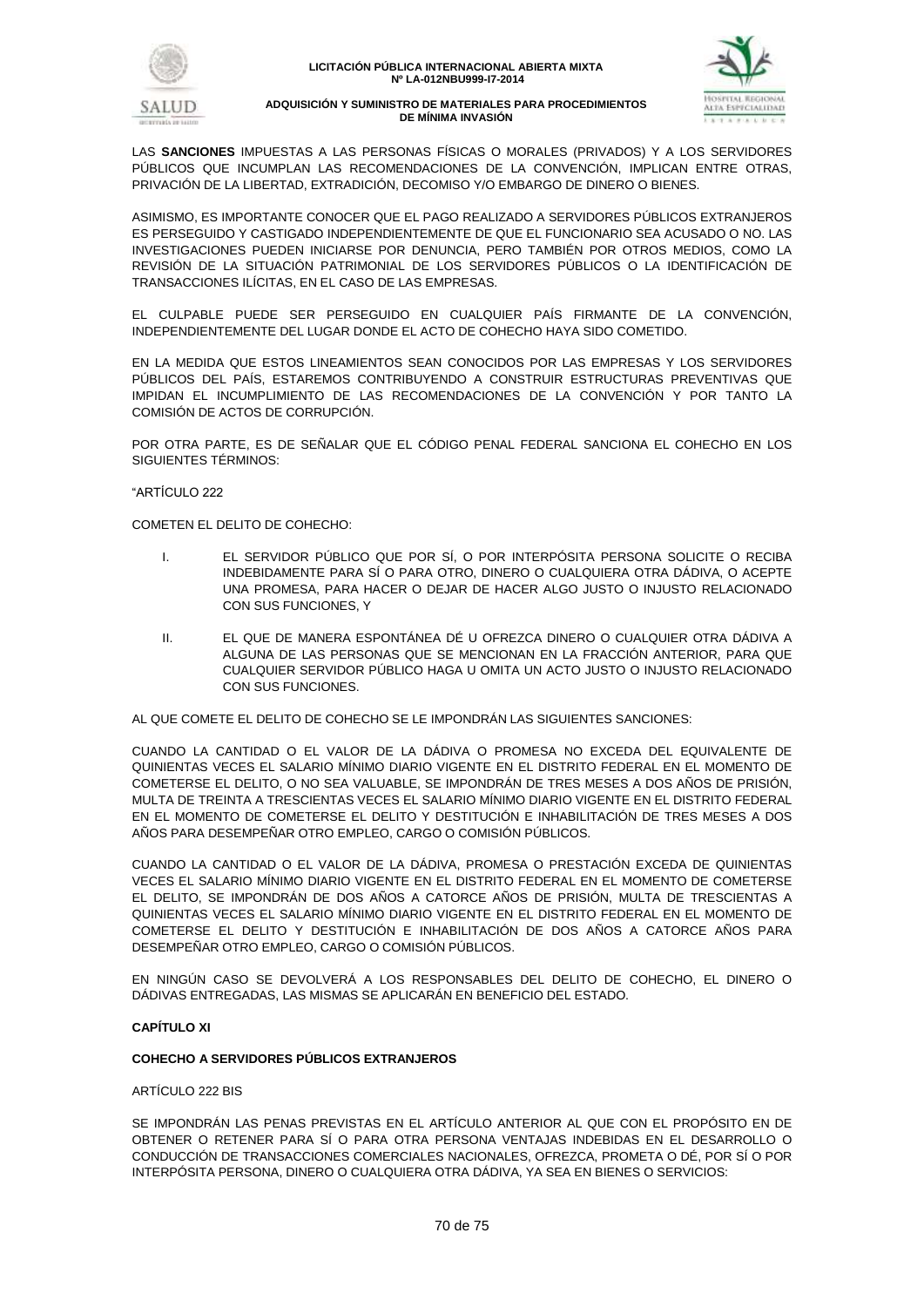LAS **SANCIONES** IMPUESTAS A LAS PERSONAS FÍSICAS O MORALES (PRIVADOS) Y A LOS SERVIDORES PÚBLICOS QUE INCUMPLAN LAS RECOMENDACIONES DE LA CONVENCIÓN, IMPLICAN ENTRE OTRAS, PRIVACIÓN DE LA LIBERTAD, EXTRADICIÓN, DECOMISO Y/O EMBARGO DE DINERO O BIENES.

ASIMISMO, ES IMPORTANTE CONOCER QUE EL PAGO REALIZADO A SERVIDORES PÚBLICOS EXTRANJEROS ES PERSEGUIDO Y CASTIGADO INDEPENDIENTEMENTE DE QUE EL FUNCIONARIO SEA ACUSADO O NO. LAS INVESTIGACIONES PUEDEN INICIARSE POR DENUNCIA, PERO TAMBIÉN POR OTROS MEDIOS, COMO LA REVISIÓN DE LA SITUACIÓN PATRIMONIAL DE LOS SERVIDORES PÚBLICOS O LA IDENTIFICACIÓN DE TRANSACCIONES ILÍCITAS, EN EL CASO DE LAS EMPRESAS.

EL CULPABLE PUEDE SER PERSEGUIDO EN CUALQUIER PAÍS FIRMANTE DE LA CONVENCIÓN, INDEPENDIENTEMENTE DEL LUGAR DONDE EL ACTO DE COHECHO HAYA SIDO COMETIDO.

EN LA MEDIDA QUE ESTOS LINEAMIENTOS SEAN CONOCIDOS POR LAS EMPRESAS Y LOS SERVIDORES PÚBLICOS DEL PAÍS, ESTAREMOS CONTRIBUYENDO A CONSTRUIR ESTRUCTURAS PREVENTIVAS QUE IMPIDAN EL INCUMPLIMIENTO DE LAS RECOMENDACIONES DE LA CONVENCIÓN Y POR TANTO LA COMISIÓN DE ACTOS DE CORRUPCIÓN.

POR OTRA PARTE, ES DE SEÑALAR QUE EL CÓDIGO PENAL FEDERAL SANCIONA EL COHECHO EN LOS SIGUIENTES TÉRMINOS:

"ARTÍCULO 222

COMETEN EL DELITO DE COHECHO:

I. EL SERVIDOR PÚBLICO QUE POR SÍ, O POR INTERPÓSITA PERSONA SOLICITE O RECIBA INDEBIDAMENTE PARA SÍ O PARA OTRO, DINERO O CUALQUIERA OTRA DÁDIVA, O ACEPTE UNA PROMESA, PARA HACER O DEJAR DE HACER ALGO JUSTO O INJUSTO RELACIONADO CON SUS FUNCIONES, Y

II. EL QUE DE MANERA ESPONTÁNEA DÉ U OFREZCA DINERO O CUALQUIER OTRA DÁDIVA A ALGUNA DE LAS PERSONAS QUE SE MENCIONAN EN LA FRACCIÓN ANTERIOR, PARA QUE CUALQUIER SERVIDOR PÚBLICO HAGA U OMITA UN ACTO JUSTO O INJUSTO RELACIONADO CON SUS FUNCIONES.

AL QUE COMETE EL DELITO DE COHECHO SE LE IMPONDRÁN LAS SIGUIENTES SANCIONES:

CUANDO LA CANTIDAD O EL VALOR DE LA DÁDIVA O PROMESA NO EXCEDA DEL EQUIVALENTE DE QUINIENTAS VECES EL SALARIO MÍNIMO DIARIO VIGENTE EN EL DISTRITO FEDERAL EN EL MOMENTO DE COMETERSE EL DELITO, O NO SEA VALUABLE, SE IMPONDRÁN DE TRES MESES A DOS AÑOS DE PRISIÓN, MULTA DE TREINTA A TRESCIENTAS VECES EL SALARIO MÍNIMO DIARIO VIGENTE EN EL DISTRITO FEDERAL EN EL MOMENTO DE COMETERSE EL DELITO Y DESTITUCIÓN E INHABILITACIÓN DE TRES MESES A DOS AÑOS PARA DESEMPEÑAR OTRO EMPLEO, CARGO O COMISIÓN PÚBLICOS.

CUANDO LA CANTIDAD O EL VALOR DE LA DÁDIVA, PROMESA O PRESTACIÓN EXCEDA DE QUINIENTAS VECES EL SALARIO MÍNIMO DIARIO VIGENTE EN EL DISTRITO FEDERAL EN EL MOMENTO DE COMETERSE EL DELITO, SE IMPONDRÁN DE DOS AÑOS A CATORCE AÑOS DE PRISIÓN, MULTA DE TRESCIENTAS A QUINIENTAS VECES EL SALARIO MÍNIMO DIARIO VIGENTE EN EL DISTRITO FEDERAL EN EL MOMENTO DE COMETERSE EL DELITO Y DESTITUCIÓN E INHABILITACIÓN DE DOS AÑOS A CATORCE AÑOS PARA DESEMPEÑAR OTRO EMPLEO, CARGO O COMISIÓN PÚBLICOS.

EN NINGÚN CASO SE DEVOLVERÁ A LOS RESPONSABLES DEL DELITO DE COHECHO, EL DINERO O DÁDIVAS ENTREGADAS, LAS MISMAS SE APLICARÁN EN BENEFICIO DEL ESTADO.

**CAPÍTULO XI**

**COHECHO A SERVIDORES PÚBLICOS EXTRANJEROS**

ARTÍCULO 222 BIS

SE IMPONDRÁN LAS PENAS PREVISTAS EN EL ARTÍCULO ANTERIOR AL QUE CON EL PROPÓSITO EN DE OBTENER O RETENER PARA SÍ O PARA OTRA PERSONA VENTAJAS INDEBIDAS EN EL DESARROLLO O CONDUCCIÓN DE TRANSACCIONES COMERCIALES NACIONALES, OFREZCA, PROMETA O DÉ, POR SÍ O POR INTERPÓSITA PERSONA, DINERO O CUALQUIERA OTRA DÁDIVA, YA SEA EN BIENES O SERVICIOS: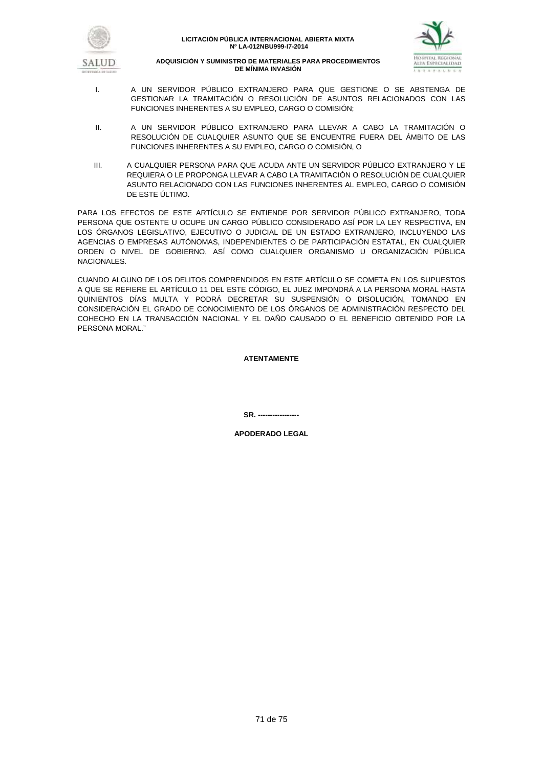I. A UN SERVIDOR PÚBLICO EXTRANJERO PARA QUE GESTIONE O SE ABSTENGA DE GESTIONAR LA TRAMITACIÓN O RESOLUCIÓN DE ASUNTOS RELACIONADOS CON LAS FUNCIONES INHERENTES A SU EMPLEO, CARGO O COMISIÓN;

II. A UN SERVIDOR PÚBLICO EXTRANJERO PARA LLEVAR A CABO LA TRAMITACIÓN O RESOLUCIÓN DE CUALQUIER ASUNTO QUE SE ENCUENTRE FUERA DEL ÁMBITO DE LAS FUNCIONES INHERENTES A SU EMPLEO, CARGO O COMISIÓN, O

III. A CUALQUIER PERSONA PARA QUE ACUDA ANTE UN SERVIDOR PÚBLICO EXTRANJERO Y LE REQUIERA O LE PROPONGA LLEVAR A CABO LA TRAMITACIÓN O RESOLUCIÓN DE CUALQUIER ASUNTO RELACIONADO CON LAS FUNCIONES INHERENTES AL EMPLEO, CARGO O COMISIÓN DE ESTE ÚLTIMO.

PARA LOS EFECTOS DE ESTE ARTÍCULO SE ENTIENDE POR SERVIDOR PÚBLICO EXTRANJERO, TODA PERSONA QUE OSTENTE U OCUPE UN CARGO PÚBLICO CONSIDERADO ASÍ POR LA LEY RESPECTIVA, EN LOS ÓRGANOS LEGISLATIVO, EJECUTIVO O JUDICIAL DE UN ESTADO EXTRANJERO, INCLUYENDO LAS AGENCIAS O EMPRESAS AUTÓNOMAS, INDEPENDIENTES O DE PARTICIPACIÓN ESTATAL, EN CUALQUIER ORDEN O NIVEL DE GOBIERNO, ASÍ COMO CUALQUIER ORGANISMO U ORGANIZACIÓN PÚBLICA NACIONALES.

CUANDO ALGUNO DE LOS DELITOS COMPRENDIDOS EN ESTE ARTÍCULO SE COMETA EN LOS SUPUESTOS A QUE SE REFIERE EL ARTÍCULO 11 DEL ESTE CÓDIGO, EL JUEZ IMPONDRÁ A LA PERSONA MORAL HASTA QUINIENTOS DÍAS MULTA Y PODRÁ DECRETAR SU SUSPENSIÓN O DISOLUCIÓN, TOMANDO EN CONSIDERACIÓN EL GRADO DE CONOCIMIENTO DE LOS ÓRGANOS DE ADMINISTRACIÓN RESPECTO DEL COHECHO EN LA TRANSACCIÓN NACIONAL Y EL DAÑO CAUSADO O EL BENEFICIO OBTENIDO POR LA PERSONA MORAL."

**ATENTAMENTE**

**SR. -----------------**

**APODERADO LEGAL**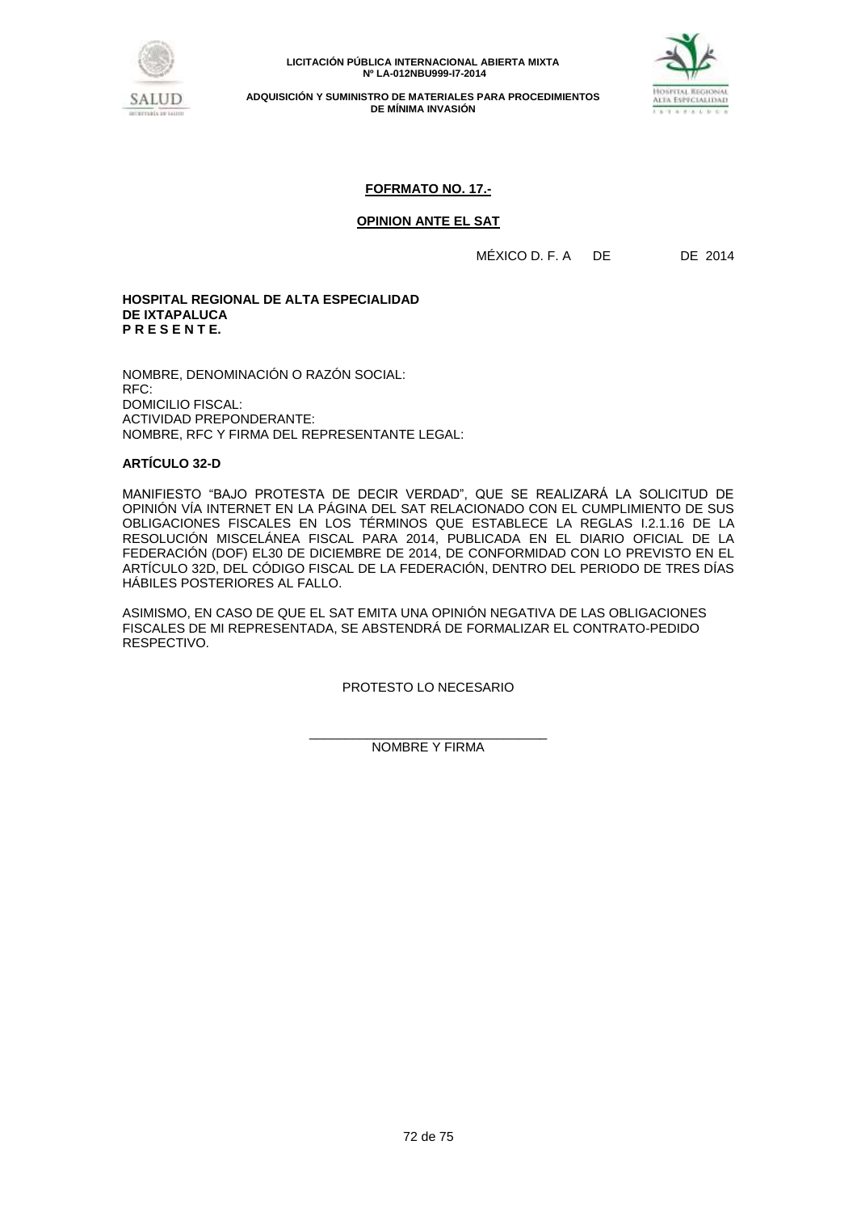**FOFRMATO NO. 17.-**

**OPINION ANTE EL SAT**

MÉXICO D. F. A DE DE 2014

**HOSPITAL REGIONAL DE ALTA ESPECIALIDAD**
**DE IXTAPALUCA**
**P R E S E N T E.**

NOMBRE, DENOMINACIÓN O RAZÓN SOCIAL:
RFC:
DOMICILIO FISCAL:
ACTIVIDAD PREPONDERANTE:
NOMBRE, RFC Y FIRMA DEL REPRESENTANTE LEGAL:

**ARTÍCULO 32-D**

MANIFIESTO "BAJO PROTESTA DE DECIR VERDAD", QUE SE REALIZARÁ LA SOLICITUD DE OPINIÓN VÍA INTERNET EN LA PÁGINA DEL SAT RELACIONADO CON EL CUMPLIMIENTO DE SUS OBLIGACIONES FISCALES EN LOS TÉRMINOS QUE ESTABLECE LA REGLAS I.2.1.16 DE LA RESOLUCIÓN MISCELÁNEA FISCAL PARA 2014, PUBLICADA EN EL DIARIO OFICIAL DE LA FEDERACIÓN (DOF) EL30 DE DICIEMBRE DE 2014, DE CONFORMIDAD CON LO PREVISTO EN EL ARTÍCULO 32D, DEL CÓDIGO FISCAL DE LA FEDERACIÓN, DENTRO DEL PERIODO DE TRES DÍAS HÁBILES POSTERIORES AL FALLO.

ASIMISMO, EN CASO DE QUE EL SAT EMITA UNA OPINIÓN NEGATIVA DE LAS OBLIGACIONES FISCALES DE MI REPRESENTADA, SE ABSTENDRÁ DE FORMALIZAR EL CONTRATO-PEDIDO RESPECTIVO.

PROTESTO LO NECESARIO

\_\_\_\_\_\_\_\_\_\_\_\_\_\_\_\_\_\_\_\_\_\_\_\_\_\_\_\_\_\_\_\_\_\_
NOMBRE Y FIRMA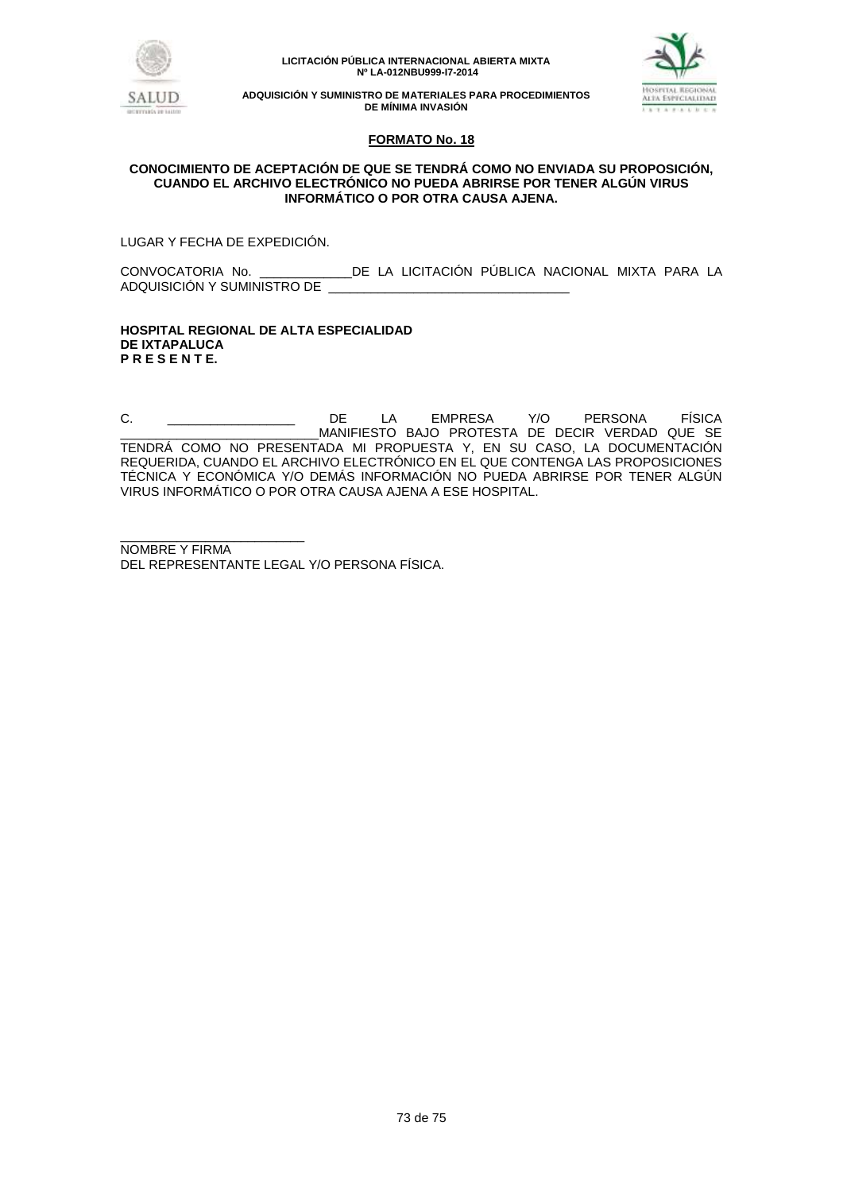## FORMATO No. 18

### CONOCIMIENTO DE ACEPTACIÓN DE QUE SE TENDRÁ COMO NO ENVIADA SU PROPOSICIÓN, CUANDO EL ARCHIVO ELECTRÓNICO NO PUEDA ABRIRSE POR TENER ALGÚN VIRUS INFORMÁTICO O POR OTRA CAUSA AJENA.

LUGAR Y FECHA DE EXPEDICIÓN.

CONVOCATORIA No. _____________DE LA LICITACIÓN PÚBLICA NACIONAL MIXTA PARA LA ADQUISICIÓN Y SUMINISTRO DE __________________________________

**HOSPITAL REGIONAL DE ALTA ESPECIALIDAD**
**DE IXTAPALUCA**
**P R E S E N T E.**

C. __________________ DE LA EMPRESA Y/O PERSONA FÍSICA ___________________________MANIFIESTO BAJO PROTESTA DE DECIR VERDAD QUE SE TENDRÁ COMO NO PRESENTADA MI PROPUESTA Y, EN SU CASO, LA DOCUMENTACIÓN REQUERIDA, CUANDO EL ARCHIVO ELECTRÓNICO EN EL QUE CONTENGA LAS PROPOSICIONES TÉCNICA Y ECONÓMICA Y/O DEMÁS INFORMACIÓN NO PUEDA ABRIRSE POR TENER ALGÚN VIRUS INFORMÁTICO O POR OTRA CAUSA AJENA A ESE HOSPITAL.

__________________________
NOMBRE Y FIRMA
DEL REPRESENTANTE LEGAL Y/O PERSONA FÍSICA.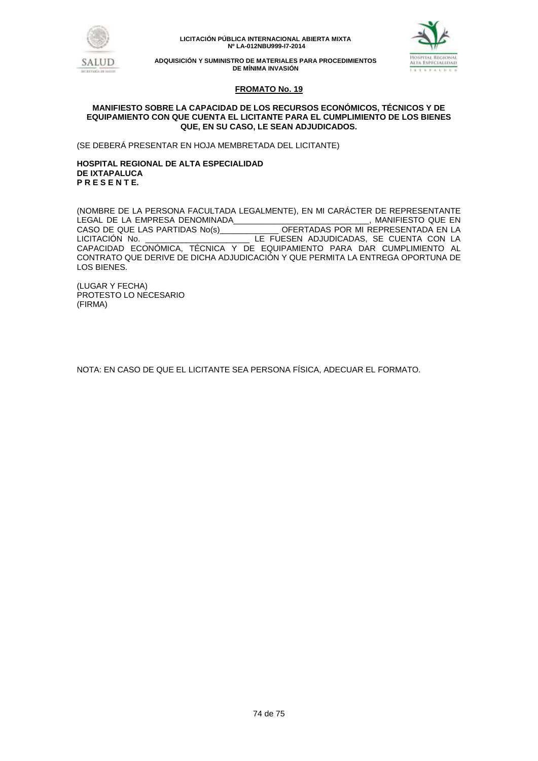**FROMATO No. 19**

**MANIFIESTO SOBRE LA CAPACIDAD DE LOS RECURSOS ECONÓMICOS, TÉCNICOS Y DE EQUIPAMIENTO CON QUE CUENTA EL LICITANTE PARA EL CUMPLIMIENTO DE LOS BIENES QUE, EN SU CASO, LE SEAN ADJUDICADOS.**

(SE DEBERÁ PRESENTAR EN HOJA MEMBRETADA DEL LICITANTE)

**HOSPITAL REGIONAL DE ALTA ESPECIALIDAD**
**DE IXTAPALUCA**
**P R E S E N T E.**

(NOMBRE DE LA PERSONA FACULTADA LEGALMENTE), EN MI CARÁCTER DE REPRESENTANTE LEGAL DE LA EMPRESA DENOMINADA______________________________, MANIFIESTO QUE EN CASO DE QUE LAS PARTIDAS No(s)_____________ OFERTADAS POR MI REPRESENTADA EN LA LICITACIÓN No. ________________________ LE FUESEN ADJUDICADAS, SE CUENTA CON LA CAPACIDAD ECONÓMICA, TÉCNICA Y DE EQUIPAMIENTO PARA DAR CUMPLIMIENTO AL CONTRATO QUE DERIVE DE DICHA ADJUDICACIÓN Y QUE PERMITA LA ENTREGA OPORTUNA DE LOS BIENES.

(LUGAR Y FECHA)
PROTESTO LO NECESARIO
(FIRMA)

NOTA: EN CASO DE QUE EL LICITANTE SEA PERSONA FÍSICA, ADECUAR EL FORMATO.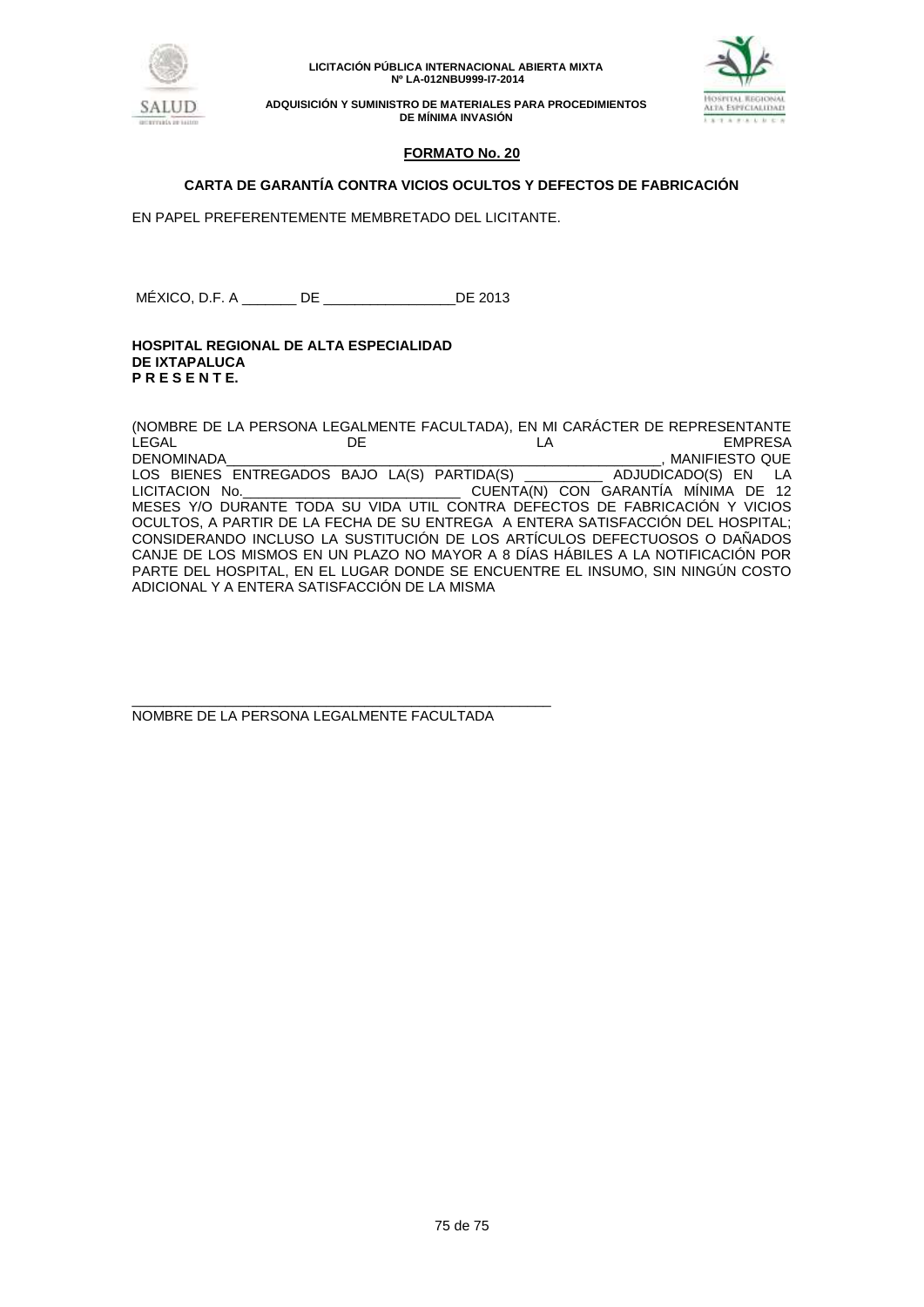**FORMATO No. 20**

**CARTA DE GARANTÍA CONTRA VICIOS OCULTOS Y DEFECTOS DE FABRICACIÓN**

EN PAPEL PREFERENTEMENTE MEMBRETADO DEL LICITANTE.

MÉXICO, D.F. A _______ DE ________________DE 2013

**HOSPITAL REGIONAL DE ALTA ESPECIALIDAD**
**DE IXTAPALUCA**
**P R E S E N T E.**

(NOMBRE DE LA PERSONA LEGALMENTE FACULTADA), EN MI CARÁCTER DE REPRESENTANTE LEGAL DE LA EMPRESA DENOMINADA_______________________________________________________, MANIFIESTO QUE LOS BIENES ENTREGADOS BAJO LA(S) PARTIDA(S) __________ ADJUDICADO(S) EN LA LICITACION No.____________________________ CUENTA(N) CON GARANTÍA MÍNIMA DE 12 MESES Y/O DURANTE TODA SU VIDA UTIL CONTRA DEFECTOS DE FABRICACIÓN Y VICIOS OCULTOS, A PARTIR DE LA FECHA DE SU ENTREGA A ENTERA SATISFACCIÓN DEL HOSPITAL; CONSIDERANDO INCLUSO LA SUSTITUCIÓN DE LOS ARTÍCULOS DEFECTUOSOS O DAÑADOS CANJE DE LOS MISMOS EN UN PLAZO NO MAYOR A 8 DÍAS HÁBILES A LA NOTIFICACIÓN POR PARTE DEL HOSPITAL, EN EL LUGAR DONDE SE ENCUENTRE EL INSUMO, SIN NINGÚN COSTO ADICIONAL Y A ENTERA SATISFACCIÓN DE LA MISMA

_____________________________________________________
NOMBRE DE LA PERSONA LEGALMENTE FACULTADA